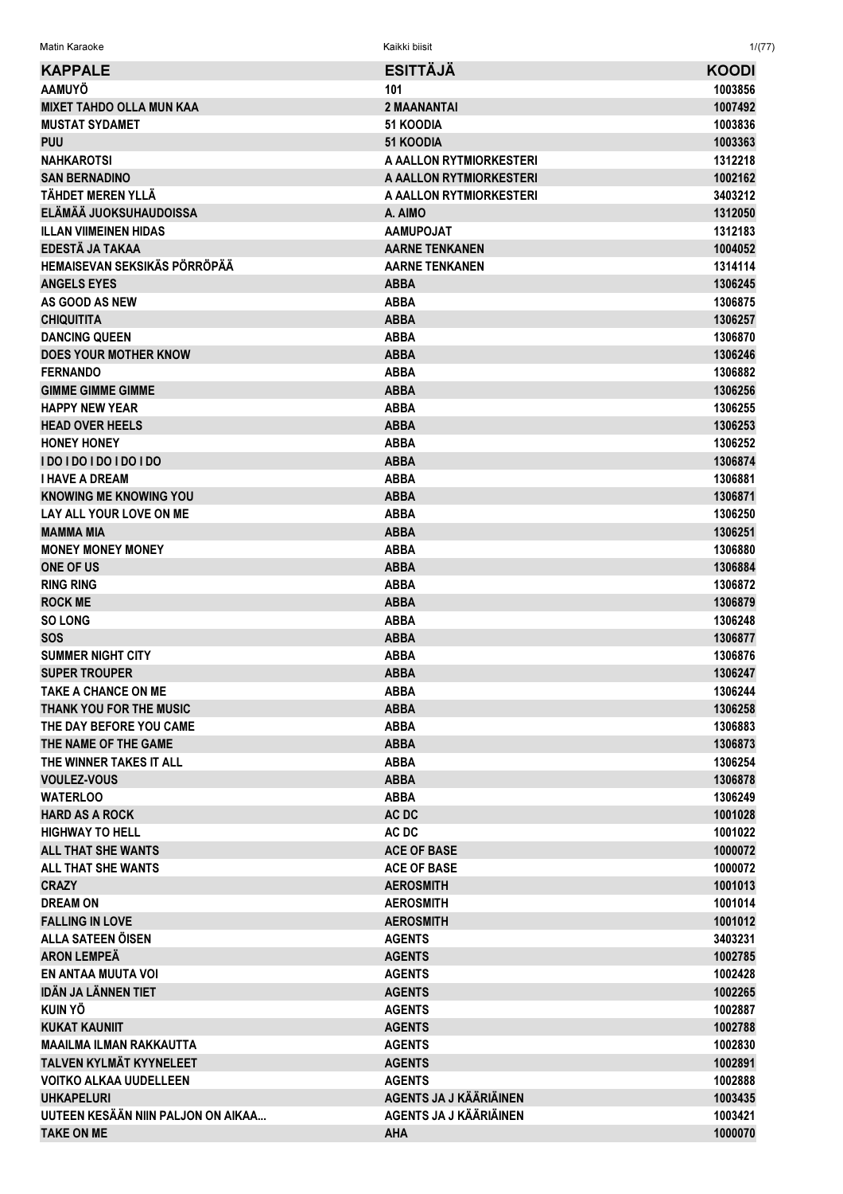| KAPPALE | ESITTÄJÄ | KOODI |
|---|---|---|
| AAMUYÖ | 101 | 1003856 |
| MIXET TAHDO OLLA MUN KAA | 2 MAANANTAI | 1007492 |
| MUSTAT SYDAMET | 51 KOODIA | 1003836 |
| PUU | 51 KOODIA | 1003363 |
| NAHKAROTSI | A AALLON RYTMIORKESTERI | 1312218 |
| SAN BERNADINO | A AALLON RYTMIORKESTERI | 1002162 |
| TÄHDET MEREN YLLÄ | A AALLON RYTMIORKESTERI | 3403212 |
| ELÄMÄÄ JUOKSUHAUDOISSA | A. AIMO | 1312050 |
| ILLAN VIIMEINEN HIDAS | AAMUPOJAT | 1312183 |
| EDESTÄ JA TAKAA | AARNE TENKANEN | 1004052 |
| HEMAISEVAN SEKSIKÄS PÖRRÖPÄÄ | AARNE TENKANEN | 1314114 |
| ANGELS EYES | ABBA | 1306245 |
| AS GOOD AS NEW | ABBA | 1306875 |
| CHIQUITITA | ABBA | 1306257 |
| DANCING QUEEN | ABBA | 1306870 |
| DOES YOUR MOTHER KNOW | ABBA | 1306246 |
| FERNANDO | ABBA | 1306882 |
| GIMME GIMME GIMME | ABBA | 1306256 |
| HAPPY NEW YEAR | ABBA | 1306255 |
| HEAD OVER HEELS | ABBA | 1306253 |
| HONEY HONEY | ABBA | 1306252 |
| I DO I DO I DO I DO I DO | ABBA | 1306874 |
| I HAVE A DREAM | ABBA | 1306881 |
| KNOWING ME KNOWING YOU | ABBA | 1306871 |
| LAY ALL YOUR LOVE ON ME | ABBA | 1306250 |
| MAMMA MIA | ABBA | 1306251 |
| MONEY MONEY MONEY | ABBA | 1306880 |
| ONE OF US | ABBA | 1306884 |
| RING RING | ABBA | 1306872 |
| ROCK ME | ABBA | 1306879 |
| SO LONG | ABBA | 1306248 |
| SOS | ABBA | 1306877 |
| SUMMER NIGHT CITY | ABBA | 1306876 |
| SUPER TROUPER | ABBA | 1306247 |
| TAKE A CHANCE ON ME | ABBA | 1306244 |
| THANK YOU FOR THE MUSIC | ABBA | 1306258 |
| THE DAY BEFORE YOU CAME | ABBA | 1306883 |
| THE NAME OF THE GAME | ABBA | 1306873 |
| THE WINNER TAKES IT ALL | ABBA | 1306254 |
| VOULEZ-VOUS | ABBA | 1306878 |
| WATERLOO | ABBA | 1306249 |
| HARD AS A ROCK | AC DC | 1001028 |
| HIGHWAY TO HELL | AC DC | 1001022 |
| ALL THAT SHE WANTS | ACE OF BASE | 1000072 |
| ALL THAT SHE WANTS | ACE OF BASE | 1000072 |
| CRAZY | AEROSMITH | 1001013 |
| DREAM ON | AEROSMITH | 1001014 |
| FALLING IN LOVE | AEROSMITH | 1001012 |
| ALLA SATEEN ÖISEN | AGENTS | 3403231 |
| ARON LEMPEÄ | AGENTS | 1002785 |
| EN ANTAA MUUTA VOI | AGENTS | 1002428 |
| IDÄN JA LÄNNEN TIET | AGENTS | 1002265 |
| KUIN YÖ | AGENTS | 1002887 |
| KUKAT KAUNIIT | AGENTS | 1002788 |
| MAAILMA ILMAN RAKKAUTTA | AGENTS | 1002830 |
| TALVEN KYLMÄT KYYNELEET | AGENTS | 1002891 |
| VOITKO ALKAA UUDELLEEN | AGENTS | 1002888 |
| UHKAPELURI | AGENTS JA J KÄÄRIÄINEN | 1003435 |
| UUTEEN KESÄÄN NIIN PALJON ON AIKAA... | AGENTS JA J KÄÄRIÄINEN | 1003421 |
| TAKE ON ME | AHA | 1000070 |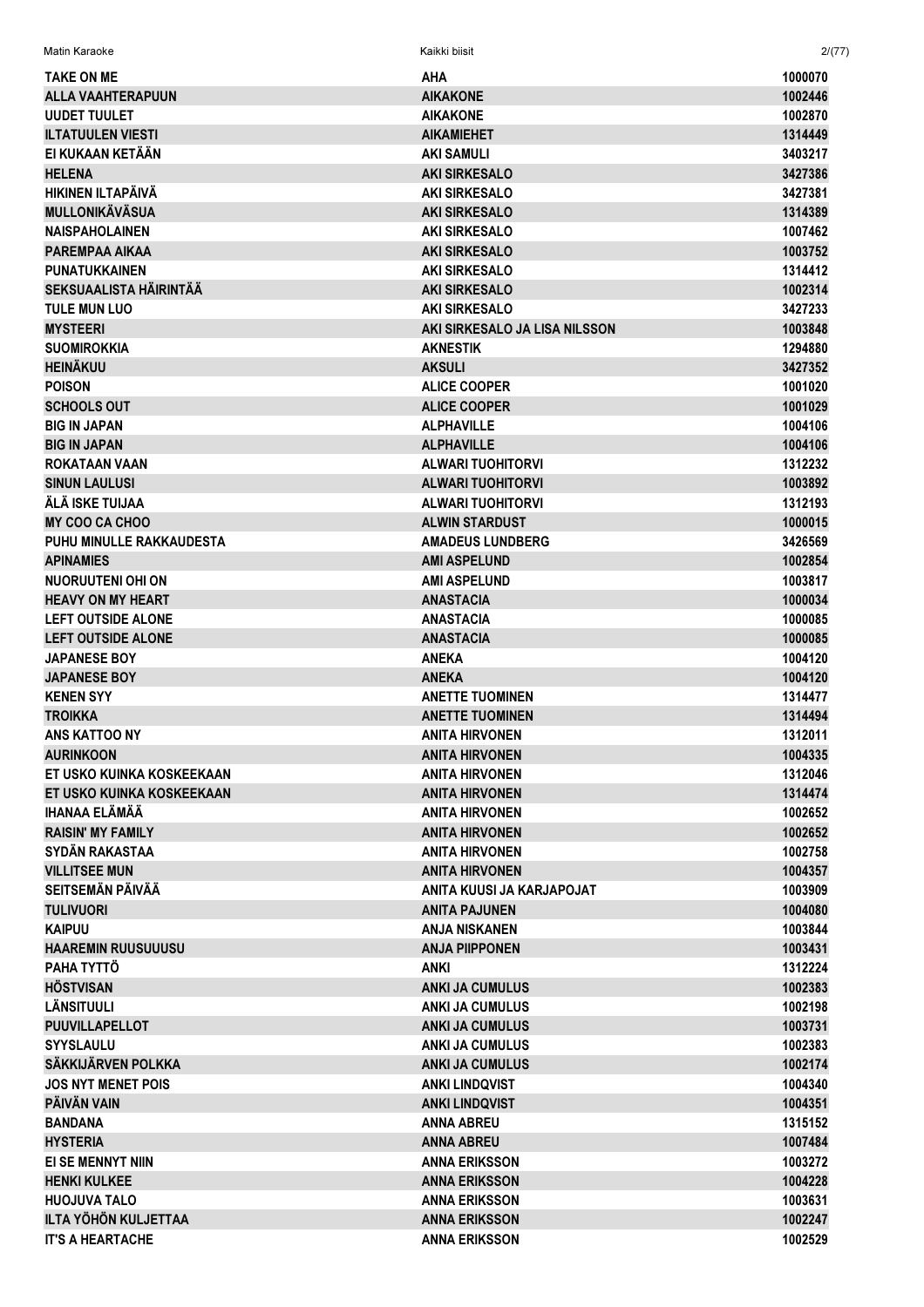| | | |
|---|---|---|
| TAKE ON ME | AHA | 1000070 |
| ALLA VAAHTERAPUUN | AIKAKONE | 1002446 |
| UUDET TUULET | AIKAKONE | 1002870 |
| ILTATUULEN VIESTI | AIKAMIEHET | 1314449 |
| EI KUKAAN KETÄÄN | AKI SAMULI | 3403217 |
| HELENA | AKI SIRKESALO | 3427386 |
| HIKINEN ILTAPÄIVÄ | AKI SIRKESALO | 3427381 |
| MULLONIKÄVÄSUA | AKI SIRKESALO | 1314389 |
| NAISPAHOLAINEN | AKI SIRKESALO | 1007462 |
| PAREMPAA AIKAA | AKI SIRKESALO | 1003752 |
| PUNATUKKAINEN | AKI SIRKESALO | 1314412 |
| SEKSUAALISTA HÄIRINTÄÄ | AKI SIRKESALO | 1002314 |
| TULE MUN LUO | AKI SIRKESALO | 3427233 |
| MYSTEERI | AKI SIRKESALO JA LISA NILSSON | 1003848 |
| SUOMIROKKIA | AKNESTIK | 1294880 |
| HEINÄKUU | AKSULI | 3427352 |
| POISON | ALICE COOPER | 1001020 |
| SCHOOLS OUT | ALICE COOPER | 1001029 |
| BIG IN JAPAN | ALPHAVILLE | 1004106 |
| BIG IN JAPAN | ALPHAVILLE | 1004106 |
| ROKATAAN VAAN | ALWARI TUOHITORVI | 1312232 |
| SINUN LAULUSI | ALWARI TUOHITORVI | 1003892 |
| ÄLÄ ISKE TUIJAA | ALWARI TUOHITORVI | 1312193 |
| MY COO CA CHOO | ALWIN STARDUST | 1000015 |
| PUHU MINULLE RAKKAUDESTA | AMADEUS LUNDBERG | 3426569 |
| APINAMIES | AMI ASPELUND | 1002854 |
| NUORUUTENI OHI ON | AMI ASPELUND | 1003817 |
| HEAVY ON MY HEART | ANASTACIA | 1000034 |
| LEFT OUTSIDE ALONE | ANASTACIA | 1000085 |
| LEFT OUTSIDE ALONE | ANASTACIA | 1000085 |
| JAPANESE BOY | ANEKA | 1004120 |
| JAPANESE BOY | ANEKA | 1004120 |
| KENEN SYY | ANETTE TUOMINEN | 1314477 |
| TROIKKA | ANETTE TUOMINEN | 1314494 |
| ANS KATTOO NY | ANITA HIRVONEN | 1312011 |
| AURINKOON | ANITA HIRVONEN | 1004335 |
| ET USKO KUINKA KOSKEEKAAN | ANITA HIRVONEN | 1312046 |
| ET USKO KUINKA KOSKEEKAAN | ANITA HIRVONEN | 1314474 |
| IHANAA ELÄMÄÄ | ANITA HIRVONEN | 1002652 |
| RAISIN' MY FAMILY | ANITA HIRVONEN | 1002652 |
| SYDÄN RAKASTAA | ANITA HIRVONEN | 1002758 |
| VILLITSEE MUN | ANITA HIRVONEN | 1004357 |
| SEITSEMÄN PÄIVÄÄ | ANITA KUUSI JA KARJAPOJAT | 1003909 |
| TULIVUORI | ANITA PAJUNEN | 1004080 |
| KAIPUU | ANJA NISKANEN | 1003844 |
| HAAREMIN RUUSUUUSU | ANJA PIIPPONEN | 1003431 |
| PAHA TYTTÖ | ANKI | 1312224 |
| HÖSTVISAN | ANKI JA CUMULUS | 1002383 |
| LÄNSITUULI | ANKI JA CUMULUS | 1002198 |
| PUUVILLAPELLOT | ANKI JA CUMULUS | 1003731 |
| SYYSLAULU | ANKI JA CUMULUS | 1002383 |
| SÄKKIJÄRVEN POLKKA | ANKI JA CUMULUS | 1002174 |
| JOS NYT MENET POIS | ANKI LINDQVIST | 1004340 |
| PÄIVÄN VAIN | ANKI LINDQVIST | 1004351 |
| BANDANA | ANNA ABREU | 1315152 |
| HYSTERIA | ANNA ABREU | 1007484 |
| EI SE MENNYT NIIN | ANNA ERIKSSON | 1003272 |
| HENKI KULKEE | ANNA ERIKSSON | 1004228 |
| HUOJUVA TALO | ANNA ERIKSSON | 1003631 |
| ILTA YÖHÖN KULJETTAA | ANNA ERIKSSON | 1002247 |
| IT'S A HEARTACHE | ANNA ERIKSSON | 1002529 |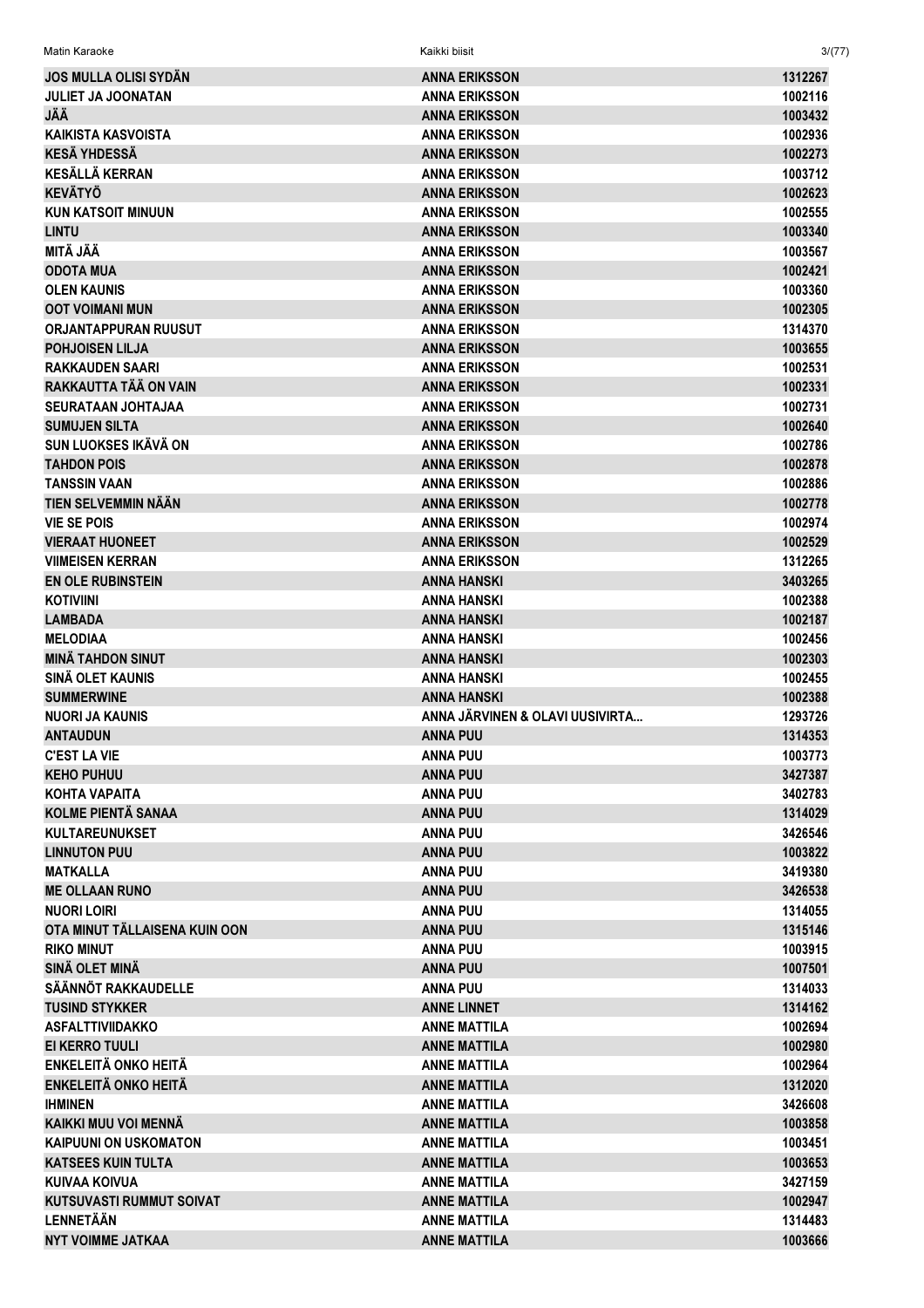| | | |
|---|---|---|
| JOS MULLA OLISI SYDÄN | ANNA ERIKSSON | 1312267 |
| JULIET JA JOONATAN | ANNA ERIKSSON | 1002116 |
| JÄÄ | ANNA ERIKSSON | 1003432 |
| KAIKISTA KASVOISTA | ANNA ERIKSSON | 1002936 |
| KESÄ YHDESSÄ | ANNA ERIKSSON | 1002273 |
| KESÄLLÄ KERRAN | ANNA ERIKSSON | 1003712 |
| KEVÄTYÖ | ANNA ERIKSSON | 1002623 |
| KUN KATSOIT MINUUN | ANNA ERIKSSON | 1002555 |
| LINTU | ANNA ERIKSSON | 1003340 |
| MITÄ JÄÄ | ANNA ERIKSSON | 1003567 |
| ODOTA MUA | ANNA ERIKSSON | 1002421 |
| OLEN KAUNIS | ANNA ERIKSSON | 1003360 |
| OOT VOIMANI MUN | ANNA ERIKSSON | 1002305 |
| ORJANTAPPURAN RUUSUT | ANNA ERIKSSON | 1314370 |
| POHJOISEN LILJA | ANNA ERIKSSON | 1003655 |
| RAKKAUDEN SAARI | ANNA ERIKSSON | 1002531 |
| RAKKAUTTA TÄÄ ON VAIN | ANNA ERIKSSON | 1002331 |
| SEURATAAN JOHTAJAA | ANNA ERIKSSON | 1002731 |
| SUMUJEN SILTA | ANNA ERIKSSON | 1002640 |
| SUN LUOKSES IKÄVÄ ON | ANNA ERIKSSON | 1002786 |
| TAHDON POIS | ANNA ERIKSSON | 1002878 |
| TANSSIN VAAN | ANNA ERIKSSON | 1002886 |
| TIEN SELVEMMIN NÄÄN | ANNA ERIKSSON | 1002778 |
| VIE SE POIS | ANNA ERIKSSON | 1002974 |
| VIERAAT HUONEET | ANNA ERIKSSON | 1002529 |
| VIIMEISEN KERRAN | ANNA ERIKSSON | 1312265 |
| EN OLE RUBINSTEIN | ANNA HANSKI | 3403265 |
| KOTIVIINI | ANNA HANSKI | 1002388 |
| LAMBADA | ANNA HANSKI | 1002187 |
| MELODIAA | ANNA HANSKI | 1002456 |
| MINÄ TAHDON SINUT | ANNA HANSKI | 1002303 |
| SINÄ OLET KAUNIS | ANNA HANSKI | 1002455 |
| SUMMERWINE | ANNA HANSKI | 1002388 |
| NUORI JA KAUNIS | ANNA JÄRVINEN & OLAVI UUSIVIRTA... | 1293726 |
| ANTAUDUN | ANNA PUU | 1314353 |
| C'EST LA VIE | ANNA PUU | 1003773 |
| KEHO PUHUU | ANNA PUU | 3427387 |
| KOHTA VAPAITA | ANNA PUU | 3402783 |
| KOLME PIENTÄ SANAA | ANNA PUU | 1314029 |
| KULTAREUNUKSET | ANNA PUU | 3426546 |
| LINNUTON PUU | ANNA PUU | 1003822 |
| MATKALLA | ANNA PUU | 3419380 |
| ME OLLAAN RUNO | ANNA PUU | 3426538 |
| NUORI LOIRI | ANNA PUU | 1314055 |
| OTA MINUT TÄLLAISENA KUIN OON | ANNA PUU | 1315146 |
| RIKO MINUT | ANNA PUU | 1003915 |
| SINÄ OLET MINÄ | ANNA PUU | 1007501 |
| SÄÄNNÖT RAKKAUDELLE | ANNA PUU | 1314033 |
| TUSIND STYKKER | ANNE LINNET | 1314162 |
| ASFALTTIVIIDAKKO | ANNE MATTILA | 1002694 |
| EI KERRO TUULI | ANNE MATTILA | 1002980 |
| ENKELEITÄ ONKO HEITÄ | ANNE MATTILA | 1002964 |
| ENKELEITÄ ONKO HEITÄ | ANNE MATTILA | 1312020 |
| IHMINEN | ANNE MATTILA | 3426608 |
| KAIKKI MUU VOI MENNÄ | ANNE MATTILA | 1003858 |
| KAIPUUNI ON USKOMATON | ANNE MATTILA | 1003451 |
| KATSEES KUIN TULTA | ANNE MATTILA | 1003653 |
| KUIVAA KOIVUA | ANNE MATTILA | 3427159 |
| KUTSUVASTI RUMMUT SOIVAT | ANNE MATTILA | 1002947 |
| LENNETÄÄN | ANNE MATTILA | 1314483 |
| NYT VOIMME JATKAA | ANNE MATTILA | 1003666 |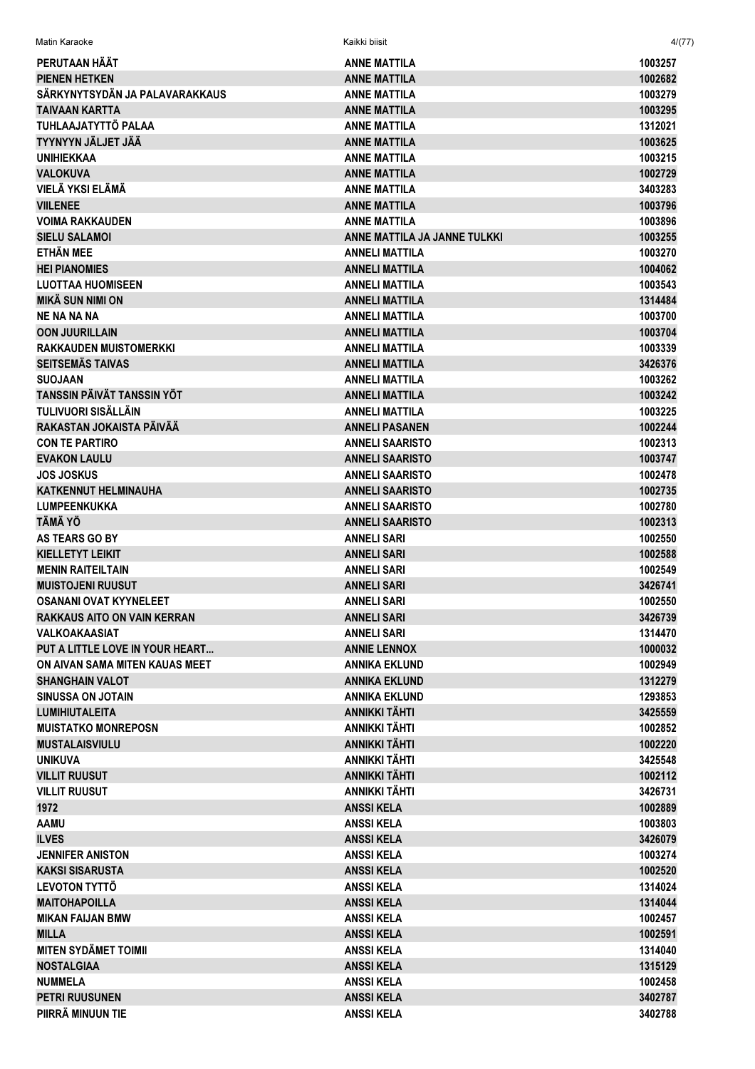| | | |
|---|---|---|
| PERUTAAN HÄÄT | ANNE MATTILA | 1003257 |
| PIENEN HETKEN | ANNE MATTILA | 1002682 |
| SÄRKYNYTSYDÄN JA PALAVARAKKAUS | ANNE MATTILA | 1003279 |
| TAIVAAN KARTTA | ANNE MATTILA | 1003295 |
| TUHLAAJATYTTÖ PALAA | ANNE MATTILA | 1312021 |
| TYYNYYN JÄLJET JÄÄ | ANNE MATTILA | 1003625 |
| UNIHIEKKAA | ANNE MATTILA | 1003215 |
| VALOKUVA | ANNE MATTILA | 1002729 |
| VIELÄ YKSI ELÄMÄ | ANNE MATTILA | 3403283 |
| VIILENEE | ANNE MATTILA | 1003796 |
| VOIMA RAKKAUDEN | ANNE MATTILA | 1003896 |
| SIELU SALAMOI | ANNE MATTILA JA JANNE TULKKI | 1003255 |
| ETHÄN MEE | ANNELI MATTILA | 1003270 |
| HEI PIANOMIES | ANNELI MATTILA | 1004062 |
| LUOTTAA HUOMISEEN | ANNELI MATTILA | 1003543 |
| MIKÄ SUN NIMI ON | ANNELI MATTILA | 1314484 |
| NE NA NA NA | ANNELI MATTILA | 1003700 |
| OON JUURILLAIN | ANNELI MATTILA | 1003704 |
| RAKKAUDEN MUISTOMERKKI | ANNELI MATTILA | 1003339 |
| SEITSEMÄS TAIVAS | ANNELI MATTILA | 3426376 |
| SUOJAAN | ANNELI MATTILA | 1003262 |
| TANSSIN PÄIVÄT TANSSIN YÖT | ANNELI MATTILA | 1003242 |
| TULIVUORI SISÄLLÄIN | ANNELI MATTILA | 1003225 |
| RAKASTAN JOKAISTA PÄIVÄÄ | ANNELI PASANEN | 1002244 |
| CON TE PARTIRO | ANNELI SAARISTO | 1002313 |
| EVAKON LAULU | ANNELI SAARISTO | 1003747 |
| JOS JOSKUS | ANNELI SAARISTO | 1002478 |
| KATKENNUT HELMINAUHA | ANNELI SAARISTO | 1002735 |
| LUMPEENKUKKA | ANNELI SAARISTO | 1002780 |
| TÄMÄ YÖ | ANNELI SAARISTO | 1002313 |
| AS TEARS GO BY | ANNELI SARI | 1002550 |
| KIELLETYT LEIKIT | ANNELI SARI | 1002588 |
| MENIN RAITEILTAIN | ANNELI SARI | 1002549 |
| MUISTOJENI RUUSUT | ANNELI SARI | 3426741 |
| OSANANI OVAT KYYNELEET | ANNELI SARI | 1002550 |
| RAKKAUS AITO ON VAIN KERRAN | ANNELI SARI | 3426739 |
| VALKOAKAASIAT | ANNELI SARI | 1314470 |
| PUT A LITTLE LOVE IN YOUR HEART... | ANNIE LENNOX | 1000032 |
| ON AIVAN SAMA MITEN KAUAS MEET | ANNIKA EKLUND | 1002949 |
| SHANGHAIN VALOT | ANNIKA EKLUND | 1312279 |
| SINUSSA ON JOTAIN | ANNIKA EKLUND | 1293853 |
| LUMIHIUTALEITA | ANNIKKI TÄHTI | 3425559 |
| MUISTATKO MONREPOSN | ANNIKKI TÄHTI | 1002852 |
| MUSTALAISVIULU | ANNIKKI TÄHTI | 1002220 |
| UNIKUVA | ANNIKKI TÄHTI | 3425548 |
| VILLIT RUUSUT | ANNIKKI TÄHTI | 1002112 |
| VILLIT RUUSUT | ANNIKKI TÄHTI | 3426731 |
| 1972 | ANSSI KELA | 1002889 |
| AAMU | ANSSI KELA | 1003803 |
| ILVES | ANSSI KELA | 3426079 |
| JENNIFER ANISTON | ANSSI KELA | 1003274 |
| KAKSI SISARUSTA | ANSSI KELA | 1002520 |
| LEVOTON TYTTÖ | ANSSI KELA | 1314024 |
| MAITOHAPOILLA | ANSSI KELA | 1314044 |
| MIKAN FAIJAN BMW | ANSSI KELA | 1002457 |
| MILLA | ANSSI KELA | 1002591 |
| MITEN SYDÄMET TOIMII | ANSSI KELA | 1314040 |
| NOSTALGIAA | ANSSI KELA | 1315129 |
| NUMMELA | ANSSI KELA | 1002458 |
| PETRI RUUSUNEN | ANSSI KELA | 3402787 |
| PIIRRÄ MINUUN TIE | ANSSI KELA | 3402788 |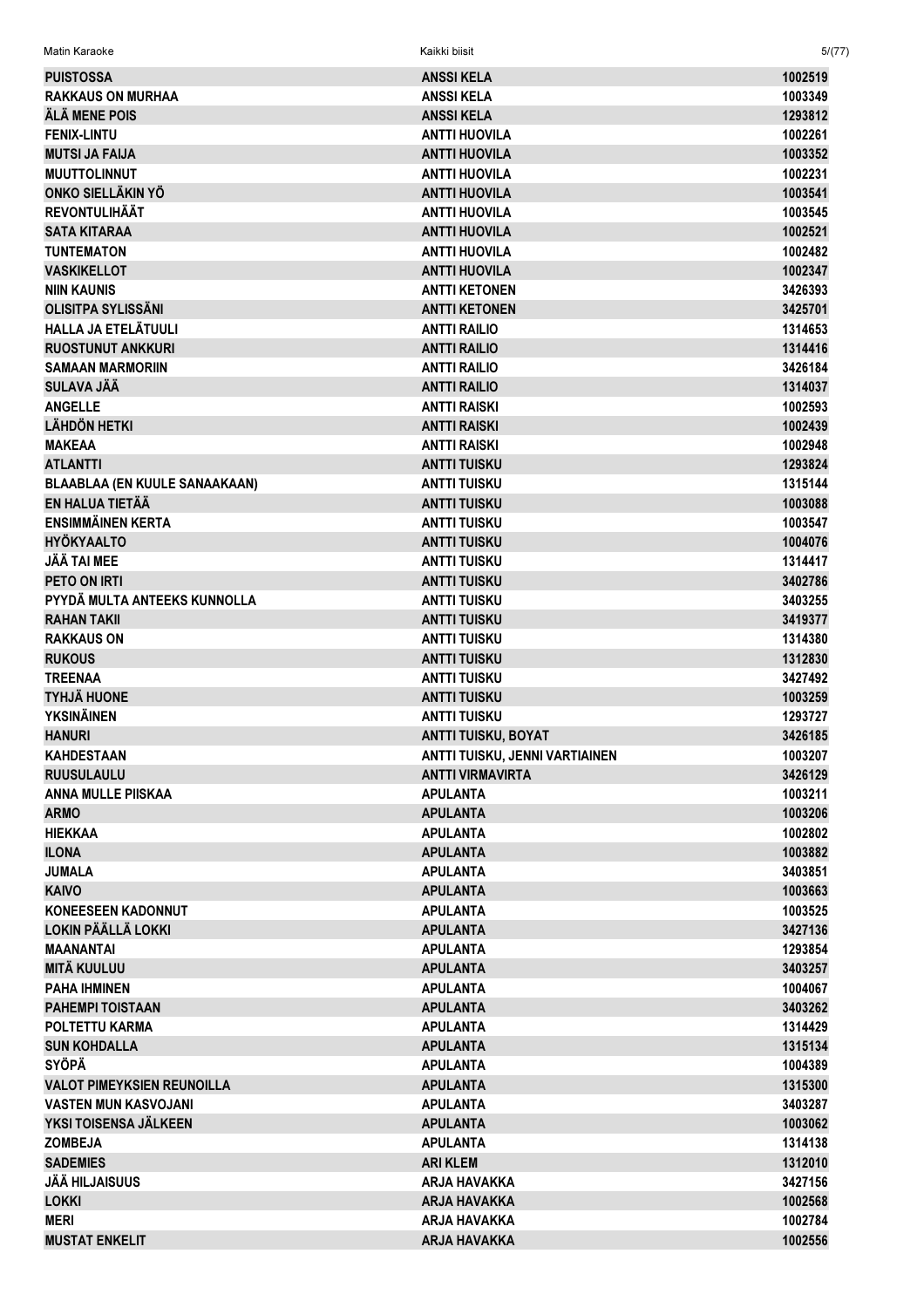| | | |
|---|---|---|
| PUISTOSSA | ANSSI KELA | 1002519 |
| RAKKAUS ON MURHAA | ANSSI KELA | 1003349 |
| ÄLÄ MENE POIS | ANSSI KELA | 1293812 |
| FENIX-LINTU | ANTTI HUOVILA | 1002261 |
| MUTSI JA FAIJA | ANTTI HUOVILA | 1003352 |
| MUUTTOLINNUT | ANTTI HUOVILA | 1002231 |
| ONKO SIELLÄKIN YÖ | ANTTI HUOVILA | 1003541 |
| REVONTULIHÄÄT | ANTTI HUOVILA | 1003545 |
| SATA KITARAA | ANTTI HUOVILA | 1002521 |
| TUNTEMATON | ANTTI HUOVILA | 1002482 |
| VASKIKELLOT | ANTTI HUOVILA | 1002347 |
| NIIN KAUNIS | ANTTI KETONEN | 3426393 |
| OLISITPA SYLISSÄNI | ANTTI KETONEN | 3425701 |
| HALLA JA ETELÄTUULI | ANTTI RAILIO | 1314653 |
| RUOSTUNUT ANKKURI | ANTTI RAILIO | 1314416 |
| SAMAAN MARMORIIN | ANTTI RAILIO | 3426184 |
| SULAVA JÄÄ | ANTTI RAILIO | 1314037 |
| ANGELLE | ANTTI RAISKI | 1002593 |
| LÄHDÖN HETKI | ANTTI RAISKI | 1002439 |
| MAKEAA | ANTTI RAISKI | 1002948 |
| ATLANTTI | ANTTI TUISKU | 1293824 |
| BLAABLAA (EN KUULE SANAAKAAN) | ANTTI TUISKU | 1315144 |
| EN HALUA TIETÄÄ | ANTTI TUISKU | 1003088 |
| ENSIMMÄINEN KERTA | ANTTI TUISKU | 1003547 |
| HYÖKYAALTO | ANTTI TUISKU | 1004076 |
| JÄÄ TAI MEE | ANTTI TUISKU | 1314417 |
| PETO ON IRTI | ANTTI TUISKU | 3402786 |
| PYYDÄ MULTA ANTEEKS KUNNOLLA | ANTTI TUISKU | 3403255 |
| RAHAN TAKII | ANTTI TUISKU | 3419377 |
| RAKKAUS ON | ANTTI TUISKU | 1314380 |
| RUKOUS | ANTTI TUISKU | 1312830 |
| TREENAA | ANTTI TUISKU | 3427492 |
| TYHJÄ HUONE | ANTTI TUISKU | 1003259 |
| YKSINÄINEN | ANTTI TUISKU | 1293727 |
| HANURI | ANTTI TUISKU, BOYAT | 3426185 |
| KAHDESTAAN | ANTTI TUISKU, JENNI VARTIAINEN | 1003207 |
| RUUSULAULU | ANTTI VIRMAVIRTA | 3426129 |
| ANNA MULLE PIISKAA | APULANTA | 1003211 |
| ARMO | APULANTA | 1003206 |
| HIEKKAA | APULANTA | 1002802 |
| ILONA | APULANTA | 1003882 |
| JUMALA | APULANTA | 3403851 |
| KAIVO | APULANTA | 1003663 |
| KONEESEEN KADONNUT | APULANTA | 1003525 |
| LOKIN PÄÄLLÄ LOKKI | APULANTA | 3427136 |
| MAANANTAI | APULANTA | 1293854 |
| MITÄ KUULUU | APULANTA | 3403257 |
| PAHA IHMINEN | APULANTA | 1004067 |
| PAHEMPI TOISTAAN | APULANTA | 3403262 |
| POLTETTU KARMA | APULANTA | 1314429 |
| SUN KOHDALLA | APULANTA | 1315134 |
| SYÖPÄ | APULANTA | 1004389 |
| VALOT PIMEYKSIEN REUNOILLA | APULANTA | 1315300 |
| VASTEN MUN KASVOJANI | APULANTA | 3403287 |
| YKSI TOISENSA JÄLKEEN | APULANTA | 1003062 |
| ZOMBEJA | APULANTA | 1314138 |
| SADEMIES | ARI KLEM | 1312010 |
| JÄÄ HILJAISUUS | ARJA HAVAKKA | 3427156 |
| LOKKI | ARJA HAVAKKA | 1002568 |
| MERI | ARJA HAVAKKA | 1002784 |
| MUSTAT ENKELIT | ARJA HAVAKKA | 1002556 |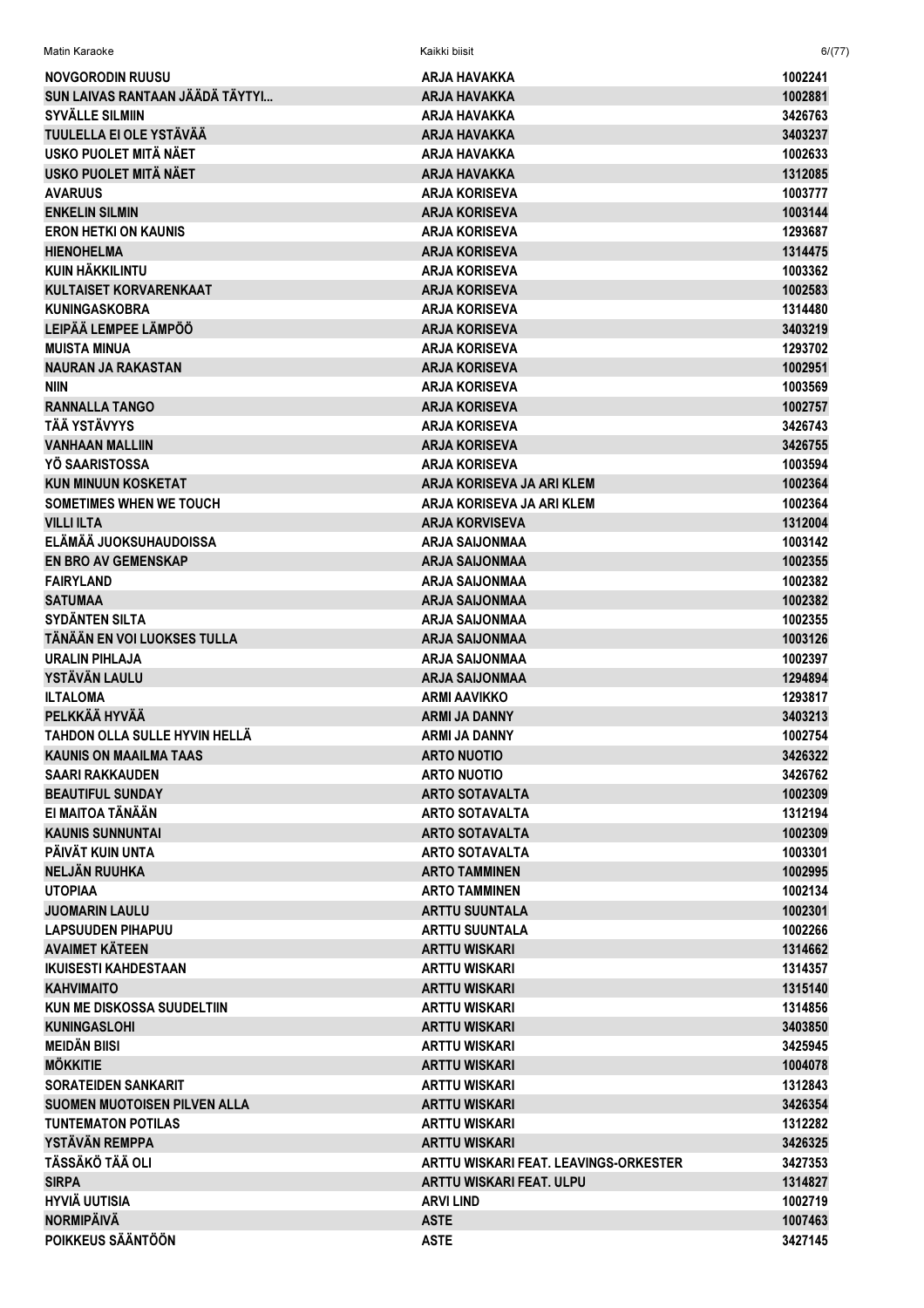| | | |
|---|---|---|
| NOVGORODIN RUUSU | ARJA HAVAKKA | 1002241 |
| SUN LAIVAS RANTAAN JÄÄDÄ TÄYTYI... | ARJA HAVAKKA | 1002881 |
| SYVÄLLE SILMIIN | ARJA HAVAKKA | 3426763 |
| TUULELLA EI OLE YSTÄVÄÄ | ARJA HAVAKKA | 3403237 |
| USKO PUOLET MITÄ NÄET | ARJA HAVAKKA | 1002633 |
| USKO PUOLET MITÄ NÄET | ARJA HAVAKKA | 1312085 |
| AVARUUS | ARJA KORISEVA | 1003777 |
| ENKELIN SILMIN | ARJA KORISEVA | 1003144 |
| ERON HETKI ON KAUNIS | ARJA KORISEVA | 1293687 |
| HIENOHELMA | ARJA KORISEVA | 1314475 |
| KUIN HÄKKILINTU | ARJA KORISEVA | 1003362 |
| KULTAISET KORVARENKAAT | ARJA KORISEVA | 1002583 |
| KUNINGASKOBRA | ARJA KORISEVA | 1314480 |
| LEIPÄÄ LEMPEE LÄMPÖÖ | ARJA KORISEVA | 3403219 |
| MUISTA MINUA | ARJA KORISEVA | 1293702 |
| NAURAN JA RAKASTAN | ARJA KORISEVA | 1002951 |
| NIIN | ARJA KORISEVA | 1003569 |
| RANNALLA TANGO | ARJA KORISEVA | 1002757 |
| TÄÄ YSTÄVYYS | ARJA KORISEVA | 3426743 |
| VANHAAN MALLIIN | ARJA KORISEVA | 3426755 |
| YÖ SAARISTOSSA | ARJA KORISEVA | 1003594 |
| KUN MINUUN KOSKETAT | ARJA KORISEVA JA ARI KLEM | 1002364 |
| SOMETIMES WHEN WE TOUCH | ARJA KORISEVA JA ARI KLEM | 1002364 |
| VILLI ILTA | ARJA KORVISEVA | 1312004 |
| ELÄMÄÄ JUOKSUHAUDOISSA | ARJA SAIJONMAA | 1003142 |
| EN BRO AV GEMENSKAP | ARJA SAIJONMAA | 1002355 |
| FAIRYLAND | ARJA SAIJONMAA | 1002382 |
| SATUMAA | ARJA SAIJONMAA | 1002382 |
| SYDÄNTEN SILTA | ARJA SAIJONMAA | 1002355 |
| TÄNÄÄN EN VOI LUOKSES TULLA | ARJA SAIJONMAA | 1003126 |
| URALIN PIHLAJA | ARJA SAIJONMAA | 1002397 |
| YSTÄVÄN LAULU | ARJA SAIJONMAA | 1294894 |
| ILTALOMA | ARMI AAVIKKO | 1293817 |
| PELKKÄÄ HYVÄÄ | ARMI JA DANNY | 3403213 |
| TAHDON OLLA SULLE HYVIN HELLÄ | ARMI JA DANNY | 1002754 |
| KAUNIS ON MAAILMA TAAS | ARTO NUOTIO | 3426322 |
| SAARI RAKKAUDEN | ARTO NUOTIO | 3426762 |
| BEAUTIFUL SUNDAY | ARTO SOTAVALTA | 1002309 |
| EI MAITOA TÄNÄÄN | ARTO SOTAVALTA | 1312194 |
| KAUNIS SUNNUNTAI | ARTO SOTAVALTA | 1002309 |
| PÄIVÄT KUIN UNTA | ARTO SOTAVALTA | 1003301 |
| NELJÄN RUUHKA | ARTO TAMMINEN | 1002995 |
| UTOPIAA | ARTO TAMMINEN | 1002134 |
| JUOMARIN LAULU | ARTTU SUUNTALA | 1002301 |
| LAPSUUDEN PIHAPUU | ARTTU SUUNTALA | 1002266 |
| AVAIMET KÄTEEN | ARTTU WISKARI | 1314662 |
| IKUISESTI KAHDESTAAN | ARTTU WISKARI | 1314357 |
| KAHVIMAITO | ARTTU WISKARI | 1315140 |
| KUN ME DISKOSSA SUUDELTIIN | ARTTU WISKARI | 1314856 |
| KUNINGASLOHI | ARTTU WISKARI | 3403850 |
| MEIDÄN BIISI | ARTTU WISKARI | 3425945 |
| MÖKKITIE | ARTTU WISKARI | 1004078 |
| SORATEIDEN SANKARIT | ARTTU WISKARI | 1312843 |
| SUOMEN MUOTOISEN PILVEN ALLA | ARTTU WISKARI | 3426354 |
| TUNTEMATON POTILAS | ARTTU WISKARI | 1312282 |
| YSTÄVÄN REMPPA | ARTTU WISKARI | 3426325 |
| TÄSSÄKÖ TÄÄ OLI | ARTTU WISKARI FEAT. LEAVINGS-ORKESTER | 3427353 |
| SIRPA | ARTTU WISKARI FEAT. ULPU | 1314827 |
| HYVIÄ UUTISIA | ARVI LIND | 1002719 |
| NORMIPÄIVÄ | ASTE | 1007463 |
| POIKKEUS SÄÄNTÖÖN | ASTE | 3427145 |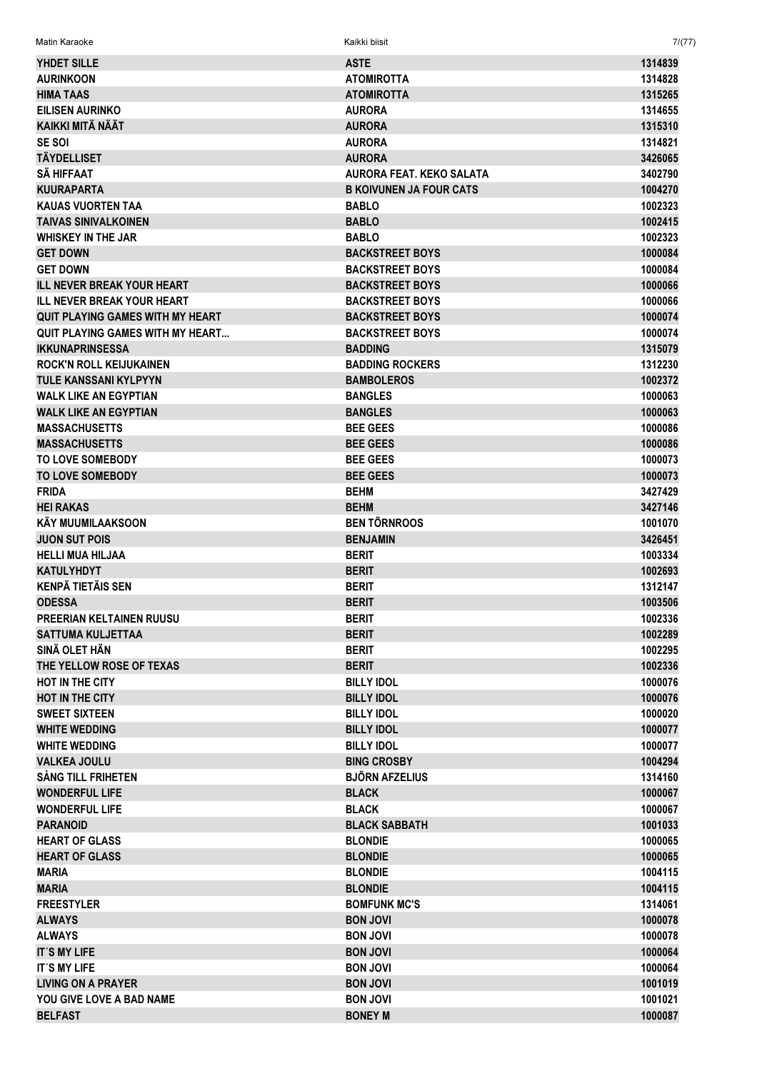| | | |
|---|---|---|
| YHDET SILLE | ASTE | 1314839 |
| AURINKOON | ATOMIROTTA | 1314828 |
| HIMA TAAS | ATOMIROTTA | 1315265 |
| EILISEN AURINKO | AURORA | 1314655 |
| KAIKKI MITÄ NÄÄT | AURORA | 1315310 |
| SE SOI | AURORA | 1314821 |
| TÄYDELLISET | AURORA | 3426065 |
| SÄ HIFFAAT | AURORA FEAT. KEKO SALATA | 3402790 |
| KUURAPARTA | B KOIVUNEN JA FOUR CATS | 1004270 |
| KAUAS VUORTEN TAA | BABLO | 1002323 |
| TAIVAS SINIVALKOINEN | BABLO | 1002415 |
| WHISKEY IN THE JAR | BABLO | 1002323 |
| GET DOWN | BACKSTREET BOYS | 1000084 |
| GET DOWN | BACKSTREET BOYS | 1000084 |
| ILL NEVER BREAK YOUR HEART | BACKSTREET BOYS | 1000066 |
| ILL NEVER BREAK YOUR HEART | BACKSTREET BOYS | 1000066 |
| QUIT PLAYING GAMES WITH MY HEART | BACKSTREET BOYS | 1000074 |
| QUIT PLAYING GAMES WITH MY HEART... | BACKSTREET BOYS | 1000074 |
| IKKUNAPRINSESSA | BADDING | 1315079 |
| ROCK'N ROLL KEIJUKAINEN | BADDING ROCKERS | 1312230 |
| TULE KANSSANI KYLPYYN | BAMBOLEROS | 1002372 |
| WALK LIKE AN EGYPTIAN | BANGLES | 1000063 |
| WALK LIKE AN EGYPTIAN | BANGLES | 1000063 |
| MASSACHUSETTS | BEE GEES | 1000086 |
| MASSACHUSETTS | BEE GEES | 1000086 |
| TO LOVE SOMEBODY | BEE GEES | 1000073 |
| TO LOVE SOMEBODY | BEE GEES | 1000073 |
| FRIDA | BEHM | 3427429 |
| HEI RAKAS | BEHM | 3427146 |
| KÄY MUUMILAAKSOON | BEN TÖRNROOS | 1001070 |
| JUON SUT POIS | BENJAMIN | 3426451 |
| HELLI MUA HILJAA | BERIT | 1003334 |
| KATULYHDYT | BERIT | 1002693 |
| KENPÄ TIETÄIS SEN | BERIT | 1312147 |
| ODESSA | BERIT | 1003506 |
| PREERIAN KELTAINEN RUUSU | BERIT | 1002336 |
| SATTUMA KULJETTAA | BERIT | 1002289 |
| SINÄ OLET HÄN | BERIT | 1002295 |
| THE YELLOW ROSE OF TEXAS | BERIT | 1002336 |
| HOT IN THE CITY | BILLY IDOL | 1000076 |
| HOT IN THE CITY | BILLY IDOL | 1000076 |
| SWEET SIXTEEN | BILLY IDOL | 1000020 |
| WHITE WEDDING | BILLY IDOL | 1000077 |
| WHITE WEDDING | BILLY IDOL | 1000077 |
| VALKEA JOULU | BING CROSBY | 1004294 |
| SÅNG TILL FRIHETEN | BJÖRN AFZELIUS | 1314160 |
| WONDERFUL LIFE | BLACK | 1000067 |
| WONDERFUL LIFE | BLACK | 1000067 |
| PARANOID | BLACK SABBATH | 1001033 |
| HEART OF GLASS | BLONDIE | 1000065 |
| HEART OF GLASS | BLONDIE | 1000065 |
| MARIA | BLONDIE | 1004115 |
| MARIA | BLONDIE | 1004115 |
| FREESTYLER | BOMFUNK MC'S | 1314061 |
| ALWAYS | BON JOVI | 1000078 |
| ALWAYS | BON JOVI | 1000078 |
| IT´S MY LIFE | BON JOVI | 1000064 |
| IT´S MY LIFE | BON JOVI | 1000064 |
| LIVING ON A PRAYER | BON JOVI | 1001019 |
| YOU GIVE LOVE A BAD NAME | BON JOVI | 1001021 |
| BELFAST | BONEY M | 1000087 |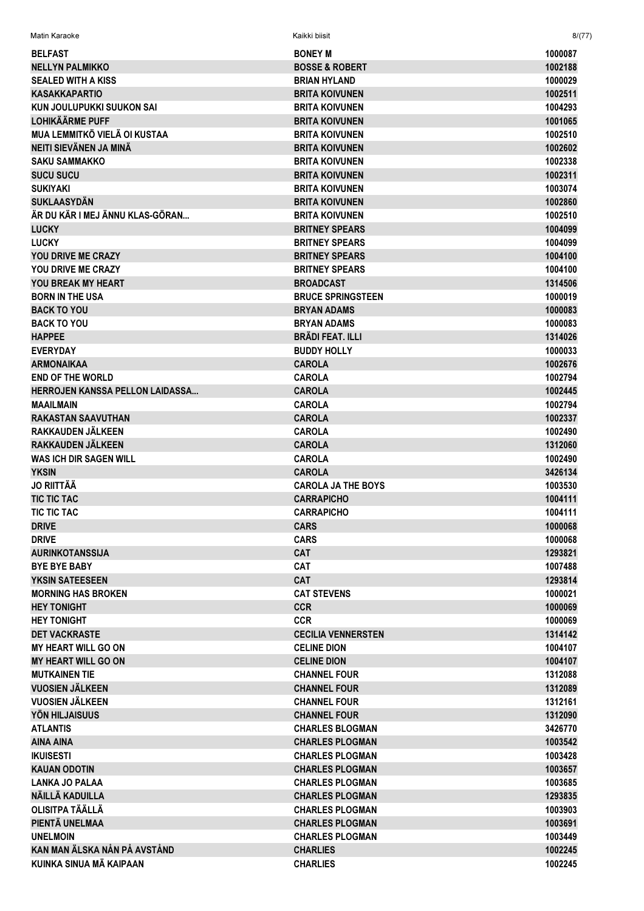| | | |
|---|---|---|
| BELFAST | BONEY M | 1000087 |
| NELLYN PALMIKKO | BOSSE & ROBERT | 1002188 |
| SEALED WITH A KISS | BRIAN HYLAND | 1000029 |
| KASAKKAPARTIO | BRITA KOIVUNEN | 1002511 |
| KUN JOULUPUKKI SUUKON SAI | BRITA KOIVUNEN | 1004293 |
| LOHIKÄÄRME PUFF | BRITA KOIVUNEN | 1001065 |
| MUA LEMMITKÖ VIELÄ OI KUSTAA | BRITA KOIVUNEN | 1002510 |
| NEITI SIEVÄNEN JA MINÄ | BRITA KOIVUNEN | 1002602 |
| SAKU SAMMAKKO | BRITA KOIVUNEN | 1002338 |
| SUCU SUCU | BRITA KOIVUNEN | 1002311 |
| SUKIYAKI | BRITA KOIVUNEN | 1003074 |
| SUKLAASYDÄN | BRITA KOIVUNEN | 1002860 |
| ÄR DU KÄR I MEJ ÄNNU KLAS-GÖRAN... | BRITA KOIVUNEN | 1002510 |
| LUCKY | BRITNEY SPEARS | 1004099 |
| LUCKY | BRITNEY SPEARS | 1004099 |
| YOU DRIVE ME CRAZY | BRITNEY SPEARS | 1004100 |
| YOU DRIVE ME CRAZY | BRITNEY SPEARS | 1004100 |
| YOU BREAK MY HEART | BROADCAST | 1314506 |
| BORN IN THE USA | BRUCE SPRINGSTEEN | 1000019 |
| BACK TO YOU | BRYAN ADAMS | 1000083 |
| BACK TO YOU | BRYAN ADAMS | 1000083 |
| HAPPEE | BRÄDI FEAT. ILLI | 1314026 |
| EVERYDAY | BUDDY HOLLY | 1000033 |
| ARMONAIKAA | CAROLA | 1002676 |
| END OF THE WORLD | CAROLA | 1002794 |
| HERROJEN KANSSA PELLON LAIDASSA... | CAROLA | 1002445 |
| MAAILMAIN | CAROLA | 1002794 |
| RAKASTAN SAAVUTHAN | CAROLA | 1002337 |
| RAKKAUDEN JÄLKEEN | CAROLA | 1002490 |
| RAKKAUDEN JÄLKEEN | CAROLA | 1312060 |
| WAS ICH DIR SAGEN WILL | CAROLA | 1002490 |
| YKSIN | CAROLA | 3426134 |
| JO RIITTÄÄ | CAROLA JA THE BOYS | 1003530 |
| TIC TIC TAC | CARRAPICHO | 1004111 |
| TIC TIC TAC | CARRAPICHO | 1004111 |
| DRIVE | CARS | 1000068 |
| DRIVE | CARS | 1000068 |
| AURINKOTANSSIJA | CAT | 1293821 |
| BYE BYE BABY | CAT | 1007488 |
| YKSIN SATEESEEN | CAT | 1293814 |
| MORNING HAS BROKEN | CAT STEVENS | 1000021 |
| HEY TONIGHT | CCR | 1000069 |
| HEY TONIGHT | CCR | 1000069 |
| DET VACKRASTE | CECILIA VENNERSTEN | 1314142 |
| MY HEART WILL GO ON | CELINE DION | 1004107 |
| MY HEART WILL GO ON | CELINE DION | 1004107 |
| MUTKAINEN TIE | CHANNEL FOUR | 1312088 |
| VUOSIEN JÄLKEEN | CHANNEL FOUR | 1312089 |
| VUOSIEN JÄLKEEN | CHANNEL FOUR | 1312161 |
| YÖN HILJAISUUS | CHANNEL FOUR | 1312090 |
| ATLANTIS | CHARLES BLOGMAN | 3426770 |
| AINA AINA | CHARLES PLOGMAN | 1003542 |
| IKUISESTI | CHARLES PLOGMAN | 1003428 |
| KAUAN ODOTIN | CHARLES PLOGMAN | 1003657 |
| LANKA JO PALAA | CHARLES PLOGMAN | 1003685 |
| NÄILLÄ KADUILLA | CHARLES PLOGMAN | 1293835 |
| OLISITPA TÄÄLLÄ | CHARLES PLOGMAN | 1003903 |
| PIENTÄ UNELMAA | CHARLES PLOGMAN | 1003691 |
| UNELMOIN | CHARLES PLOGMAN | 1003449 |
| KAN MAN ÄLSKA NÅN PÅ AVSTÅND | CHARLIES | 1002245 |
| KUINKA SINUA MÄ KAIPAAN | CHARLIES | 1002245 |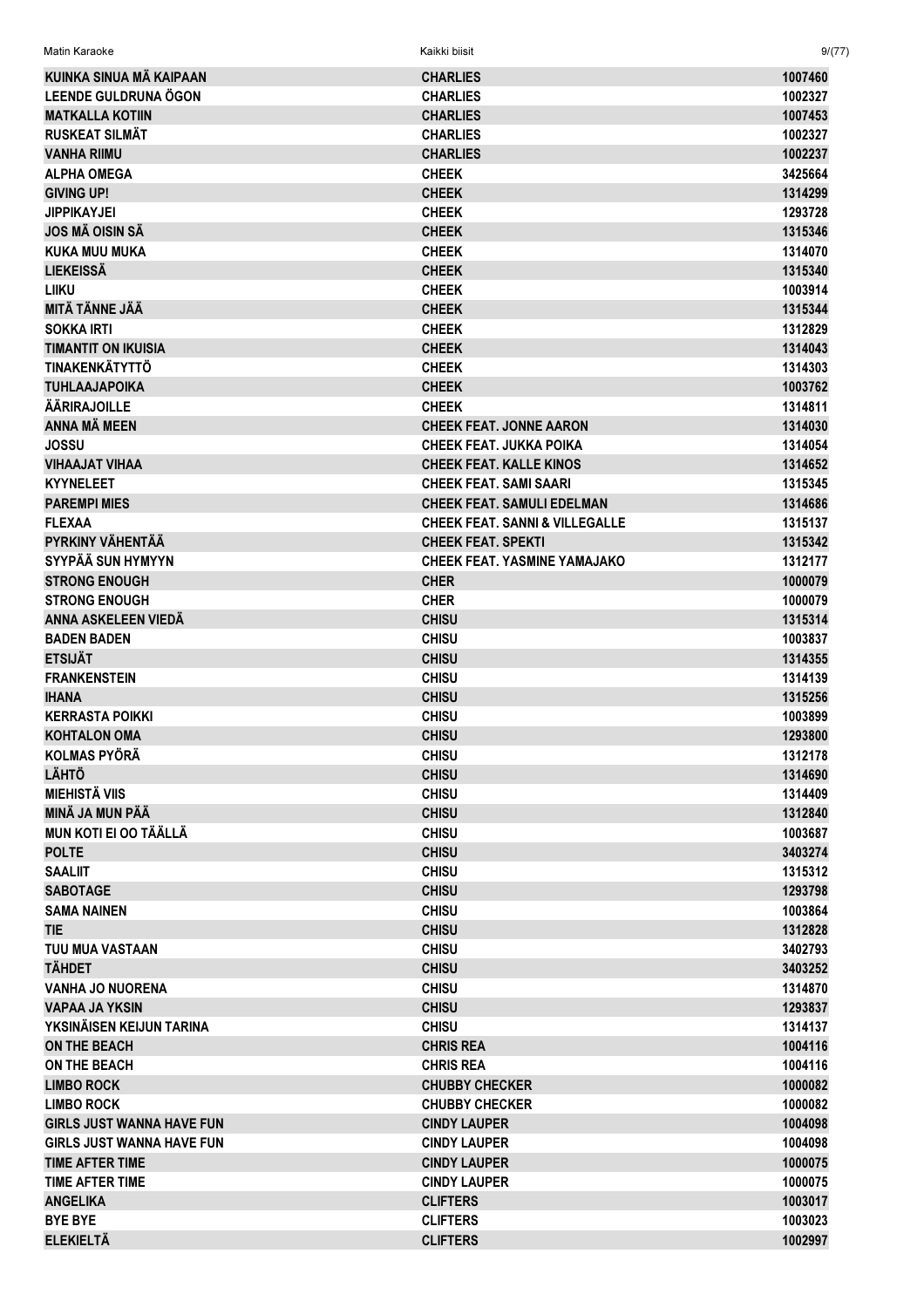| | | |
|---|---|---|
| KUINKA SINUA MÄ KAIPAAN | CHARLIES | 1007460 |
| LEENDE GULDRUNA ÖGON | CHARLIES | 1002327 |
| MATKALLA KOTIIN | CHARLIES | 1007453 |
| RUSKEAT SILMÄT | CHARLIES | 1002327 |
| VANHA RIIMU | CHARLIES | 1002237 |
| ALPHA OMEGA | CHEEK | 3425664 |
| GIVING UP! | CHEEK | 1314299 |
| JIPPIKAYJEI | CHEEK | 1293728 |
| JOS MÄ OISIN SÄ | CHEEK | 1315346 |
| KUKA MUU MUKA | CHEEK | 1314070 |
| LIEKEISSÄ | CHEEK | 1315340 |
| LIIKU | CHEEK | 1003914 |
| MITÄ TÄNNE JÄÄ | CHEEK | 1315344 |
| SOKKA IRTI | CHEEK | 1312829 |
| TIMANTIT ON IKUISIA | CHEEK | 1314043 |
| TINAKENKÄTYTTÖ | CHEEK | 1314303 |
| TUHLAAJAPOIKA | CHEEK | 1003762 |
| ÄÄRIRAJOILLE | CHEEK | 1314811 |
| ANNA MÄ MEEN | CHEEK FEAT. JONNE AARON | 1314030 |
| JOSSU | CHEEK FEAT. JUKKA POIKA | 1314054 |
| VIHAAJAT VIHAA | CHEEK FEAT. KALLE KINOS | 1314652 |
| KYYNELEET | CHEEK FEAT. SAMI SAARI | 1315345 |
| PAREMPI MIES | CHEEK FEAT. SAMULI EDELMAN | 1314686 |
| FLEXAA | CHEEK FEAT. SANNI & VILLEGALLE | 1315137 |
| PYRKINY VÄHENTÄÄ | CHEEK FEAT. SPEKTI | 1315342 |
| SYYPÄÄ SUN HYMYYN | CHEEK FEAT. YASMINE YAMAJAKO | 1312177 |
| STRONG ENOUGH | CHER | 1000079 |
| STRONG ENOUGH | CHER | 1000079 |
| ANNA ASKELEEN VIEDÄ | CHISU | 1315314 |
| BADEN BADEN | CHISU | 1003837 |
| ETSIJÄT | CHISU | 1314355 |
| FRANKENSTEIN | CHISU | 1314139 |
| IHANA | CHISU | 1315256 |
| KERRASTA POIKKI | CHISU | 1003899 |
| KOHTALON OMA | CHISU | 1293800 |
| KOLMAS PYÖRÄ | CHISU | 1312178 |
| LÄHTÖ | CHISU | 1314690 |
| MIEHISTÄ VIIS | CHISU | 1314409 |
| MINÄ JA MUN PÄÄ | CHISU | 1312840 |
| MUN KOTI EI OO TÄÄLLÄ | CHISU | 1003687 |
| POLTE | CHISU | 3403274 |
| SAALIIT | CHISU | 1315312 |
| SABOTAGE | CHISU | 1293798 |
| SAMA NAINEN | CHISU | 1003864 |
| TIE | CHISU | 1312828 |
| TUU MUA VASTAAN | CHISU | 3402793 |
| TÄHDET | CHISU | 3403252 |
| VANHA JO NUORENA | CHISU | 1314870 |
| VAPAA JA YKSIN | CHISU | 1293837 |
| YKSINÄISEN KEIJUN TARINA | CHISU | 1314137 |
| ON THE BEACH | CHRIS REA | 1004116 |
| ON THE BEACH | CHRIS REA | 1004116 |
| LIMBO ROCK | CHUBBY CHECKER | 1000082 |
| LIMBO ROCK | CHUBBY CHECKER | 1000082 |
| GIRLS JUST WANNA HAVE FUN | CINDY LAUPER | 1004098 |
| GIRLS JUST WANNA HAVE FUN | CINDY LAUPER | 1004098 |
| TIME AFTER TIME | CINDY LAUPER | 1000075 |
| TIME AFTER TIME | CINDY LAUPER | 1000075 |
| ANGELIKA | CLIFTERS | 1003017 |
| BYE BYE | CLIFTERS | 1003023 |
| ELEKIELTÄ | CLIFTERS | 1002997 |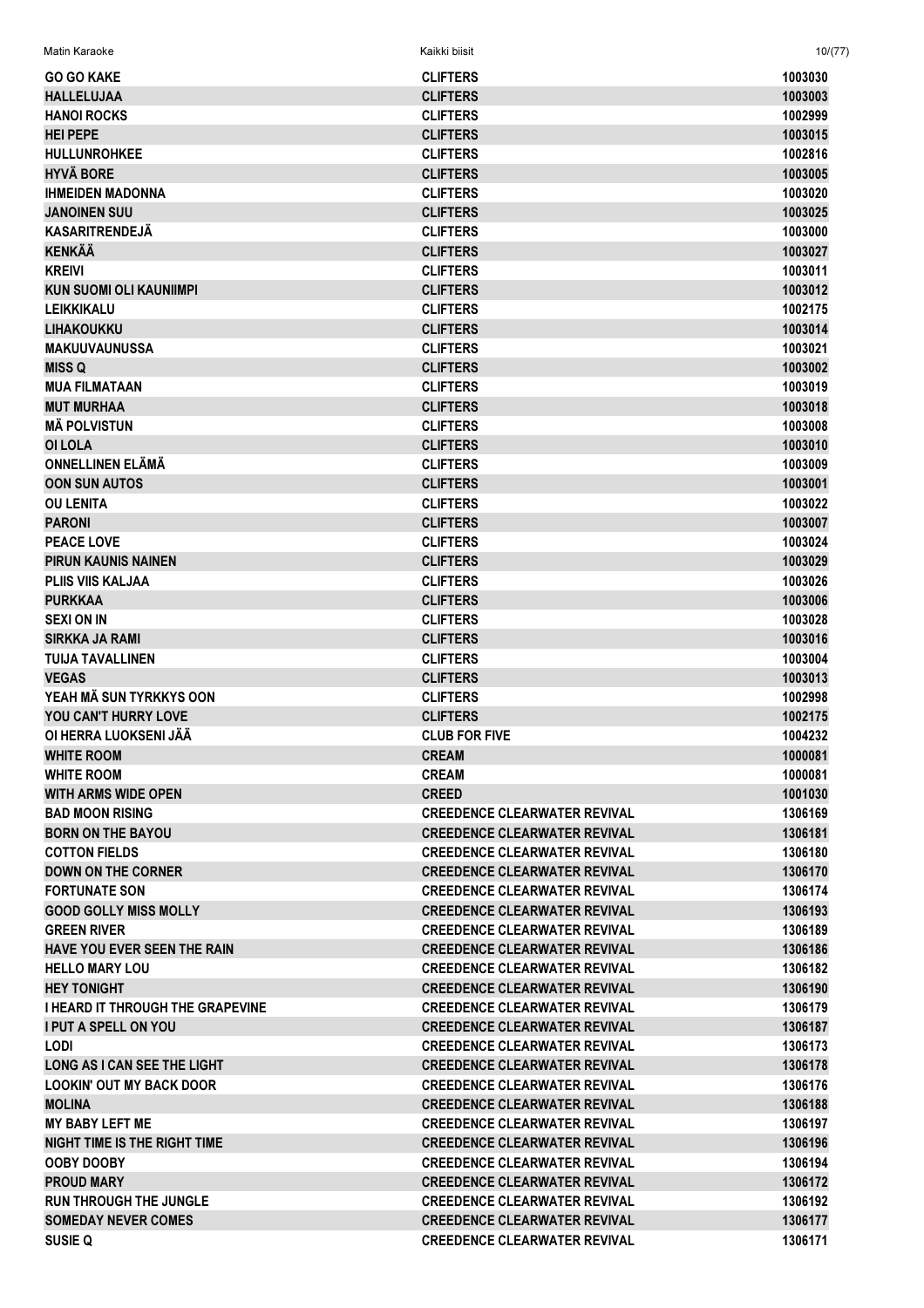| | | |
|---|---|---|
| GO GO KAKE | CLIFTERS | 1003030 |
| HALLELUJAA | CLIFTERS | 1003003 |
| HANOI ROCKS | CLIFTERS | 1002999 |
| HEI PEPE | CLIFTERS | 1003015 |
| HULLUNROHKEE | CLIFTERS | 1002816 |
| HYVÄ BORE | CLIFTERS | 1003005 |
| IHMEIDEN MADONNA | CLIFTERS | 1003020 |
| JANOINEN SUU | CLIFTERS | 1003025 |
| KASARITRENDEJÄ | CLIFTERS | 1003000 |
| KENKÄÄ | CLIFTERS | 1003027 |
| KREIVI | CLIFTERS | 1003011 |
| KUN SUOMI OLI KAUNIIMPI | CLIFTERS | 1003012 |
| LEIKKIKALU | CLIFTERS | 1002175 |
| LIHAKOUKKU | CLIFTERS | 1003014 |
| MAKUUVAUNUSSA | CLIFTERS | 1003021 |
| MISS Q | CLIFTERS | 1003002 |
| MUA FILMATAAN | CLIFTERS | 1003019 |
| MUT MURHAA | CLIFTERS | 1003018 |
| MÄ POLVISTUN | CLIFTERS | 1003008 |
| OI LOLA | CLIFTERS | 1003010 |
| ONNELLINEN ELÄMÄ | CLIFTERS | 1003009 |
| OON SUN AUTOS | CLIFTERS | 1003001 |
| OU LENITA | CLIFTERS | 1003022 |
| PARONI | CLIFTERS | 1003007 |
| PEACE LOVE | CLIFTERS | 1003024 |
| PIRUN KAUNIS NAINEN | CLIFTERS | 1003029 |
| PLIIS VIIS KALJAA | CLIFTERS | 1003026 |
| PURKKAA | CLIFTERS | 1003006 |
| SEXI ON IN | CLIFTERS | 1003028 |
| SIRKKA JA RAMI | CLIFTERS | 1003016 |
| TUIJA TAVALLINEN | CLIFTERS | 1003004 |
| VEGAS | CLIFTERS | 1003013 |
| YEAH MÄ SUN TYRKKYS OON | CLIFTERS | 1002998 |
| YOU CAN'T HURRY LOVE | CLIFTERS | 1002175 |
| OI HERRA LUOKSENI JÄÄ | CLUB FOR FIVE | 1004232 |
| WHITE ROOM | CREAM | 1000081 |
| WHITE ROOM | CREAM | 1000081 |
| WITH ARMS WIDE OPEN | CREED | 1001030 |
| BAD MOON RISING | CREEDENCE CLEARWATER REVIVAL | 1306169 |
| BORN ON THE BAYOU | CREEDENCE CLEARWATER REVIVAL | 1306181 |
| COTTON FIELDS | CREEDENCE CLEARWATER REVIVAL | 1306180 |
| DOWN ON THE CORNER | CREEDENCE CLEARWATER REVIVAL | 1306170 |
| FORTUNATE SON | CREEDENCE CLEARWATER REVIVAL | 1306174 |
| GOOD GOLLY MISS MOLLY | CREEDENCE CLEARWATER REVIVAL | 1306193 |
| GREEN RIVER | CREEDENCE CLEARWATER REVIVAL | 1306189 |
| HAVE YOU EVER SEEN THE RAIN | CREEDENCE CLEARWATER REVIVAL | 1306186 |
| HELLO MARY LOU | CREEDENCE CLEARWATER REVIVAL | 1306182 |
| HEY TONIGHT | CREEDENCE CLEARWATER REVIVAL | 1306190 |
| I HEARD IT THROUGH THE GRAPEVINE | CREEDENCE CLEARWATER REVIVAL | 1306179 |
| I PUT A SPELL ON YOU | CREEDENCE CLEARWATER REVIVAL | 1306187 |
| LODI | CREEDENCE CLEARWATER REVIVAL | 1306173 |
| LONG AS I CAN SEE THE LIGHT | CREEDENCE CLEARWATER REVIVAL | 1306178 |
| LOOKIN' OUT MY BACK DOOR | CREEDENCE CLEARWATER REVIVAL | 1306176 |
| MOLINA | CREEDENCE CLEARWATER REVIVAL | 1306188 |
| MY BABY LEFT ME | CREEDENCE CLEARWATER REVIVAL | 1306197 |
| NIGHT TIME IS THE RIGHT TIME | CREEDENCE CLEARWATER REVIVAL | 1306196 |
| OOBY DOOBY | CREEDENCE CLEARWATER REVIVAL | 1306194 |
| PROUD MARY | CREEDENCE CLEARWATER REVIVAL | 1306172 |
| RUN THROUGH THE JUNGLE | CREEDENCE CLEARWATER REVIVAL | 1306192 |
| SOMEDAY NEVER COMES | CREEDENCE CLEARWATER REVIVAL | 1306177 |
| SUSIE Q | CREEDENCE CLEARWATER REVIVAL | 1306171 |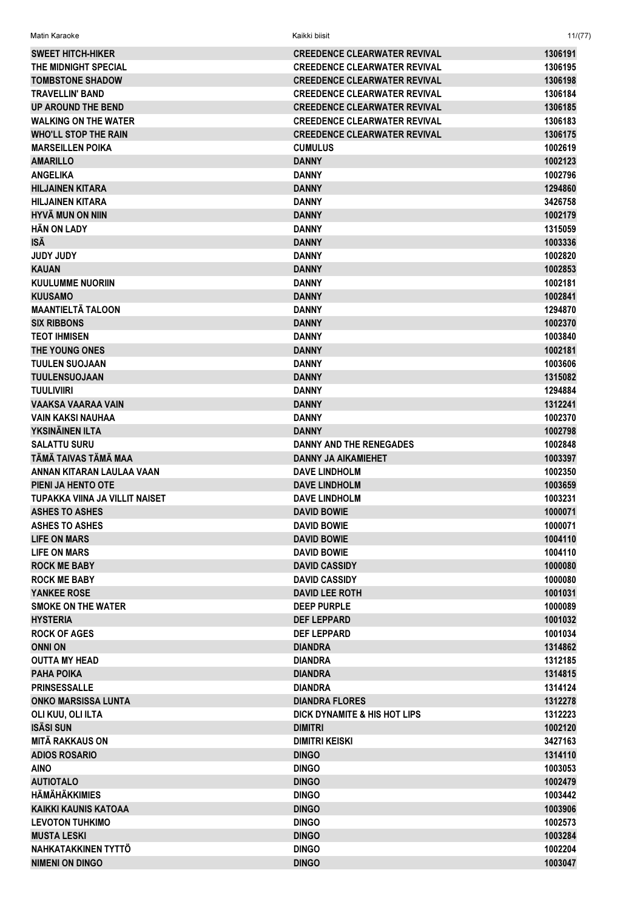| | | |
|---|---|---|
| **SWEET HITCH-HIKER** | **CREEDENCE CLEARWATER REVIVAL** | **1306191** |
| **THE MIDNIGHT SPECIAL** | **CREEDENCE CLEARWATER REVIVAL** | **1306195** |
| **TOMBSTONE SHADOW** | **CREEDENCE CLEARWATER REVIVAL** | **1306198** |
| **TRAVELLIN' BAND** | **CREEDENCE CLEARWATER REVIVAL** | **1306184** |
| **UP AROUND THE BEND** | **CREEDENCE CLEARWATER REVIVAL** | **1306185** |
| **WALKING ON THE WATER** | **CREEDENCE CLEARWATER REVIVAL** | **1306183** |
| **WHO'LL STOP THE RAIN** | **CREEDENCE CLEARWATER REVIVAL** | **1306175** |
| **MARSEILLEN POIKA** | **CUMULUS** | **1002619** |
| **AMARILLO** | **DANNY** | **1002123** |
| **ANGELIKA** | **DANNY** | **1002796** |
| **HILJAINEN KITARA** | **DANNY** | **1294860** |
| **HILJAINEN KITARA** | **DANNY** | **3426758** |
| **HYVÄ MUN ON NIIN** | **DANNY** | **1002179** |
| **HÄN ON LADY** | **DANNY** | **1315059** |
| **ISÄ** | **DANNY** | **1003336** |
| **JUDY JUDY** | **DANNY** | **1002820** |
| **KAUAN** | **DANNY** | **1002853** |
| **KUULUMME NUORIIN** | **DANNY** | **1002181** |
| **KUUSAMO** | **DANNY** | **1002841** |
| **MAANTIELTÄ TALOON** | **DANNY** | **1294870** |
| **SIX RIBBONS** | **DANNY** | **1002370** |
| **TEOT IHMISEN** | **DANNY** | **1003840** |
| **THE YOUNG ONES** | **DANNY** | **1002181** |
| **TUULEN SUOJAAN** | **DANNY** | **1003606** |
| **TUULENSUOJAAN** | **DANNY** | **1315082** |
| **TUULIVIIRI** | **DANNY** | **1294884** |
| **VAAKSA VAARAA VAIN** | **DANNY** | **1312241** |
| **VAIN KAKSI NAUHAA** | **DANNY** | **1002370** |
| **YKSINÄINEN ILTA** | **DANNY** | **1002798** |
| **SALATTU SURU** | **DANNY AND THE RENEGADES** | **1002848** |
| **TÄMÄ TAIVAS TÄMÄ MAA** | **DANNY JA AIKAMIEHET** | **1003397** |
| **ANNAN KITARAN LAULAA VAAN** | **DAVE LINDHOLM** | **1002350** |
| **PIENI JA HENTO OTE** | **DAVE LINDHOLM** | **1003659** |
| **TUPAKKA VIINA JA VILLIT NAISET** | **DAVE LINDHOLM** | **1003231** |
| **ASHES TO ASHES** | **DAVID BOWIE** | **1000071** |
| **ASHES TO ASHES** | **DAVID BOWIE** | **1000071** |
| **LIFE ON MARS** | **DAVID BOWIE** | **1004110** |
| **LIFE ON MARS** | **DAVID BOWIE** | **1004110** |
| **ROCK ME BABY** | **DAVID CASSIDY** | **1000080** |
| **ROCK ME BABY** | **DAVID CASSIDY** | **1000080** |
| **YANKEE ROSE** | **DAVID LEE ROTH** | **1001031** |
| **SMOKE ON THE WATER** | **DEEP PURPLE** | **1000089** |
| **HYSTERIA** | **DEF LEPPARD** | **1001032** |
| **ROCK OF AGES** | **DEF LEPPARD** | **1001034** |
| **ONNI ON** | **DIANDRA** | **1314862** |
| **OUTTA MY HEAD** | **DIANDRA** | **1312185** |
| **PAHA POIKA** | **DIANDRA** | **1314815** |
| **PRINSESSALLE** | **DIANDRA** | **1314124** |
| **ONKO MARSISSA LUNTA** | **DIANDRA FLORES** | **1312278** |
| **OLI KUU, OLI ILTA** | **DICK DYNAMITE & HIS HOT LIPS** | **1312223** |
| **ISÄSI SUN** | **DIMITRI** | **1002120** |
| **MITÄ RAKKAUS ON** | **DIMITRI KEISKI** | **3427163** |
| **ADIOS ROSARIO** | **DINGO** | **1314110** |
| **AINO** | **DINGO** | **1003053** |
| **AUTIOTALO** | **DINGO** | **1002479** |
| **HÄMÄHÄKKIMIES** | **DINGO** | **1003442** |
| **KAIKKI KAUNIS KATOAA** | **DINGO** | **1003906** |
| **LEVOTON TUHKIMO** | **DINGO** | **1002573** |
| **MUSTA LESKI** | **DINGO** | **1003284** |
| **NAHKATAKKINEN TYTTÖ** | **DINGO** | **1002204** |
| **NIMENI ON DINGO** | **DINGO** | **1003047** |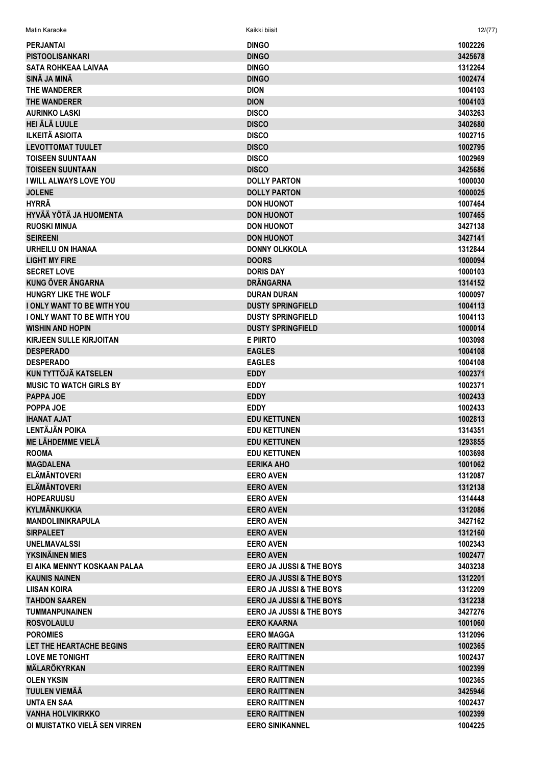| | | |
|---|---|---|
| PERJANTAI | DINGO | 1002226 |
| PISTOOLISANKARI | DINGO | 3425678 |
| SATA ROHKEAA LAIVAA | DINGO | 1312264 |
| SINÄ JA MINÄ | DINGO | 1002474 |
| THE WANDERER | DION | 1004103 |
| THE WANDERER | DION | 1004103 |
| AURINKO LASKI | DISCO | 3403263 |
| HEI ÄLÄ LUULE | DISCO | 3402680 |
| ILKEITÄ ASIOITA | DISCO | 1002715 |
| LEVOTTOMAT TUULET | DISCO | 1002795 |
| TOISEEN SUUNTAAN | DISCO | 1002969 |
| TOISEEN SUUNTAAN | DISCO | 3425686 |
| I WILL ALWAYS LOVE YOU | DOLLY PARTON | 1000030 |
| JOLENE | DOLLY PARTON | 1000025 |
| HYRRÄ | DON HUONOT | 1007464 |
| HYVÄÄ YÖTÄ JA HUOMENTA | DON HUONOT | 1007465 |
| RUOSKI MINUA | DON HUONOT | 3427138 |
| SEIREENI | DON HUONOT | 3427141 |
| URHEILU ON IHANAA | DONNY OLKKOLA | 1312844 |
| LIGHT MY FIRE | DOORS | 1000094 |
| SECRET LOVE | DORIS DAY | 1000103 |
| KUNG ÖVER ÄNGARNA | DRÄNGARNA | 1314152 |
| HUNGRY LIKE THE WOLF | DURAN DURAN | 1000097 |
| I ONLY WANT TO BE WITH YOU | DUSTY SPRINGFIELD | 1004113 |
| I ONLY WANT TO BE WITH YOU | DUSTY SPRINGFIELD | 1004113 |
| WISHIN AND HOPIN | DUSTY SPRINGFIELD | 1000014 |
| KIRJEEN SULLE KIRJOITAN | E PIIRTO | 1003098 |
| DESPERADO | EAGLES | 1004108 |
| DESPERADO | EAGLES | 1004108 |
| KUN TYTTÖJÄ KATSELEN | EDDY | 1002371 |
| MUSIC TO WATCH GIRLS BY | EDDY | 1002371 |
| PAPPA JOE | EDDY | 1002433 |
| POPPA JOE | EDDY | 1002433 |
| IHANAT AJAT | EDU KETTUNEN | 1002813 |
| LENTÄJÄN POIKA | EDU KETTUNEN | 1314351 |
| ME LÄHDEMME VIELÄ | EDU KETTUNEN | 1293855 |
| ROOMA | EDU KETTUNEN | 1003698 |
| MAGDALENA | EERIKA AHO | 1001062 |
| ELÄMÄNTOVERI | EERO AVEN | 1312087 |
| ELÄMÄNTOVERI | EERO AVEN | 1312138 |
| HOPEARUUSU | EERO AVEN | 1314448 |
| KYLMÄNKUKKIA | EERO AVEN | 1312086 |
| MANDOLIINIKRAPULA | EERO AVEN | 3427162 |
| SIRPALEET | EERO AVEN | 1312160 |
| UNELMAVALSSI | EERO AVEN | 1002343 |
| YKSINÄINEN MIES | EERO AVEN | 1002477 |
| EI AIKA MENNYT KOSKAAN PALAA | EERO JA JUSSI & THE BOYS | 3403238 |
| KAUNIS NAINEN | EERO JA JUSSI & THE BOYS | 1312201 |
| LIISAN KOIRA | EERO JA JUSSI & THE BOYS | 1312209 |
| TAHDON SAAREN | EERO JA JUSSI & THE BOYS | 1312238 |
| TUMMANPUNAINEN | EERO JA JUSSI & THE BOYS | 3427276 |
| ROSVOLAULU | EERO KAARNA | 1001060 |
| POROMIES | EERO MAGGA | 1312096 |
| LET THE HEARTACHE BEGINS | EERO RAITTINEN | 1002365 |
| LOVE ME TONIGHT | EERO RAITTINEN | 1002437 |
| MÄLARÖKYRKAN | EERO RAITTINEN | 1002399 |
| OLEN YKSIN | EERO RAITTINEN | 1002365 |
| TUULEN VIEMÄÄ | EERO RAITTINEN | 3425946 |
| UNTA EN SAA | EERO RAITTINEN | 1002437 |
| VANHA HOLVIKIRKKO | EERO RAITTINEN | 1002399 |
| OI MUISTATKO VIELÄ SEN VIRREN | EERO SINIKANNEL | 1004225 |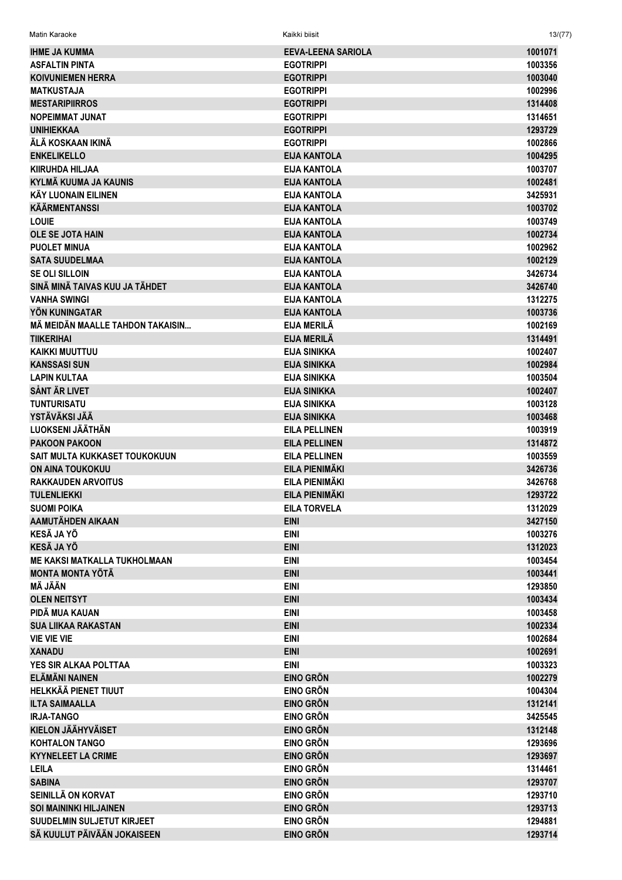| | | |
|---|---|---|
| IHME JA KUMMA | EEVA-LEENA SARIOLA | 1001071 |
| ASFALTIN PINTA | EGOTRIPPI | 1003356 |
| KOIVUNIEMEN HERRA | EGOTRIPPI | 1003040 |
| MATKUSTAJA | EGOTRIPPI | 1002996 |
| MESTARIPIIRROS | EGOTRIPPI | 1314408 |
| NOPEIMMAT JUNAT | EGOTRIPPI | 1314651 |
| UNIHIEKKAA | EGOTRIPPI | 1293729 |
| ÄLÄ KOSKAAN IKINÄ | EGOTRIPPI | 1002866 |
| ENKELIKELLO | EIJA KANTOLA | 1004295 |
| KIIRUHDA HILJAA | EIJA KANTOLA | 1003707 |
| KYLMÄ KUUMA JA KAUNIS | EIJA KANTOLA | 1002481 |
| KÄY LUONAIN EILINEN | EIJA KANTOLA | 3425931 |
| KÄÄRMENTANSSI | EIJA KANTOLA | 1003702 |
| LOUIE | EIJA KANTOLA | 1003749 |
| OLE SE JOTA HAIN | EIJA KANTOLA | 1002734 |
| PUOLET MINUA | EIJA KANTOLA | 1002962 |
| SATA SUUDELMAA | EIJA KANTOLA | 1002129 |
| SE OLI SILLOIN | EIJA KANTOLA | 3426734 |
| SINÄ MINÄ TAIVAS KUU JA TÄHDET | EIJA KANTOLA | 3426740 |
| VANHA SWINGI | EIJA KANTOLA | 1312275 |
| YÖN KUNINGATAR | EIJA KANTOLA | 1003736 |
| MÄ MEIDÄN MAALLE TAHDON TAKAISIN... | EIJA MERILÄ | 1002169 |
| TIIKERIHAI | EIJA MERILÄ | 1314491 |
| KAIKKI MUUTTUU | EIJA SINIKKA | 1002407 |
| KANSSASI SUN | EIJA SINIKKA | 1002984 |
| LAPIN KULTAA | EIJA SINIKKA | 1003504 |
| SÅNT ÄR LIVET | EIJA SINIKKA | 1002407 |
| TUNTURISATU | EIJA SINIKKA | 1003128 |
| YSTÄVÄKSI JÄÄ | EIJA SINIKKA | 1003468 |
| LUOKSENI JÄÄTHÄN | EILA PELLINEN | 1003919 |
| PAKOON PAKOON | EILA PELLINEN | 1314872 |
| SAIT MULTA KUKKASET TOUKOKUUN | EILA PELLINEN | 1003559 |
| ON AINA TOUKOKUU | EILA PIENIMÄKI | 3426736 |
| RAKKAUDEN ARVOITUS | EILA PIENIMÄKI | 3426768 |
| TULENLIEKKI | EILA PIENIMÄKI | 1293722 |
| SUOMI POIKA | EILA TORVELA | 1312029 |
| AAMUTÄHDEN AIKAAN | EINI | 3427150 |
| KESÄ JA YÖ | EINI | 1003276 |
| KESÄ JA YÖ | EINI | 1312023 |
| ME KAKSI MATKALLA TUKHOLMAAN | EINI | 1003454 |
| MONTA MONTA YÖTÄ | EINI | 1003441 |
| MÄ JÄÄN | EINI | 1293850 |
| OLEN NEITSYT | EINI | 1003434 |
| PIDÄ MUA KAUAN | EINI | 1003458 |
| SUA LIIKAA RAKASTAN | EINI | 1002334 |
| VIE VIE VIE | EINI | 1002684 |
| XANADU | EINI | 1002691 |
| YES SIR ALKAA POLTTAA | EINI | 1003323 |
| ELÄMÄNI NAINEN | EINO GRÖN | 1002279 |
| HELKKÄÄ PIENET TIUUT | EINO GRÖN | 1004304 |
| ILTA SAIMAALLA | EINO GRÖN | 1312141 |
| IRJA-TANGO | EINO GRÖN | 3425545 |
| KIELON JÄÄHYVÄISET | EINO GRÖN | 1312148 |
| KOHTALON TANGO | EINO GRÖN | 1293696 |
| KYYNELEET LA CRIME | EINO GRÖN | 1293697 |
| LEILA | EINO GRÖN | 1314461 |
| SABINA | EINO GRÖN | 1293707 |
| SEINILLÄ ON KORVAT | EINO GRÖN | 1293710 |
| SOI MAININKI HILJAINEN | EINO GRÖN | 1293713 |
| SUUDELMIN SULJETUT KIRJEET | EINO GRÖN | 1294881 |
| SÄ KUULUT PÄIVÄÄN JOKAISEEN | EINO GRÖN | 1293714 |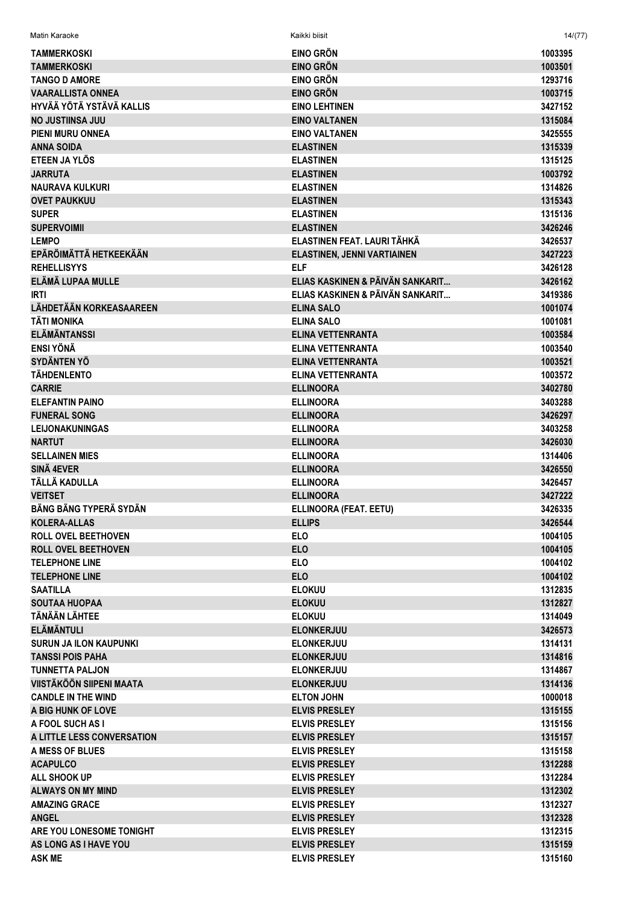| | | |
|---|---|---|
| TAMMERKOSKI | EINO GRÖN | 1003395 |
| TAMMERKOSKI | EINO GRÖN | 1003501 |
| TANGO D AMORE | EINO GRÖN | 1293716 |
| VAARALLISTA ONNEA | EINO GRÖN | 1003715 |
| HYVÄÄ YÖTÄ YSTÄVÄ KALLIS | EINO LEHTINEN | 3427152 |
| NO JUSTIINSA JUU | EINO VALTANEN | 1315084 |
| PIENI MURU ONNEA | EINO VALTANEN | 3425555 |
| ANNA SOIDA | ELASTINEN | 1315339 |
| ETEEN JA YLÖS | ELASTINEN | 1315125 |
| JARRUTA | ELASTINEN | 1003792 |
| NAURAVA KULKURI | ELASTINEN | 1314826 |
| OVET PAUKKUU | ELASTINEN | 1315343 |
| SUPER | ELASTINEN | 1315136 |
| SUPERVOIMII | ELASTINEN | 3426246 |
| LEMPO | ELASTINEN FEAT. LAURI TÄHKÄ | 3426537 |
| EPÄRÖIMÄTTÄ HETKEEKÄÄN | ELASTINEN, JENNI VARTIAINEN | 3427223 |
| REHELLISYYS | ELF | 3426128 |
| ELÄMÄ LUPAA MULLE | ELIAS KASKINEN & PÄIVÄN SANKARIT... | 3426162 |
| IRTI | ELIAS KASKINEN & PÄIVÄN SANKARIT... | 3419386 |
| LÄHDETÄÄN KORKEASAAREEN | ELINA SALO | 1001074 |
| TÄTI MONIKA | ELINA SALO | 1001081 |
| ELÄMÄNTANSSI | ELINA VETTENRANTA | 1003584 |
| ENSI YÖNÄ | ELINA VETTENRANTA | 1003540 |
| SYDÄNTEN YÖ | ELINA VETTENRANTA | 1003521 |
| TÄHDENLENTO | ELINA VETTENRANTA | 1003572 |
| CARRIE | ELLINOORA | 3402780 |
| ELEFANTIN PAINO | ELLINOORA | 3403288 |
| FUNERAL SONG | ELLINOORA | 3426297 |
| LEIJONAKUNINGAS | ELLINOORA | 3403258 |
| NARTUT | ELLINOORA | 3426030 |
| SELLAINEN MIES | ELLINOORA | 1314406 |
| SINÄ 4EVER | ELLINOORA | 3426550 |
| TÄLLÄ KADULLA | ELLINOORA | 3426457 |
| VEITSET | ELLINOORA | 3427222 |
| BÄNG BÄNG TYPERÄ SYDÄN | ELLINOORA (FEAT. EETU) | 3426335 |
| KOLERA-ALLAS | ELLIPS | 3426544 |
| ROLL OVEL BEETHOVEN | ELO | 1004105 |
| ROLL OVEL BEETHOVEN | ELO | 1004105 |
| TELEPHONE LINE | ELO | 1004102 |
| TELEPHONE LINE | ELO | 1004102 |
| SAATILLA | ELOKUU | 1312835 |
| SOUTAA HUOPAA | ELOKUU | 1312827 |
| TÄNÄÄN LÄHTEE | ELOKUU | 1314049 |
| ELÄMÄNTULI | ELONKERJUU | 3426573 |
| SURUN JA ILON KAUPUNKI | ELONKERJUU | 1314131 |
| TANSSI POIS PAHA | ELONKERJUU | 1314816 |
| TUNNETTA PALJON | ELONKERJUU | 1314867 |
| VIISTÄKÖÖN SIIPENI MAATA | ELONKERJUU | 1314136 |
| CANDLE IN THE WIND | ELTON JOHN | 1000018 |
| A BIG HUNK OF LOVE | ELVIS PRESLEY | 1315155 |
| A FOOL SUCH AS I | ELVIS PRESLEY | 1315156 |
| A LITTLE LESS CONVERSATION | ELVIS PRESLEY | 1315157 |
| A MESS OF BLUES | ELVIS PRESLEY | 1315158 |
| ACAPULCO | ELVIS PRESLEY | 1312288 |
| ALL SHOOK UP | ELVIS PRESLEY | 1312284 |
| ALWAYS ON MY MIND | ELVIS PRESLEY | 1312302 |
| AMAZING GRACE | ELVIS PRESLEY | 1312327 |
| ANGEL | ELVIS PRESLEY | 1312328 |
| ARE YOU LONESOME TONIGHT | ELVIS PRESLEY | 1312315 |
| AS LONG AS I HAVE YOU | ELVIS PRESLEY | 1315159 |
| ASK ME | ELVIS PRESLEY | 1315160 |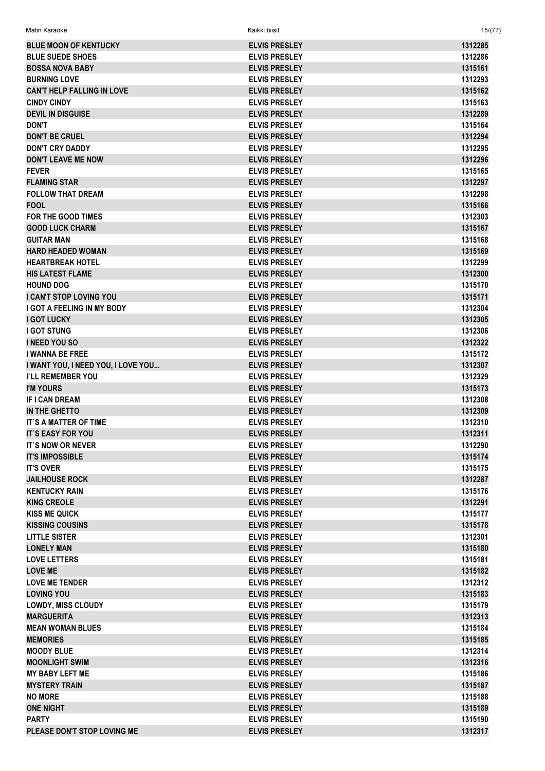| | | |
|---|---|---|
| BLUE MOON OF KENTUCKY | ELVIS PRESLEY | 1312285 |
| BLUE SUEDE SHOES | ELVIS PRESLEY | 1312286 |
| BOSSA NOVA BABY | ELVIS PRESLEY | 1315161 |
| BURNING LOVE | ELVIS PRESLEY | 1312293 |
| CAN'T HELP FALLING IN LOVE | ELVIS PRESLEY | 1315162 |
| CINDY CINDY | ELVIS PRESLEY | 1315163 |
| DEVIL IN DISGUISE | ELVIS PRESLEY | 1312289 |
| DON'T | ELVIS PRESLEY | 1315164 |
| DON'T BE CRUEL | ELVIS PRESLEY | 1312294 |
| DON'T CRY DADDY | ELVIS PRESLEY | 1312295 |
| DON'T LEAVE ME NOW | ELVIS PRESLEY | 1312296 |
| FEVER | ELVIS PRESLEY | 1315165 |
| FLAMING STAR | ELVIS PRESLEY | 1312297 |
| FOLLOW THAT DREAM | ELVIS PRESLEY | 1312298 |
| FOOL | ELVIS PRESLEY | 1315166 |
| FOR THE GOOD TIMES | ELVIS PRESLEY | 1312303 |
| GOOD LUCK CHARM | ELVIS PRESLEY | 1315167 |
| GUITAR MAN | ELVIS PRESLEY | 1315168 |
| HARD HEADED WOMAN | ELVIS PRESLEY | 1315169 |
| HEARTBREAK HOTEL | ELVIS PRESLEY | 1312299 |
| HIS LATEST FLAME | ELVIS PRESLEY | 1312300 |
| HOUND DOG | ELVIS PRESLEY | 1315170 |
| I CAN'T STOP LOVING YOU | ELVIS PRESLEY | 1315171 |
| I GOT A FEELING IN MY BODY | ELVIS PRESLEY | 1312304 |
| I GOT LUCKY | ELVIS PRESLEY | 1312305 |
| I GOT STUNG | ELVIS PRESLEY | 1312306 |
| I NEED YOU SO | ELVIS PRESLEY | 1312322 |
| I WANNA BE FREE | ELVIS PRESLEY | 1315172 |
| I WANT YOU, I NEED YOU, I LOVE YOU... | ELVIS PRESLEY | 1312307 |
| I`LL REMEMBER YOU | ELVIS PRESLEY | 1312329 |
| I'M YOURS | ELVIS PRESLEY | 1315173 |
| IF I CAN DREAM | ELVIS PRESLEY | 1312308 |
| IN THE GHETTO | ELVIS PRESLEY | 1312309 |
| IT`S A MATTER OF TIME | ELVIS PRESLEY | 1312310 |
| IT`S EASY FOR YOU | ELVIS PRESLEY | 1312311 |
| IT`S NOW OR NEVER | ELVIS PRESLEY | 1312290 |
| IT'S IMPOSSIBLE | ELVIS PRESLEY | 1315174 |
| IT'S OVER | ELVIS PRESLEY | 1315175 |
| JAILHOUSE ROCK | ELVIS PRESLEY | 1312287 |
| KENTUCKY RAIN | ELVIS PRESLEY | 1315176 |
| KING CREOLE | ELVIS PRESLEY | 1312291 |
| KISS ME QUICK | ELVIS PRESLEY | 1315177 |
| KISSING COUSINS | ELVIS PRESLEY | 1315178 |
| LITTLE SISTER | ELVIS PRESLEY | 1312301 |
| LONELY MAN | ELVIS PRESLEY | 1315180 |
| LOVE LETTERS | ELVIS PRESLEY | 1315181 |
| LOVE ME | ELVIS PRESLEY | 1315182 |
| LOVE ME TENDER | ELVIS PRESLEY | 1312312 |
| LOVING YOU | ELVIS PRESLEY | 1315183 |
| LOWDY, MISS CLOUDY | ELVIS PRESLEY | 1315179 |
| MARGUERITA | ELVIS PRESLEY | 1312313 |
| MEAN WOMAN BLUES | ELVIS PRESLEY | 1315184 |
| MEMORIES | ELVIS PRESLEY | 1315185 |
| MOODY BLUE | ELVIS PRESLEY | 1312314 |
| MOONLIGHT SWIM | ELVIS PRESLEY | 1312316 |
| MY BABY LEFT ME | ELVIS PRESLEY | 1315186 |
| MYSTERY TRAIN | ELVIS PRESLEY | 1315187 |
| NO MORE | ELVIS PRESLEY | 1315188 |
| ONE NIGHT | ELVIS PRESLEY | 1315189 |
| PARTY | ELVIS PRESLEY | 1315190 |
| PLEASE DON'T STOP LOVING ME | ELVIS PRESLEY | 1312317 |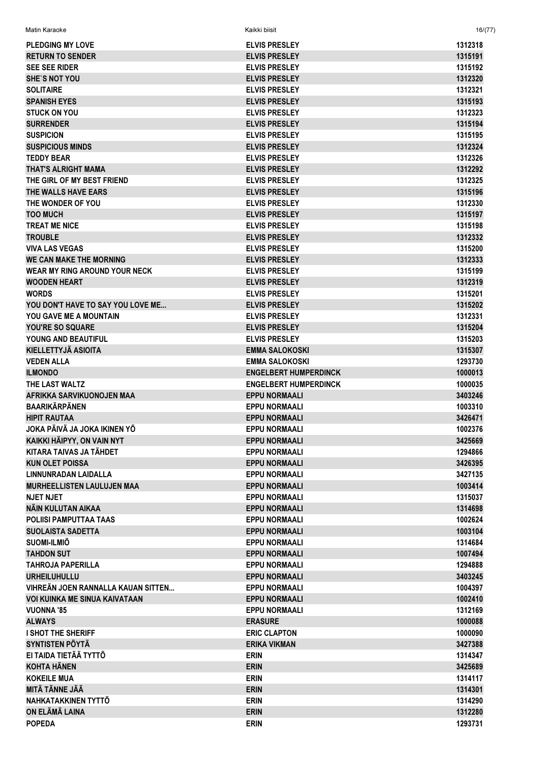| | | |
|---|---|---|
| PLEDGING MY LOVE | ELVIS PRESLEY | 1312318 |
| RETURN TO SENDER | ELVIS PRESLEY | 1315191 |
| SEE SEE RIDER | ELVIS PRESLEY | 1315192 |
| SHE`S NOT YOU | ELVIS PRESLEY | 1312320 |
| SOLITAIRE | ELVIS PRESLEY | 1312321 |
| SPANISH EYES | ELVIS PRESLEY | 1315193 |
| STUCK ON YOU | ELVIS PRESLEY | 1312323 |
| SURRENDER | ELVIS PRESLEY | 1315194 |
| SUSPICION | ELVIS PRESLEY | 1315195 |
| SUSPICIOUS MINDS | ELVIS PRESLEY | 1312324 |
| TEDDY BEAR | ELVIS PRESLEY | 1312326 |
| THAT'S ALRIGHT MAMA | ELVIS PRESLEY | 1312292 |
| THE GIRL OF MY BEST FRIEND | ELVIS PRESLEY | 1312325 |
| THE WALLS HAVE EARS | ELVIS PRESLEY | 1315196 |
| THE WONDER OF YOU | ELVIS PRESLEY | 1312330 |
| TOO MUCH | ELVIS PRESLEY | 1315197 |
| TREAT ME NICE | ELVIS PRESLEY | 1315198 |
| TROUBLE | ELVIS PRESLEY | 1312332 |
| VIVA LAS VEGAS | ELVIS PRESLEY | 1315200 |
| WE CAN MAKE THE MORNING | ELVIS PRESLEY | 1312333 |
| WEAR MY RING AROUND YOUR NECK | ELVIS PRESLEY | 1315199 |
| WOODEN HEART | ELVIS PRESLEY | 1312319 |
| WORDS | ELVIS PRESLEY | 1315201 |
| YOU DON'T HAVE TO SAY YOU LOVE ME... | ELVIS PRESLEY | 1315202 |
| YOU GAVE ME A MOUNTAIN | ELVIS PRESLEY | 1312331 |
| YOU'RE SO SQUARE | ELVIS PRESLEY | 1315204 |
| YOUNG AND BEAUTIFUL | ELVIS PRESLEY | 1315203 |
| KIELLETTYJÄ ASIOITA | EMMA SALOKOSKI | 1315307 |
| VEDEN ALLA | EMMA SALOKOSKI | 1293730 |
| ILMONDO | ENGELBERT HUMPERDINCK | 1000013 |
| THE LAST WALTZ | ENGELBERT HUMPERDINCK | 1000035 |
| AFRIKKA SARVIKUONOJEN MAA | EPPU NORMAALI | 3403246 |
| BAARIKÄRPÄNEN | EPPU NORMAALI | 1003310 |
| HIPIT RAUTAA | EPPU NORMAALI | 3426471 |
| JOKA PÄIVÄ JA JOKA IKINEN YÖ | EPPU NORMAALI | 1002376 |
| KAIKKI HÄIPYY, ON VAIN NYT | EPPU NORMAALI | 3425669 |
| KITARA TAIVAS JA TÄHDET | EPPU NORMAALI | 1294866 |
| KUN OLET POISSA | EPPU NORMAALI | 3426395 |
| LINNUNRADAN LAIDALLA | EPPU NORMAALI | 3427135 |
| MURHEELLISTEN LAULUJEN MAA | EPPU NORMAALI | 1003414 |
| NJET NJET | EPPU NORMAALI | 1315037 |
| NÄIN KULUTAN AIKAA | EPPU NORMAALI | 1314698 |
| POLIISI PAMPUTTAA TAAS | EPPU NORMAALI | 1002624 |
| SUOLAISTA SADETTA | EPPU NORMAALI | 1003104 |
| SUOMI-ILMIÖ | EPPU NORMAALI | 1314684 |
| TAHDON SUT | EPPU NORMAALI | 1007494 |
| TAHROJA PAPERILLA | EPPU NORMAALI | 1294888 |
| URHEILUHULLU | EPPU NORMAALI | 3403245 |
| VIHREÄN JOEN RANNALLA KAUAN SITTEN... | EPPU NORMAALI | 1004397 |
| VOI KUINKA ME SINUA KAIVATAAN | EPPU NORMAALI | 1002410 |
| VUONNA '85 | EPPU NORMAALI | 1312169 |
| ALWAYS | ERASURE | 1000088 |
| I SHOT THE SHERIFF | ERIC CLAPTON | 1000090 |
| SYNTISTEN PÖYTÄ | ERIKA VIKMAN | 3427388 |
| EI TAIDA TIETÄÄ TYTTÖ | ERIN | 1314347 |
| KOHTA HÄNEN | ERIN | 3425689 |
| KOKEILE MUA | ERIN | 1314117 |
| MITÄ TÄNNE JÄÄ | ERIN | 1314301 |
| NAHKATAKKINEN TYTTÖ | ERIN | 1314290 |
| ON ELÄMÄ LAINA | ERIN | 1312280 |
| POPEDA | ERIN | 1293731 |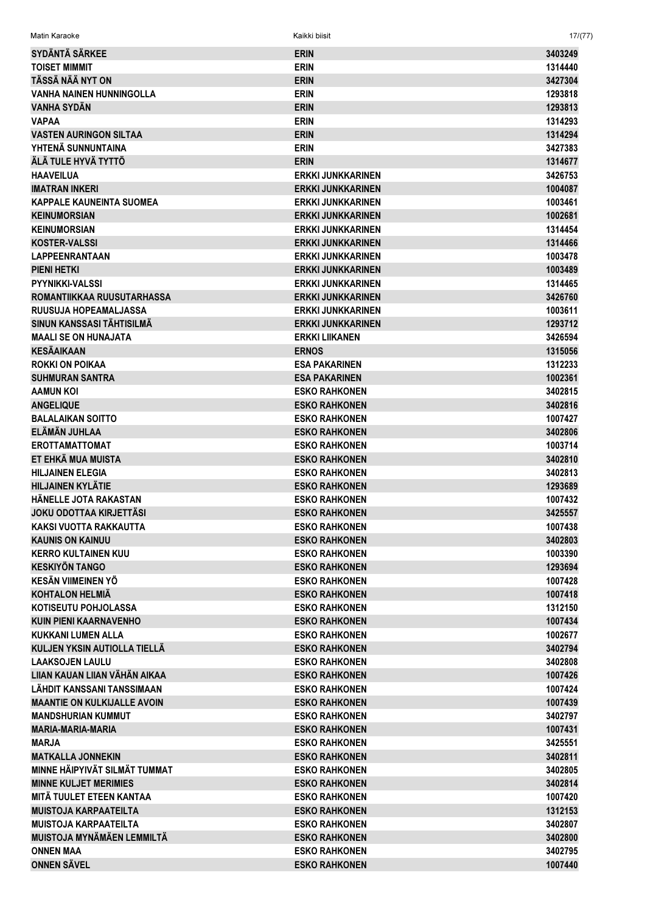| | | |
|---|---|---|
| SYDÄNTÄ SÄRKEE | ERIN | 3403249 |
| TOISET MIMMIT | ERIN | 1314440 |
| TÄSSÄ NÄÄ NYT ON | ERIN | 3427304 |
| VANHA NAINEN HUNNINGOLLA | ERIN | 1293818 |
| VANHA SYDÄN | ERIN | 1293813 |
| VAPAA | ERIN | 1314293 |
| VASTEN AURINGON SILTAA | ERIN | 1314294 |
| YHTENÄ SUNNUNTAINA | ERIN | 3427383 |
| ÄLÄ TULE HYVÄ TYTTÖ | ERIN | 1314677 |
| HAAVEILUA | ERKKI JUNKKARINEN | 3426753 |
| IMATRAN INKERI | ERKKI JUNKKARINEN | 1004087 |
| KAPPALE KAUNEINTA SUOMEA | ERKKI JUNKKARINEN | 1003461 |
| KEINUMORSIAN | ERKKI JUNKKARINEN | 1002681 |
| KEINUMORSIAN | ERKKI JUNKKARINEN | 1314454 |
| KOSTER-VALSSI | ERKKI JUNKKARINEN | 1314466 |
| LAPPEENRANTAAN | ERKKI JUNKKARINEN | 1003478 |
| PIENI HETKI | ERKKI JUNKKARINEN | 1003489 |
| PYYNIKKI-VALSSI | ERKKI JUNKKARINEN | 1314465 |
| ROMANTIIKKAA RUUSUTARHASSA | ERKKI JUNKKARINEN | 3426760 |
| RUUSUJA HOPEAMALJASSA | ERKKI JUNKKARINEN | 1003611 |
| SINUN KANSSASI TÄHTISILMÄ | ERKKI JUNKKARINEN | 1293712 |
| MAALI SE ON HUNAJATA | ERKKI LIIKANEN | 3426594 |
| KESÄAIKAAN | ERNOS | 1315056 |
| ROKKI ON POIKAA | ESA PAKARINEN | 1312233 |
| SUHMURAN SANTRA | ESA PAKARINEN | 1002361 |
| AAMUN KOI | ESKO RAHKONEN | 3402815 |
| ANGELIQUE | ESKO RAHKONEN | 3402816 |
| BALALAIKAN SOITTO | ESKO RAHKONEN | 1007427 |
| ELÄMÄN JUHLAA | ESKO RAHKONEN | 3402806 |
| EROTTAMATTOMAT | ESKO RAHKONEN | 1003714 |
| ET EHKÄ MUA MUISTA | ESKO RAHKONEN | 3402810 |
| HILJAINEN ELEGIA | ESKO RAHKONEN | 3402813 |
| HILJAINEN KYLÄTIE | ESKO RAHKONEN | 1293689 |
| HÄNELLE JOTA RAKASTAN | ESKO RAHKONEN | 1007432 |
| JOKU ODOTTAA KIRJETTÄSI | ESKO RAHKONEN | 3425557 |
| KAKSI VUOTTA RAKKAUTTA | ESKO RAHKONEN | 1007438 |
| KAUNIS ON KAINUU | ESKO RAHKONEN | 3402803 |
| KERRO KULTAINEN KUU | ESKO RAHKONEN | 1003390 |
| KESKIYÖN TANGO | ESKO RAHKONEN | 1293694 |
| KESÄN VIIMEINEN YÖ | ESKO RAHKONEN | 1007428 |
| KOHTALON HELMIÄ | ESKO RAHKONEN | 1007418 |
| KOTISEUTU POHJOLASSA | ESKO RAHKONEN | 1312150 |
| KUIN PIENI KAARNAVENHO | ESKO RAHKONEN | 1007434 |
| KUKKANI LUMEN ALLA | ESKO RAHKONEN | 1002677 |
| KULJEN YKSIN AUTIOLLA TIELLÄ | ESKO RAHKONEN | 3402794 |
| LAAKSOJEN LAULU | ESKO RAHKONEN | 3402808 |
| LIIAN KAUAN LIIAN VÄHÄN AIKAA | ESKO RAHKONEN | 1007426 |
| LÄHDIT KANSSANI TANSSIMAAN | ESKO RAHKONEN | 1007424 |
| MAANTIE ON KULKIJALLE AVOIN | ESKO RAHKONEN | 1007439 |
| MANDSHURIAN KUMMUT | ESKO RAHKONEN | 3402797 |
| MARIA-MARIA-MARIA | ESKO RAHKONEN | 1007431 |
| MARJA | ESKO RAHKONEN | 3425551 |
| MATKALLA JONNEKIN | ESKO RAHKONEN | 3402811 |
| MINNE HÄIPYIVÄT SILMÄT TUMMAT | ESKO RAHKONEN | 3402805 |
| MINNE KULJET MERIMIES | ESKO RAHKONEN | 3402814 |
| MITÄ TUULET ETEEN KANTAA | ESKO RAHKONEN | 1007420 |
| MUISTOJA KARPAATEILTA | ESKO RAHKONEN | 1312153 |
| MUISTOJA KARPAATEILTA | ESKO RAHKONEN | 3402807 |
| MUISTOJA MYNÄMÄEN LEMMILTÄ | ESKO RAHKONEN | 3402800 |
| ONNEN MAA | ESKO RAHKONEN | 3402795 |
| ONNEN SÄVEL | ESKO RAHKONEN | 1007440 |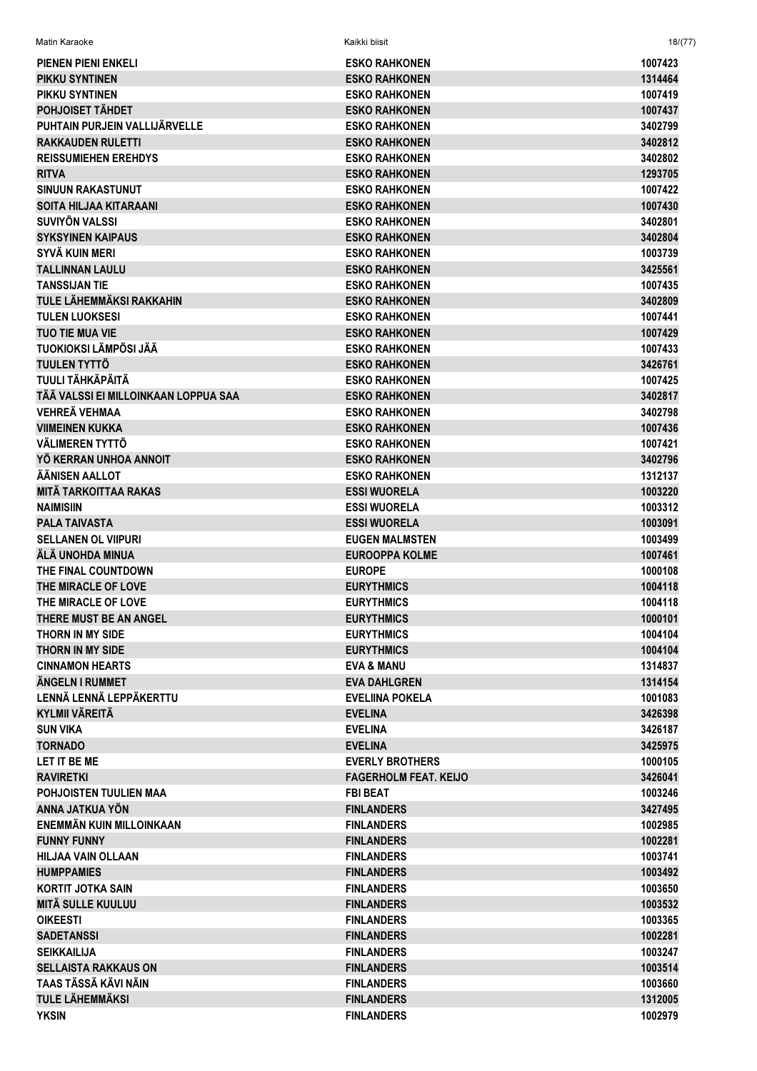| | | |
|---|---|---|
| PIENEN PIENI ENKELI | ESKO RAHKONEN | 1007423 |
| PIKKU SYNTINEN | ESKO RAHKONEN | 1314464 |
| PIKKU SYNTINEN | ESKO RAHKONEN | 1007419 |
| POHJOISET TÄHDET | ESKO RAHKONEN | 1007437 |
| PUHTAIN PURJEIN VALLIJÄRVELLE | ESKO RAHKONEN | 3402799 |
| RAKKAUDEN RULETTI | ESKO RAHKONEN | 3402812 |
| REISSUMIEHEN EREHDYS | ESKO RAHKONEN | 3402802 |
| RITVA | ESKO RAHKONEN | 1293705 |
| SINUUN RAKASTUNUT | ESKO RAHKONEN | 1007422 |
| SOITA HILJAA KITARAANI | ESKO RAHKONEN | 1007430 |
| SUVIYÖN VALSSI | ESKO RAHKONEN | 3402801 |
| SYKSYINEN KAIPAUS | ESKO RAHKONEN | 3402804 |
| SYVÄ KUIN MERI | ESKO RAHKONEN | 1003739 |
| TALLINNAN LAULU | ESKO RAHKONEN | 3425561 |
| TANSSIJAN TIE | ESKO RAHKONEN | 1007435 |
| TULE LÄHEMMÄKSI RAKKAHIN | ESKO RAHKONEN | 3402809 |
| TULEN LUOKSESI | ESKO RAHKONEN | 1007441 |
| TUO TIE MUA VIE | ESKO RAHKONEN | 1007429 |
| TUOKIOKSI LÄMPÖSI JÄÄ | ESKO RAHKONEN | 1007433 |
| TUULEN TYTTÖ | ESKO RAHKONEN | 3426761 |
| TUULI TÄHKÄPÄITÄ | ESKO RAHKONEN | 1007425 |
| TÄÄ VALSSI EI MILLOINKAAN LOPPUA SAA | ESKO RAHKONEN | 3402817 |
| VEHREÄ VEHMAA | ESKO RAHKONEN | 3402798 |
| VIIMEINEN KUKKA | ESKO RAHKONEN | 1007436 |
| VÄLIMEREN TYTTÖ | ESKO RAHKONEN | 1007421 |
| YÖ KERRAN UNHOA ANNOIT | ESKO RAHKONEN | 3402796 |
| ÄÄNISEN AALLOT | ESKO RAHKONEN | 1312137 |
| MITÄ TARKOITTAA RAKAS | ESSI WUORELA | 1003220 |
| NAIMISIIN | ESSI WUORELA | 1003312 |
| PALA TAIVASTA | ESSI WUORELA | 1003091 |
| SELLANEN OL VIIPURI | EUGEN MALMSTEN | 1003499 |
| ÄLÄ UNOHDA MINUA | EUROOPPA KOLME | 1007461 |
| THE FINAL COUNTDOWN | EUROPE | 1000108 |
| THE MIRACLE OF LOVE | EURYTHMICS | 1004118 |
| THE MIRACLE OF LOVE | EURYTHMICS | 1004118 |
| THERE MUST BE AN ANGEL | EURYTHMICS | 1000101 |
| THORN IN MY SIDE | EURYTHMICS | 1004104 |
| THORN IN MY SIDE | EURYTHMICS | 1004104 |
| CINNAMON HEARTS | EVA & MANU | 1314837 |
| ÄNGELN I RUMMET | EVA DAHLGREN | 1314154 |
| LENNÄ LENNÄ LEPPÄKERTTU | EVELIINA POKELA | 1001083 |
| KYLMII VÄREITÄ | EVELINA | 3426398 |
| SUN VIKA | EVELINA | 3426187 |
| TORNADO | EVELINA | 3425975 |
| LET IT BE ME | EVERLY BROTHERS | 1000105 |
| RAVIRETKI | FAGERHOLM FEAT. KEIJO | 3426041 |
| POHJOISTEN TUULIEN MAA | FBI BEAT | 1003246 |
| ANNA JATKUA YÖN | FINLANDERS | 3427495 |
| ENEMMÄN KUIN MILLOINKAAN | FINLANDERS | 1002985 |
| FUNNY FUNNY | FINLANDERS | 1002281 |
| HILJAA VAIN OLLAAN | FINLANDERS | 1003741 |
| HUMPPAMIES | FINLANDERS | 1003492 |
| KORTIT JOTKA SAIN | FINLANDERS | 1003650 |
| MITÄ SULLE KUULUU | FINLANDERS | 1003532 |
| OIKEESTI | FINLANDERS | 1003365 |
| SADETANSSI | FINLANDERS | 1002281 |
| SEIKKAILIJA | FINLANDERS | 1003247 |
| SELLAISTA RAKKAUS ON | FINLANDERS | 1003514 |
| TAAS TÄSSÄ KÄVI NÄIN | FINLANDERS | 1003660 |
| TULE LÄHEMMÄKSI | FINLANDERS | 1312005 |
| YKSIN | FINLANDERS | 1002979 |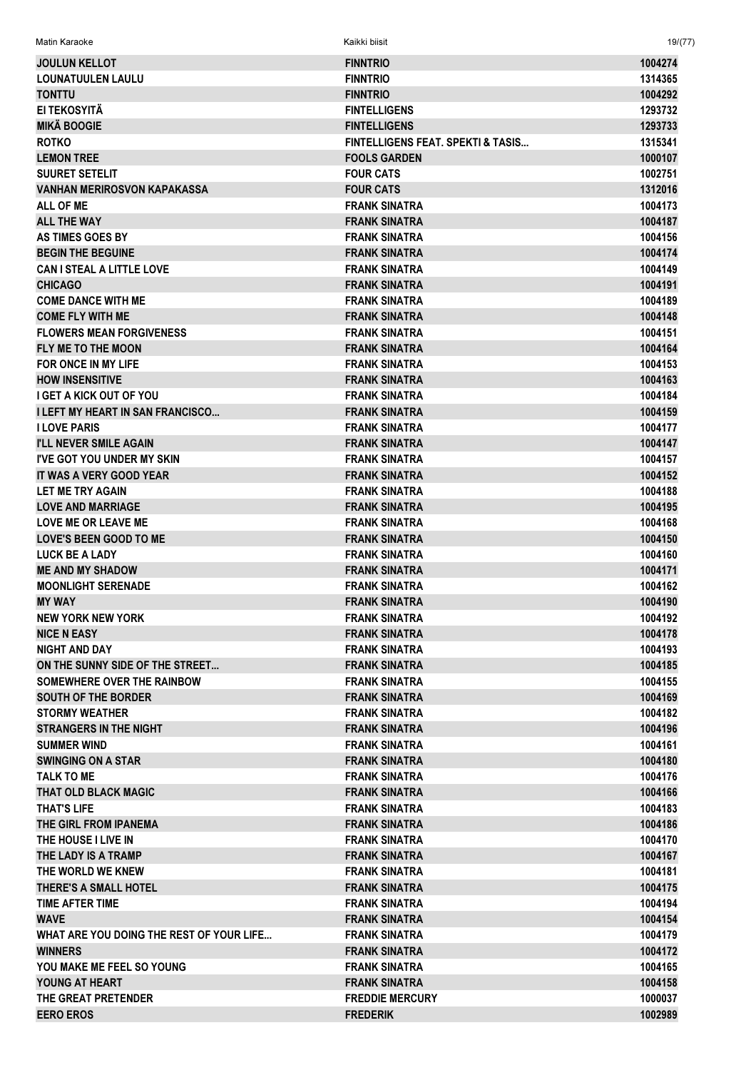| | | |
|---|---|---|
| JOULUN KELLOT | FINNTRIO | 1004274 |
| LOUNATUULEN LAULU | FINNTRIO | 1314365 |
| TONTTU | FINNTRIO | 1004292 |
| EI TEKOSYITÄ | FINTELLIGENS | 1293732 |
| MIKÄ BOOGIE | FINTELLIGENS | 1293733 |
| ROTKO | FINTELLIGENS FEAT. SPEKTI & TASIS... | 1315341 |
| LEMON TREE | FOOLS GARDEN | 1000107 |
| SUURET SETELIT | FOUR CATS | 1002751 |
| VANHAN MERIROSVON KAPAKASSA | FOUR CATS | 1312016 |
| ALL OF ME | FRANK SINATRA | 1004173 |
| ALL THE WAY | FRANK SINATRA | 1004187 |
| AS TIMES GOES BY | FRANK SINATRA | 1004156 |
| BEGIN THE BEGUINE | FRANK SINATRA | 1004174 |
| CAN I STEAL A LITTLE LOVE | FRANK SINATRA | 1004149 |
| CHICAGO | FRANK SINATRA | 1004191 |
| COME DANCE WITH ME | FRANK SINATRA | 1004189 |
| COME FLY WITH ME | FRANK SINATRA | 1004148 |
| FLOWERS MEAN FORGIVENESS | FRANK SINATRA | 1004151 |
| FLY ME TO THE MOON | FRANK SINATRA | 1004164 |
| FOR ONCE IN MY LIFE | FRANK SINATRA | 1004153 |
| HOW INSENSITIVE | FRANK SINATRA | 1004163 |
| I GET A KICK OUT OF YOU | FRANK SINATRA | 1004184 |
| I LEFT MY HEART IN SAN FRANCISCO... | FRANK SINATRA | 1004159 |
| I LOVE PARIS | FRANK SINATRA | 1004177 |
| I'LL NEVER SMILE AGAIN | FRANK SINATRA | 1004147 |
| I'VE GOT YOU UNDER MY SKIN | FRANK SINATRA | 1004157 |
| IT WAS A VERY GOOD YEAR | FRANK SINATRA | 1004152 |
| LET ME TRY AGAIN | FRANK SINATRA | 1004188 |
| LOVE AND MARRIAGE | FRANK SINATRA | 1004195 |
| LOVE ME OR LEAVE ME | FRANK SINATRA | 1004168 |
| LOVE'S BEEN GOOD TO ME | FRANK SINATRA | 1004150 |
| LUCK BE A LADY | FRANK SINATRA | 1004160 |
| ME AND MY SHADOW | FRANK SINATRA | 1004171 |
| MOONLIGHT SERENADE | FRANK SINATRA | 1004162 |
| MY WAY | FRANK SINATRA | 1004190 |
| NEW YORK NEW YORK | FRANK SINATRA | 1004192 |
| NICE N EASY | FRANK SINATRA | 1004178 |
| NIGHT AND DAY | FRANK SINATRA | 1004193 |
| ON THE SUNNY SIDE OF THE STREET... | FRANK SINATRA | 1004185 |
| SOMEWHERE OVER THE RAINBOW | FRANK SINATRA | 1004155 |
| SOUTH OF THE BORDER | FRANK SINATRA | 1004169 |
| STORMY WEATHER | FRANK SINATRA | 1004182 |
| STRANGERS IN THE NIGHT | FRANK SINATRA | 1004196 |
| SUMMER WIND | FRANK SINATRA | 1004161 |
| SWINGING ON A STAR | FRANK SINATRA | 1004180 |
| TALK TO ME | FRANK SINATRA | 1004176 |
| THAT OLD BLACK MAGIC | FRANK SINATRA | 1004166 |
| THAT'S LIFE | FRANK SINATRA | 1004183 |
| THE GIRL FROM IPANEMA | FRANK SINATRA | 1004186 |
| THE HOUSE I LIVE IN | FRANK SINATRA | 1004170 |
| THE LADY IS A TRAMP | FRANK SINATRA | 1004167 |
| THE WORLD WE KNEW | FRANK SINATRA | 1004181 |
| THERE'S A SMALL HOTEL | FRANK SINATRA | 1004175 |
| TIME AFTER TIME | FRANK SINATRA | 1004194 |
| WAVE | FRANK SINATRA | 1004154 |
| WHAT ARE YOU DOING THE REST OF YOUR LIFE... | FRANK SINATRA | 1004179 |
| WINNERS | FRANK SINATRA | 1004172 |
| YOU MAKE ME FEEL SO YOUNG | FRANK SINATRA | 1004165 |
| YOUNG AT HEART | FRANK SINATRA | 1004158 |
| THE GREAT PRETENDER | FREDDIE MERCURY | 1000037 |
| EERO EROS | FREDERIK | 1002989 |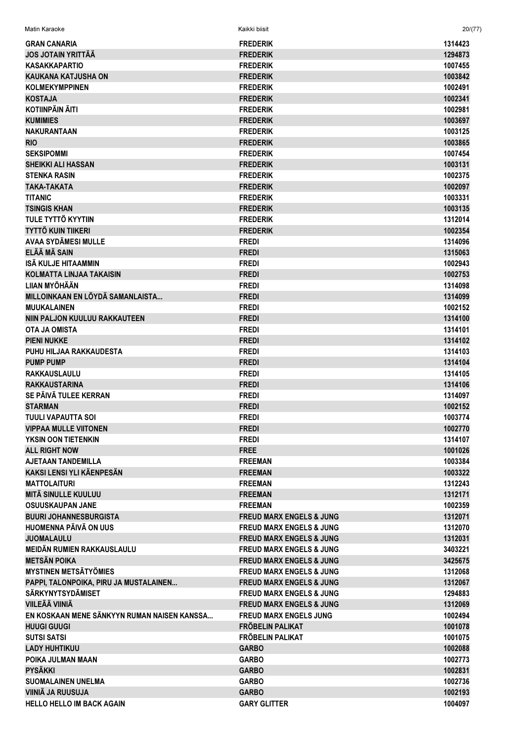| | | |
|---|---|---|
| GRAN CANARIA | FREDERIK | 1314423 |
| JOS JOTAIN YRITTÄÄ | FREDERIK | 1294873 |
| KASAKKAPARTIO | FREDERIK | 1007455 |
| KAUKANA KATJUSHA ON | FREDERIK | 1003842 |
| KOLMEKYMPPINEN | FREDERIK | 1002491 |
| KOSTAJA | FREDERIK | 1002341 |
| KOTIINPÄIN ÄITI | FREDERIK | 1002981 |
| KUMIMIES | FREDERIK | 1003697 |
| NAKURANTAAN | FREDERIK | 1003125 |
| RIO | FREDERIK | 1003865 |
| SEKSIPOMMI | FREDERIK | 1007454 |
| SHEIKKI ALI HASSAN | FREDERIK | 1003131 |
| STENKA RASIN | FREDERIK | 1002375 |
| TAKA-TAKATA | FREDERIK | 1002097 |
| TITANIC | FREDERIK | 1003331 |
| TSINGIS KHAN | FREDERIK | 1003135 |
| TULE TYTTÖ KYYTIIN | FREDERIK | 1312014 |
| TYTTÖ KUIN TIIKERI | FREDERIK | 1002354 |
| AVAA SYDÄMESI MULLE | FREDI | 1314096 |
| ELÄÄ MÄ SAIN | FREDI | 1315063 |
| ISÄ KULJE HITAAMMIN | FREDI | 1002943 |
| KOLMATTA LINJAA TAKAISIN | FREDI | 1002753 |
| LIIAN MYÖHÄÄN | FREDI | 1314098 |
| MILLOINKAAN EN LÖYDÄ SAMANLAISTA... | FREDI | 1314099 |
| MUUKALAINEN | FREDI | 1002152 |
| NIIN PALJON KUULUU RAKKAUTEEN | FREDI | 1314100 |
| OTA JA OMISTA | FREDI | 1314101 |
| PIENI NUKKE | FREDI | 1314102 |
| PUHU HILJAA RAKKAUDESTA | FREDI | 1314103 |
| PUMP PUMP | FREDI | 1314104 |
| RAKKAUSLAULU | FREDI | 1314105 |
| RAKKAUSTARINA | FREDI | 1314106 |
| SE PÄIVÄ TULEE KERRAN | FREDI | 1314097 |
| STARMAN | FREDI | 1002152 |
| TUULI VAPAUTTA SOI | FREDI | 1003774 |
| VIPPAA MULLE VIITONEN | FREDI | 1002770 |
| YKSIN OON TIETENKIN | FREDI | 1314107 |
| ALL RIGHT NOW | FREE | 1001026 |
| AJETAAN TANDEMILLA | FREEMAN | 1003384 |
| KAKSI LENSI YLI KÄENPESÄN | FREEMAN | 1003322 |
| MATTOLAITURI | FREEMAN | 1312243 |
| MITÄ SINULLE KUULUU | FREEMAN | 1312171 |
| OSUUSKAUPAN JANE | FREEMAN | 1002359 |
| BUURI JOHANNESBURGISTA | FREUD MARX ENGELS & JUNG | 1312071 |
| HUOMENNA PÄIVÄ ON UUS | FREUD MARX ENGELS & JUNG | 1312070 |
| JUOMALAULU | FREUD MARX ENGELS & JUNG | 1312031 |
| MEIDÄN RUMIEN RAKKAUSLAULU | FREUD MARX ENGELS & JUNG | 3403221 |
| METSÄN POIKA | FREUD MARX ENGELS & JUNG | 3425675 |
| MYSTINEN METSÄTYÖMIES | FREUD MARX ENGELS & JUNG | 1312068 |
| PAPPI, TALONPOIKA, PIRU JA MUSTALAINEN... | FREUD MARX ENGELS & JUNG | 1312067 |
| SÄRKYNYTSYDÄMISET | FREUD MARX ENGELS & JUNG | 1294883 |
| VIILEÄÄ VIINIÄ | FREUD MARX ENGELS & JUNG | 1312069 |
| EN KOSKAAN MENE SÄNKYYN RUMAN NAISEN KANSSA... | FREUD MARX ENGELS JUNG | 1002494 |
| HUUGI GUUGI | FRÖBELIN PALIKAT | 1001078 |
| SUTSI SATSI | FRÖBELIN PALIKAT | 1001075 |
| LADY HUHTIKUU | GARBO | 1002088 |
| POIKA JULMAN MAAN | GARBO | 1002773 |
| PYSÄKKI | GARBO | 1002831 |
| SUOMALAINEN UNELMA | GARBO | 1002736 |
| VIINIÄ JA RUUSUJA | GARBO | 1002193 |
| HELLO HELLO IM BACK AGAIN | GARY GLITTER | 1004097 |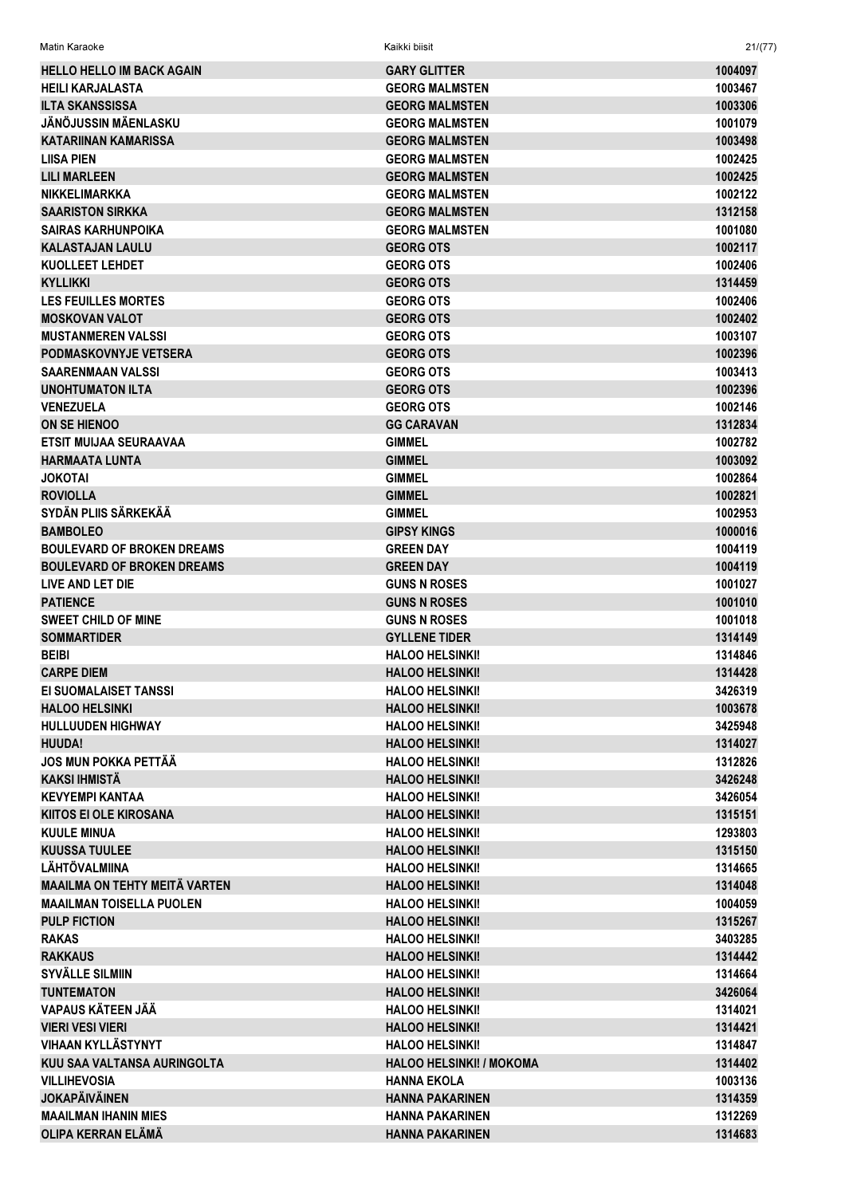| | | |
|---|---|---|
| HELLO HELLO IM BACK AGAIN | GARY GLITTER | 1004097 |
| HEILI KARJALASTA | GEORG MALMSTEN | 1003467 |
| ILTA SKANSSISSA | GEORG MALMSTEN | 1003306 |
| JÄNÖJUSSIN MÄENLASKU | GEORG MALMSTEN | 1001079 |
| KATARIINAN KAMARISSA | GEORG MALMSTEN | 1003498 |
| LIISA PIEN | GEORG MALMSTEN | 1002425 |
| LILI MARLEEN | GEORG MALMSTEN | 1002425 |
| NIKKELIMARKKA | GEORG MALMSTEN | 1002122 |
| SAARISTON SIRKKA | GEORG MALMSTEN | 1312158 |
| SAIRAS KARHUNPOIKA | GEORG MALMSTEN | 1001080 |
| KALASTAJAN LAULU | GEORG OTS | 1002117 |
| KUOLLEET LEHDET | GEORG OTS | 1002406 |
| KYLLIKKI | GEORG OTS | 1314459 |
| LES FEUILLES MORTES | GEORG OTS | 1002406 |
| MOSKOVAN VALOT | GEORG OTS | 1002402 |
| MUSTANMEREN VALSSI | GEORG OTS | 1003107 |
| PODMASKOVNYJE VETSERA | GEORG OTS | 1002396 |
| SAARENMAAN VALSSI | GEORG OTS | 1003413 |
| UNOHTUMATON ILTA | GEORG OTS | 1002396 |
| VENEZUELA | GEORG OTS | 1002146 |
| ON SE HIENOO | GG CARAVAN | 1312834 |
| ETSIT MUIJAA SEURAAVAA | GIMMEL | 1002782 |
| HARMAATA LUNTA | GIMMEL | 1003092 |
| JOKOTAI | GIMMEL | 1002864 |
| ROVIOLLA | GIMMEL | 1002821 |
| SYDÄN PLIIS SÄRKEKÄÄ | GIMMEL | 1002953 |
| BAMBOLEO | GIPSY KINGS | 1000016 |
| BOULEVARD OF BROKEN DREAMS | GREEN DAY | 1004119 |
| BOULEVARD OF BROKEN DREAMS | GREEN DAY | 1004119 |
| LIVE AND LET DIE | GUNS N ROSES | 1001027 |
| PATIENCE | GUNS N ROSES | 1001010 |
| SWEET CHILD OF MINE | GUNS N ROSES | 1001018 |
| SOMMARTIDER | GYLLENE TIDER | 1314149 |
| BEIBI | HALOO HELSINKI! | 1314846 |
| CARPE DIEM | HALOO HELSINKI! | 1314428 |
| EI SUOMALAISET TANSSI | HALOO HELSINKI! | 3426319 |
| HALOO HELSINKI | HALOO HELSINKI! | 1003678 |
| HULLUUDEN HIGHWAY | HALOO HELSINKI! | 3425948 |
| HUUDA! | HALOO HELSINKI! | 1314027 |
| JOS MUN POKKA PETTÄÄ | HALOO HELSINKI! | 1312826 |
| KAKSI IHMISTÄ | HALOO HELSINKI! | 3426248 |
| KEVYEMPI KANTAA | HALOO HELSINKI! | 3426054 |
| KIITOS EI OLE KIROSANA | HALOO HELSINKI! | 1315151 |
| KUULE MINUA | HALOO HELSINKI! | 1293803 |
| KUUSSA TUULEE | HALOO HELSINKI! | 1315150 |
| LÄHTÖVALMIINA | HALOO HELSINKI! | 1314665 |
| MAAILMA ON TEHTY MEITÄ VARTEN | HALOO HELSINKI! | 1314048 |
| MAAILMAN TOISELLA PUOLEN | HALOO HELSINKI! | 1004059 |
| PULP FICTION | HALOO HELSINKI! | 1315267 |
| RAKAS | HALOO HELSINKI! | 3403285 |
| RAKKAUS | HALOO HELSINKI! | 1314442 |
| SYVÄLLE SILMIIN | HALOO HELSINKI! | 1314664 |
| TUNTEMATON | HALOO HELSINKI! | 3426064 |
| VAPAUS KÄTEEN JÄÄ | HALOO HELSINKI! | 1314021 |
| VIERI VESI VIERI | HALOO HELSINKI! | 1314421 |
| VIHAAN KYLLÄSTYNYT | HALOO HELSINKI! | 1314847 |
| KUU SAA VALTANSA AURINGOLTA | HALOO HELSINKI! / MOKOMA | 1314402 |
| VILLIHEVOSIA | HANNA EKOLA | 1003136 |
| JOKAPÄIVÄINEN | HANNA PAKARINEN | 1314359 |
| MAAILMAN IHANIN MIES | HANNA PAKARINEN | 1312269 |
| OLIPA KERRAN ELÄMÄ | HANNA PAKARINEN | 1314683 |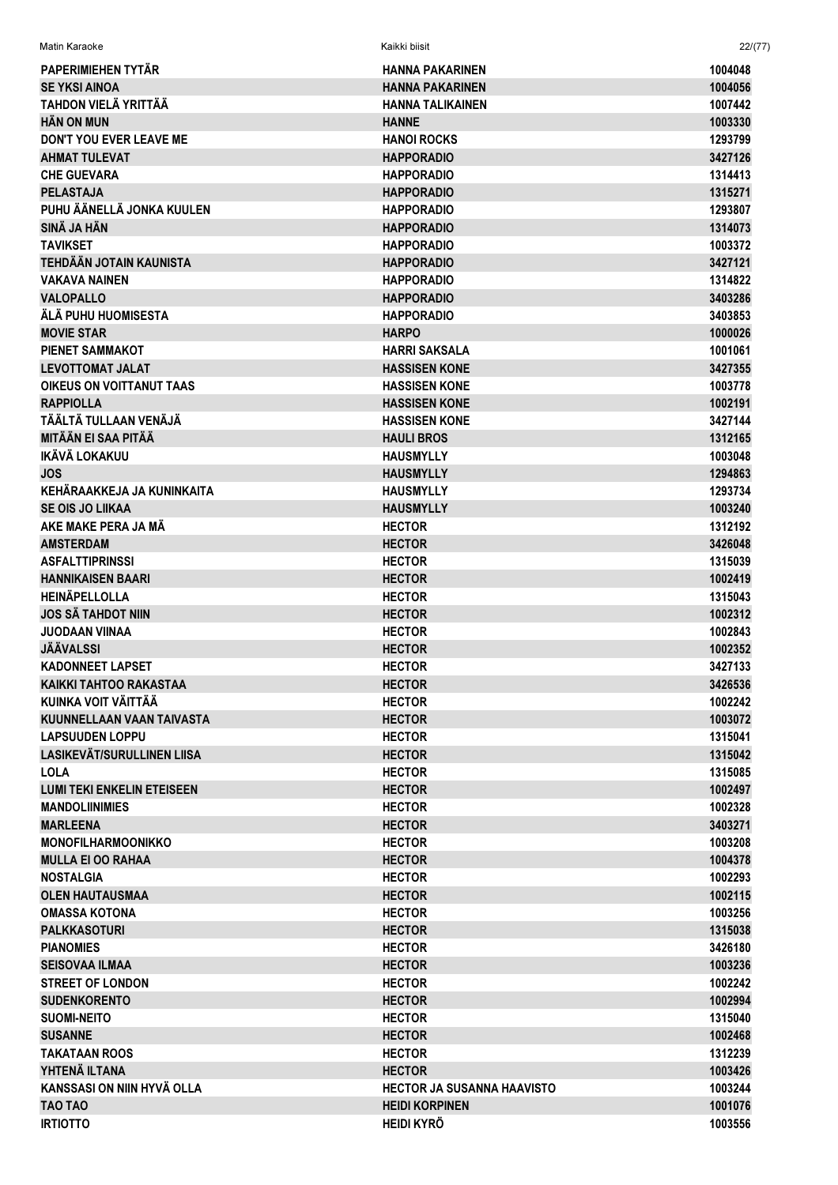| | | |
|---|---|---|
| PAPERIMIEHEN TYTÄR | HANNA PAKARINEN | 1004048 |
| SE YKSI AINOA | HANNA PAKARINEN | 1004056 |
| TAHDON VIELÄ YRITTÄÄ | HANNA TALIKAINEN | 1007442 |
| HÄN ON MUN | HANNE | 1003330 |
| DON'T YOU EVER LEAVE ME | HANOI ROCKS | 1293799 |
| AHMAT TULEVAT | HAPPORADIO | 3427126 |
| CHE GUEVARA | HAPPORADIO | 1314413 |
| PELASTAJA | HAPPORADIO | 1315271 |
| PUHU ÄÄNELLÄ JONKA KUULEN | HAPPORADIO | 1293807 |
| SINÄ JA HÄN | HAPPORADIO | 1314073 |
| TAVIKSET | HAPPORADIO | 1003372 |
| TEHDÄÄN JOTAIN KAUNISTA | HAPPORADIO | 3427121 |
| VAKAVA NAINEN | HAPPORADIO | 1314822 |
| VALOPALLO | HAPPORADIO | 3403286 |
| ÄLÄ PUHU HUOMISESTA | HAPPORADIO | 3403853 |
| MOVIE STAR | HARPO | 1000026 |
| PIENET SAMMAKOT | HARRI SAKSALA | 1001061 |
| LEVOTTOMAT JALAT | HASSISEN KONE | 3427355 |
| OIKEUS ON VOITTANUT TAAS | HASSISEN KONE | 1003778 |
| RAPPIOLLA | HASSISEN KONE | 1002191 |
| TÄÄLTÄ TULLAAN VENÄJÄ | HASSISEN KONE | 3427144 |
| MITÄÄN EI SAA PITÄÄ | HAULI BROS | 1312165 |
| IKÄVÄ LOKAKUU | HAUSMYLLY | 1003048 |
| JOS | HAUSMYLLY | 1294863 |
| KEHÄRAAKKEJA JA KUNINKAITA | HAUSMYLLY | 1293734 |
| SE OIS JO LIIKAA | HAUSMYLLY | 1003240 |
| AKE MAKE PERA JA MÄ | HECTOR | 1312192 |
| AMSTERDAM | HECTOR | 3426048 |
| ASFALTTIPRINSSI | HECTOR | 1315039 |
| HANNIKAISEN BAARI | HECTOR | 1002419 |
| HEINÄPELLOLLA | HECTOR | 1315043 |
| JOS SÄ TAHDOT NIIN | HECTOR | 1002312 |
| JUODAAN VIINAA | HECTOR | 1002843 |
| JÄÄVALSSI | HECTOR | 1002352 |
| KADONNEET LAPSET | HECTOR | 3427133 |
| KAIKKI TAHTOO RAKASTAA | HECTOR | 3426536 |
| KUINKA VOIT VÄITTÄÄ | HECTOR | 1002242 |
| KUUNNELLAAN VAAN TAIVASTA | HECTOR | 1003072 |
| LAPSUUDEN LOPPU | HECTOR | 1315041 |
| LASIKEVÄT/SURULLINEN LIISA | HECTOR | 1315042 |
| LOLA | HECTOR | 1315085 |
| LUMI TEKI ENKELIN ETEISEEN | HECTOR | 1002497 |
| MANDOLIINIMIES | HECTOR | 1002328 |
| MARLEENA | HECTOR | 3403271 |
| MONOFILHARMOONIKKO | HECTOR | 1003208 |
| MULLA EI OO RAHAA | HECTOR | 1004378 |
| NOSTALGIA | HECTOR | 1002293 |
| OLEN HAUTAUSMAA | HECTOR | 1002115 |
| OMASSA KOTONA | HECTOR | 1003256 |
| PALKKASOTURI | HECTOR | 1315038 |
| PIANOMIES | HECTOR | 3426180 |
| SEISOVAA ILMAA | HECTOR | 1003236 |
| STREET OF LONDON | HECTOR | 1002242 |
| SUDENKORENTO | HECTOR | 1002994 |
| SUOMI-NEITO | HECTOR | 1315040 |
| SUSANNE | HECTOR | 1002468 |
| TAKATAAN ROOS | HECTOR | 1312239 |
| YHTENÄ ILTANA | HECTOR | 1003426 |
| KANSSASI ON NIIN HYVÄ OLLA | HECTOR JA SUSANNA HAAVISTO | 1003244 |
| TAO TAO | HEIDI KORPINEN | 1001076 |
| IRTIOTTO | HEIDI KYRÖ | 1003556 |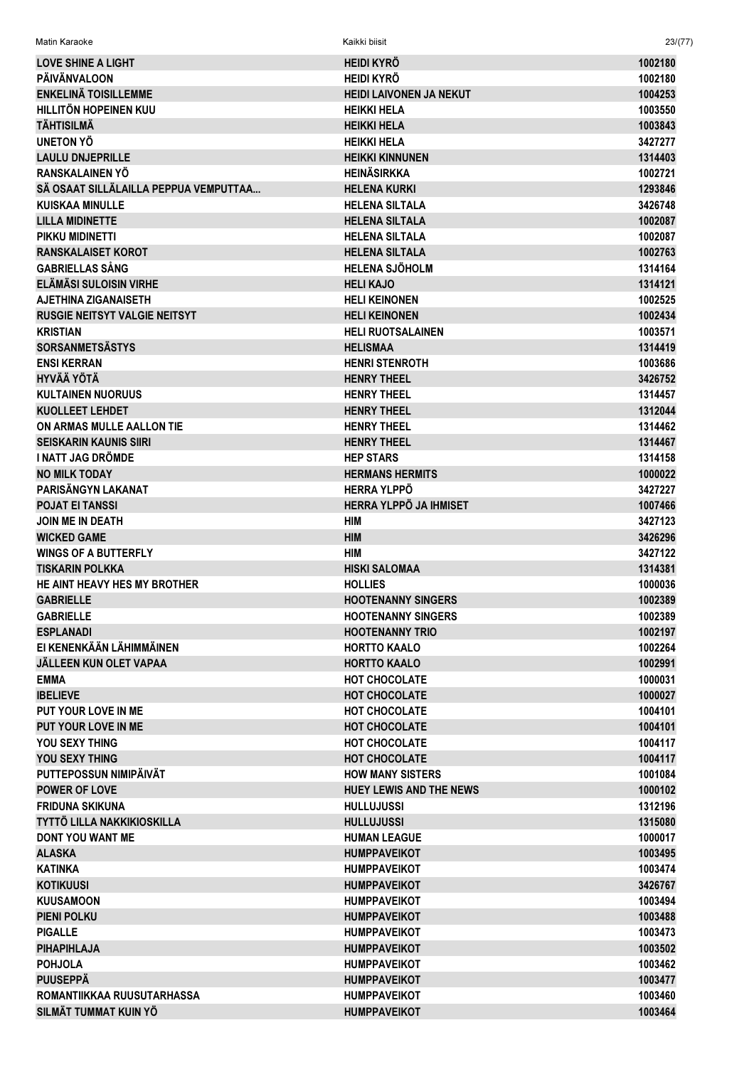| | | |
|---|---|---|
| LOVE SHINE A LIGHT | HEIDI KYRÖ | 1002180 |
| PÄIVÄNVALOON | HEIDI KYRÖ | 1002180 |
| ENKELINÄ TOISILLEMME | HEIDI LAIVONEN JA NEKUT | 1004253 |
| HILLITÖN HOPEINEN KUU | HEIKKI HELA | 1003550 |
| TÄHTISILMÄ | HEIKKI HELA | 1003843 |
| UNETON YÖ | HEIKKI HELA | 3427277 |
| LAULU DNJEPRILLE | HEIKKI KINNUNEN | 1314403 |
| RANSKALAINEN YÖ | HEINÄSIRKKA | 1002721 |
| SÄ OSAAT SILLÄLAILLA PEPPUA VEMPUTTAA... | HELENA KURKI | 1293846 |
| KUISKAA MINULLE | HELENA SILTALA | 3426748 |
| LILLA MIDINETTE | HELENA SILTALA | 1002087 |
| PIKKU MIDINETTI | HELENA SILTALA | 1002087 |
| RANSKALAISET KOROT | HELENA SILTALA | 1002763 |
| GABRIELLAS SÅNG | HELENA SJÖHOLM | 1314164 |
| ELÄMÄSI SULOISIN VIRHE | HELI KAJO | 1314121 |
| AJETHINA ZIGANAISETH | HELI KEINONEN | 1002525 |
| RUSGIE NEITSYT VALGIE NEITSYT | HELI KEINONEN | 1002434 |
| KRISTIAN | HELI RUOTSALAINEN | 1003571 |
| SORSANMETSÄSTYS | HELISMAA | 1314419 |
| ENSI KERRAN | HENRI STENROTH | 1003686 |
| HYVÄÄ YÖTÄ | HENRY THEEL | 3426752 |
| KULTAINEN NUORUUS | HENRY THEEL | 1314457 |
| KUOLLEET LEHDET | HENRY THEEL | 1312044 |
| ON ARMAS MULLE AALLON TIE | HENRY THEEL | 1314462 |
| SEISKARIN KAUNIS SIIRI | HENRY THEEL | 1314467 |
| I NATT JAG DRÖMDE | HEP STARS | 1314158 |
| NO MILK TODAY | HERMANS HERMITS | 1000022 |
| PARISÄNGYN LAKANAT | HERRA YLPPÖ | 3427227 |
| POJAT EI TANSSI | HERRA YLPPÖ JA IHMISET | 1007466 |
| JOIN ME IN DEATH | HIM | 3427123 |
| WICKED GAME | HIM | 3426296 |
| WINGS OF A BUTTERFLY | HIM | 3427122 |
| TISKARIN POLKKA | HISKI SALOMAA | 1314381 |
| HE AINT HEAVY HES MY BROTHER | HOLLIES | 1000036 |
| GABRIELLE | HOOTENANNY SINGERS | 1002389 |
| GABRIELLE | HOOTENANNY SINGERS | 1002389 |
| ESPLANADI | HOOTENANNY TRIO | 1002197 |
| EI KENENKÄÄN LÄHIMMÄINEN | HORTTO KAALO | 1002264 |
| JÄLLEEN KUN OLET VAPAA | HORTTO KAALO | 1002991 |
| EMMA | HOT CHOCOLATE | 1000031 |
| IBELIEVE | HOT CHOCOLATE | 1000027 |
| PUT YOUR LOVE IN ME | HOT CHOCOLATE | 1004101 |
| PUT YOUR LOVE IN ME | HOT CHOCOLATE | 1004101 |
| YOU SEXY THING | HOT CHOCOLATE | 1004117 |
| YOU SEXY THING | HOT CHOCOLATE | 1004117 |
| PUTTEPOSSUN NIMIPÄIVÄT | HOW MANY SISTERS | 1001084 |
| POWER OF LOVE | HUEY LEWIS AND THE NEWS | 1000102 |
| FRIDUNA SKIKUNA | HULLUJUSSI | 1312196 |
| TYTTÖ LILLA NAKKIKIOSKILLA | HULLUJUSSI | 1315080 |
| DONT YOU WANT ME | HUMAN LEAGUE | 1000017 |
| ALASKA | HUMPPAVEIKOT | 1003495 |
| KATINKA | HUMPPAVEIKOT | 1003474 |
| KOTIKUUSI | HUMPPAVEIKOT | 3426767 |
| KUUSAMOON | HUMPPAVEIKOT | 1003494 |
| PIENI POLKU | HUMPPAVEIKOT | 1003488 |
| PIGALLE | HUMPPAVEIKOT | 1003473 |
| PIHAPIHLAJA | HUMPPAVEIKOT | 1003502 |
| POHJOLA | HUMPPAVEIKOT | 1003462 |
| PUUSEPPÄ | HUMPPAVEIKOT | 1003477 |
| ROMANTIIKKAA RUUSUTARHASSA | HUMPPAVEIKOT | 1003460 |
| SILMÄT TUMMAT KUIN YÖ | HUMPPAVEIKOT | 1003464 |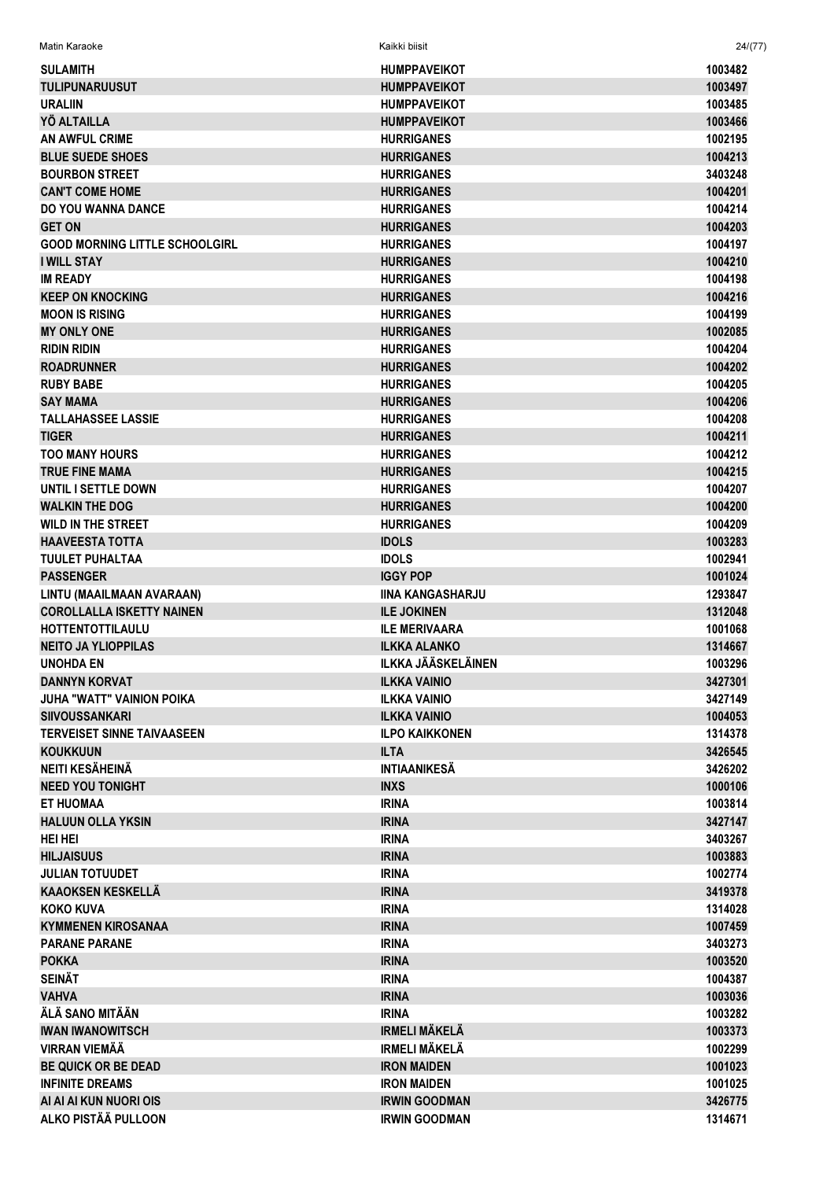| | | |
|---|---|---|
| SULAMITH | HUMPPAVEIKOT | 1003482 |
| TULIPUNARUUSUT | HUMPPAVEIKOT | 1003497 |
| URALIIN | HUMPPAVEIKOT | 1003485 |
| YÖ ALTAILLA | HUMPPAVEIKOT | 1003466 |
| AN AWFUL CRIME | HURRIGANES | 1002195 |
| BLUE SUEDE SHOES | HURRIGANES | 1004213 |
| BOURBON STREET | HURRIGANES | 3403248 |
| CAN'T COME HOME | HURRIGANES | 1004201 |
| DO YOU WANNA DANCE | HURRIGANES | 1004214 |
| GET ON | HURRIGANES | 1004203 |
| GOOD MORNING LITTLE SCHOOLGIRL | HURRIGANES | 1004197 |
| I WILL STAY | HURRIGANES | 1004210 |
| IM READY | HURRIGANES | 1004198 |
| KEEP ON KNOCKING | HURRIGANES | 1004216 |
| MOON IS RISING | HURRIGANES | 1004199 |
| MY ONLY ONE | HURRIGANES | 1002085 |
| RIDIN RIDIN | HURRIGANES | 1004204 |
| ROADRUNNER | HURRIGANES | 1004202 |
| RUBY BABE | HURRIGANES | 1004205 |
| SAY MAMA | HURRIGANES | 1004206 |
| TALLAHASSEE LASSIE | HURRIGANES | 1004208 |
| TIGER | HURRIGANES | 1004211 |
| TOO MANY HOURS | HURRIGANES | 1004212 |
| TRUE FINE MAMA | HURRIGANES | 1004215 |
| UNTIL I SETTLE DOWN | HURRIGANES | 1004207 |
| WALKIN THE DOG | HURRIGANES | 1004200 |
| WILD IN THE STREET | HURRIGANES | 1004209 |
| HAAVEESTA TOTTA | IDOLS | 1003283 |
| TUULET PUHALTAA | IDOLS | 1002941 |
| PASSENGER | IGGY POP | 1001024 |
| LINTU (MAAILMAAN AVARAAN) | IINA KANGASHARJU | 1293847 |
| COROLLALLA ISKETTY NAINEN | ILE JOKINEN | 1312048 |
| HOTTENTOTTILAULU | ILE MERIVAARA | 1001068 |
| NEITO JA YLIOPPILAS | ILKKA ALANKO | 1314667 |
| UNOHDA EN | ILKKA JÄÄSKELÄINEN | 1003296 |
| DANNYN KORVAT | ILKKA VAINIO | 3427301 |
| JUHA "WATT" VAINION POIKA | ILKKA VAINIO | 3427149 |
| SIIVOUSSANKARI | ILKKA VAINIO | 1004053 |
| TERVEISET SINNE TAIVAASEEN | ILPO KAIKKONEN | 1314378 |
| KOUKKUUN | ILTA | 3426545 |
| NEITI KESÄHEINÄ | INTIAANIKESÄ | 3426202 |
| NEED YOU TONIGHT | INXS | 1000106 |
| ET HUOMAA | IRINA | 1003814 |
| HALUUN OLLA YKSIN | IRINA | 3427147 |
| HEI HEI | IRINA | 3403267 |
| HILJAISUUS | IRINA | 1003883 |
| JULIAN TOTUUDET | IRINA | 1002774 |
| KAAOKSEN KESKELLÄ | IRINA | 3419378 |
| KOKO KUVA | IRINA | 1314028 |
| KYMMENEN KIROSANAA | IRINA | 1007459 |
| PARANE PARANE | IRINA | 3403273 |
| POKKA | IRINA | 1003520 |
| SEINÄT | IRINA | 1004387 |
| VAHVA | IRINA | 1003036 |
| ÄLÄ SANO MITÄÄN | IRINA | 1003282 |
| IWAN IWANOWITSCH | IRMELI MÄKELÄ | 1003373 |
| VIRRAN VIEMÄÄ | IRMELI MÄKELÄ | 1002299 |
| BE QUICK OR BE DEAD | IRON MAIDEN | 1001023 |
| INFINITE DREAMS | IRON MAIDEN | 1001025 |
| AI AI AI KUN NUORI OIS | IRWIN GOODMAN | 3426775 |
| ALKO PISTÄÄ PULLOON | IRWIN GOODMAN | 1314671 |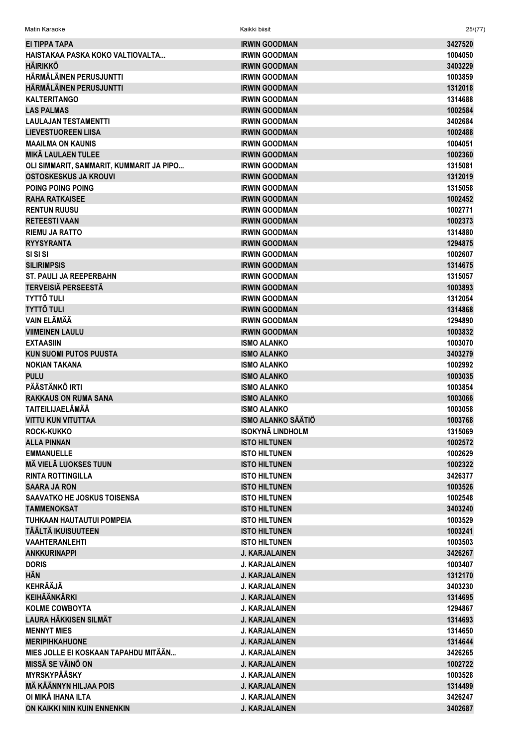| | | |
|---|---|---|
| EI TIPPA TAPA | IRWIN GOODMAN | 3427520 |
| HAISTAKAA PASKA KOKO VALTIOVALTA... | IRWIN GOODMAN | 1004050 |
| HÄIRIKKÖ | IRWIN GOODMAN | 3403229 |
| HÄRMÄLÄINEN PERUSJUNTTI | IRWIN GOODMAN | 1003859 |
| HÄRMÄLÄINEN PERUSJUNTTI | IRWIN GOODMAN | 1312018 |
| KALTERITANGO | IRWIN GOODMAN | 1314688 |
| LAS PALMAS | IRWIN GOODMAN | 1002584 |
| LAULAJAN TESTAMENTTI | IRWIN GOODMAN | 3402684 |
| LIEVESTUOREEN LIISA | IRWIN GOODMAN | 1002488 |
| MAAILMA ON KAUNIS | IRWIN GOODMAN | 1004051 |
| MIKÄ LAULAEN TULEE | IRWIN GOODMAN | 1002360 |
| OLI SIMMARIT, SAMMARIT, KUMMARIT JA PIPO... | IRWIN GOODMAN | 1315081 |
| OSTOSKESKUS JA KROUVI | IRWIN GOODMAN | 1312019 |
| POING POING POING | IRWIN GOODMAN | 1315058 |
| RAHA RATKAISEE | IRWIN GOODMAN | 1002452 |
| RENTUN RUUSU | IRWIN GOODMAN | 1002771 |
| RETEESTI VAAN | IRWIN GOODMAN | 1002373 |
| RIEMU JA RATTO | IRWIN GOODMAN | 1314880 |
| RYYSYRANTA | IRWIN GOODMAN | 1294875 |
| SI SI SI | IRWIN GOODMAN | 1002607 |
| SILIRIMPSIS | IRWIN GOODMAN | 1314675 |
| ST. PAULI JA REEPERBAHN | IRWIN GOODMAN | 1315057 |
| TERVEISIÄ PERSEESTÄ | IRWIN GOODMAN | 1003893 |
| TYTTÖ TULI | IRWIN GOODMAN | 1312054 |
| TYTTÖ TULI | IRWIN GOODMAN | 1314868 |
| VAIN ELÄMÄÄ | IRWIN GOODMAN | 1294890 |
| VIIMEINEN LAULU | IRWIN GOODMAN | 1003832 |
| EXTAASIIN | ISMO ALANKO | 1003070 |
| KUN SUOMI PUTOS PUUSTA | ISMO ALANKO | 3403279 |
| NOKIAN TAKANA | ISMO ALANKO | 1002992 |
| PULU | ISMO ALANKO | 1003035 |
| PÄÄSTÄNKÖ IRTI | ISMO ALANKO | 1003854 |
| RAKKAUS ON RUMA SANA | ISMO ALANKO | 1003066 |
| TAITEILIJAELÄMÄÄ | ISMO ALANKO | 1003058 |
| VITTU KUN VITUTTAA | ISMO ALANKO SÄÄTIÖ | 1003768 |
| ROCK-KUKKO | ISOKYNÄ LINDHOLM | 1315069 |
| ALLA PINNAN | ISTO HILTUNEN | 1002572 |
| EMMANUELLE | ISTO HILTUNEN | 1002629 |
| MÄ VIELÄ LUOKSES TUUN | ISTO HILTUNEN | 1002322 |
| RINTA ROTTINGILLA | ISTO HILTUNEN | 3426377 |
| SAARA JA RON | ISTO HILTUNEN | 1003526 |
| SAAVATKO HE JOSKUS TOISENSA | ISTO HILTUNEN | 1002548 |
| TAMMENOKSAT | ISTO HILTUNEN | 3403240 |
| TUHKAAN HAUTAUTUI POMPEIA | ISTO HILTUNEN | 1003529 |
| TÄÄLTÄ IKUISUUTEEN | ISTO HILTUNEN | 1003241 |
| VAAHTERANLEHTI | ISTO HILTUNEN | 1003503 |
| ANKKURINAPPI | J. KARJALAINEN | 3426267 |
| DORIS | J. KARJALAINEN | 1003407 |
| HÄN | J. KARJALAINEN | 1312170 |
| KEHRÄÄJÄ | J. KARJALAINEN | 3403230 |
| KEIHÄÄNKÄRKI | J. KARJALAINEN | 1314695 |
| KOLME COWBOYTA | J. KARJALAINEN | 1294867 |
| LAURA HÄKKISEN SILMÄT | J. KARJALAINEN | 1314693 |
| MENNYT MIES | J. KARJALAINEN | 1314650 |
| MERIPIHKAHUONE | J. KARJALAINEN | 1314644 |
| MIES JOLLE EI KOSKAAN TAPAHDU MITÄÄN... | J. KARJALAINEN | 3426265 |
| MISSÄ SE VÄINÖ ON | J. KARJALAINEN | 1002722 |
| MYRSKYPÄÄSKY | J. KARJALAINEN | 1003528 |
| MÄ KÄÄNNYN HILJAA POIS | J. KARJALAINEN | 1314499 |
| OI MIKÄ IHANA ILTA | J. KARJALAINEN | 3426247 |
| ON KAIKKI NIIN KUIN ENNENKIN | J. KARJALAINEN | 3402687 |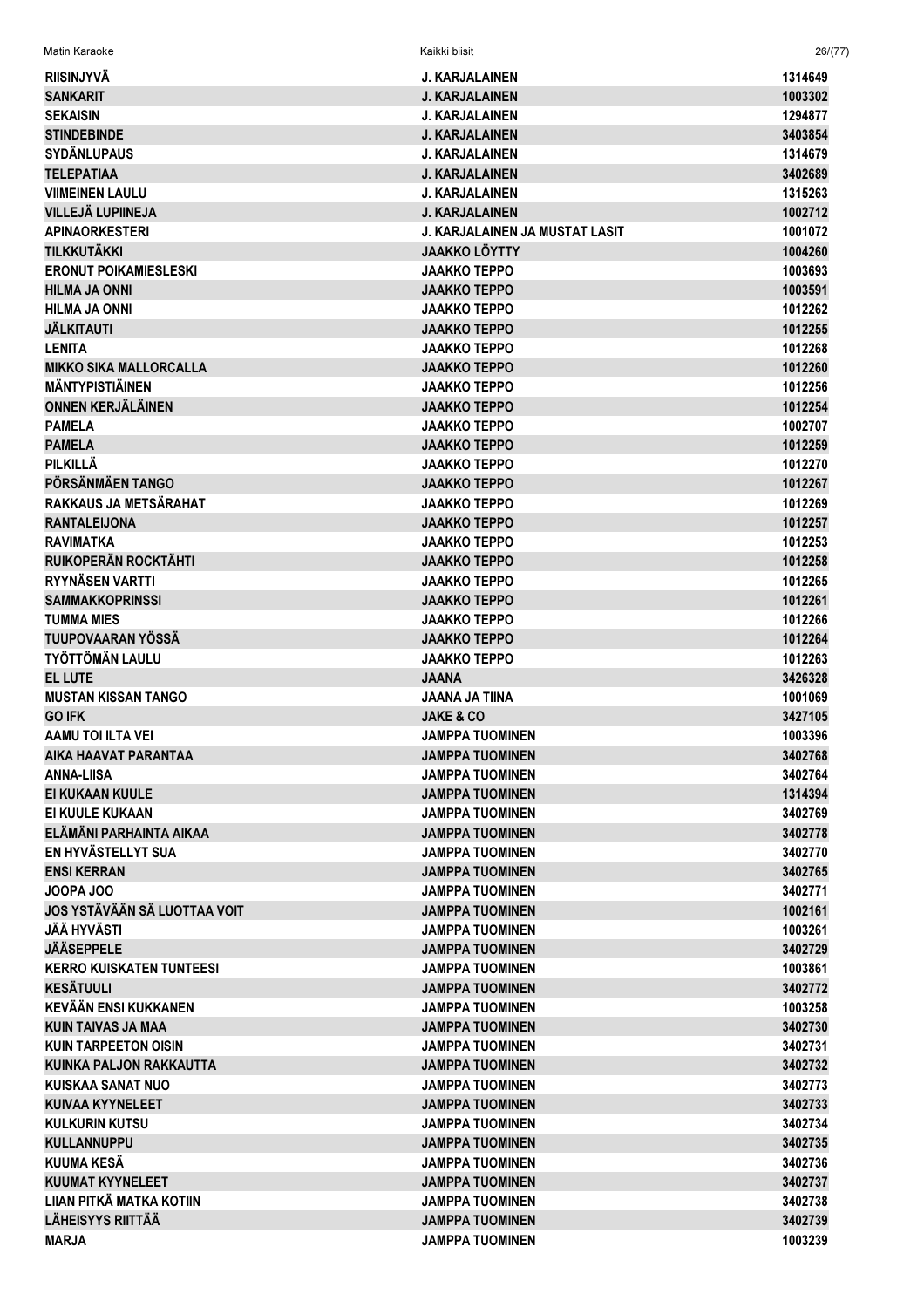| | | |
|---|---|---|
| RIISINJYVÄ | J. KARJALAINEN | 1314649 |
| SANKARIT | J. KARJALAINEN | 1003302 |
| SEKAISIN | J. KARJALAINEN | 1294877 |
| STINDEBINDE | J. KARJALAINEN | 3403854 |
| SYDÄNLUPAUS | J. KARJALAINEN | 1314679 |
| TELEPATIAA | J. KARJALAINEN | 3402689 |
| VIIMEINEN LAULU | J. KARJALAINEN | 1315263 |
| VILLEJÄ LUPIINEJA | J. KARJALAINEN | 1002712 |
| APINAORKESTERI | J. KARJALAINEN JA MUSTAT LASIT | 1001072 |
| TILKKUTÄKKI | JAAKKO LÖYTTY | 1004260 |
| ERONUT POIKAMIESLESKI | JAAKKO TEPPO | 1003693 |
| HILMA JA ONNI | JAAKKO TEPPO | 1003591 |
| HILMA JA ONNI | JAAKKO TEPPO | 1012262 |
| JÄLKITAUTI | JAAKKO TEPPO | 1012255 |
| LENITA | JAAKKO TEPPO | 1012268 |
| MIKKO SIKA MALLORCALLA | JAAKKO TEPPO | 1012260 |
| MÄNTYPISTIÄINEN | JAAKKO TEPPO | 1012256 |
| ONNEN KERJÄLÄINEN | JAAKKO TEPPO | 1012254 |
| PAMELA | JAAKKO TEPPO | 1002707 |
| PAMELA | JAAKKO TEPPO | 1012259 |
| PILKILLÄ | JAAKKO TEPPO | 1012270 |
| PÖRSÄNMÄEN TANGO | JAAKKO TEPPO | 1012267 |
| RAKKAUS JA METSÄRAHAT | JAAKKO TEPPO | 1012269 |
| RANTALEIJONA | JAAKKO TEPPO | 1012257 |
| RAVIMATKA | JAAKKO TEPPO | 1012253 |
| RUIKOPERÄN ROCKTÄHTI | JAAKKO TEPPO | 1012258 |
| RYYNÄSEN VARTTI | JAAKKO TEPPO | 1012265 |
| SAMMAKKOPRINSSI | JAAKKO TEPPO | 1012261 |
| TUMMA MIES | JAAKKO TEPPO | 1012266 |
| TUUPOVAARAN YÖSSÄ | JAAKKO TEPPO | 1012264 |
| TYÖTTÖMÄN LAULU | JAAKKO TEPPO | 1012263 |
| EL LUTE | JAANA | 3426328 |
| MUSTAN KISSAN TANGO | JAANA JA TIINA | 1001069 |
| GO IFK | JAKE & CO | 3427105 |
| AAMU TOI ILTA VEI | JAMPPA TUOMINEN | 1003396 |
| AIKA HAAVAT PARANTAA | JAMPPA TUOMINEN | 3402768 |
| ANNA-LIISA | JAMPPA TUOMINEN | 3402764 |
| EI KUKAAN KUULE | JAMPPA TUOMINEN | 1314394 |
| EI KUULE KUKAAN | JAMPPA TUOMINEN | 3402769 |
| ELÄMÄNI PARHAINTA AIKAA | JAMPPA TUOMINEN | 3402778 |
| EN HYVÄSTELLYT SUA | JAMPPA TUOMINEN | 3402770 |
| ENSI KERRAN | JAMPPA TUOMINEN | 3402765 |
| JOOPA JOO | JAMPPA TUOMINEN | 3402771 |
| JOS YSTÄVÄÄN SÄ LUOTTAA VOIT | JAMPPA TUOMINEN | 1002161 |
| JÄÄ HYVÄSTI | JAMPPA TUOMINEN | 1003261 |
| JÄÄSEPPELE | JAMPPA TUOMINEN | 3402729 |
| KERRO KUISKATEN TUNTEESI | JAMPPA TUOMINEN | 1003861 |
| KESÄTUULI | JAMPPA TUOMINEN | 3402772 |
| KEVÄÄN ENSI KUKKANEN | JAMPPA TUOMINEN | 1003258 |
| KUIN TAIVAS JA MAA | JAMPPA TUOMINEN | 3402730 |
| KUIN TARPEETON OISIN | JAMPPA TUOMINEN | 3402731 |
| KUINKA PALJON RAKKAUTTA | JAMPPA TUOMINEN | 3402732 |
| KUISKAA SANAT NUO | JAMPPA TUOMINEN | 3402773 |
| KUIVAA KYYNELEET | JAMPPA TUOMINEN | 3402733 |
| KULKURIN KUTSU | JAMPPA TUOMINEN | 3402734 |
| KULLANNUPPU | JAMPPA TUOMINEN | 3402735 |
| KUUMA KESÄ | JAMPPA TUOMINEN | 3402736 |
| KUUMAT KYYNELEET | JAMPPA TUOMINEN | 3402737 |
| LIIAN PITKÄ MATKA KOTIIN | JAMPPA TUOMINEN | 3402738 |
| LÄHEISYYS RIITTÄÄ | JAMPPA TUOMINEN | 3402739 |
| MARJA | JAMPPA TUOMINEN | 1003239 |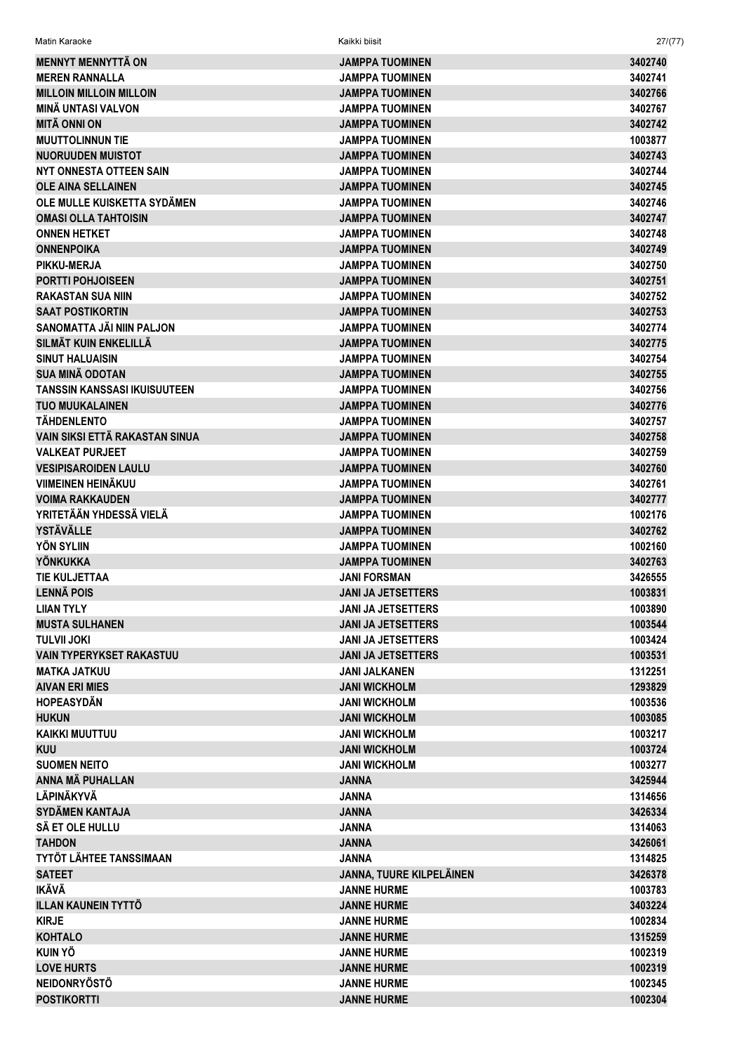| | | |
|---|---|---|
| MENNYT MENNYTTÄ ON | JAMPPA TUOMINEN | 3402740 |
| MEREN RANNALLA | JAMPPA TUOMINEN | 3402741 |
| MILLOIN MILLOIN MILLOIN | JAMPPA TUOMINEN | 3402766 |
| MINÄ UNTASI VALVON | JAMPPA TUOMINEN | 3402767 |
| MITÄ ONNI ON | JAMPPA TUOMINEN | 3402742 |
| MUUTTOLINNUN TIE | JAMPPA TUOMINEN | 1003877 |
| NUORUUDEN MUISTOT | JAMPPA TUOMINEN | 3402743 |
| NYT ONNESTA OTTEEN SAIN | JAMPPA TUOMINEN | 3402744 |
| OLE AINA SELLAINEN | JAMPPA TUOMINEN | 3402745 |
| OLE MULLE KUISKETTA SYDÄMEN | JAMPPA TUOMINEN | 3402746 |
| OMASI OLLA TAHTOISIN | JAMPPA TUOMINEN | 3402747 |
| ONNEN HETKET | JAMPPA TUOMINEN | 3402748 |
| ONNENPOIKA | JAMPPA TUOMINEN | 3402749 |
| PIKKU-MERJA | JAMPPA TUOMINEN | 3402750 |
| PORTTI POHJOISEEN | JAMPPA TUOMINEN | 3402751 |
| RAKASTAN SUA NIIN | JAMPPA TUOMINEN | 3402752 |
| SAAT POSTIKORTIN | JAMPPA TUOMINEN | 3402753 |
| SANOMATTA JÄI NIIN PALJON | JAMPPA TUOMINEN | 3402774 |
| SILMÄT KUIN ENKELILLÄ | JAMPPA TUOMINEN | 3402775 |
| SINUT HALUAISIN | JAMPPA TUOMINEN | 3402754 |
| SUA MINÄ ODOTAN | JAMPPA TUOMINEN | 3402755 |
| TANSSIN KANSSASI IKUISUUTEEN | JAMPPA TUOMINEN | 3402756 |
| TUO MUUKALAINEN | JAMPPA TUOMINEN | 3402776 |
| TÄHDENLENTO | JAMPPA TUOMINEN | 3402757 |
| VAIN SIKSI ETTÄ RAKASTAN SINUA | JAMPPA TUOMINEN | 3402758 |
| VALKEAT PURJEET | JAMPPA TUOMINEN | 3402759 |
| VESIPISAROIDEN LAULU | JAMPPA TUOMINEN | 3402760 |
| VIIMEINEN HEINÄKUU | JAMPPA TUOMINEN | 3402761 |
| VOIMA RAKKAUDEN | JAMPPA TUOMINEN | 3402777 |
| YRITETÄÄN YHDESSÄ VIELÄ | JAMPPA TUOMINEN | 1002176 |
| YSTÄVÄLLE | JAMPPA TUOMINEN | 3402762 |
| YÖN SYLIIN | JAMPPA TUOMINEN | 1002160 |
| YÖNKUKKA | JAMPPA TUOMINEN | 3402763 |
| TIE KULJETTAA | JANI FORSMAN | 3426555 |
| LENNÄ POIS | JANI JA JETSETTERS | 1003831 |
| LIIAN TYLY | JANI JA JETSETTERS | 1003890 |
| MUSTA SULHANEN | JANI JA JETSETTERS | 1003544 |
| TULVII JOKI | JANI JA JETSETTERS | 1003424 |
| VAIN TYPERYKSET RAKASTUU | JANI JA JETSETTERS | 1003531 |
| MATKA JATKUU | JANI JALKANEN | 1312251 |
| AIVAN ERI MIES | JANI WICKHOLM | 1293829 |
| HOPEASYDÄN | JANI WICKHOLM | 1003536 |
| HUKUN | JANI WICKHOLM | 1003085 |
| KAIKKI MUUTTUU | JANI WICKHOLM | 1003217 |
| KUU | JANI WICKHOLM | 1003724 |
| SUOMEN NEITO | JANI WICKHOLM | 1003277 |
| ANNA MÄ PUHALLAN | JANNA | 3425944 |
| LÄPINÄKYVÄ | JANNA | 1314656 |
| SYDÄMEN KANTAJA | JANNA | 3426334 |
| SÄ ET OLE HULLU | JANNA | 1314063 |
| TAHDON | JANNA | 3426061 |
| TYTÖT LÄHTEE TANSSIMAAN | JANNA | 1314825 |
| SATEET | JANNA, TUURE KILPELÄINEN | 3426378 |
| IKÄVÄ | JANNE HURME | 1003783 |
| ILLAN KAUNEIN TYTTÖ | JANNE HURME | 3403224 |
| KIRJE | JANNE HURME | 1002834 |
| KOHTALO | JANNE HURME | 1315259 |
| KUIN YÖ | JANNE HURME | 1002319 |
| LOVE HURTS | JANNE HURME | 1002319 |
| NEIDONRYÖSTÖ | JANNE HURME | 1002345 |
| POSTIKORTTI | JANNE HURME | 1002304 |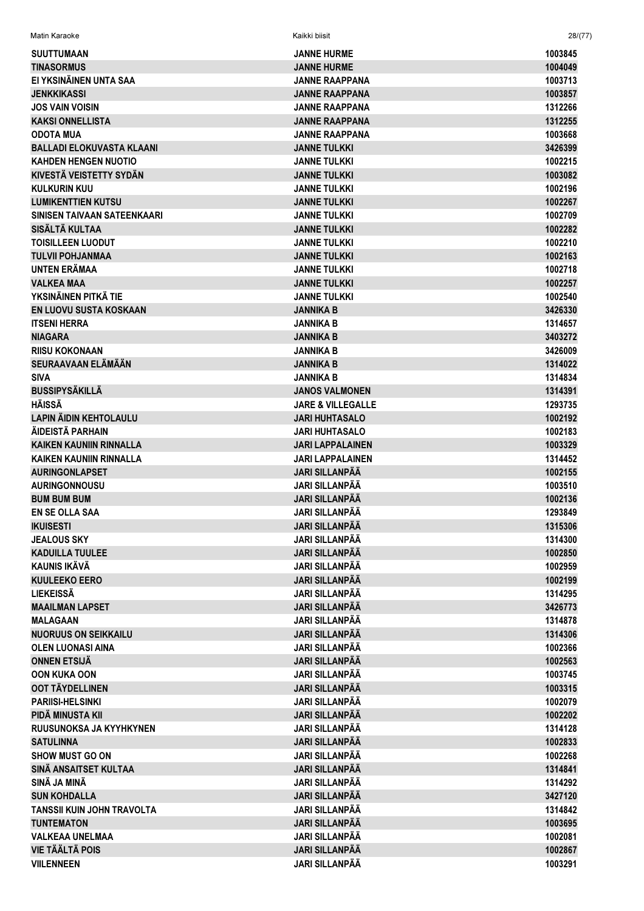| | | |
|---|---|---|
| SUUTTUMAAN | JANNE HURME | 1003845 |
| TINASORMUS | JANNE HURME | 1004049 |
| EI YKSINÄINEN UNTA SAA | JANNE RAAPPANA | 1003713 |
| JENKKIKASSI | JANNE RAAPPANA | 1003857 |
| JOS VAIN VOISIN | JANNE RAAPPANA | 1312266 |
| KAKSI ONNELLISTA | JANNE RAAPPANA | 1312255 |
| ODOTA MUA | JANNE RAAPPANA | 1003668 |
| BALLADI ELOKUVASTA KLAANI | JANNE TULKKI | 3426399 |
| KAHDEN HENGEN NUOTIO | JANNE TULKKI | 1002215 |
| KIVESTÄ VEISTETTY SYDÄN | JANNE TULKKI | 1003082 |
| KULKURIN KUU | JANNE TULKKI | 1002196 |
| LUMIKENTTIEN KUTSU | JANNE TULKKI | 1002267 |
| SINISEN TAIVAAN SATEENKAARI | JANNE TULKKI | 1002709 |
| SISÄLTÄ KULTAA | JANNE TULKKI | 1002282 |
| TOISILLEEN LUODUT | JANNE TULKKI | 1002210 |
| TULVII POHJANMAA | JANNE TULKKI | 1002163 |
| UNTEN ERÄMAA | JANNE TULKKI | 1002718 |
| VALKEA MAA | JANNE TULKKI | 1002257 |
| YKSINÄINEN PITKÄ TIE | JANNE TULKKI | 1002540 |
| EN LUOVU SUSTA KOSKAAN | JANNIKA B | 3426330 |
| ITSENI HERRA | JANNIKA B | 1314657 |
| NIAGARA | JANNIKA B | 3403272 |
| RIISU KOKONAAN | JANNIKA B | 3426009 |
| SEURAAVAAN ELÄMÄÄN | JANNIKA B | 1314022 |
| SIVA | JANNIKA B | 1314834 |
| BUSSIPYSÄKILLÄ | JANOS VALMONEN | 1314391 |
| HÄISSÄ | JARE & VILLEGALLE | 1293735 |
| LAPIN ÄIDIN KEHTOLAULU | JARI HUHTASALO | 1002192 |
| ÄIDEISTÄ PARHAIN | JARI HUHTASALO | 1002183 |
| KAIKEN KAUNIIN RINNALLA | JARI LAPPALAINEN | 1003329 |
| KAIKEN KAUNIIN RINNALLA | JARI LAPPALAINEN | 1314452 |
| AURINGONLAPSET | JARI SILLANPÄÄ | 1002155 |
| AURINGONNOUSU | JARI SILLANPÄÄ | 1003510 |
| BUM BUM BUM | JARI SILLANPÄÄ | 1002136 |
| EN SE OLLA SAA | JARI SILLANPÄÄ | 1293849 |
| IKUISESTI | JARI SILLANPÄÄ | 1315306 |
| JEALOUS SKY | JARI SILLANPÄÄ | 1314300 |
| KADUILLA TUULEE | JARI SILLANPÄÄ | 1002850 |
| KAUNIS IKÄVÄ | JARI SILLANPÄÄ | 1002959 |
| KUULEEKO EERO | JARI SILLANPÄÄ | 1002199 |
| LIEKEISSÄ | JARI SILLANPÄÄ | 1314295 |
| MAAILMAN LAPSET | JARI SILLANPÄÄ | 3426773 |
| MALAGAAN | JARI SILLANPÄÄ | 1314878 |
| NUORUUS ON SEIKKAILU | JARI SILLANPÄÄ | 1314306 |
| OLEN LUONASI AINA | JARI SILLANPÄÄ | 1002366 |
| ONNEN ETSIJÄ | JARI SILLANPÄÄ | 1002563 |
| OON KUKA OON | JARI SILLANPÄÄ | 1003745 |
| OOT TÄYDELLINEN | JARI SILLANPÄÄ | 1003315 |
| PARIISI-HELSINKI | JARI SILLANPÄÄ | 1002079 |
| PIDÄ MINUSTA KII | JARI SILLANPÄÄ | 1002202 |
| RUUSUNOKSA JA KYYHKYNEN | JARI SILLANPÄÄ | 1314128 |
| SATULINNA | JARI SILLANPÄÄ | 1002833 |
| SHOW MUST GO ON | JARI SILLANPÄÄ | 1002268 |
| SINÄ ANSAITSET KULTAA | JARI SILLANPÄÄ | 1314841 |
| SINÄ JA MINÄ | JARI SILLANPÄÄ | 1314292 |
| SUN KOHDALLA | JARI SILLANPÄÄ | 3427120 |
| TANSSII KUIN JOHN TRAVOLTA | JARI SILLANPÄÄ | 1314842 |
| TUNTEMATON | JARI SILLANPÄÄ | 1003695 |
| VALKEAA UNELMAA | JARI SILLANPÄÄ | 1002081 |
| VIE TÄÄLTÄ POIS | JARI SILLANPÄÄ | 1002867 |
| VIILENNEEN | JARI SILLANPÄÄ | 1003291 |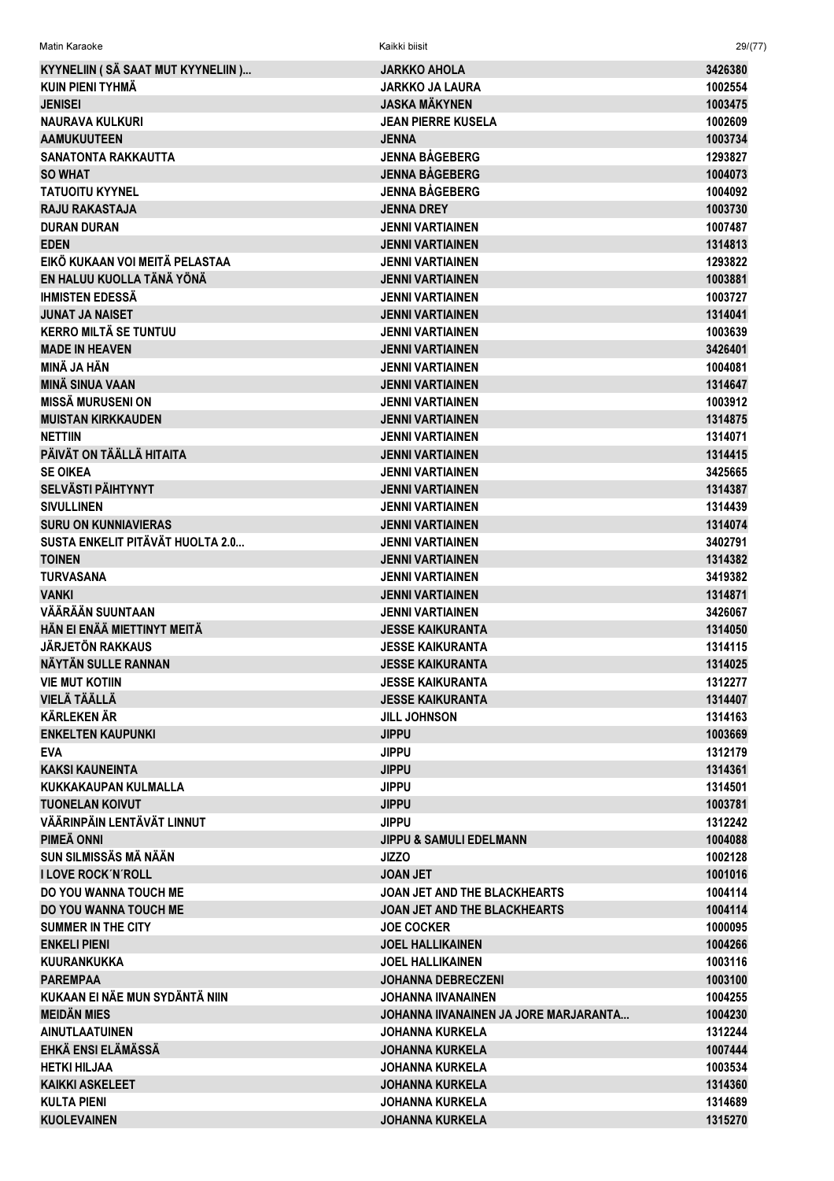| | | |
|---|---|---|
| KYYNELIIN ( SÄ SAAT MUT KYYNELIIN )... | JARKKO AHOLA | 3426380 |
| KUIN PIENI TYHMÄ | JARKKO JA LAURA | 1002554 |
| JENISEI | JASKA MÄKYNEN | 1003475 |
| NAURAVA KULKURI | JEAN PIERRE KUSELA | 1002609 |
| AAMUKUUTEEN | JENNA | 1003734 |
| SANATONTA RAKKAUTTA | JENNA BÅGEBERG | 1293827 |
| SO WHAT | JENNA BÅGEBERG | 1004073 |
| TATUOITU KYYNEL | JENNA BÅGEBERG | 1004092 |
| RAJU RAKASTAJA | JENNA DREY | 1003730 |
| DURAN DURAN | JENNI VARTIAINEN | 1007487 |
| EDEN | JENNI VARTIAINEN | 1314813 |
| EIKÖ KUKAAN VOI MEITÄ PELASTAA | JENNI VARTIAINEN | 1293822 |
| EN HALUU KUOLLA TÄNÄ YÖNÄ | JENNI VARTIAINEN | 1003881 |
| IHMISTEN EDESSÄ | JENNI VARTIAINEN | 1003727 |
| JUNAT JA NAISET | JENNI VARTIAINEN | 1314041 |
| KERRO MILTÄ SE TUNTUU | JENNI VARTIAINEN | 1003639 |
| MADE IN HEAVEN | JENNI VARTIAINEN | 3426401 |
| MINÄ JA HÄN | JENNI VARTIAINEN | 1004081 |
| MINÄ SINUA VAAN | JENNI VARTIAINEN | 1314647 |
| MISSÄ MURUSENI ON | JENNI VARTIAINEN | 1003912 |
| MUISTAN KIRKKAUDEN | JENNI VARTIAINEN | 1314875 |
| NETTIIN | JENNI VARTIAINEN | 1314071 |
| PÄIVÄT ON TÄÄLLÄ HITAITA | JENNI VARTIAINEN | 1314415 |
| SE OIKEA | JENNI VARTIAINEN | 3425665 |
| SELVÄSTI PÄIHTYNYT | JENNI VARTIAINEN | 1314387 |
| SIVULLINEN | JENNI VARTIAINEN | 1314439 |
| SURU ON KUNNIAVIERAS | JENNI VARTIAINEN | 1314074 |
| SUSTA ENKELIT PITÄVÄT HUOLTA 2.0... | JENNI VARTIAINEN | 3402791 |
| TOINEN | JENNI VARTIAINEN | 1314382 |
| TURVASANA | JENNI VARTIAINEN | 3419382 |
| VANKI | JENNI VARTIAINEN | 1314871 |
| VÄÄRÄÄN SUUNTAAN | JENNI VARTIAINEN | 3426067 |
| HÄN EI ENÄÄ MIETTINYT MEITÄ | JESSE KAIKURANTA | 1314050 |
| JÄRJETÖN RAKKAUS | JESSE KAIKURANTA | 1314115 |
| NÄYTÄN SULLE RANNAN | JESSE KAIKURANTA | 1314025 |
| VIE MUT KOTIIN | JESSE KAIKURANTA | 1312277 |
| VIELÄ TÄÄLLÄ | JESSE KAIKURANTA | 1314407 |
| KÄRLEKEN ÄR | JILL JOHNSON | 1314163 |
| ENKELTEN KAUPUNKI | JIPPU | 1003669 |
| EVA | JIPPU | 1312179 |
| KAKSI KAUNEINTA | JIPPU | 1314361 |
| KUKKAKAUPAN KULMALLA | JIPPU | 1314501 |
| TUONELAN KOIVUT | JIPPU | 1003781 |
| VÄÄRINPÄIN LENTÄVÄT LINNUT | JIPPU | 1312242 |
| PIMEÄ ONNI | JIPPU & SAMULI EDELMANN | 1004088 |
| SUN SILMISSÄS MÄ NÄÄN | JIZZO | 1002128 |
| I LOVE ROCK´N´ROLL | JOAN JET | 1001016 |
| DO YOU WANNA TOUCH ME | JOAN JET AND THE BLACKHEARTS | 1004114 |
| DO YOU WANNA TOUCH ME | JOAN JET AND THE BLACKHEARTS | 1004114 |
| SUMMER IN THE CITY | JOE COCKER | 1000095 |
| ENKELI PIENI | JOEL HALLIKAINEN | 1004266 |
| KUURANKUKKA | JOEL HALLIKAINEN | 1003116 |
| PAREMPAA | JOHANNA DEBRECZENI | 1003100 |
| KUKAAN EI NÄE MUN SYDÄNTÄ NIIN | JOHANNA IIVANAINEN | 1004255 |
| MEIDÄN MIES | JOHANNA IIVANAINEN JA JORE MARJARANTA... | 1004230 |
| AINUTLAATUINEN | JOHANNA KURKELA | 1312244 |
| EHKÄ ENSI ELÄMÄSSÄ | JOHANNA KURKELA | 1007444 |
| HETKI HILJAA | JOHANNA KURKELA | 1003534 |
| KAIKKI ASKELEET | JOHANNA KURKELA | 1314360 |
| KULTA PIENI | JOHANNA KURKELA | 1314689 |
| KUOLEVAINEN | JOHANNA KURKELA | 1315270 |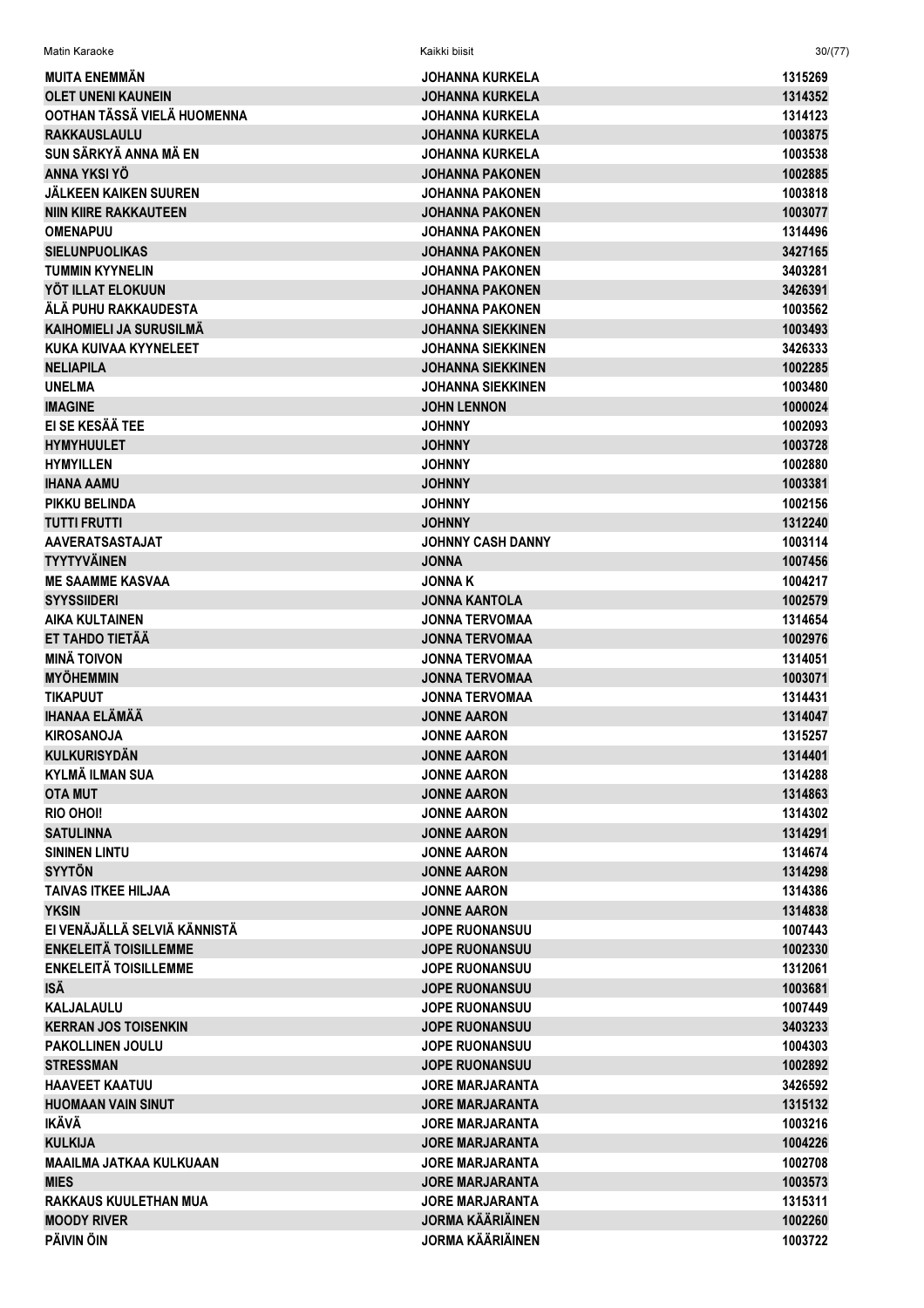| | | |
|---|---|---|
| MUITA ENEMMÄN | JOHANNA KURKELA | 1315269 |
| OLET UNENI KAUNEIN | JOHANNA KURKELA | 1314352 |
| OOTHAN TÄSSÄ VIELÄ HUOMENNA | JOHANNA KURKELA | 1314123 |
| RAKKAUSLAULU | JOHANNA KURKELA | 1003875 |
| SUN SÄRKYÄ ANNA MÄ EN | JOHANNA KURKELA | 1003538 |
| ANNA YKSI YÖ | JOHANNA PAKONEN | 1002885 |
| JÄLKEEN KAIKEN SUUREN | JOHANNA PAKONEN | 1003818 |
| NIIN KIIRE RAKKAUTEEN | JOHANNA PAKONEN | 1003077 |
| OMENAPUU | JOHANNA PAKONEN | 1314496 |
| SIELUNPUOLIKAS | JOHANNA PAKONEN | 3427165 |
| TUMMIN KYYNELIN | JOHANNA PAKONEN | 3403281 |
| YÖT ILLAT ELOKUUN | JOHANNA PAKONEN | 3426391 |
| ÄLÄ PUHU RAKKAUDESTA | JOHANNA PAKONEN | 1003562 |
| KAIHOMIELI JA SURUSILMÄ | JOHANNA SIEKKINEN | 1003493 |
| KUKA KUIVAA KYYNELEET | JOHANNA SIEKKINEN | 3426333 |
| NELIAPILA | JOHANNA SIEKKINEN | 1002285 |
| UNELMA | JOHANNA SIEKKINEN | 1003480 |
| IMAGINE | JOHN LENNON | 1000024 |
| EI SE KESÄÄ TEE | JOHNNY | 1002093 |
| HYMYHUULET | JOHNNY | 1003728 |
| HYMYILLEN | JOHNNY | 1002880 |
| IHANA AAMU | JOHNNY | 1003381 |
| PIKKU BELINDA | JOHNNY | 1002156 |
| TUTTI FRUTTI | JOHNNY | 1312240 |
| AAVERATSASTAJAT | JOHNNY CASH DANNY | 1003114 |
| TYYTYVÄINEN | JONNA | 1007456 |
| ME SAAMME KASVAA | JONNA K | 1004217 |
| SYYSSIIDERI | JONNA KANTOLA | 1002579 |
| AIKA KULTAINEN | JONNA TERVOMAA | 1314654 |
| ET TAHDO TIETÄÄ | JONNA TERVOMAA | 1002976 |
| MINÄ TOIVON | JONNA TERVOMAA | 1314051 |
| MYÖHEMMIN | JONNA TERVOMAA | 1003071 |
| TIKAPUUT | JONNA TERVOMAA | 1314431 |
| IHANAA ELÄMÄÄ | JONNE AARON | 1314047 |
| KIROSANOJA | JONNE AARON | 1315257 |
| KULKURISYDÄN | JONNE AARON | 1314401 |
| KYLMÄ ILMAN SUA | JONNE AARON | 1314288 |
| OTA MUT | JONNE AARON | 1314863 |
| RIO OHOI! | JONNE AARON | 1314302 |
| SATULINNA | JONNE AARON | 1314291 |
| SININEN LINTU | JONNE AARON | 1314674 |
| SYYTÖN | JONNE AARON | 1314298 |
| TAIVAS ITKEE HILJAA | JONNE AARON | 1314386 |
| YKSIN | JONNE AARON | 1314838 |
| EI VENÄJÄLLÄ SELVIÄ KÄNNISTÄ | JOPE RUONANSUU | 1007443 |
| ENKELEITÄ TOISILLEMME | JOPE RUONANSUU | 1002330 |
| ENKELEITÄ TOISILLEMME | JOPE RUONANSUU | 1312061 |
| ISÄ | JOPE RUONANSUU | 1003681 |
| KALJALAULU | JOPE RUONANSUU | 1007449 |
| KERRAN JOS TOISENKIN | JOPE RUONANSUU | 3403233 |
| PAKOLLINEN JOULU | JOPE RUONANSUU | 1004303 |
| STRESSMAN | JOPE RUONANSUU | 1002892 |
| HAAVEET KAATUU | JORE MARJARANTA | 3426592 |
| HUOMAAN VAIN SINUT | JORE MARJARANTA | 1315132 |
| IKÄVÄ | JORE MARJARANTA | 1003216 |
| KULKIJA | JORE MARJARANTA | 1004226 |
| MAAILMA JATKAA KULKUAAN | JORE MARJARANTA | 1002708 |
| MIES | JORE MARJARANTA | 1003573 |
| RAKKAUS KUULETHAN MUA | JORE MARJARANTA | 1315311 |
| MOODY RIVER | JORMA KÄÄRIÄINEN | 1002260 |
| PÄIVIN ÖIN | JORMA KÄÄRIÄINEN | 1003722 |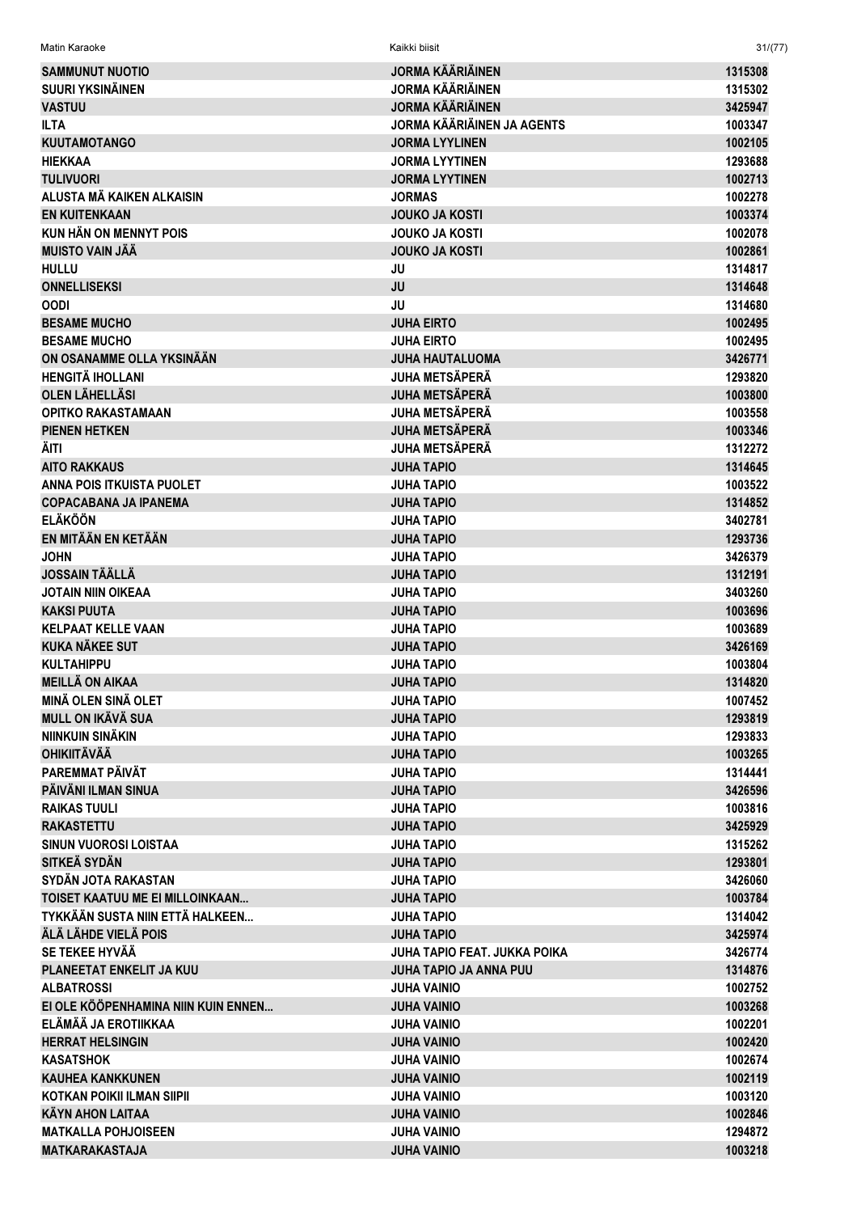| | | |
|---|---|---|
| SAMMUNUT NUOTIO | JORMA KÄÄRIÄINEN | 1315308 |
| SUURI YKSINÄINEN | JORMA KÄÄRIÄINEN | 1315302 |
| VASTUU | JORMA KÄÄRIÄINEN | 3425947 |
| ILTA | JORMA KÄÄRIÄINEN JA AGENTS | 1003347 |
| KUUTAMOTANGO | JORMA LYYLINEN | 1002105 |
| HIEKKAA | JORMA LYYTINEN | 1293688 |
| TULIVUORI | JORMA LYYTINEN | 1002713 |
| ALUSTA MÄ KAIKEN ALKAISIN | JORMAS | 1002278 |
| EN KUITENKAAN | JOUKO JA KOSTI | 1003374 |
| KUN HÄN ON MENNYT POIS | JOUKO JA KOSTI | 1002078 |
| MUISTO VAIN JÄÄ | JOUKO JA KOSTI | 1002861 |
| HULLU | JU | 1314817 |
| ONNELLISEKSI | JU | 1314648 |
| OODI | JU | 1314680 |
| BESAME MUCHO | JUHA EIRTO | 1002495 |
| BESAME MUCHO | JUHA EIRTO | 1002495 |
| ON OSANAMME OLLA YKSINÄÄN | JUHA HAUTALUOMA | 3426771 |
| HENGITÄ IHOLLANI | JUHA METSÄPERÄ | 1293820 |
| OLEN LÄHELLÄSI | JUHA METSÄPERÄ | 1003800 |
| OPITKO RAKASTAMAAN | JUHA METSÄPERÄ | 1003558 |
| PIENEN HETKEN | JUHA METSÄPERÄ | 1003346 |
| ÄITI | JUHA METSÄPERÄ | 1312272 |
| AITO RAKKAUS | JUHA TAPIO | 1314645 |
| ANNA POIS ITKUISTA PUOLET | JUHA TAPIO | 1003522 |
| COPACABANA JA IPANEMA | JUHA TAPIO | 1314852 |
| ELÄKÖÖN | JUHA TAPIO | 3402781 |
| EN MITÄÄN EN KETÄÄN | JUHA TAPIO | 1293736 |
| JOHN | JUHA TAPIO | 3426379 |
| JOSSAIN TÄÄLLÄ | JUHA TAPIO | 1312191 |
| JOTAIN NIIN OIKEAA | JUHA TAPIO | 3403260 |
| KAKSI PUUTA | JUHA TAPIO | 1003696 |
| KELPAAT KELLE VAAN | JUHA TAPIO | 1003689 |
| KUKA NÄKEE SUT | JUHA TAPIO | 3426169 |
| KULTAHIPPU | JUHA TAPIO | 1003804 |
| MEILLÄ ON AIKAA | JUHA TAPIO | 1314820 |
| MINÄ OLEN SINÄ OLET | JUHA TAPIO | 1007452 |
| MULL ON IKÄVÄ SUA | JUHA TAPIO | 1293819 |
| NIINKUIN SINÄKIN | JUHA TAPIO | 1293833 |
| OHIKIITÄVÄÄ | JUHA TAPIO | 1003265 |
| PAREMMAT PÄIVÄT | JUHA TAPIO | 1314441 |
| PÄIVÄNI ILMAN SINUA | JUHA TAPIO | 3426596 |
| RAIKAS TUULI | JUHA TAPIO | 1003816 |
| RAKASTETTU | JUHA TAPIO | 3425929 |
| SINUN VUOROSI LOISTAA | JUHA TAPIO | 1315262 |
| SITKEÄ SYDÄN | JUHA TAPIO | 1293801 |
| SYDÄN JOTA RAKASTAN | JUHA TAPIO | 3426060 |
| TOISET KAATUU ME EI MILLOINKAAN... | JUHA TAPIO | 1003784 |
| TYKKÄÄN SUSTA NIIN ETTÄ HALKEEN... | JUHA TAPIO | 1314042 |
| ÄLÄ LÄHDE VIELÄ POIS | JUHA TAPIO | 3425974 |
| SE TEKEE HYVÄÄ | JUHA TAPIO FEAT. JUKKA POIKA | 3426774 |
| PLANEETAT ENKELIT JA KUU | JUHA TAPIO JA ANNA PUU | 1314876 |
| ALBATROSSI | JUHA VAINIO | 1002752 |
| EI OLE KÖÖPENHAMINA NIIN KUIN ENNEN... | JUHA VAINIO | 1003268 |
| ELÄMÄÄ JA EROTIIKKAA | JUHA VAINIO | 1002201 |
| HERRAT HELSINGIN | JUHA VAINIO | 1002420 |
| KASATSHOK | JUHA VAINIO | 1002674 |
| KAUHEA KANKKUNEN | JUHA VAINIO | 1002119 |
| KOTKAN POIKII ILMAN SIIPII | JUHA VAINIO | 1003120 |
| KÄYN AHON LAITAA | JUHA VAINIO | 1002846 |
| MATKALLA POHJOISEEN | JUHA VAINIO | 1294872 |
| MATKARAKASTAJA | JUHA VAINIO | 1003218 |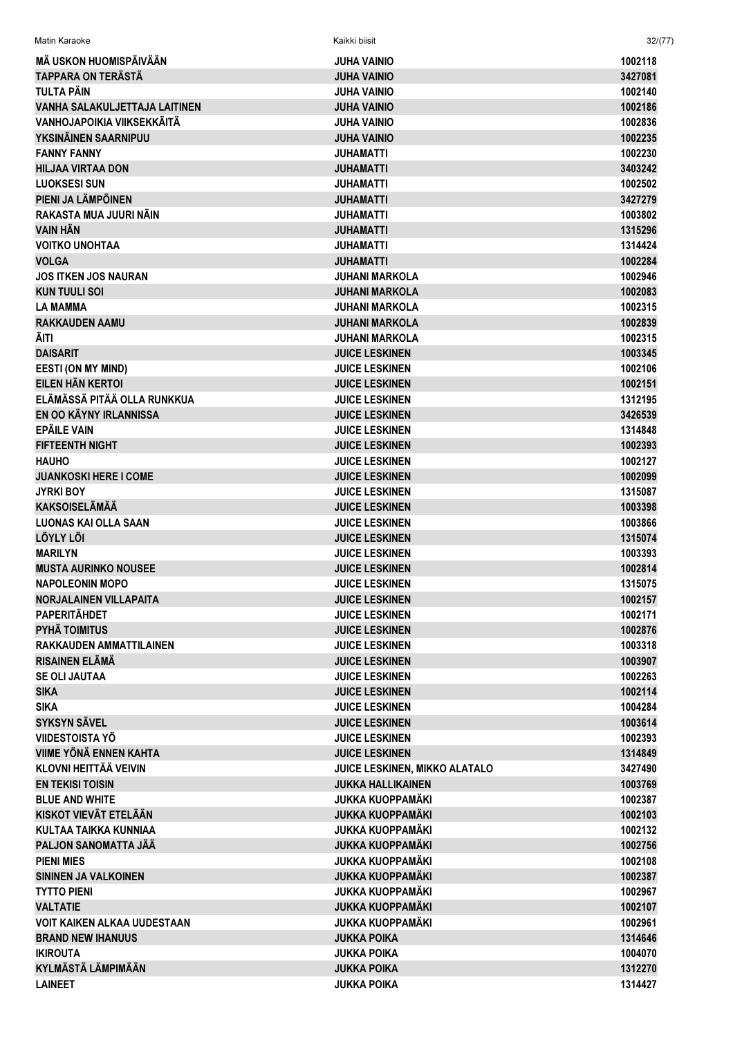| | | |
|---|---|---|
| MÄ USKON HUOMISPÄIVÄÄN | JUHA VAINIO | 1002118 |
| TAPPARA ON TERÄSTÄ | JUHA VAINIO | 3427081 |
| TULTA PÄIN | JUHA VAINIO | 1002140 |
| VANHA SALAKULJETTAJA LAITINEN | JUHA VAINIO | 1002186 |
| VANHOJAPOIKIA VIIKSEKKÄITÄ | JUHA VAINIO | 1002836 |
| YKSINÄINEN SAARNIPUU | JUHA VAINIO | 1002235 |
| FANNY FANNY | JUHAMATTI | 1002230 |
| HILJAA VIRTAA DON | JUHAMATTI | 3403242 |
| LUOKSESI SUN | JUHAMATTI | 1002502 |
| PIENI JA LÄMPÖINEN | JUHAMATTI | 3427279 |
| RAKASTA MUA JUURI NÄIN | JUHAMATTI | 1003802 |
| VAIN HÄN | JUHAMATTI | 1315296 |
| VOITKO UNOHTAA | JUHAMATTI | 1314424 |
| VOLGA | JUHAMATTI | 1002284 |
| JOS ITKEN JOS NAURAN | JUHANI MARKOLA | 1002946 |
| KUN TUULI SOI | JUHANI MARKOLA | 1002083 |
| LA MAMMA | JUHANI MARKOLA | 1002315 |
| RAKKAUDEN AAMU | JUHANI MARKOLA | 1002839 |
| ÄITI | JUHANI MARKOLA | 1002315 |
| DAISARIT | JUICE LESKINEN | 1003345 |
| EESTI (ON MY MIND) | JUICE LESKINEN | 1002106 |
| EILEN HÄN KERTOI | JUICE LESKINEN | 1002151 |
| ELÄMÄSSÄ PITÄÄ OLLA RUNKKUA | JUICE LESKINEN | 1312195 |
| EN OO KÄYNY IRLANNISSA | JUICE LESKINEN | 3426539 |
| EPÄILE VAIN | JUICE LESKINEN | 1314848 |
| FIFTEENTH NIGHT | JUICE LESKINEN | 1002393 |
| HAUHO | JUICE LESKINEN | 1002127 |
| JUANKOSKI HERE I COME | JUICE LESKINEN | 1002099 |
| JYRKI BOY | JUICE LESKINEN | 1315087 |
| KAKSOISELÄMÄÄ | JUICE LESKINEN | 1003398 |
| LUONAS KAI OLLA SAAN | JUICE LESKINEN | 1003866 |
| LÖYLY LÖI | JUICE LESKINEN | 1315074 |
| MARILYN | JUICE LESKINEN | 1003393 |
| MUSTA AURINKO NOUSEE | JUICE LESKINEN | 1002814 |
| NAPOLEONIN MOPO | JUICE LESKINEN | 1315075 |
| NORJALAINEN VILLAPAITA | JUICE LESKINEN | 1002157 |
| PAPERITÄHDET | JUICE LESKINEN | 1002171 |
| PYHÄ TOIMITUS | JUICE LESKINEN | 1002876 |
| RAKKAUDEN AMMATTILAINEN | JUICE LESKINEN | 1003318 |
| RISAINEN ELÄMÄ | JUICE LESKINEN | 1003907 |
| SE OLI JAUTAA | JUICE LESKINEN | 1002263 |
| SIKA | JUICE LESKINEN | 1002114 |
| SIKA | JUICE LESKINEN | 1004284 |
| SYKSYN SÄVEL | JUICE LESKINEN | 1003614 |
| VIIDESTOISTA YÖ | JUICE LESKINEN | 1002393 |
| VIIME YÖNÄ ENNEN KAHTA | JUICE LESKINEN | 1314849 |
| KLOVNI HEITTÄÄ VEIVIN | JUICE LESKINEN, MIKKO ALATALO | 3427490 |
| EN TEKISI TOISIN | JUKKA HALLIKAINEN | 1003769 |
| BLUE AND WHITE | JUKKA KUOPPAMÄKI | 1002387 |
| KISKOT VIEVÄT ETELÄÄN | JUKKA KUOPPAMÄKI | 1002103 |
| KULTAA TAIKKA KUNNIAA | JUKKA KUOPPAMÄKI | 1002132 |
| PALJON SANOMATTA JÄÄ | JUKKA KUOPPAMÄKI | 1002756 |
| PIENI MIES | JUKKA KUOPPAMÄKI | 1002108 |
| SININEN JA VALKOINEN | JUKKA KUOPPAMÄKI | 1002387 |
| TYTTO PIENI | JUKKA KUOPPAMÄKI | 1002967 |
| VALTATIE | JUKKA KUOPPAMÄKI | 1002107 |
| VOIT KAIKEN ALKAA UUDESTAAN | JUKKA KUOPPAMÄKI | 1002961 |
| BRAND NEW IHANUUS | JUKKA POIKA | 1314646 |
| IKIROUTA | JUKKA POIKA | 1004070 |
| KYLMÄSTÄ LÄMPIMÄÄN | JUKKA POIKA | 1312270 |
| LAINEET | JUKKA POIKA | 1314427 |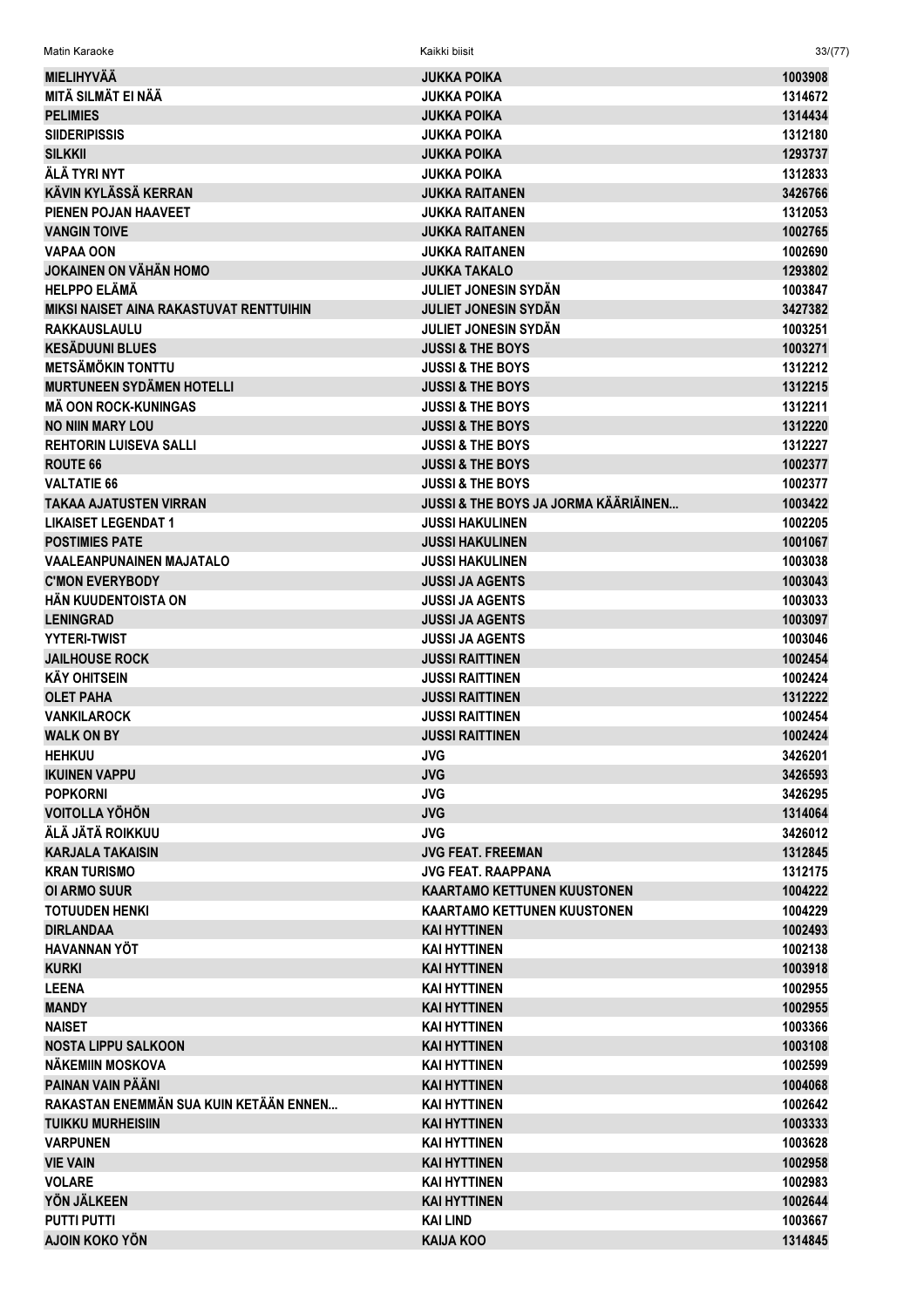| | | |
|---|---|---|
| MIELIHYVÄÄ | JUKKA POIKA | 1003908 |
| MITÄ SILMÄT EI NÄÄ | JUKKA POIKA | 1314672 |
| PELIMIES | JUKKA POIKA | 1314434 |
| SIIDERIPISSIS | JUKKA POIKA | 1312180 |
| SILKKII | JUKKA POIKA | 1293737 |
| ÄLÄ TYRI NYT | JUKKA POIKA | 1312833 |
| KÄVIN KYLÄSSÄ KERRAN | JUKKA RAITANEN | 3426766 |
| PIENEN POJAN HAAVEET | JUKKA RAITANEN | 1312053 |
| VANGIN TOIVE | JUKKA RAITANEN | 1002765 |
| VAPAA OON | JUKKA RAITANEN | 1002690 |
| JOKAINEN ON VÄHÄN HOMO | JUKKA TAKALO | 1293802 |
| HELPPO ELÄMÄ | JULIET JONESIN SYDÄN | 1003847 |
| MIKSI NAISET AINA RAKASTUVAT RENTTUIHIN | JULIET JONESIN SYDÄN | 3427382 |
| RAKKAUSLAULU | JULIET JONESIN SYDÄN | 1003251 |
| KESÄDUUNI BLUES | JUSSI & THE BOYS | 1003271 |
| METSÄMÖKIN TONTTU | JUSSI & THE BOYS | 1312212 |
| MURTUNEEN SYDÄMEN HOTELLI | JUSSI & THE BOYS | 1312215 |
| MÄ OON ROCK-KUNINGAS | JUSSI & THE BOYS | 1312211 |
| NO NIIN MARY LOU | JUSSI & THE BOYS | 1312220 |
| REHTORIN LUISEVA SALLI | JUSSI & THE BOYS | 1312227 |
| ROUTE 66 | JUSSI & THE BOYS | 1002377 |
| VALTATIE 66 | JUSSI & THE BOYS | 1002377 |
| TAKAA AJATUSTEN VIRRAN | JUSSI & THE BOYS JA JORMA KÄÄRIÄINEN... | 1003422 |
| LIKAISET LEGENDAT 1 | JUSSI HAKULINEN | 1002205 |
| POSTIMIES PATE | JUSSI HAKULINEN | 1001067 |
| VAALEANPUNAINEN MAJATALO | JUSSI HAKULINEN | 1003038 |
| C'MON EVERYBODY | JUSSI JA AGENTS | 1003043 |
| HÄN KUUDENTOISTA ON | JUSSI JA AGENTS | 1003033 |
| LENINGRAD | JUSSI JA AGENTS | 1003097 |
| YYTERI-TWIST | JUSSI JA AGENTS | 1003046 |
| JAILHOUSE ROCK | JUSSI RAITTINEN | 1002454 |
| KÄY OHITSEIN | JUSSI RAITTINEN | 1002424 |
| OLET PAHA | JUSSI RAITTINEN | 1312222 |
| VANKILAROCK | JUSSI RAITTINEN | 1002454 |
| WALK ON BY | JUSSI RAITTINEN | 1002424 |
| HEHKUU | JVG | 3426201 |
| IKUINEN VAPPU | JVG | 3426593 |
| POPKORNI | JVG | 3426295 |
| VOITOLLA YÖHÖN | JVG | 1314064 |
| ÄLÄ JÄTÄ ROIKKUU | JVG | 3426012 |
| KARJALA TAKAISIN | JVG FEAT. FREEMAN | 1312845 |
| KRAN TURISMO | JVG FEAT. RAAPPANA | 1312175 |
| OI ARMO SUUR | KAARTAMO KETTUNEN KUUSTONEN | 1004222 |
| TOTUUDEN HENKI | KAARTAMO KETTUNEN KUUSTONEN | 1004229 |
| DIRLANDAA | KAI HYTTINEN | 1002493 |
| HAVANNAN YÖT | KAI HYTTINEN | 1002138 |
| KURKI | KAI HYTTINEN | 1003918 |
| LEENA | KAI HYTTINEN | 1002955 |
| MANDY | KAI HYTTINEN | 1002955 |
| NAISET | KAI HYTTINEN | 1003366 |
| NOSTA LIPPU SALKOON | KAI HYTTINEN | 1003108 |
| NÄKEMIIN MOSKOVA | KAI HYTTINEN | 1002599 |
| PAINAN VAIN PÄÄNI | KAI HYTTINEN | 1004068 |
| RAKASTAN ENEMMÄN SUA KUIN KETÄÄN ENNEN... | KAI HYTTINEN | 1002642 |
| TUIKKU MURHEISIIN | KAI HYTTINEN | 1003333 |
| VARPUNEN | KAI HYTTINEN | 1003628 |
| VIE VAIN | KAI HYTTINEN | 1002958 |
| VOLARE | KAI HYTTINEN | 1002983 |
| YÖN JÄLKEEN | KAI HYTTINEN | 1002644 |
| PUTTI PUTTI | KAI LIND | 1003667 |
| AJOIN KOKO YÖN | KAIJA KOO | 1314845 |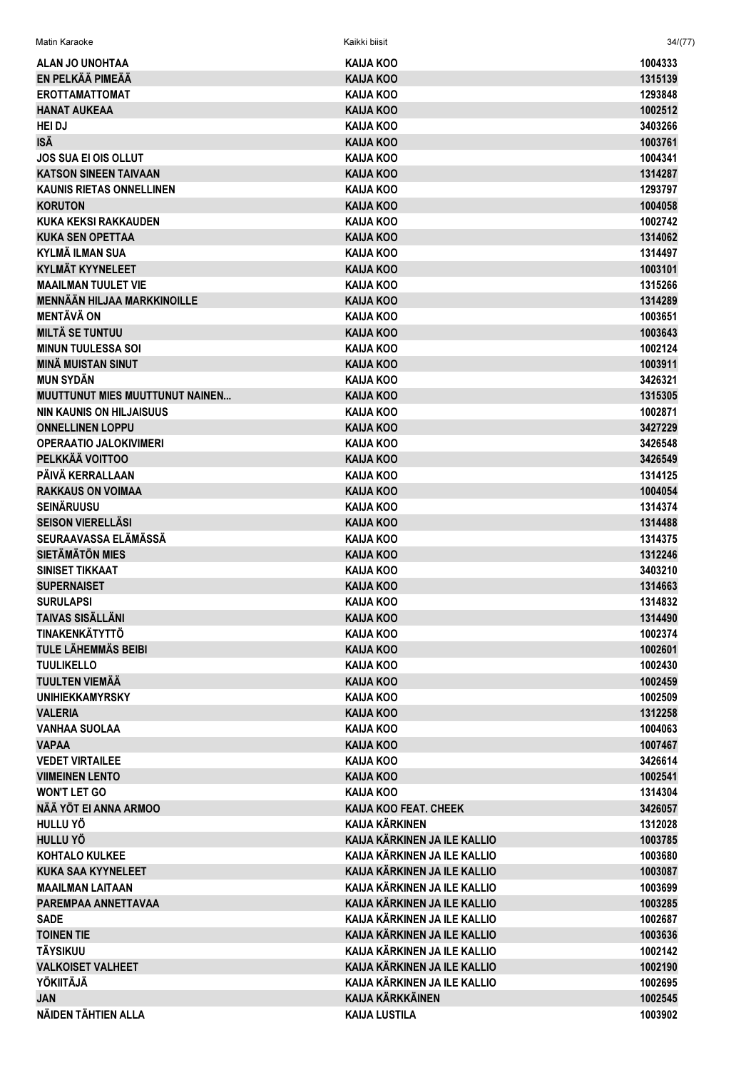| | | |
|---|---|---|
| ALAN JO UNOHTAA | KAIJA KOO | 1004333 |
| EN PELKÄÄ PIMEÄÄ | KAIJA KOO | 1315139 |
| EROTTAMATTOMAT | KAIJA KOO | 1293848 |
| HANAT AUKEAA | KAIJA KOO | 1002512 |
| HEI DJ | KAIJA KOO | 3403266 |
| ISÄ | KAIJA KOO | 1003761 |
| JOS SUA EI OIS OLLUT | KAIJA KOO | 1004341 |
| KATSON SINEEN TAIVAAN | KAIJA KOO | 1314287 |
| KAUNIS RIETAS ONNELLINEN | KAIJA KOO | 1293797 |
| KORUTON | KAIJA KOO | 1004058 |
| KUKA KEKSI RAKKAUDEN | KAIJA KOO | 1002742 |
| KUKA SEN OPETTAA | KAIJA KOO | 1314062 |
| KYLMÄ ILMAN SUA | KAIJA KOO | 1314497 |
| KYLMÄT KYYNELEET | KAIJA KOO | 1003101 |
| MAAILMAN TUULET VIE | KAIJA KOO | 1315266 |
| MENNÄÄN HILJAA MARKKINOILLE | KAIJA KOO | 1314289 |
| MENTÄVÄ ON | KAIJA KOO | 1003651 |
| MILTÄ SE TUNTUU | KAIJA KOO | 1003643 |
| MINUN TUULESSA SOI | KAIJA KOO | 1002124 |
| MINÄ MUISTAN SINUT | KAIJA KOO | 1003911 |
| MUN SYDÄN | KAIJA KOO | 3426321 |
| MUUTTUNUT MIES MUUTTUNUT NAINEN... | KAIJA KOO | 1315305 |
| NIN KAUNIS ON HILJAISUUS | KAIJA KOO | 1002871 |
| ONNELLINEN LOPPU | KAIJA KOO | 3427229 |
| OPERAATIO JALOKIVIMERI | KAIJA KOO | 3426548 |
| PELKKÄÄ VOITTOO | KAIJA KOO | 3426549 |
| PÄIVÄ KERRALLAAN | KAIJA KOO | 1314125 |
| RAKKAUS ON VOIMAA | KAIJA KOO | 1004054 |
| SEINÄRUUSU | KAIJA KOO | 1314374 |
| SEISON VIERELLÄSI | KAIJA KOO | 1314488 |
| SEURAAVASSA ELÄMÄSSÄ | KAIJA KOO | 1314375 |
| SIETÄMÄTÖN MIES | KAIJA KOO | 1312246 |
| SINISET TIKKAAT | KAIJA KOO | 3403210 |
| SUPERNAISET | KAIJA KOO | 1314663 |
| SURULAPSI | KAIJA KOO | 1314832 |
| TAIVAS SISÄLLÄNI | KAIJA KOO | 1314490 |
| TINAKENKÄTYTTÖ | KAIJA KOO | 1002374 |
| TULE LÄHEMMÄS BEIBI | KAIJA KOO | 1002601 |
| TUULIKELLO | KAIJA KOO | 1002430 |
| TUULTEN VIEMÄÄ | KAIJA KOO | 1002459 |
| UNIHIEKKAMYRSKY | KAIJA KOO | 1002509 |
| VALERIA | KAIJA KOO | 1312258 |
| VANHAA SUOLAA | KAIJA KOO | 1004063 |
| VAPAA | KAIJA KOO | 1007467 |
| VEDET VIRTAILEE | KAIJA KOO | 3426614 |
| VIIMEINEN LENTO | KAIJA KOO | 1002541 |
| WON'T LET GO | KAIJA KOO | 1314304 |
| NÄÄ YÖT EI ANNA ARMOO | KAIJA KOO FEAT. CHEEK | 3426057 |
| HULLU YÖ | KAIJA KÄRKINEN | 1312028 |
| HULLU YÖ | KAIJA KÄRKINEN JA ILE KALLIO | 1003785 |
| KOHTALO KULKEE | KAIJA KÄRKINEN JA ILE KALLIO | 1003680 |
| KUKA SAA KYYNELEET | KAIJA KÄRKINEN JA ILE KALLIO | 1003087 |
| MAAILMAN LAITAAN | KAIJA KÄRKINEN JA ILE KALLIO | 1003699 |
| PAREMPAA ANNETTAVAA | KAIJA KÄRKINEN JA ILE KALLIO | 1003285 |
| SADE | KAIJA KÄRKINEN JA ILE KALLIO | 1002687 |
| TOINEN TIE | KAIJA KÄRKINEN JA ILE KALLIO | 1003636 |
| TÄYSIKUU | KAIJA KÄRKINEN JA ILE KALLIO | 1002142 |
| VALKOISET VALHEET | KAIJA KÄRKINEN JA ILE KALLIO | 1002190 |
| YÖKIITÄJÄ | KAIJA KÄRKINEN JA ILE KALLIO | 1002695 |
| JAN | KAIJA KÄRKKÄINEN | 1002545 |
| NÄIDEN TÄHTIEN ALLA | KAIJA LUSTILA | 1003902 |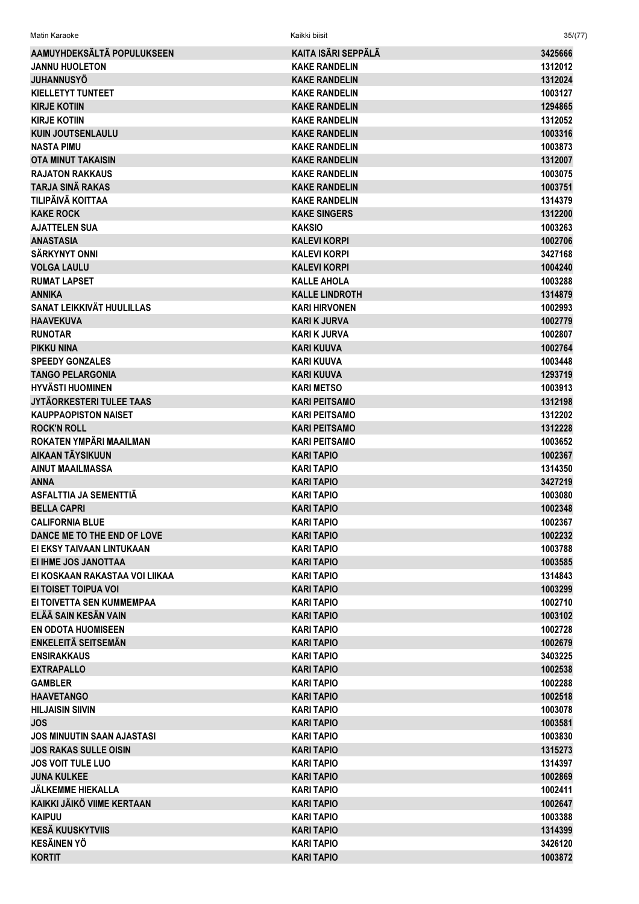| AAMUYHDEKSÄLTÄ POPULUKSEEN | KAITA ISÄRI SEPPÄLÄ | 3425666 |
|---|---|---|
| JANNU HUOLETON | KAKE RANDELIN | 1312012 |
| JUHANNUSYÖ | KAKE RANDELIN | 1312024 |
| KIELLETYT TUNTEET | KAKE RANDELIN | 1003127 |
| KIRJE KOTIIN | KAKE RANDELIN | 1294865 |
| KIRJE KOTIIN | KAKE RANDELIN | 1312052 |
| KUIN JOUTSENLAULU | KAKE RANDELIN | 1003316 |
| NASTA PIMU | KAKE RANDELIN | 1003873 |
| OTA MINUT TAKAISIN | KAKE RANDELIN | 1312007 |
| RAJATON RAKKAUS | KAKE RANDELIN | 1003075 |
| TARJA SINÄ RAKAS | KAKE RANDELIN | 1003751 |
| TILIPÄIVÄ KOITTAA | KAKE RANDELIN | 1314379 |
| KAKE ROCK | KAKE SINGERS | 1312200 |
| AJATTELEN SUA | KAKSIO | 1003263 |
| ANASTASIA | KALEVI KORPI | 1002706 |
| SÄRKYNYT ONNI | KALEVI KORPI | 3427168 |
| VOLGA LAULU | KALEVI KORPI | 1004240 |
| RUMAT LAPSET | KALLE AHOLA | 1003288 |
| ANNIKA | KALLE LINDROTH | 1314879 |
| SANAT LEIKKIVÄT HUULILLAS | KARI HIRVONEN | 1002993 |
| HAAVEKUVA | KARI K JURVA | 1002779 |
| RUNOTAR | KARI K JURVA | 1002807 |
| PIKKU NINA | KARI KUUVA | 1002764 |
| SPEEDY GONZALES | KARI KUUVA | 1003448 |
| TANGO PELARGONIA | KARI KUUVA | 1293719 |
| HYVÄSTI HUOMINEN | KARI METSO | 1003913 |
| JYTÄORKESTERI TULEE TAAS | KARI PEITSAMO | 1312198 |
| KAUPPAOPISTON NAISET | KARI PEITSAMO | 1312202 |
| ROCK'N ROLL | KARI PEITSAMO | 1312228 |
| ROKATEN YMPÄRI MAAILMAN | KARI PEITSAMO | 1003652 |
| AIKAAN TÄYSIKUUN | KARI TAPIO | 1002367 |
| AINUT MAAILMASSA | KARI TAPIO | 1314350 |
| ANNA | KARI TAPIO | 3427219 |
| ASFALTTIA JA SEMENTTIÄ | KARI TAPIO | 1003080 |
| BELLA CAPRI | KARI TAPIO | 1002348 |
| CALIFORNIA BLUE | KARI TAPIO | 1002367 |
| DANCE ME TO THE END OF LOVE | KARI TAPIO | 1002232 |
| EI EKSY TAIVAAN LINTUKAAN | KARI TAPIO | 1003788 |
| EI IHME JOS JANOTTAA | KARI TAPIO | 1003585 |
| EI KOSKAAN RAKASTAA VOI LIIKAA | KARI TAPIO | 1314843 |
| EI TOISET TOIPUA VOI | KARI TAPIO | 1003299 |
| EI TOIVETTA SEN KUMMEMPAA | KARI TAPIO | 1002710 |
| ELÄÄ SAIN KESÄN VAIN | KARI TAPIO | 1003102 |
| EN ODOTA HUOMISEEN | KARI TAPIO | 1002728 |
| ENKELEITÄ SEITSEMÄN | KARI TAPIO | 1002679 |
| ENSIRAKKAUS | KARI TAPIO | 3403225 |
| EXTRAPALLO | KARI TAPIO | 1002538 |
| GAMBLER | KARI TAPIO | 1002288 |
| HAAVETANGO | KARI TAPIO | 1002518 |
| HILJAISIN SIIVIN | KARI TAPIO | 1003078 |
| JOS | KARI TAPIO | 1003581 |
| JOS MINUUTIN SAAN AJASTASI | KARI TAPIO | 1003830 |
| JOS RAKAS SULLE OISIN | KARI TAPIO | 1315273 |
| JOS VOIT TULE LUO | KARI TAPIO | 1314397 |
| JUNA KULKEE | KARI TAPIO | 1002869 |
| JÄLKEMME HIEKALLA | KARI TAPIO | 1002411 |
| KAIKKI JÄIKÖ VIIME KERTAAN | KARI TAPIO | 1002647 |
| KAIPUU | KARI TAPIO | 1003388 |
| KESÄ KUUSKYTVIIS | KARI TAPIO | 1314399 |
| KESÄINEN YÖ | KARI TAPIO | 3426120 |
| KORTIT | KARI TAPIO | 1003872 |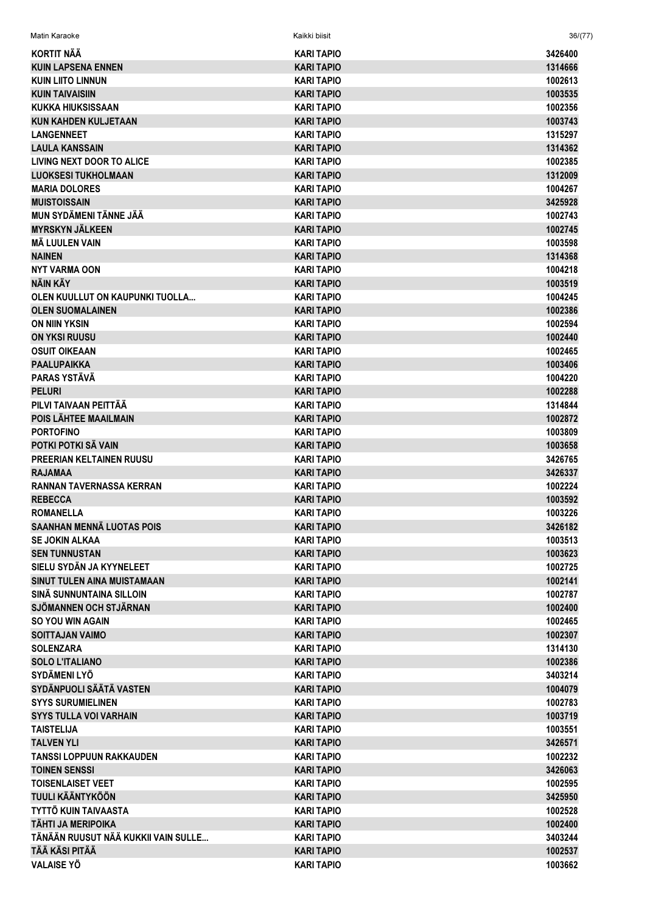| | | |
|---|---|---|
| KORTIT NÄÄ | KARI TAPIO | 3426400 |
| KUIN LAPSENA ENNEN | KARI TAPIO | 1314666 |
| KUIN LIITO LINNUN | KARI TAPIO | 1002613 |
| KUIN TAIVAISIIN | KARI TAPIO | 1003535 |
| KUKKA HIUKSISSAAN | KARI TAPIO | 1002356 |
| KUN KAHDEN KULJETAAN | KARI TAPIO | 1003743 |
| LANGENNEET | KARI TAPIO | 1315297 |
| LAULA KANSSAIN | KARI TAPIO | 1314362 |
| LIVING NEXT DOOR TO ALICE | KARI TAPIO | 1002385 |
| LUOKSESI TUKHOLMAAN | KARI TAPIO | 1312009 |
| MARIA DOLORES | KARI TAPIO | 1004267 |
| MUISTOISSAIN | KARI TAPIO | 3425928 |
| MUN SYDÄMENI TÄNNE JÄÄ | KARI TAPIO | 1002743 |
| MYRSKYN JÄLKEEN | KARI TAPIO | 1002745 |
| MÄ LUULEN VAIN | KARI TAPIO | 1003598 |
| NAINEN | KARI TAPIO | 1314368 |
| NYT VARMA OON | KARI TAPIO | 1004218 |
| NÄIN KÄY | KARI TAPIO | 1003519 |
| OLEN KUULLUT ON KAUPUNKI TUOLLA... | KARI TAPIO | 1004245 |
| OLEN SUOMALAINEN | KARI TAPIO | 1002386 |
| ON NIIN YKSIN | KARI TAPIO | 1002594 |
| ON YKSI RUUSU | KARI TAPIO | 1002440 |
| OSUIT OIKEAAN | KARI TAPIO | 1002465 |
| PAALUPAIKKA | KARI TAPIO | 1003406 |
| PARAS YSTÄVÄ | KARI TAPIO | 1004220 |
| PELURI | KARI TAPIO | 1002288 |
| PILVI TAIVAAN PEITTÄÄ | KARI TAPIO | 1314844 |
| POIS LÄHTEE MAAILMAIN | KARI TAPIO | 1002872 |
| PORTOFINO | KARI TAPIO | 1003809 |
| POTKI POTKI SÄ VAIN | KARI TAPIO | 1003658 |
| PREERIAN KELTAINEN RUUSU | KARI TAPIO | 3426765 |
| RAJAMAA | KARI TAPIO | 3426337 |
| RANNAN TAVERNASSA KERRAN | KARI TAPIO | 1002224 |
| REBECCA | KARI TAPIO | 1003592 |
| ROMANELLA | KARI TAPIO | 1003226 |
| SAANHAN MENNÄ LUOTAS POIS | KARI TAPIO | 3426182 |
| SE JOKIN ALKAA | KARI TAPIO | 1003513 |
| SEN TUNNUSTAN | KARI TAPIO | 1003623 |
| SIELU SYDÄN JA KYYNELEET | KARI TAPIO | 1002725 |
| SINUT TULEN AINA MUISTAMAAN | KARI TAPIO | 1002141 |
| SINÄ SUNNUNTAINA SILLOIN | KARI TAPIO | 1002787 |
| SJÖMANNEN OCH STJÄRNAN | KARI TAPIO | 1002400 |
| SO YOU WIN AGAIN | KARI TAPIO | 1002465 |
| SOITTAJAN VAIMO | KARI TAPIO | 1002307 |
| SOLENZARA | KARI TAPIO | 1314130 |
| SOLO L'ITALIANO | KARI TAPIO | 1002386 |
| SYDÄMENI LYÖ | KARI TAPIO | 3403214 |
| SYDÄNPUOLI SÄÄTÄ VASTEN | KARI TAPIO | 1004079 |
| SYYS SURUMIELINEN | KARI TAPIO | 1002783 |
| SYYS TULLA VOI VARHAIN | KARI TAPIO | 1003719 |
| TAISTELIJA | KARI TAPIO | 1003551 |
| TALVEN YLI | KARI TAPIO | 3426571 |
| TANSSI LOPPUUN RAKKAUDEN | KARI TAPIO | 1002232 |
| TOINEN SENSSI | KARI TAPIO | 3426063 |
| TOISENLAISET VEET | KARI TAPIO | 1002595 |
| TUULI KÄÄNTYKÖÖN | KARI TAPIO | 3425950 |
| TYTTÖ KUIN TAIVAASTA | KARI TAPIO | 1002528 |
| TÄHTI JA MERIPOIKA | KARI TAPIO | 1002400 |
| TÄNÄÄN RUUSUT NÄÄ KUKKII VAIN SULLE... | KARI TAPIO | 3403244 |
| TÄÄ KÄSI PITÄÄ | KARI TAPIO | 1002537 |
| VALAISE YÖ | KARI TAPIO | 1003662 |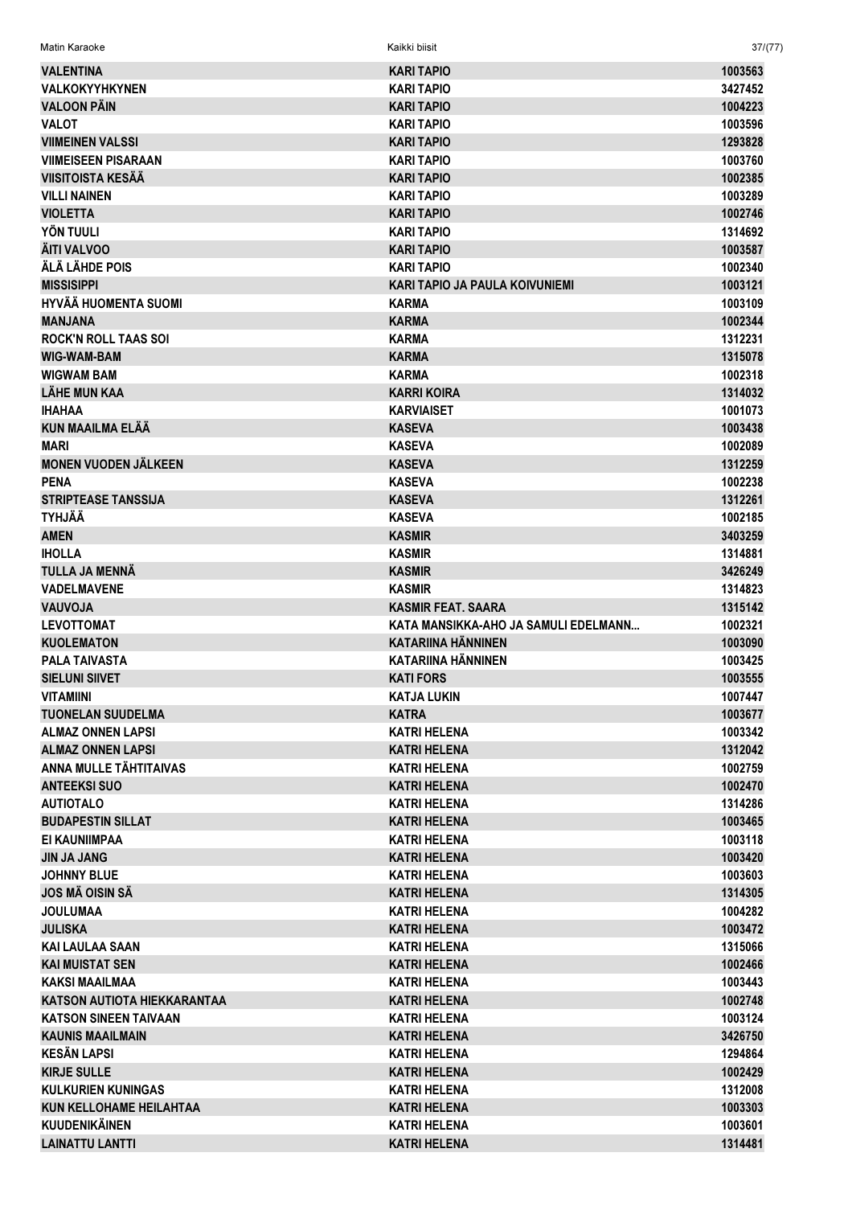| | | |
|---|---|---|
| VALENTINA | KARI TAPIO | 1003563 |
| VALKOKYYHKYNEN | KARI TAPIO | 3427452 |
| VALOON PÄIN | KARI TAPIO | 1004223 |
| VALOT | KARI TAPIO | 1003596 |
| VIIMEINEN VALSSI | KARI TAPIO | 1293828 |
| VIIMEISEEN PISARAAN | KARI TAPIO | 1003760 |
| VIISITOISTA KESÄÄ | KARI TAPIO | 1002385 |
| VILLI NAINEN | KARI TAPIO | 1003289 |
| VIOLETTA | KARI TAPIO | 1002746 |
| YÖN TUULI | KARI TAPIO | 1314692 |
| ÄITI VALVOO | KARI TAPIO | 1003587 |
| ÄLÄ LÄHDE POIS | KARI TAPIO | 1002340 |
| MISSISIPPI | KARI TAPIO JA PAULA KOIVUNIEMI | 1003121 |
| HYVÄÄ HUOMENTA SUOMI | KARMA | 1003109 |
| MANJANA | KARMA | 1002344 |
| ROCK'N ROLL TAAS SOI | KARMA | 1312231 |
| WIG-WAM-BAM | KARMA | 1315078 |
| WIGWAM BAM | KARMA | 1002318 |
| LÄHE MUN KAA | KARRI KOIRA | 1314032 |
| IHAHAA | KARVIAISET | 1001073 |
| KUN MAAILMA ELÄÄ | KASEVA | 1003438 |
| MARI | KASEVA | 1002089 |
| MONEN VUODEN JÄLKEEN | KASEVA | 1312259 |
| PENA | KASEVA | 1002238 |
| STRIPTEASE TANSSIJA | KASEVA | 1312261 |
| TYHJÄÄ | KASEVA | 1002185 |
| AMEN | KASMIR | 3403259 |
| IHOLLA | KASMIR | 1314881 |
| TULLA JA MENNÄ | KASMIR | 3426249 |
| VADELMAVENE | KASMIR | 1314823 |
| VAUVOJA | KASMIR FEAT. SAARA | 1315142 |
| LEVOTTOMAT | KATA MANSIKKA-AHO JA SAMULI EDELMANN... | 1002321 |
| KUOLEMATON | KATARIINA HÄNNINEN | 1003090 |
| PALA TAIVASTA | KATARIINA HÄNNINEN | 1003425 |
| SIELUNI SIIVET | KATI FORS | 1003555 |
| VITAMIINI | KATJA LUKIN | 1007447 |
| TUONELAN SUUDELMA | KATRA | 1003677 |
| ALMAZ ONNEN LAPSI | KATRI HELENA | 1003342 |
| ALMAZ ONNEN LAPSI | KATRI HELENA | 1312042 |
| ANNA MULLE TÄHTITAIVAS | KATRI HELENA | 1002759 |
| ANTEEKSI SUO | KATRI HELENA | 1002470 |
| AUTIOTALO | KATRI HELENA | 1314286 |
| BUDAPESTIN SILLAT | KATRI HELENA | 1003465 |
| EI KAUNIIMPAA | KATRI HELENA | 1003118 |
| JIN JA JANG | KATRI HELENA | 1003420 |
| JOHNNY BLUE | KATRI HELENA | 1003603 |
| JOS MÄ OISIN SÄ | KATRI HELENA | 1314305 |
| JOULUMAA | KATRI HELENA | 1004282 |
| JULISKA | KATRI HELENA | 1003472 |
| KAI LAULAA SAAN | KATRI HELENA | 1315066 |
| KAI MUISTAT SEN | KATRI HELENA | 1002466 |
| KAKSI MAAILMAA | KATRI HELENA | 1003443 |
| KATSON AUTIOTA HIEKKARANTAA | KATRI HELENA | 1002748 |
| KATSON SINEEN TAIVAAN | KATRI HELENA | 1003124 |
| KAUNIS MAAILMAIN | KATRI HELENA | 3426750 |
| KESÄN LAPSI | KATRI HELENA | 1294864 |
| KIRJE SULLE | KATRI HELENA | 1002429 |
| KULKURIEN KUNINGAS | KATRI HELENA | 1312008 |
| KUN KELLOHAME HEILAHTAA | KATRI HELENA | 1003303 |
| KUUDENIKÄINEN | KATRI HELENA | 1003601 |
| LAINATTU LANTTI | KATRI HELENA | 1314481 |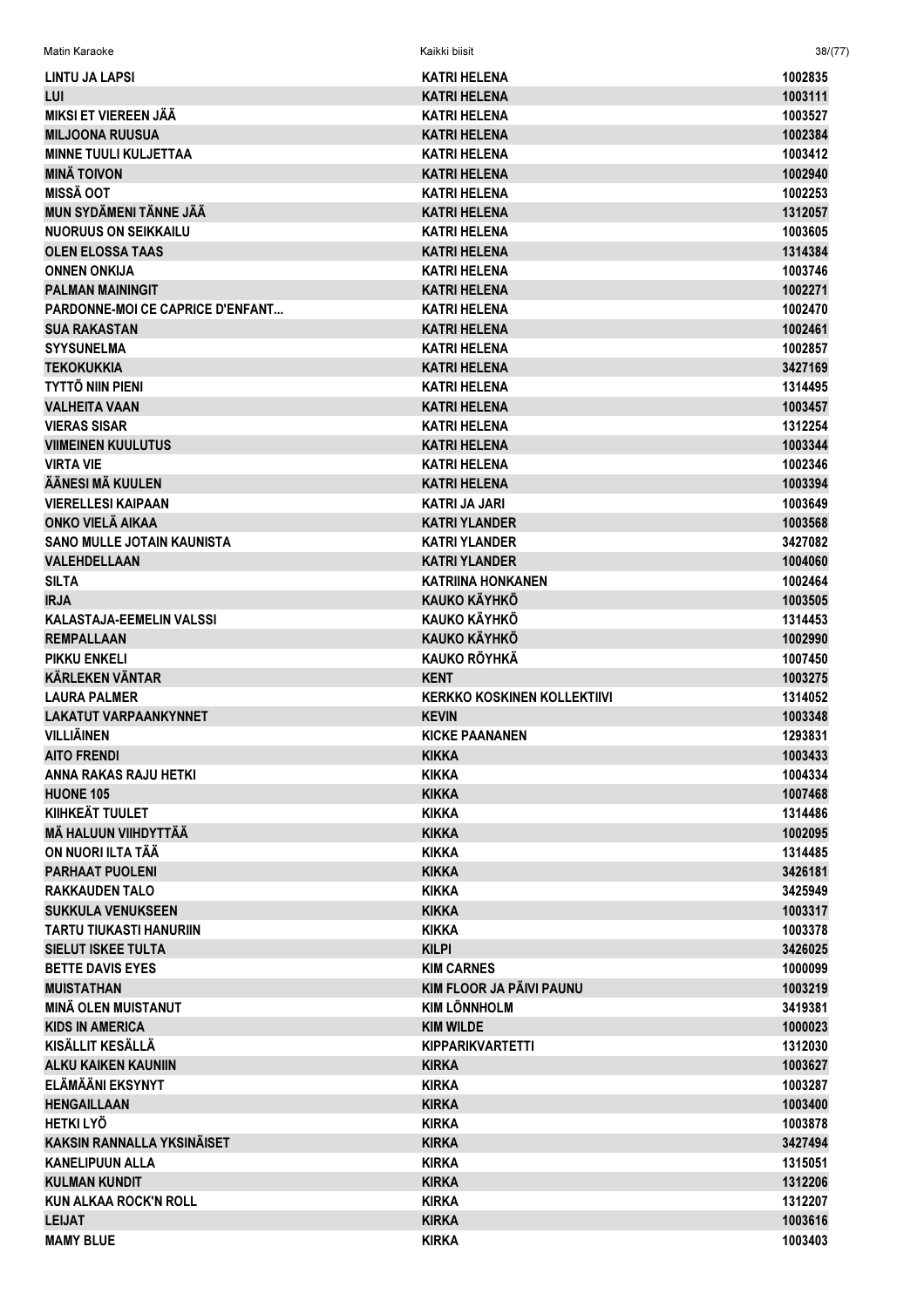| | | |
|---|---|---|
| LINTU JA LAPSI | KATRI HELENA | 1002835 |
| LUI | KATRI HELENA | 1003111 |
| MIKSI ET VIEREEN JÄÄ | KATRI HELENA | 1003527 |
| MILJOONA RUUSUA | KATRI HELENA | 1002384 |
| MINNE TUULI KULJETTAA | KATRI HELENA | 1003412 |
| MINÄ TOIVON | KATRI HELENA | 1002940 |
| MISSÄ OOT | KATRI HELENA | 1002253 |
| MUN SYDÄMENI TÄNNE JÄÄ | KATRI HELENA | 1312057 |
| NUORUUS ON SEIKKAILU | KATRI HELENA | 1003605 |
| OLEN ELOSSA TAAS | KATRI HELENA | 1314384 |
| ONNEN ONKIJA | KATRI HELENA | 1003746 |
| PALMAN MAININGIT | KATRI HELENA | 1002271 |
| PARDONNE-MOI CE CAPRICE D'ENFANT... | KATRI HELENA | 1002470 |
| SUA RAKASTAN | KATRI HELENA | 1002461 |
| SYYSUNELMA | KATRI HELENA | 1002857 |
| TEKOKUKKIA | KATRI HELENA | 3427169 |
| TYTTÖ NIIN PIENI | KATRI HELENA | 1314495 |
| VALHEITA VAAN | KATRI HELENA | 1003457 |
| VIERAS SISAR | KATRI HELENA | 1312254 |
| VIIMEINEN KUULUTUS | KATRI HELENA | 1003344 |
| VIRTA VIE | KATRI HELENA | 1002346 |
| ÄÄNESI MÄ KUULEN | KATRI HELENA | 1003394 |
| VIERELLESI KAIPAAN | KATRI JA JARI | 1003649 |
| ONKO VIELÄ AIKAA | KATRI YLANDER | 1003568 |
| SANO MULLE JOTAIN KAUNISTA | KATRI YLANDER | 3427082 |
| VALEHDELLAAN | KATRI YLANDER | 1004060 |
| SILTA | KATRIINA HONKANEN | 1002464 |
| IRJA | KAUKO KÄYHKÖ | 1003505 |
| KALASTAJA-EEMELIN VALSSI | KAUKO KÄYHKÖ | 1314453 |
| REMPALLAAN | KAUKO KÄYHKÖ | 1002990 |
| PIKKU ENKELI | KAUKO RÖYHKÄ | 1007450 |
| KÄRLEKEN VÄNTAR | KENT | 1003275 |
| LAURA PALMER | KERKKO KOSKINEN KOLLEKTIIVI | 1314052 |
| LAKATUT VARPAANKYNNET | KEVIN | 1003348 |
| VILLIÄINEN | KICKE PAANANEN | 1293831 |
| AITO FRENDI | KIKKA | 1003433 |
| ANNA RAKAS RAJU HETKI | KIKKA | 1004334 |
| HUONE 105 | KIKKA | 1007468 |
| KIIHKEÄT TUULET | KIKKA | 1314486 |
| MÄ HALUUN VIIHDYTTÄÄ | KIKKA | 1002095 |
| ON NUORI ILTA TÄÄ | KIKKA | 1314485 |
| PARHAAT PUOLENI | KIKKA | 3426181 |
| RAKKAUDEN TALO | KIKKA | 3425949 |
| SUKKULA VENUKSEEN | KIKKA | 1003317 |
| TARTU TIUKASTI HANURIIN | KIKKA | 1003378 |
| SIELUT ISKEE TULTA | KILPI | 3426025 |
| BETTE DAVIS EYES | KIM CARNES | 1000099 |
| MUISTATHAN | KIM FLOOR JA PÄIVI PAUNU | 1003219 |
| MINÄ OLEN MUISTANUT | KIM LÖNNHOLM | 3419381 |
| KIDS IN AMERICA | KIM WILDE | 1000023 |
| KISÄLLIT KESÄLLÄ | KIPPARIKVARTETTI | 1312030 |
| ALKU KAIKEN KAUNIIN | KIRKA | 1003627 |
| ELÄMÄÄNI EKSYNYT | KIRKA | 1003287 |
| HENGAILLAAN | KIRKA | 1003400 |
| HETKI LYÖ | KIRKA | 1003878 |
| KAKSIN RANNALLA YKSINÄISET | KIRKA | 3427494 |
| KANELIPUUN ALLA | KIRKA | 1315051 |
| KULMAN KUNDIT | KIRKA | 1312206 |
| KUN ALKAA ROCK'N ROLL | KIRKA | 1312207 |
| LEIJAT | KIRKA | 1003616 |
| MAMY BLUE | KIRKA | 1003403 |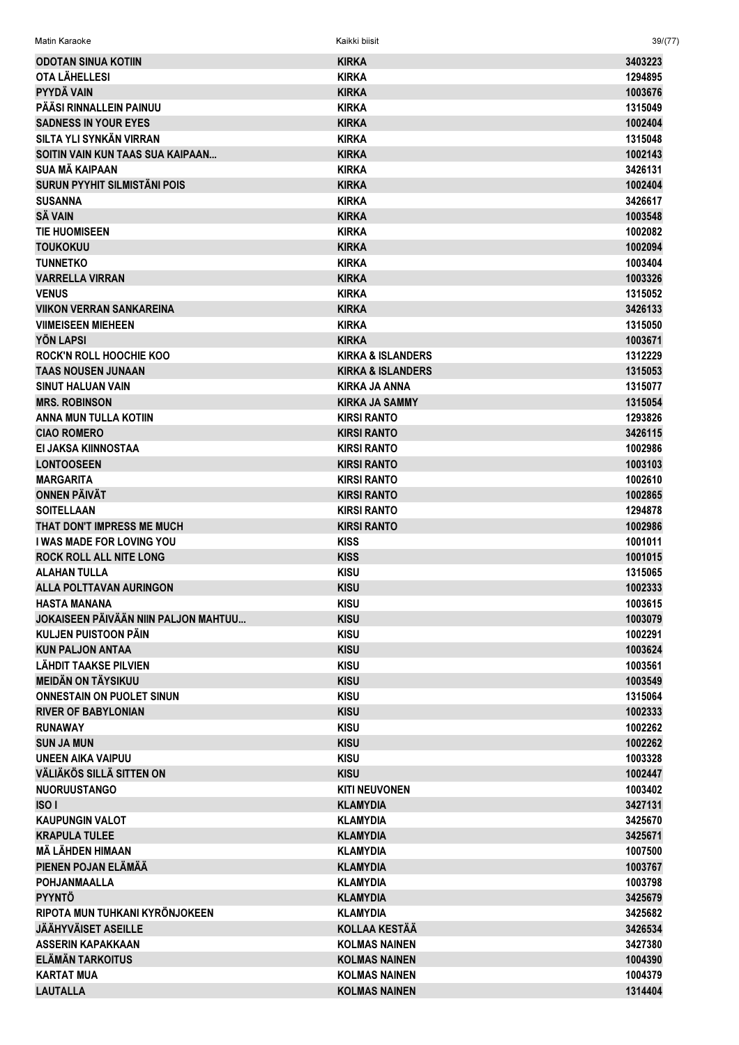| | | |
|---|---|---|
| ODOTAN SINUA KOTIIN | KIRKA | 3403223 |
| OTA LÄHELLESI | KIRKA | 1294895 |
| PYYDÄ VAIN | KIRKA | 1003676 |
| PÄÄSI RINNALLEIN PAINUU | KIRKA | 1315049 |
| SADNESS IN YOUR EYES | KIRKA | 1002404 |
| SILTA YLI SYNKÄN VIRRAN | KIRKA | 1315048 |
| SOITIN VAIN KUN TAAS SUA KAIPAAN... | KIRKA | 1002143 |
| SUA MÄ KAIPAAN | KIRKA | 3426131 |
| SURUN PYYHIT SILMISTÄNI POIS | KIRKA | 1002404 |
| SUSANNA | KIRKA | 3426617 |
| SÄ VAIN | KIRKA | 1003548 |
| TIE HUOMISEEN | KIRKA | 1002082 |
| TOUKOKUU | KIRKA | 1002094 |
| TUNNETKO | KIRKA | 1003404 |
| VARRELLA VIRRAN | KIRKA | 1003326 |
| VENUS | KIRKA | 1315052 |
| VIIKON VERRAN SANKAREINA | KIRKA | 3426133 |
| VIIMEISEEN MIEHEEN | KIRKA | 1315050 |
| YÖN LAPSI | KIRKA | 1003671 |
| ROCK'N ROLL HOOCHIE KOO | KIRKA & ISLANDERS | 1312229 |
| TAAS NOUSEN JUNAAN | KIRKA & ISLANDERS | 1315053 |
| SINUT HALUAN VAIN | KIRKA JA ANNA | 1315077 |
| MRS. ROBINSON | KIRKA JA SAMMY | 1315054 |
| ANNA MUN TULLA KOTIIN | KIRSI RANTO | 1293826 |
| CIAO ROMERO | KIRSI RANTO | 3426115 |
| EI JAKSA KIINNOSTAA | KIRSI RANTO | 1002986 |
| LONTOOSEEN | KIRSI RANTO | 1003103 |
| MARGARITA | KIRSI RANTO | 1002610 |
| ONNEN PÄIVÄT | KIRSI RANTO | 1002865 |
| SOITELLAAN | KIRSI RANTO | 1294878 |
| THAT DON'T IMPRESS ME MUCH | KIRSI RANTO | 1002986 |
| I WAS MADE FOR LOVING YOU | KISS | 1001011 |
| ROCK ROLL ALL NITE LONG | KISS | 1001015 |
| ALAHAN TULLA | KISU | 1315065 |
| ALLA POLTTAVAN AURINGON | KISU | 1002333 |
| HASTA MANANA | KISU | 1003615 |
| JOKAISEEN PÄIVÄÄN NIIN PALJON MAHTUU... | KISU | 1003079 |
| KULJEN PUISTOON PÄIN | KISU | 1002291 |
| KUN PALJON ANTAA | KISU | 1003624 |
| LÄHDIT TAAKSE PILVIEN | KISU | 1003561 |
| MEIDÄN ON TÄYSIKUU | KISU | 1003549 |
| ONNESTAIN ON PUOLET SINUN | KISU | 1315064 |
| RIVER OF BABYLONIAN | KISU | 1002333 |
| RUNAWAY | KISU | 1002262 |
| SUN JA MUN | KISU | 1002262 |
| UNEEN AIKA VAIPUU | KISU | 1003328 |
| VÄLIÄKÖS SILLÄ SITTEN ON | KISU | 1002447 |
| NUORUUSTANGO | KITI NEUVONEN | 1003402 |
| ISO I | KLAMYDIA | 3427131 |
| KAUPUNGIN VALOT | KLAMYDIA | 3425670 |
| KRAPULA TULEE | KLAMYDIA | 3425671 |
| MÄ LÄHDEN HIMAAN | KLAMYDIA | 1007500 |
| PIENEN POJAN ELÄMÄÄ | KLAMYDIA | 1003767 |
| POHJANMAALLA | KLAMYDIA | 1003798 |
| PYYNTÖ | KLAMYDIA | 3425679 |
| RIPOTA MUN TUHKANI KYRÖNJOKEEN | KLAMYDIA | 3425682 |
| JÄÄHYVÄISET ASEILLE | KOLLAA KESTÄÄ | 3426534 |
| ASSERIN KAPAKKAAN | KOLMAS NAINEN | 3427380 |
| ELÄMÄN TARKOITUS | KOLMAS NAINEN | 1004390 |
| KARTAT MUA | KOLMAS NAINEN | 1004379 |
| LAUTALLA | KOLMAS NAINEN | 1314404 |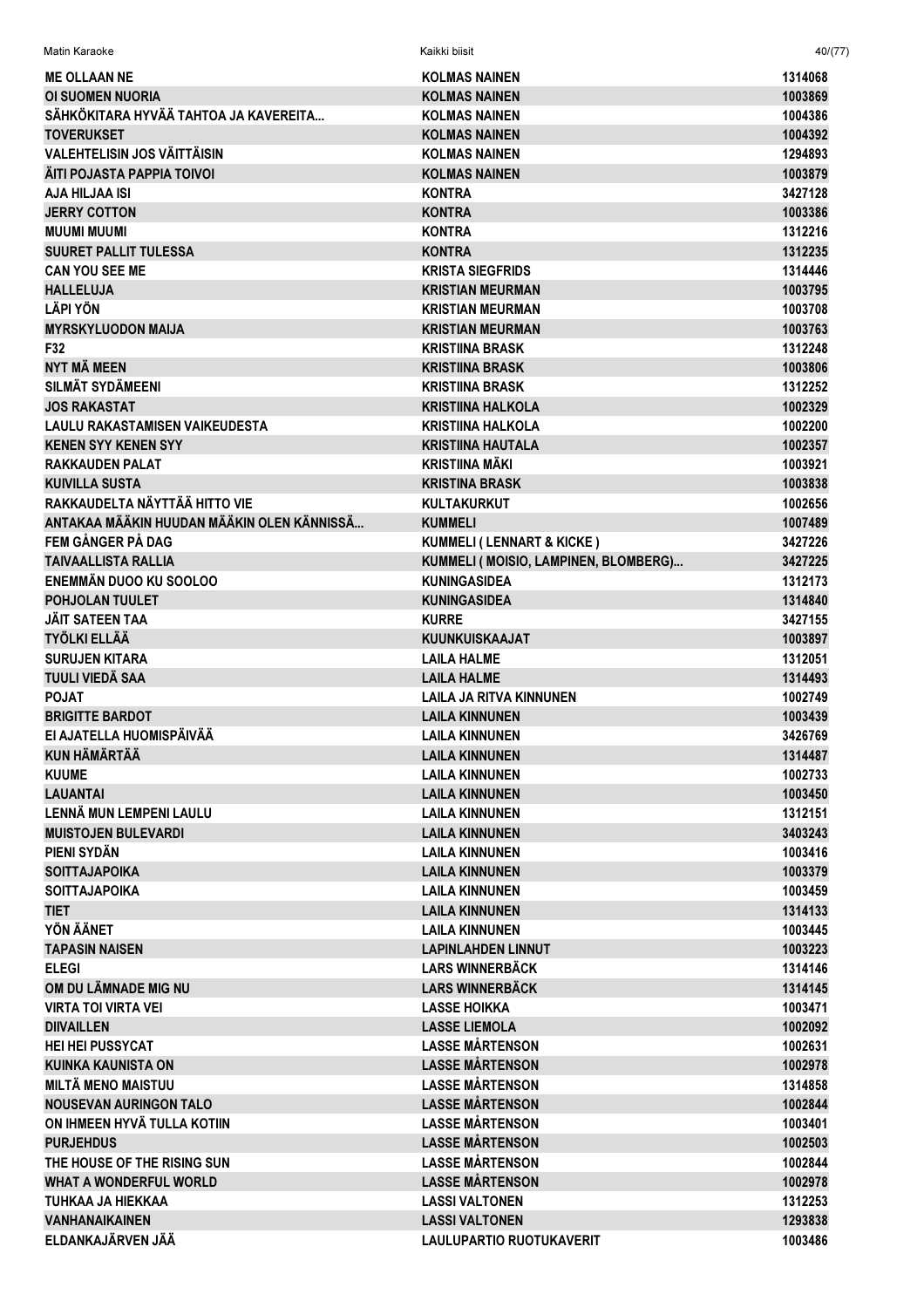| | | |
|---|---|---|
| ME OLLAAN NE | KOLMAS NAINEN | 1314068 |
| OI SUOMEN NUORIA | KOLMAS NAINEN | 1003869 |
| SÄHKÖKITARA HYVÄÄ TAHTOA JA KAVEREITA... | KOLMAS NAINEN | 1004386 |
| TOVERUKSET | KOLMAS NAINEN | 1004392 |
| VALEHTELISIN JOS VÄITTÄISIN | KOLMAS NAINEN | 1294893 |
| ÄITI POJASTA PAPPIA TOIVOI | KOLMAS NAINEN | 1003879 |
| AJA HILJAA ISI | KONTRA | 3427128 |
| JERRY COTTON | KONTRA | 1003386 |
| MUUMI MUUMI | KONTRA | 1312216 |
| SUURET PALLIT TULESSA | KONTRA | 1312235 |
| CAN YOU SEE ME | KRISTA SIEGFRIDS | 1314446 |
| HALLELUJA | KRISTIAN MEURMAN | 1003795 |
| LÄPI YÖN | KRISTIAN MEURMAN | 1003708 |
| MYRSKYLUODON MAIJA | KRISTIAN MEURMAN | 1003763 |
| F32 | KRISTIINA BRASK | 1312248 |
| NYT MÄ MEEN | KRISTIINA BRASK | 1003806 |
| SILMÄT SYDÄMEENI | KRISTIINA BRASK | 1312252 |
| JOS RAKASTAT | KRISTIINA HALKOLA | 1002329 |
| LAULU RAKASTAMISEN VAIKEUDESTA | KRISTIINA HALKOLA | 1002200 |
| KENEN SYY KENEN SYY | KRISTIINA HAUTALA | 1002357 |
| RAKKAUDEN PALAT | KRISTIINA MÄKI | 1003921 |
| KUIVILLA SUSTA | KRISTINA BRASK | 1003838 |
| RAKKAUDELTA NÄYTTÄÄ HITTO VIE | KULTAKURKUT | 1002656 |
| ANTAKAA MÄÄKIN HUUDAN MÄÄKIN OLEN KÄNNISSÄ... | KUMMELI | 1007489 |
| FEM GÅNGER PÅ DAG | KUMMELI ( LENNART & KICKE ) | 3427226 |
| TAIVAALLISTA RALLIA | KUMMELI ( MOISIO, LAMPINEN, BLOMBERG)... | 3427225 |
| ENEMMÄN DUOO KU SOOLOO | KUNINGASIDEA | 1312173 |
| POHJOLAN TUULET | KUNINGASIDEA | 1314840 |
| JÄIT SATEEN TAA | KURRE | 3427155 |
| TYÖLKI ELLÄÄ | KUUNKUISKAAJAT | 1003897 |
| SURUJEN KITARA | LAILA HALME | 1312051 |
| TUULI VIEDÄ SAA | LAILA HALME | 1314493 |
| POJAT | LAILA JA RITVA KINNUNEN | 1002749 |
| BRIGITTE BARDOT | LAILA KINNUNEN | 1003439 |
| EI AJATELLA HUOMISPÄIVÄÄ | LAILA KINNUNEN | 3426769 |
| KUN HÄMÄRTÄÄ | LAILA KINNUNEN | 1314487 |
| KUUME | LAILA KINNUNEN | 1002733 |
| LAUANTAI | LAILA KINNUNEN | 1003450 |
| LENNÄ MUN LEMPENI LAULU | LAILA KINNUNEN | 1312151 |
| MUISTOJEN BULEVARDI | LAILA KINNUNEN | 3403243 |
| PIENI SYDÄN | LAILA KINNUNEN | 1003416 |
| SOITTAJAPOIKA | LAILA KINNUNEN | 1003379 |
| SOITTAJAPOIKA | LAILA KINNUNEN | 1003459 |
| TIET | LAILA KINNUNEN | 1314133 |
| YÖN ÄÄNET | LAILA KINNUNEN | 1003445 |
| TAPASIN NAISEN | LAPINLAHDEN LINNUT | 1003223 |
| ELEGI | LARS WINNERBÄCK | 1314146 |
| OM DU LÄMNADE MIG NU | LARS WINNERBÄCK | 1314145 |
| VIRTA TOI VIRTA VEI | LASSE HOIKKA | 1003471 |
| DIIVAILLEN | LASSE LIEMOLA | 1002092 |
| HEI HEI PUSSYCAT | LASSE MÅRTENSON | 1002631 |
| KUINKA KAUNISTA ON | LASSE MÅRTENSON | 1002978 |
| MILTÄ MENO MAISTUU | LASSE MÅRTENSON | 1314858 |
| NOUSEVAN AURINGON TALO | LASSE MÅRTENSON | 1002844 |
| ON IHMEEN HYVÄ TULLA KOTIIN | LASSE MÅRTENSON | 1003401 |
| PURJEHDUS | LASSE MÅRTENSON | 1002503 |
| THE HOUSE OF THE RISING SUN | LASSE MÅRTENSON | 1002844 |
| WHAT A WONDERFUL WORLD | LASSE MÅRTENSON | 1002978 |
| TUHKAA JA HIEKKAA | LASSI VALTONEN | 1312253 |
| VANHANAIKAINEN | LASSI VALTONEN | 1293838 |
| ELDANKAJÄRVEN JÄÄ | LAULUPARTIO RUOTUKAVERIT | 1003486 |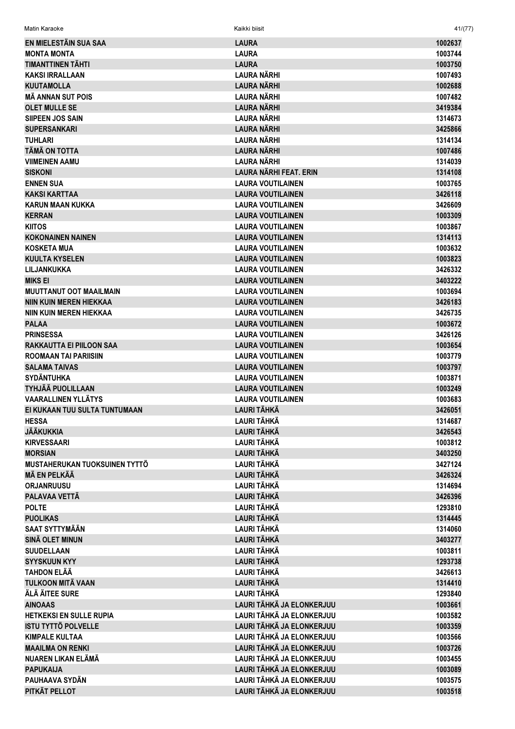| | | |
|---|---|---|
| EN MIELESTÄIN SUA SAA | LAURA | 1002637 |
| MONTA MONTA | LAURA | 1003744 |
| TIMANTTINEN TÄHTI | LAURA | 1003750 |
| KAKSI IRRALLAAN | LAURA NÄRHI | 1007493 |
| KUUTAMOLLA | LAURA NÄRHI | 1002688 |
| MÄ ANNAN SUT POIS | LAURA NÄRHI | 1007482 |
| OLET MULLE SE | LAURA NÄRHI | 3419384 |
| SIIPEEN JOS SAIN | LAURA NÄRHI | 1314673 |
| SUPERSANKARI | LAURA NÄRHI | 3425866 |
| TUHLARI | LAURA NÄRHI | 1314134 |
| TÄMÄ ON TOTTA | LAURA NÄRHI | 1007486 |
| VIIMEINEN AAMU | LAURA NÄRHI | 1314039 |
| SISKONI | LAURA NÄRHI FEAT. ERIN | 1314108 |
| ENNEN SUA | LAURA VOUTILAINEN | 1003765 |
| KAKSI KARTTAA | LAURA VOUTILAINEN | 3426118 |
| KARUN MAAN KUKKA | LAURA VOUTILAINEN | 3426609 |
| KERRAN | LAURA VOUTILAINEN | 1003309 |
| KIITOS | LAURA VOUTILAINEN | 1003867 |
| KOKONAINEN NAINEN | LAURA VOUTILAINEN | 1314113 |
| KOSKETA MUA | LAURA VOUTILAINEN | 1003632 |
| KUULTA KYSELEN | LAURA VOUTILAINEN | 1003823 |
| LILJANKUKKA | LAURA VOUTILAINEN | 3426332 |
| MIKS EI | LAURA VOUTILAINEN | 3403222 |
| MUUTTANUT OOT MAAILMAIN | LAURA VOUTILAINEN | 1003694 |
| NIIN KUIN MEREN HIEKKAA | LAURA VOUTILAINEN | 3426183 |
| NIIN KUIN MEREN HIEKKAA | LAURA VOUTILAINEN | 3426735 |
| PALAA | LAURA VOUTILAINEN | 1003672 |
| PRINSESSA | LAURA VOUTILAINEN | 3426126 |
| RAKKAUTTA EI PIILOON SAA | LAURA VOUTILAINEN | 1003654 |
| ROOMAAN TAI PARIISIIN | LAURA VOUTILAINEN | 1003779 |
| SALAMA TAIVAS | LAURA VOUTILAINEN | 1003797 |
| SYDÄNTUHKA | LAURA VOUTILAINEN | 1003871 |
| TYHJÄÄ PUOLILLAAN | LAURA VOUTILAINEN | 1003249 |
| VAARALLINEN YLLÄTYS | LAURA VOUTILAINEN | 1003683 |
| EI KUKAAN TUU SULTA TUNTUMAAN | LAURI TÄHKÄ | 3426051 |
| HESSA | LAURI TÄHKÄ | 1314687 |
| JÄÄKUKKIA | LAURI TÄHKÄ | 3426543 |
| KIRVESSAARI | LAURI TÄHKÄ | 1003812 |
| MORSIAN | LAURI TÄHKÄ | 3403250 |
| MUSTAHERUKAN TUOKSUINEN TYTTÖ | LAURI TÄHKÄ | 3427124 |
| MÄ EN PELKÄÄ | LAURI TÄHKÄ | 3426324 |
| ORJANRUUSU | LAURI TÄHKÄ | 1314694 |
| PALAVAA VETTÄ | LAURI TÄHKÄ | 3426396 |
| POLTE | LAURI TÄHKÄ | 1293810 |
| PUOLIKAS | LAURI TÄHKÄ | 1314445 |
| SAAT SYTTYMÄÄN | LAURI TÄHKÄ | 1314060 |
| SINÄ OLET MINUN | LAURI TÄHKÄ | 3403277 |
| SUUDELLAAN | LAURI TÄHKÄ | 1003811 |
| SYYSKUUN KYY | LAURI TÄHKÄ | 1293738 |
| TAHDON ELÄÄ | LAURI TÄHKÄ | 3426613 |
| TULKOON MITÄ VAAN | LAURI TÄHKÄ | 1314410 |
| ÄLÄ ÄITEE SURE | LAURI TÄHKÄ | 1293840 |
| AINOAAS | LAURI TÄHKÄ JA ELONKERJUU | 1003661 |
| HETKEKSI EN SULLE RUPIA | LAURI TÄHKÄ JA ELONKERJUU | 1003582 |
| ISTU TYTTÖ POLVELLE | LAURI TÄHKÄ JA ELONKERJUU | 1003359 |
| KIMPALE KULTAA | LAURI TÄHKÄ JA ELONKERJUU | 1003566 |
| MAAILMA ON RENKI | LAURI TÄHKÄ JA ELONKERJUU | 1003726 |
| NUAREN LIKAN ELÄMÄ | LAURI TÄHKÄ JA ELONKERJUU | 1003455 |
| PAPUKAIJA | LAURI TÄHKÄ JA ELONKERJUU | 1003089 |
| PAUHAAVA SYDÄN | LAURI TÄHKÄ JA ELONKERJUU | 1003575 |
| PITKÄT PELLOT | LAURI TÄHKÄ JA ELONKERJUU | 1003518 |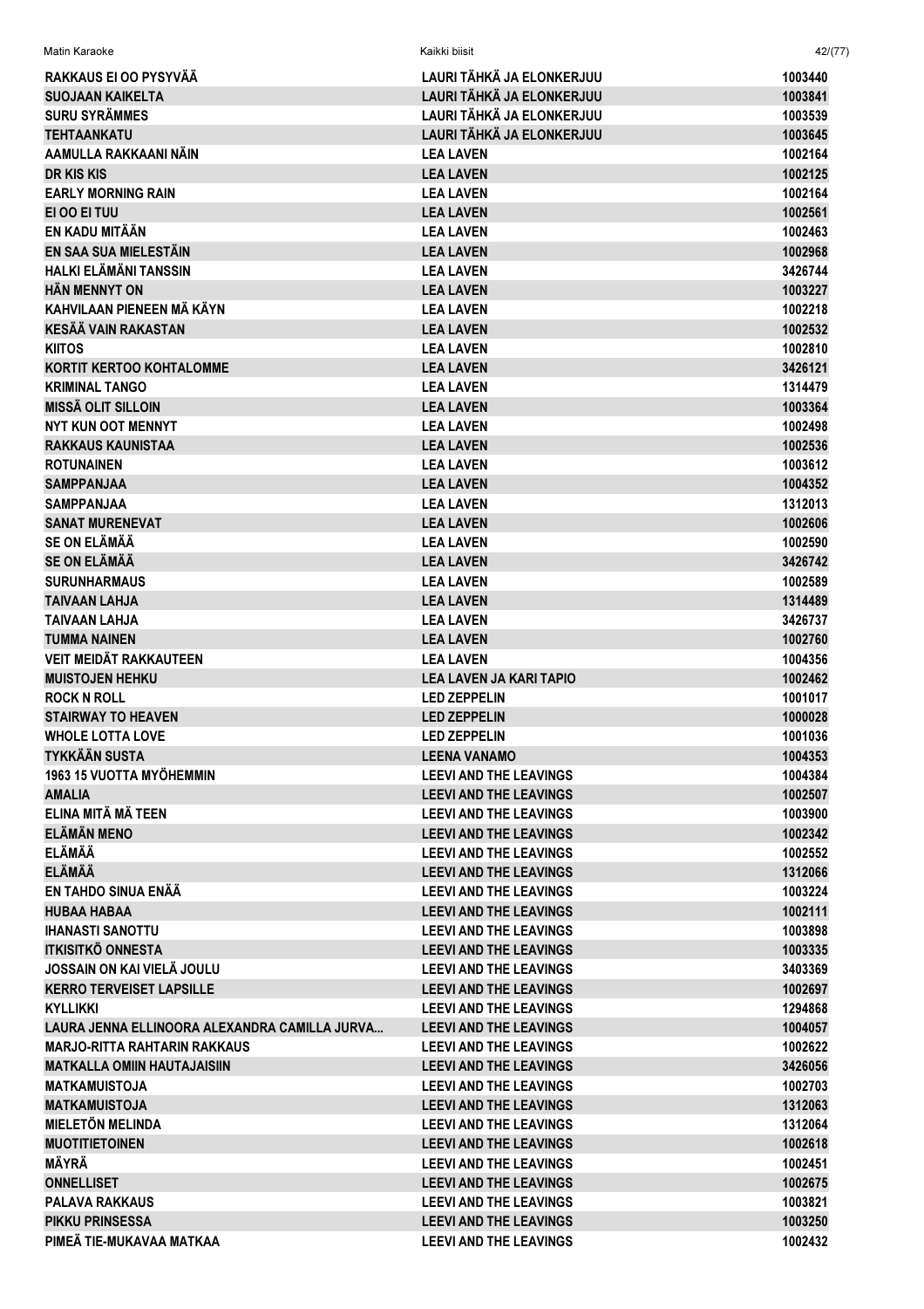| | | |
|---|---|---|
| RAKKAUS EI OO PYSYVÄÄ | LAURI TÄHKÄ JA ELONKERJUU | 1003440 |
| SUOJAAN KAIKELTA | LAURI TÄHKÄ JA ELONKERJUU | 1003841 |
| SURU SYRÄMMES | LAURI TÄHKÄ JA ELONKERJUU | 1003539 |
| TEHTAANKATU | LAURI TÄHKÄ JA ELONKERJUU | 1003645 |
| AAMULLA RAKKAANI NÄIN | LEA LAVEN | 1002164 |
| DR KIS KIS | LEA LAVEN | 1002125 |
| EARLY MORNING RAIN | LEA LAVEN | 1002164 |
| EI OO EI TUU | LEA LAVEN | 1002561 |
| EN KADU MITÄÄN | LEA LAVEN | 1002463 |
| EN SAA SUA MIELESTÄIN | LEA LAVEN | 1002968 |
| HALKI ELÄMÄNI TANSSIN | LEA LAVEN | 3426744 |
| HÄN MENNYT ON | LEA LAVEN | 1003227 |
| KAHVILAAN PIENEEN MÄ KÄYN | LEA LAVEN | 1002218 |
| KESÄÄ VAIN RAKASTAN | LEA LAVEN | 1002532 |
| KIITOS | LEA LAVEN | 1002810 |
| KORTIT KERTOO KOHTALOMME | LEA LAVEN | 3426121 |
| KRIMINAL TANGO | LEA LAVEN | 1314479 |
| MISSÄ OLIT SILLOIN | LEA LAVEN | 1003364 |
| NYT KUN OOT MENNYT | LEA LAVEN | 1002498 |
| RAKKAUS KAUNISTAA | LEA LAVEN | 1002536 |
| ROTUNAINEN | LEA LAVEN | 1003612 |
| SAMPPANJAA | LEA LAVEN | 1004352 |
| SAMPPANJAA | LEA LAVEN | 1312013 |
| SANAT MURENEVAT | LEA LAVEN | 1002606 |
| SE ON ELÄMÄÄ | LEA LAVEN | 1002590 |
| SE ON ELÄMÄÄ | LEA LAVEN | 3426742 |
| SURUNHARMAUS | LEA LAVEN | 1002589 |
| TAIVAAN LAHJA | LEA LAVEN | 1314489 |
| TAIVAAN LAHJA | LEA LAVEN | 3426737 |
| TUMMA NAINEN | LEA LAVEN | 1002760 |
| VEIT MEIDÄT RAKKAUTEEN | LEA LAVEN | 1004356 |
| MUISTOJEN HEHKU | LEA LAVEN JA KARI TAPIO | 1002462 |
| ROCK N ROLL | LED ZEPPELIN | 1001017 |
| STAIRWAY TO HEAVEN | LED ZEPPELIN | 1000028 |
| WHOLE LOTTA LOVE | LED ZEPPELIN | 1001036 |
| TYKKÄÄN SUSTA | LEENA VANAMO | 1004353 |
| 1963 15 VUOTTA MYÖHEMMIN | LEEVI AND THE LEAVINGS | 1004384 |
| AMALIA | LEEVI AND THE LEAVINGS | 1002507 |
| ELINA MITÄ MÄ TEEN | LEEVI AND THE LEAVINGS | 1003900 |
| ELÄMÄN MENO | LEEVI AND THE LEAVINGS | 1002342 |
| ELÄMÄÄ | LEEVI AND THE LEAVINGS | 1002552 |
| ELÄMÄÄ | LEEVI AND THE LEAVINGS | 1312066 |
| EN TAHDO SINUA ENÄÄ | LEEVI AND THE LEAVINGS | 1003224 |
| HUBAA HABAA | LEEVI AND THE LEAVINGS | 1002111 |
| IHANASTI SANOTTU | LEEVI AND THE LEAVINGS | 1003898 |
| ITKISITKÖ ONNESTA | LEEVI AND THE LEAVINGS | 1003335 |
| JOSSAIN ON KAI VIELÄ JOULU | LEEVI AND THE LEAVINGS | 3403369 |
| KERRO TERVEISET LAPSILLE | LEEVI AND THE LEAVINGS | 1002697 |
| KYLLIKKI | LEEVI AND THE LEAVINGS | 1294868 |
| LAURA JENNA ELLINOORA ALEXANDRA CAMILLA JURVA... | LEEVI AND THE LEAVINGS | 1004057 |
| MARJO-RITTA RAHTARIN RAKKAUS | LEEVI AND THE LEAVINGS | 1002622 |
| MATKALLA OMIIN HAUTAJAISIIN | LEEVI AND THE LEAVINGS | 3426056 |
| MATKAMUISTOJA | LEEVI AND THE LEAVINGS | 1002703 |
| MATKAMUISTOJA | LEEVI AND THE LEAVINGS | 1312063 |
| MIELETÖN MELINDA | LEEVI AND THE LEAVINGS | 1312064 |
| MUOTITIETOINEN | LEEVI AND THE LEAVINGS | 1002618 |
| MÄYRÄ | LEEVI AND THE LEAVINGS | 1002451 |
| ONNELLISET | LEEVI AND THE LEAVINGS | 1002675 |
| PALAVA RAKKAUS | LEEVI AND THE LEAVINGS | 1003821 |
| PIKKU PRINSESSA | LEEVI AND THE LEAVINGS | 1003250 |
| PIMEÄ TIE-MUKAVAA MATKAA | LEEVI AND THE LEAVINGS | 1002432 |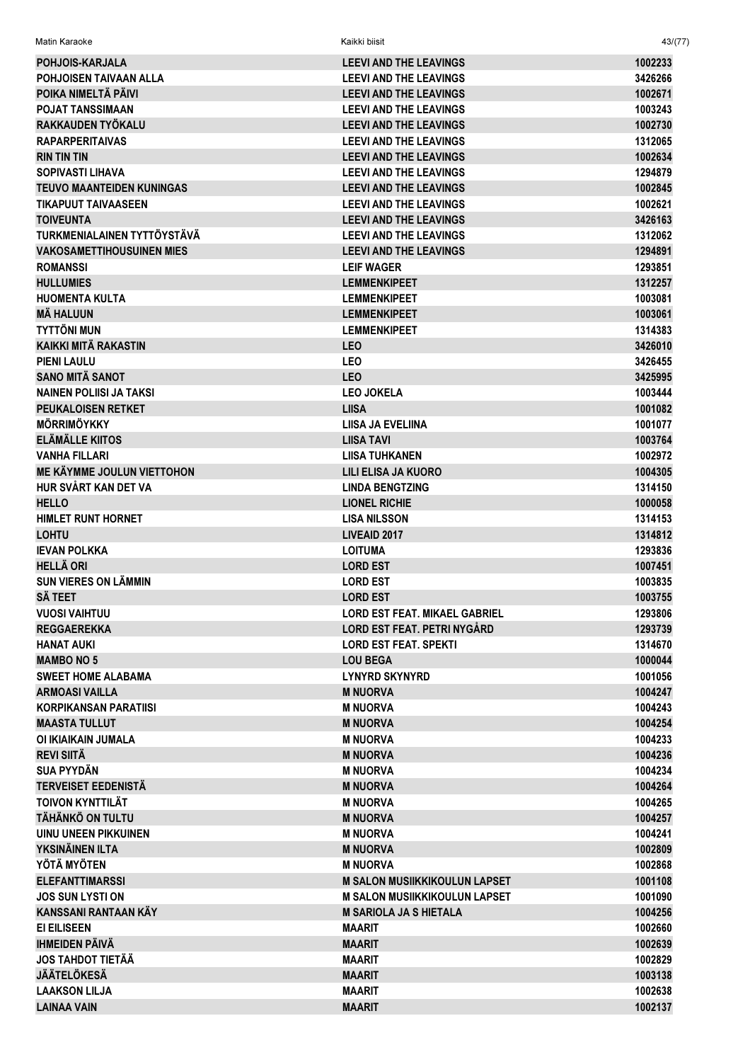| | | |
|---|---|---|
| POHJOIS-KARJALA | LEEVI AND THE LEAVINGS | 1002233 |
| POHJOISEN TAIVAAN ALLA | LEEVI AND THE LEAVINGS | 3426266 |
| POIKA NIMELTÄ PÄIVI | LEEVI AND THE LEAVINGS | 1002671 |
| POJAT TANSSIMAAN | LEEVI AND THE LEAVINGS | 1003243 |
| RAKKAUDEN TYÖKALU | LEEVI AND THE LEAVINGS | 1002730 |
| RAPARPERITAIVAS | LEEVI AND THE LEAVINGS | 1312065 |
| RIN TIN TIN | LEEVI AND THE LEAVINGS | 1002634 |
| SOPIVASTI LIHAVA | LEEVI AND THE LEAVINGS | 1294879 |
| TEUVO MAANTEIDEN KUNINGAS | LEEVI AND THE LEAVINGS | 1002845 |
| TIKAPUUT TAIVAASEEN | LEEVI AND THE LEAVINGS | 1002621 |
| TOIVEUNTA | LEEVI AND THE LEAVINGS | 3426163 |
| TURKMENIALAINEN TYTTÖYSTÄVÄ | LEEVI AND THE LEAVINGS | 1312062 |
| VAKOSAMETTIHOUSUINEN MIES | LEEVI AND THE LEAVINGS | 1294891 |
| ROMANSSI | LEIF WAGER | 1293851 |
| HULLUMIES | LEMMENKIPEET | 1312257 |
| HUOMENTA KULTA | LEMMENKIPEET | 1003081 |
| MÄ HALUUN | LEMMENKIPEET | 1003061 |
| TYTTÖNI MUN | LEMMENKIPEET | 1314383 |
| KAIKKI MITÄ RAKASTIN | LEO | 3426010 |
| PIENI LAULU | LEO | 3426455 |
| SANO MITÄ SANOT | LEO | 3425995 |
| NAINEN POLIISI JA TAKSI | LEO JOKELA | 1003444 |
| PEUKALOISEN RETKET | LIISA | 1001082 |
| MÖRRIMÖYKKY | LIISA JA EVELIINA | 1001077 |
| ELÄMÄLLE KIITOS | LIISA TAVI | 1003764 |
| VANHA FILLARI | LIISA TUHKANEN | 1002972 |
| ME KÄYMME JOULUN VIETTOHON | LILI ELISA JA KUORO | 1004305 |
| HUR SVÅRT KAN DET VA | LINDA BENGTZING | 1314150 |
| HELLO | LIONEL RICHIE | 1000058 |
| HIMLET RUNT HORNET | LISA NILSSON | 1314153 |
| LOHTU | LIVEAID 2017 | 1314812 |
| IEVAN POLKKA | LOITUMA | 1293836 |
| HELLÄ ORI | LORD EST | 1007451 |
| SUN VIERES ON LÄMMIN | LORD EST | 1003835 |
| SÄ TEET | LORD EST | 1003755 |
| VUOSI VAIHTUU | LORD EST FEAT. MIKAEL GABRIEL | 1293806 |
| REGGAEREKKA | LORD EST FEAT. PETRI NYGÅRD | 1293739 |
| HANAT AUKI | LORD EST FEAT. SPEKTI | 1314670 |
| MAMBO NO 5 | LOU BEGA | 1000044 |
| SWEET HOME ALABAMA | LYNYRD SKYNYRD | 1001056 |
| ARMOASI VAILLA | M NUORVA | 1004247 |
| KORPIKANSAN PARATIISI | M NUORVA | 1004243 |
| MAASTA TULLUT | M NUORVA | 1004254 |
| OI IKIAIKAIN JUMALA | M NUORVA | 1004233 |
| REVI SIITÄ | M NUORVA | 1004236 |
| SUA PYYDÄN | M NUORVA | 1004234 |
| TERVEISET EEDENISTÄ | M NUORVA | 1004264 |
| TOIVON KYNTTILÄT | M NUORVA | 1004265 |
| TÄHÄNKÖ ON TULTU | M NUORVA | 1004257 |
| UINU UNEEN PIKKUINEN | M NUORVA | 1004241 |
| YKSINÄINEN ILTA | M NUORVA | 1002809 |
| YÖTÄ MYÖTEN | M NUORVA | 1002868 |
| ELEFANTTIMARSSI | M SALON MUSIIKKIKOULUN LAPSET | 1001108 |
| JOS SUN LYSTI ON | M SALON MUSIIKKIKOULUN LAPSET | 1001090 |
| KANSSANI RANTAAN KÄY | M SARIOLA JA S HIETALA | 1004256 |
| EI EILISEEN | MAARIT | 1002660 |
| IHMEIDEN PÄIVÄ | MAARIT | 1002639 |
| JOS TAHDOT TIETÄÄ | MAARIT | 1002829 |
| JÄÄTELÖKESÄ | MAARIT | 1003138 |
| LAAKSON LILJA | MAARIT | 1002638 |
| LAINAA VAIN | MAARIT | 1002137 |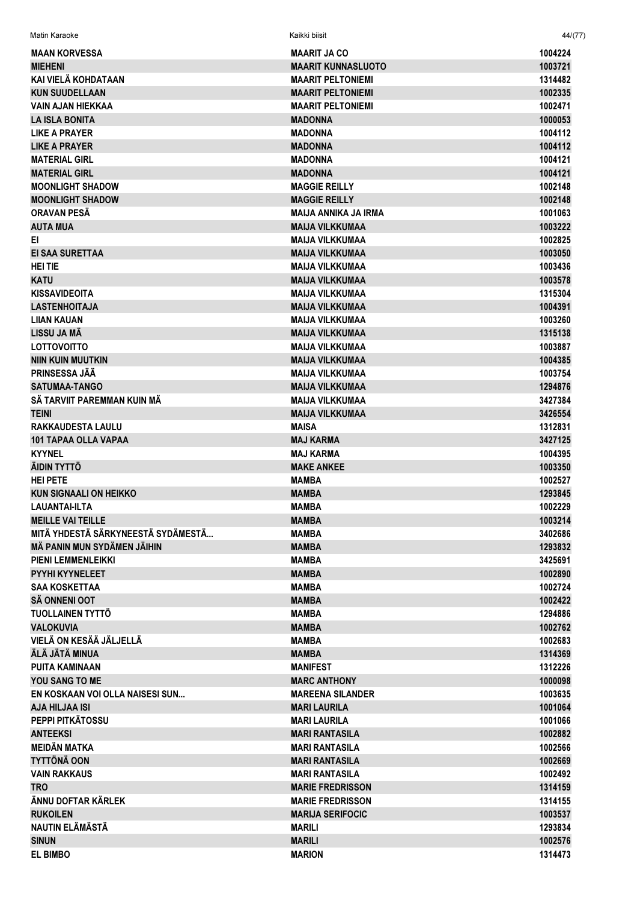| | | |
|---|---|---|
| MAAN KORVESSA | MAARIT JA CO | 1004224 |
| MIEHENI | MAARIT KUNNASLUOTO | 1003721 |
| KAI VIELÄ KOHDATAAN | MAARIT PELTONIEMI | 1314482 |
| KUN SUUDELLAAN | MAARIT PELTONIEMI | 1002335 |
| VAIN AJAN HIEKKAA | MAARIT PELTONIEMI | 1002471 |
| LA ISLA BONITA | MADONNA | 1000053 |
| LIKE A PRAYER | MADONNA | 1004112 |
| LIKE A PRAYER | MADONNA | 1004112 |
| MATERIAL GIRL | MADONNA | 1004121 |
| MATERIAL GIRL | MADONNA | 1004121 |
| MOONLIGHT SHADOW | MAGGIE REILLY | 1002148 |
| MOONLIGHT SHADOW | MAGGIE REILLY | 1002148 |
| ORAVAN PESÄ | MAIJA ANNIKA JA IRMA | 1001063 |
| AUTA MUA | MAIJA VILKKUMAA | 1003222 |
| EI | MAIJA VILKKUMAA | 1002825 |
| EI SAA SURETTAA | MAIJA VILKKUMAA | 1003050 |
| HEI TIE | MAIJA VILKKUMAA | 1003436 |
| KATU | MAIJA VILKKUMAA | 1003578 |
| KISSAVIDEOITA | MAIJA VILKKUMAA | 1315304 |
| LASTENHOITAJA | MAIJA VILKKUMAA | 1004391 |
| LIIAN KAUAN | MAIJA VILKKUMAA | 1003260 |
| LISSU JA MÄ | MAIJA VILKKUMAA | 1315138 |
| LOTTOVOITTO | MAIJA VILKKUMAA | 1003887 |
| NIIN KUIN MUUTKIN | MAIJA VILKKUMAA | 1004385 |
| PRINSESSA JÄÄ | MAIJA VILKKUMAA | 1003754 |
| SATUMAA-TANGO | MAIJA VILKKUMAA | 1294876 |
| SÄ TARVIIT PAREMMAN KUIN MÄ | MAIJA VILKKUMAA | 3427384 |
| TEINI | MAIJA VILKKUMAA | 3426554 |
| RAKKAUDESTA LAULU | MAISA | 1312831 |
| 101 TAPAA OLLA VAPAA | MAJ KARMA | 3427125 |
| KYYNEL | MAJ KARMA | 1004395 |
| ÄIDIN TYTTÖ | MAKE ANKEE | 1003350 |
| HEI PETE | MAMBA | 1002527 |
| KUN SIGNAALI ON HEIKKO | MAMBA | 1293845 |
| LAUANTAI-ILTA | MAMBA | 1002229 |
| MEILLE VAI TEILLE | MAMBA | 1003214 |
| MITÄ YHDESTÄ SÄRKYNEESTÄ SYDÄMESTÄ... | MAMBA | 3402686 |
| MÄ PANIN MUN SYDÄMEN JÄIHIN | MAMBA | 1293832 |
| PIENI LEMMENLEIKKI | MAMBA | 3425691 |
| PYYHI KYYNELEET | MAMBA | 1002890 |
| SAA KOSKETTAA | MAMBA | 1002724 |
| SÄ ONNENI OOT | MAMBA | 1002422 |
| TUOLLAINEN TYTTÖ | MAMBA | 1294886 |
| VALOKUVIA | MAMBA | 1002762 |
| VIELÄ ON KESÄÄ JÄLJELLÄ | MAMBA | 1002683 |
| ÄLÄ JÄTÄ MINUA | MAMBA | 1314369 |
| PUITA KAMINAAN | MANIFEST | 1312226 |
| YOU SANG TO ME | MARC ANTHONY | 1000098 |
| EN KOSKAAN VOI OLLA NAISESI SUN... | MAREENA SILANDER | 1003635 |
| AJA HILJAA ISI | MARI LAURILA | 1001064 |
| PEPPI PITKÄTOSSU | MARI LAURILA | 1001066 |
| ANTEEKSI | MARI RANTASILA | 1002882 |
| MEIDÄN MATKA | MARI RANTASILA | 1002566 |
| TYTTÖNÄ OON | MARI RANTASILA | 1002669 |
| VAIN RAKKAUS | MARI RANTASILA | 1002492 |
| TRO | MARIE FREDRISSON | 1314159 |
| ÄNNU DOFTAR KÄRLEK | MARIE FREDRISSON | 1314155 |
| RUKOILEN | MARIJA SERIFOCIC | 1003537 |
| NAUTIN ELÄMÄSTÄ | MARILI | 1293834 |
| SINUN | MARILI | 1002576 |
| EL BIMBO | MARION | 1314473 |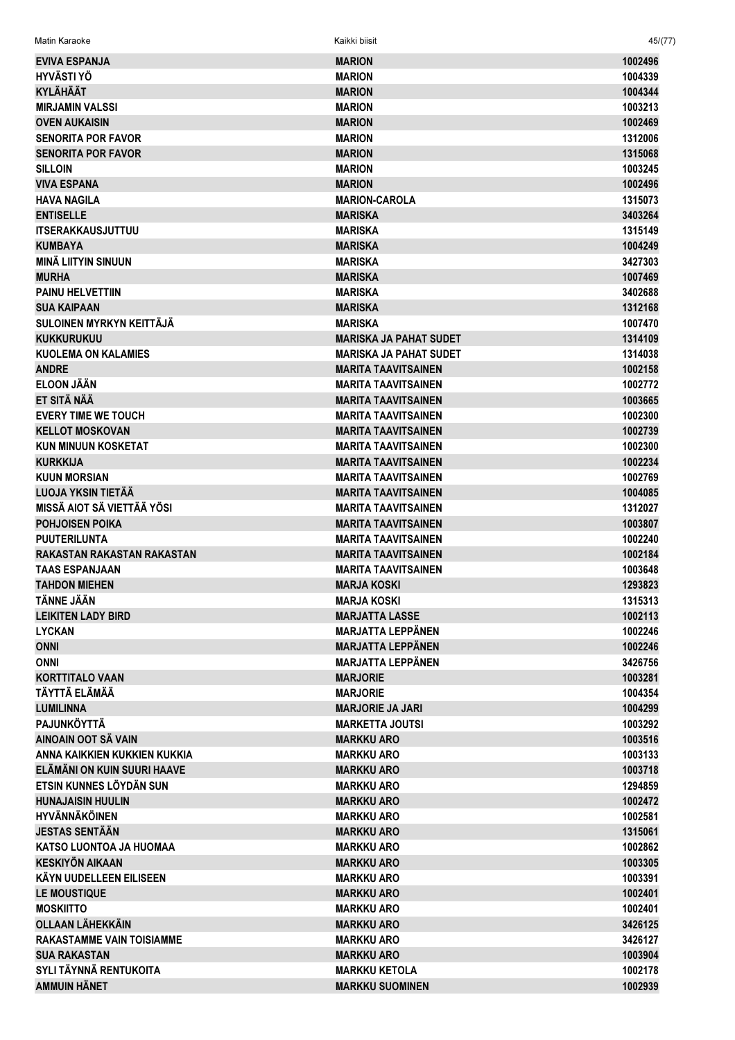| | | |
|---|---|---|
| EVIVA ESPANJA | MARION | 1002496 |
| HYVÄSTI YÖ | MARION | 1004339 |
| KYLÄHÄÄT | MARION | 1004344 |
| MIRJAMIN VALSSI | MARION | 1003213 |
| OVEN AUKAISIN | MARION | 1002469 |
| SENORITA POR FAVOR | MARION | 1312006 |
| SENORITA POR FAVOR | MARION | 1315068 |
| SILLOIN | MARION | 1003245 |
| VIVA ESPANA | MARION | 1002496 |
| HAVA NAGILA | MARION-CAROLA | 1315073 |
| ENTISELLE | MARISKA | 3403264 |
| ITSERAKKAUSJUTTUU | MARISKA | 1315149 |
| KUMBAYA | MARISKA | 1004249 |
| MINÄ LIITYIN SINUUN | MARISKA | 3427303 |
| MURHA | MARISKA | 1007469 |
| PAINU HELVETTIIN | MARISKA | 3402688 |
| SUA KAIPAAN | MARISKA | 1312168 |
| SULOINEN MYRKYN KEITTÄJÄ | MARISKA | 1007470 |
| KUKKURUKUU | MARISKA JA PAHAT SUDET | 1314109 |
| KUOLEMA ON KALAMIES | MARISKA JA PAHAT SUDET | 1314038 |
| ANDRE | MARITA TAAVITSAINEN | 1002158 |
| ELOON JÄÄN | MARITA TAAVITSAINEN | 1002772 |
| ET SITÄ NÄÄ | MARITA TAAVITSAINEN | 1003665 |
| EVERY TIME WE TOUCH | MARITA TAAVITSAINEN | 1002300 |
| KELLOT MOSKOVAN | MARITA TAAVITSAINEN | 1002739 |
| KUN MINUUN KOSKETAT | MARITA TAAVITSAINEN | 1002300 |
| KURKKIJA | MARITA TAAVITSAINEN | 1002234 |
| KUUN MORSIAN | MARITA TAAVITSAINEN | 1002769 |
| LUOJA YKSIN TIETÄÄ | MARITA TAAVITSAINEN | 1004085 |
| MISSÄ AIOT SÄ VIETTÄÄ YÖSI | MARITA TAAVITSAINEN | 1312027 |
| POHJOISEN POIKA | MARITA TAAVITSAINEN | 1003807 |
| PUUTERILUNTA | MARITA TAAVITSAINEN | 1002240 |
| RAKASTAN RAKASTAN RAKASTAN | MARITA TAAVITSAINEN | 1002184 |
| TAAS ESPANJAAN | MARITA TAAVITSAINEN | 1003648 |
| TAHDON MIEHEN | MARJA KOSKI | 1293823 |
| TÄNNE JÄÄN | MARJA KOSKI | 1315313 |
| LEIKITEN LADY BIRD | MARJATTA LASSE | 1002113 |
| LYCKAN | MARJATTA LEPPÄNEN | 1002246 |
| ONNI | MARJATTA LEPPÄNEN | 1002246 |
| ONNI | MARJATTA LEPPÄNEN | 3426756 |
| KORTTITALO VAAN | MARJORIE | 1003281 |
| TÄYTTÄ ELÄMÄÄ | MARJORIE | 1004354 |
| LUMILINNA | MARJORIE JA JARI | 1004299 |
| PAJUNKÖYTTÄ | MARKETTA JOUTSI | 1003292 |
| AINOAIN OOT SÄ VAIN | MARKKU ARO | 1003516 |
| ANNA KAIKKIEN KUKKIEN KUKKIA | MARKKU ARO | 1003133 |
| ELÄMÄNI ON KUIN SUURI HAAVE | MARKKU ARO | 1003718 |
| ETSIN KUNNES LÖYDÄN SUN | MARKKU ARO | 1294859 |
| HUNAJAISIN HUULIN | MARKKU ARO | 1002472 |
| HYVÄNNÄKÖINEN | MARKKU ARO | 1002581 |
| JESTAS SENTÄÄN | MARKKU ARO | 1315061 |
| KATSO LUONTOA JA HUOMAA | MARKKU ARO | 1002862 |
| KESKIYÖN AIKAAN | MARKKU ARO | 1003305 |
| KÄYN UUDELLEEN EILISEEN | MARKKU ARO | 1003391 |
| LE MOUSTIQUE | MARKKU ARO | 1002401 |
| MOSKIITTO | MARKKU ARO | 1002401 |
| OLLAAN LÄHEKKÄIN | MARKKU ARO | 3426125 |
| RAKASTAMME VAIN TOISIAMME | MARKKU ARO | 3426127 |
| SUA RAKASTAN | MARKKU ARO | 1003904 |
| SYLI TÄYNNÄ RENTUKOITA | MARKKU KETOLA | 1002178 |
| AMMUIN HÄNET | MARKKU SUOMINEN | 1002939 |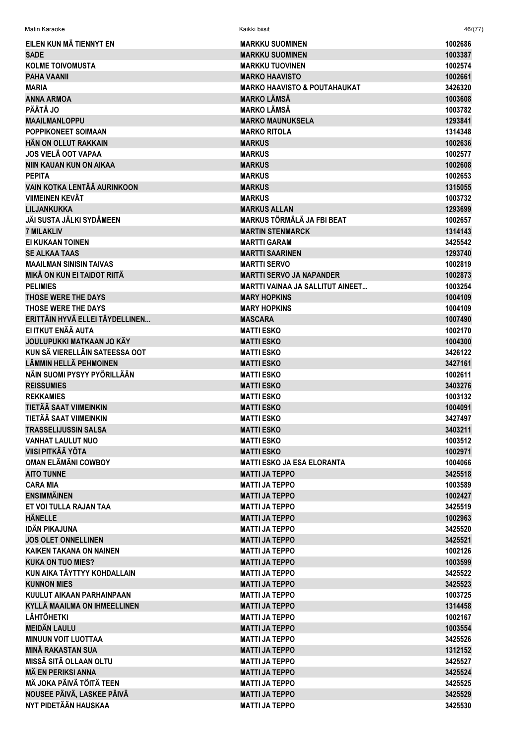| | | |
|---|---|---|
| EILEN KUN MÄ TIENNYT EN | MARKKU SUOMINEN | 1002686 |
| SADE | MARKKU SUOMINEN | 1003387 |
| KOLME TOIVOMUSTA | MARKKU TUOVINEN | 1002574 |
| PAHA VAANII | MARKO HAAVISTO | 1002661 |
| MARIA | MARKO HAAVISTO & POUTAHAUKAT | 3426320 |
| ANNA ARMOA | MARKO LÄMSÄ | 1003608 |
| PÄÄTÄ JO | MARKO LÄMSÄ | 1003782 |
| MAAILMANLOPPU | MARKO MAUNUKSELA | 1293841 |
| POPPIKONEET SOIMAAN | MARKO RITOLA | 1314348 |
| HÄN ON OLLUT RAKKAIN | MARKUS | 1002636 |
| JOS VIELÄ OOT VAPAA | MARKUS | 1002577 |
| NIIN KAUAN KUN ON AIKAA | MARKUS | 1002608 |
| PEPITA | MARKUS | 1002653 |
| VAIN KOTKA LENTÄÄ AURINKOON | MARKUS | 1315055 |
| VIIMEINEN KEVÄT | MARKUS | 1003732 |
| LILJANKUKKA | MARKUS ALLAN | 1293699 |
| JÄI SUSTA JÄLKI SYDÄMEEN | MARKUS TÖRMÄLÄ JA FBI BEAT | 1002657 |
| 7 MILAKLIV | MARTIN STENMARCK | 1314143 |
| EI KUKAAN TOINEN | MARTTI GARAM | 3425542 |
| SE ALKAA TAAS | MARTTI SAARINEN | 1293740 |
| MAAILMAN SINISIN TAIVAS | MARTTI SERVO | 1002819 |
| MIKÄ ON KUN EI TAIDOT RIITÄ | MARTTI SERVO JA NAPANDER | 1002873 |
| PELIMIES | MARTTI VAINAA JA SALLITUT AINEET... | 1003254 |
| THOSE WERE THE DAYS | MARY HOPKINS | 1004109 |
| THOSE WERE THE DAYS | MARY HOPKINS | 1004109 |
| ERITTÄIN HYVÄ ELLEI TÄYDELLINEN... | MASCARA | 1007490 |
| EI ITKUT ENÄÄ AUTA | MATTI ESKO | 1002170 |
| JOULUPUKKI MATKAAN JO KÄY | MATTI ESKO | 1004300 |
| KUN SÄ VIERELLÄIN SATEESSA OOT | MATTI ESKO | 3426122 |
| LÄMMIN HELLÄ PEHMOINEN | MATTI ESKO | 3427161 |
| NÄIN SUOMI PYSYY PYÖRILLÄÄN | MATTI ESKO | 1002611 |
| REISSUMIES | MATTI ESKO | 3403276 |
| REKKAMIES | MATTI ESKO | 1003132 |
| TIETÄÄ SAAT VIIMEINKIN | MATTI ESKO | 1004091 |
| TIETÄÄ SAAT VIIMEINKIN | MATTI ESKO | 3427497 |
| TRASSELIJUSSIN SALSA | MATTI ESKO | 3403211 |
| VANHAT LAULUT NUO | MATTI ESKO | 1003512 |
| VIISI PITKÄÄ YÖTA | MATTI ESKO | 1002971 |
| OMAN ELÄMÄNI COWBOY | MATTI ESKO JA ESA ELORANTA | 1004066 |
| AITO TUNNE | MATTI JA TEPPO | 3425518 |
| CARA MIA | MATTI JA TEPPO | 1003589 |
| ENSIMMÄINEN | MATTI JA TEPPO | 1002427 |
| ET VOI TULLA RAJAN TAA | MATTI JA TEPPO | 3425519 |
| HÄNELLE | MATTI JA TEPPO | 1002963 |
| IDÄN PIKAJUNA | MATTI JA TEPPO | 3425520 |
| JOS OLET ONNELLINEN | MATTI JA TEPPO | 3425521 |
| KAIKEN TAKANA ON NAINEN | MATTI JA TEPPO | 1002126 |
| KUKA ON TUO MIES? | MATTI JA TEPPO | 1003599 |
| KUN AIKA TÄYTTYY KOHDALLAIN | MATTI JA TEPPO | 3425522 |
| KUNNON MIES | MATTI JA TEPPO | 3425523 |
| KUULUT AIKAAN PARHAINPAAN | MATTI JA TEPPO | 1003725 |
| KYLLÄ MAAILMA ON IHMEELLINEN | MATTI JA TEPPO | 1314458 |
| LÄHTÖHETKI | MATTI JA TEPPO | 1002167 |
| MEIDÄN LAULU | MATTI JA TEPPO | 1003554 |
| MINUUN VOIT LUOTTAA | MATTI JA TEPPO | 3425526 |
| MINÄ RAKASTAN SUA | MATTI JA TEPPO | 1312152 |
| MISSÄ SITÄ OLLAAN OLTU | MATTI JA TEPPO | 3425527 |
| MÄ EN PERIKSI ANNA | MATTI JA TEPPO | 3425524 |
| MÄ JOKA PÄIVÄ TÖITÄ TEEN | MATTI JA TEPPO | 3425525 |
| NOUSEE PÄIVÄ, LASKEE PÄIVÄ | MATTI JA TEPPO | 3425529 |
| NYT PIDETÄÄN HAUSKAA | MATTI JA TEPPO | 3425530 |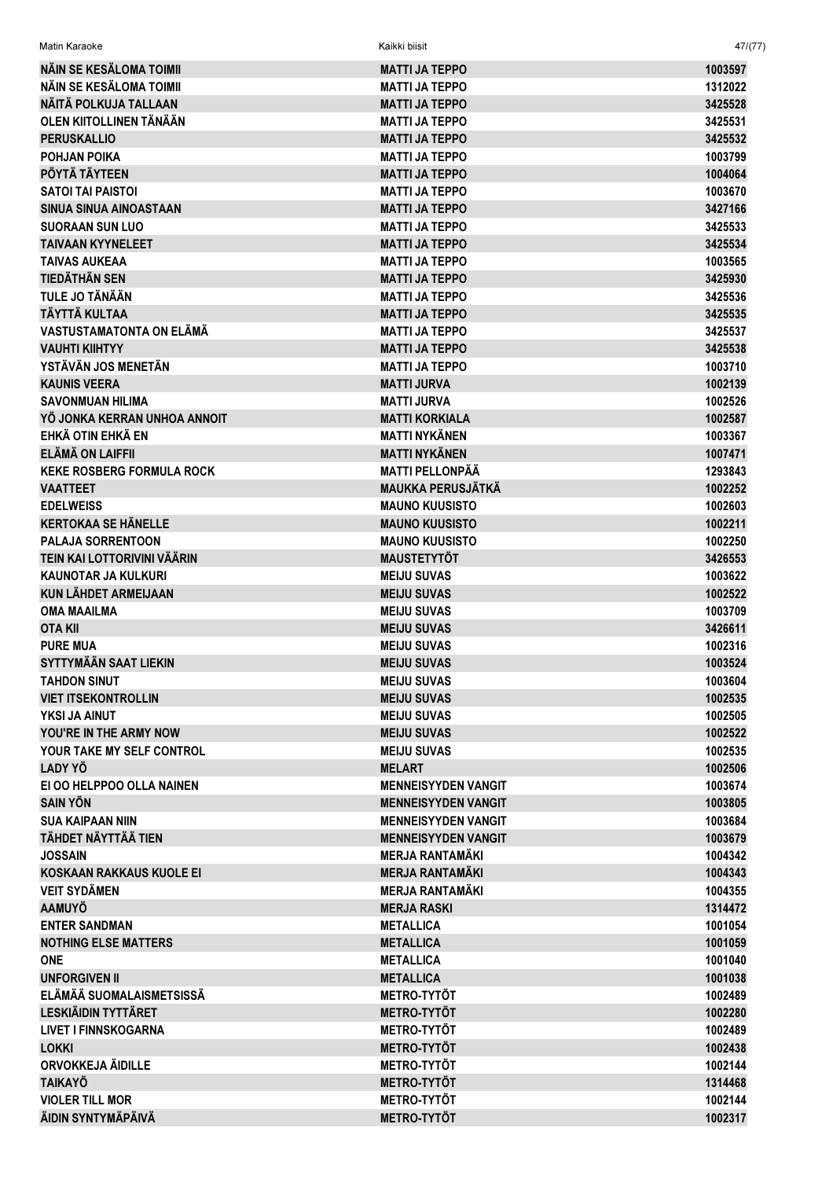| | | |
|---|---|---|
| NÄIN SE KESÄLOMA TOIMII | MATTI JA TEPPO | 1003597 |
| NÄIN SE KESÄLOMA TOIMII | MATTI JA TEPPO | 1312022 |
| NÄITÄ POLKUJA TALLAAN | MATTI JA TEPPO | 3425528 |
| OLEN KIITOLLINEN TÄNÄÄN | MATTI JA TEPPO | 3425531 |
| PERUSKALLIO | MATTI JA TEPPO | 3425532 |
| POHJAN POIKA | MATTI JA TEPPO | 1003799 |
| PÖYTÄ TÄYTEEN | MATTI JA TEPPO | 1004064 |
| SATOI TAI PAISTOI | MATTI JA TEPPO | 1003670 |
| SINUA SINUA AINOASTAAN | MATTI JA TEPPO | 3427166 |
| SUORAAN SUN LUO | MATTI JA TEPPO | 3425533 |
| TAIVAAN KYYNELEET | MATTI JA TEPPO | 3425534 |
| TAIVAS AUKEAA | MATTI JA TEPPO | 1003565 |
| TIEDÄTHÄN SEN | MATTI JA TEPPO | 3425930 |
| TULE JO TÄNÄÄN | MATTI JA TEPPO | 3425536 |
| TÄYTTÄ KULTAA | MATTI JA TEPPO | 3425535 |
| VASTUSTAMATONTA ON ELÄMÄ | MATTI JA TEPPO | 3425537 |
| VAUHTI KIIHTYY | MATTI JA TEPPO | 3425538 |
| YSTÄVÄN JOS MENETÄN | MATTI JA TEPPO | 1003710 |
| KAUNIS VEERA | MATTI JURVA | 1002139 |
| SAVONMUAN HILIMA | MATTI JURVA | 1002526 |
| YÖ JONKA KERRAN UNHOA ANNOIT | MATTI KORKIALA | 1002587 |
| EHKÄ OTIN EHKÄ EN | MATTI NYKÄNEN | 1003367 |
| ELÄMÄ ON LAIFFII | MATTI NYKÄNEN | 1007471 |
| KEKE ROSBERG FORMULA ROCK | MATTI PELLONPÄÄ | 1293843 |
| VAATTEET | MAUKKA PERUSJÄTKÄ | 1002252 |
| EDELWEISS | MAUNO KUUSISTO | 1002603 |
| KERTOKAA SE HÄNELLE | MAUNO KUUSISTO | 1002211 |
| PALAJA SORRENTOON | MAUNO KUUSISTO | 1002250 |
| TEIN KAI LOTTORIVINI VÄÄRIN | MAUSTETYTÖT | 3426553 |
| KAUNOTAR JA KULKURI | MEIJU SUVAS | 1003622 |
| KUN LÄHDET ARMEIJAAN | MEIJU SUVAS | 1002522 |
| OMA MAAILMA | MEIJU SUVAS | 1003709 |
| OTA KII | MEIJU SUVAS | 3426611 |
| PURE MUA | MEIJU SUVAS | 1002316 |
| SYTTYMÄÄN SAAT LIEKIN | MEIJU SUVAS | 1003524 |
| TAHDON SINUT | MEIJU SUVAS | 1003604 |
| VIET ITSEKONTROLLIN | MEIJU SUVAS | 1002535 |
| YKSI JA AINUT | MEIJU SUVAS | 1002505 |
| YOU'RE IN THE ARMY NOW | MEIJU SUVAS | 1002522 |
| YOUR TAKE MY SELF CONTROL | MEIJU SUVAS | 1002535 |
| LADY YÖ | MELART | 1002506 |
| EI OO HELPPOO OLLA NAINEN | MENNEISYYDEN VANGIT | 1003674 |
| SAIN YÖN | MENNEISYYDEN VANGIT | 1003805 |
| SUA KAIPAAN NIIN | MENNEISYYDEN VANGIT | 1003684 |
| TÄHDET NÄYTTÄÄ TIEN | MENNEISYYDEN VANGIT | 1003679 |
| JOSSAIN | MERJA RANTAMÄKI | 1004342 |
| KOSKAAN RAKKAUS KUOLE EI | MERJA RANTAMÄKI | 1004343 |
| VEIT SYDÄMEN | MERJA RANTAMÄKI | 1004355 |
| AAMUYÖ | MERJA RASKI | 1314472 |
| ENTER SANDMAN | METALLICA | 1001054 |
| NOTHING ELSE MATTERS | METALLICA | 1001059 |
| ONE | METALLICA | 1001040 |
| UNFORGIVEN II | METALLICA | 1001038 |
| ELÄMÄÄ SUOMALAISMETSISSÄ | METRO-TYTÖT | 1002489 |
| LESKIÄIDIN TYTTÄRET | METRO-TYTÖT | 1002280 |
| LIVET I FINNSKOGARNA | METRO-TYTÖT | 1002489 |
| LOKKI | METRO-TYTÖT | 1002438 |
| ORVOKKEJA ÄIDILLE | METRO-TYTÖT | 1002144 |
| TAIKAYÖ | METRO-TYTÖT | 1314468 |
| VIOLER TILL MOR | METRO-TYTÖT | 1002144 |
| ÄIDIN SYNTYMÄPÄIVÄ | METRO-TYTÖT | 1002317 |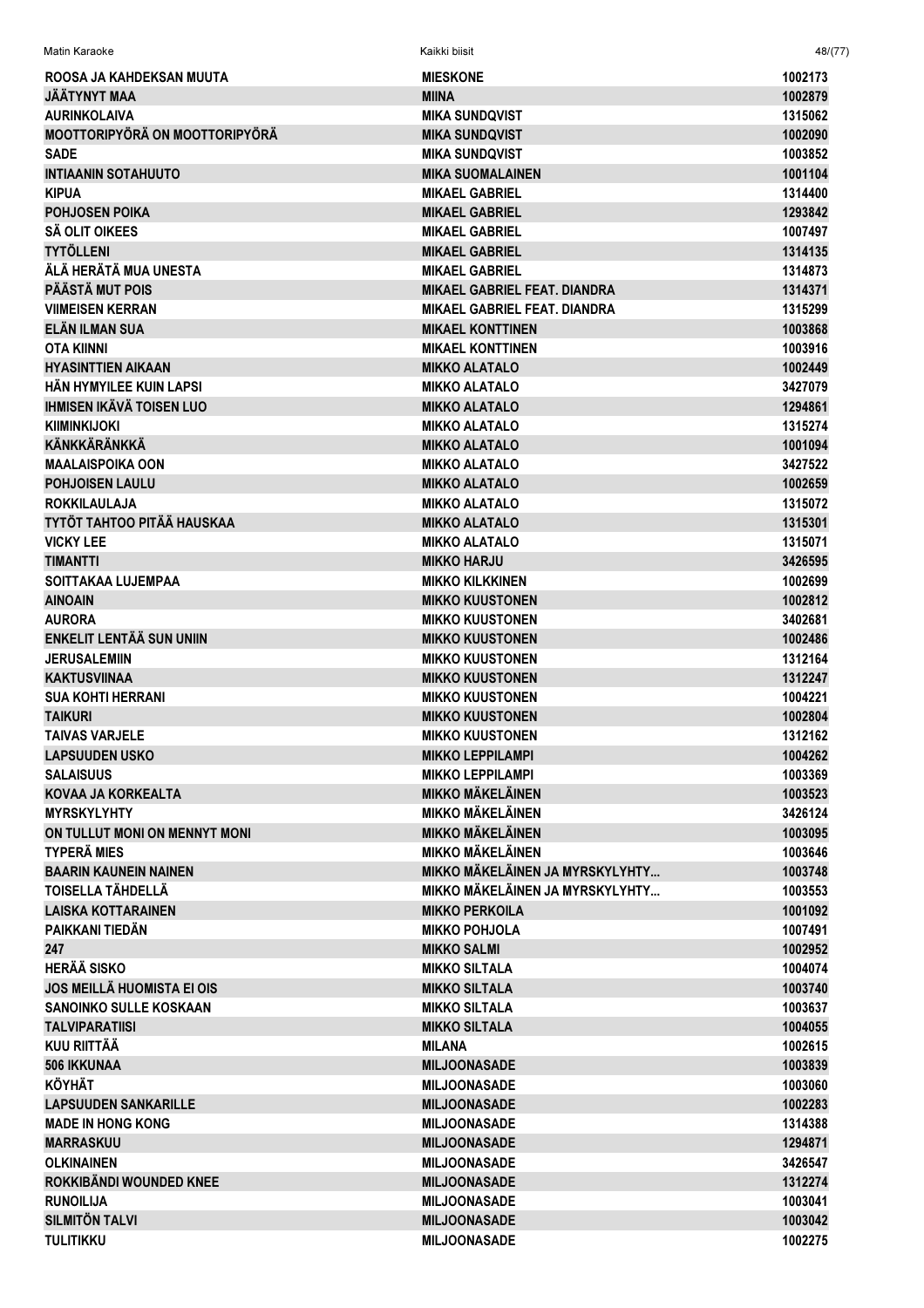| | | |
|---|---|---|
| ROOSA JA KAHDEKSAN MUUTA | MIESKONE | 1002173 |
| JÄÄTYNYT MAA | MIINA | 1002879 |
| AURINKOLAIVA | MIKA SUNDQVIST | 1315062 |
| MOOTTORIPYÖRÄ ON MOOTTORIPYÖRÄ | MIKA SUNDQVIST | 1002090 |
| SADE | MIKA SUNDQVIST | 1003852 |
| INTIAANIN SOTAHUUTO | MIKA SUOMALAINEN | 1001104 |
| KIPUA | MIKAEL GABRIEL | 1314400 |
| POHJOSEN POIKA | MIKAEL GABRIEL | 1293842 |
| SÄ OLIT OIKEES | MIKAEL GABRIEL | 1007497 |
| TYTÖLLENI | MIKAEL GABRIEL | 1314135 |
| ÄLÄ HERÄTÄ MUA UNESTA | MIKAEL GABRIEL | 1314873 |
| PÄÄSTÄ MUT POIS | MIKAEL GABRIEL FEAT. DIANDRA | 1314371 |
| VIIMEISEN KERRAN | MIKAEL GABRIEL FEAT. DIANDRA | 1315299 |
| ELÄN ILMAN SUA | MIKAEL KONTTINEN | 1003868 |
| OTA KIINNI | MIKAEL KONTTINEN | 1003916 |
| HYASINTTIEN AIKAAN | MIKKO ALATALO | 1002449 |
| HÄN HYMYILEE KUIN LAPSI | MIKKO ALATALO | 3427079 |
| IHMISEN IKÄVÄ TOISEN LUO | MIKKO ALATALO | 1294861 |
| KIIMINKIJOKI | MIKKO ALATALO | 1315274 |
| KÄNKKÄRÄNKKÄ | MIKKO ALATALO | 1001094 |
| MAALAISPOIKA OON | MIKKO ALATALO | 3427522 |
| POHJOISEN LAULU | MIKKO ALATALO | 1002659 |
| ROKKILAULAJA | MIKKO ALATALO | 1315072 |
| TYTÖT TAHTOO PITÄÄ HAUSKAA | MIKKO ALATALO | 1315301 |
| VICKY LEE | MIKKO ALATALO | 1315071 |
| TIMANTTI | MIKKO HARJU | 3426595 |
| SOITTAKAA LUJEMPAA | MIKKO KILKKINEN | 1002699 |
| AINOAIN | MIKKO KUUSTONEN | 1002812 |
| AURORA | MIKKO KUUSTONEN | 3402681 |
| ENKELIT LENTÄÄ SUN UNIIN | MIKKO KUUSTONEN | 1002486 |
| JERUSALEMIIN | MIKKO KUUSTONEN | 1312164 |
| KAKTUSVIINAA | MIKKO KUUSTONEN | 1312247 |
| SUA KOHTI HERRANI | MIKKO KUUSTONEN | 1004221 |
| TAIKURI | MIKKO KUUSTONEN | 1002804 |
| TAIVAS VARJELE | MIKKO KUUSTONEN | 1312162 |
| LAPSUUDEN USKO | MIKKO LEPPILAMPI | 1004262 |
| SALAISUUS | MIKKO LEPPILAMPI | 1003369 |
| KOVAA JA KORKEALTA | MIKKO MÄKELÄINEN | 1003523 |
| MYRSKYLYHTY | MIKKO MÄKELÄINEN | 3426124 |
| ON TULLUT MONI ON MENNYT MONI | MIKKO MÄKELÄINEN | 1003095 |
| TYPERÄ MIES | MIKKO MÄKELÄINEN | 1003646 |
| BAARIN KAUNEIN NAINEN | MIKKO MÄKELÄINEN JA MYRSKYLYHTY... | 1003748 |
| TOISELLA TÄHDELLÄ | MIKKO MÄKELÄINEN JA MYRSKYLYHTY... | 1003553 |
| LAISKA KOTTARAINEN | MIKKO PERKOILA | 1001092 |
| PAIKKANI TIEDÄN | MIKKO POHJOLA | 1007491 |
| 247 | MIKKO SALMI | 1002952 |
| HERÄÄ SISKO | MIKKO SILTALA | 1004074 |
| JOS MEILLÄ HUOMISTA EI OIS | MIKKO SILTALA | 1003740 |
| SANOINKO SULLE KOSKAAN | MIKKO SILTALA | 1003637 |
| TALVIPARATIISI | MIKKO SILTALA | 1004055 |
| KUU RIITTÄÄ | MILANA | 1002615 |
| 506 IKKUNAA | MILJOONASADE | 1003839 |
| KÖYHÄT | MILJOONASADE | 1003060 |
| LAPSUUDEN SANKARILLE | MILJOONASADE | 1002283 |
| MADE IN HONG KONG | MILJOONASADE | 1314388 |
| MARRASKUU | MILJOONASADE | 1294871 |
| OLKINAINEN | MILJOONASADE | 3426547 |
| ROKKIBÄNDI WOUNDED KNEE | MILJOONASADE | 1312274 |
| RUNOILIJA | MILJOONASADE | 1003041 |
| SILMITÖN TALVI | MILJOONASADE | 1003042 |
| TULITIKKU | MILJOONASADE | 1002275 |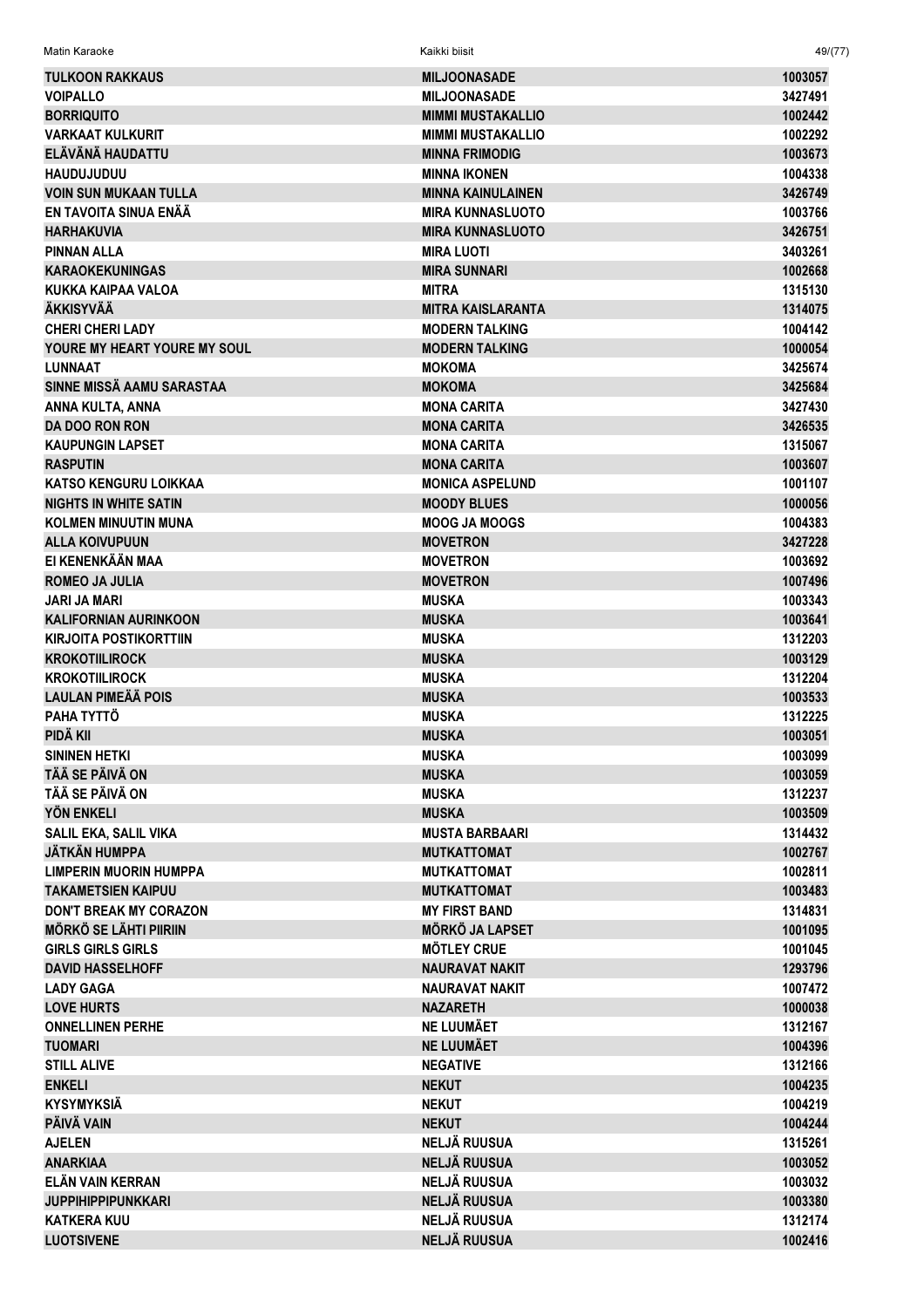| | | |
|---|---|---|
| TULKOON RAKKAUS | MILJOONASADE | 1003057 |
| VOIPALLO | MILJOONASADE | 3427491 |
| BORRIQUITO | MIMMI MUSTAKALLIO | 1002442 |
| VARKAAT KULKURIT | MIMMI MUSTAKALLIO | 1002292 |
| ELÄVÄNÄ HAUDATTU | MINNA FRIMODIG | 1003673 |
| HAUDUJUDUU | MINNA IKONEN | 1004338 |
| VOIN SUN MUKAAN TULLA | MINNA KAINULAINEN | 3426749 |
| EN TAVOITA SINUA ENÄÄ | MIRA KUNNASLUOTO | 1003766 |
| HARHAKUVIA | MIRA KUNNASLUOTO | 3426751 |
| PINNAN ALLA | MIRA LUOTI | 3403261 |
| KARAOKEKUNINGAS | MIRA SUNNARI | 1002668 |
| KUKKA KAIPAA VALOA | MITRA | 1315130 |
| ÄKKISYVÄÄ | MITRA KAISLARANTA | 1314075 |
| CHERI CHERI LADY | MODERN TALKING | 1004142 |
| YOURE MY HEART YOURE MY SOUL | MODERN TALKING | 1000054 |
| LUNNAAT | MOKOMA | 3425674 |
| SINNE MISSÄ AAMU SARASTAA | MOKOMA | 3425684 |
| ANNA KULTA, ANNA | MONA CARITA | 3427430 |
| DA DOO RON RON | MONA CARITA | 3426535 |
| KAUPUNGIN LAPSET | MONA CARITA | 1315067 |
| RASPUTIN | MONA CARITA | 1003607 |
| KATSO KENGURU LOIKKAA | MONICA ASPELUND | 1001107 |
| NIGHTS IN WHITE SATIN | MOODY BLUES | 1000056 |
| KOLMEN MINUUTIN MUNA | MOOG JA MOOGS | 1004383 |
| ALLA KOIVUPUUN | MOVETRON | 3427228 |
| EI KENENKÄÄN MAA | MOVETRON | 1003692 |
| ROMEO JA JULIA | MOVETRON | 1007496 |
| JARI JA MARI | MUSKA | 1003343 |
| KALIFORNIAN AURINKOON | MUSKA | 1003641 |
| KIRJOITA POSTIKORTTIIN | MUSKA | 1312203 |
| KROKOTIILIROCK | MUSKA | 1003129 |
| KROKOTIILIROCK | MUSKA | 1312204 |
| LAULAN PIMEÄÄ POIS | MUSKA | 1003533 |
| PAHA TYTTÖ | MUSKA | 1312225 |
| PIDÄ KII | MUSKA | 1003051 |
| SININEN HETKI | MUSKA | 1003099 |
| TÄÄ SE PÄIVÄ ON | MUSKA | 1003059 |
| TÄÄ SE PÄIVÄ ON | MUSKA | 1312237 |
| YÖN ENKELI | MUSKA | 1003509 |
| SALIL EKA, SALIL VIKA | MUSTA BARBAARI | 1314432 |
| JÄTKÄN HUMPPA | MUTKATTOMAT | 1002767 |
| LIMPERIN MUORIN HUMPPA | MUTKATTOMAT | 1002811 |
| TAKAMETSIEN KAIPUU | MUTKATTOMAT | 1003483 |
| DON'T BREAK MY CORAZON | MY FIRST BAND | 1314831 |
| MÖRKÖ SE LÄHTI PIIRIIN | MÖRKÖ JA LAPSET | 1001095 |
| GIRLS GIRLS GIRLS | MÖTLEY CRUE | 1001045 |
| DAVID HASSELHOFF | NAURAVAT NAKIT | 1293796 |
| LADY GAGA | NAURAVAT NAKIT | 1007472 |
| LOVE HURTS | NAZARETH | 1000038 |
| ONNELLINEN PERHE | NE LUUMÄET | 1312167 |
| TUOMARI | NE LUUMÄET | 1004396 |
| STILL ALIVE | NEGATIVE | 1312166 |
| ENKELI | NEKUT | 1004235 |
| KYSYMYKSIÄ | NEKUT | 1004219 |
| PÄIVÄ VAIN | NEKUT | 1004244 |
| AJELEN | NELJÄ RUUSUA | 1315261 |
| ANARKIAA | NELJÄ RUUSUA | 1003052 |
| ELÄN VAIN KERRAN | NELJÄ RUUSUA | 1003032 |
| JUPPIHIPPIPUNKKARI | NELJÄ RUUSUA | 1003380 |
| KATKERA KUU | NELJÄ RUUSUA | 1312174 |
| LUOTSIVENE | NELJÄ RUUSUA | 1002416 |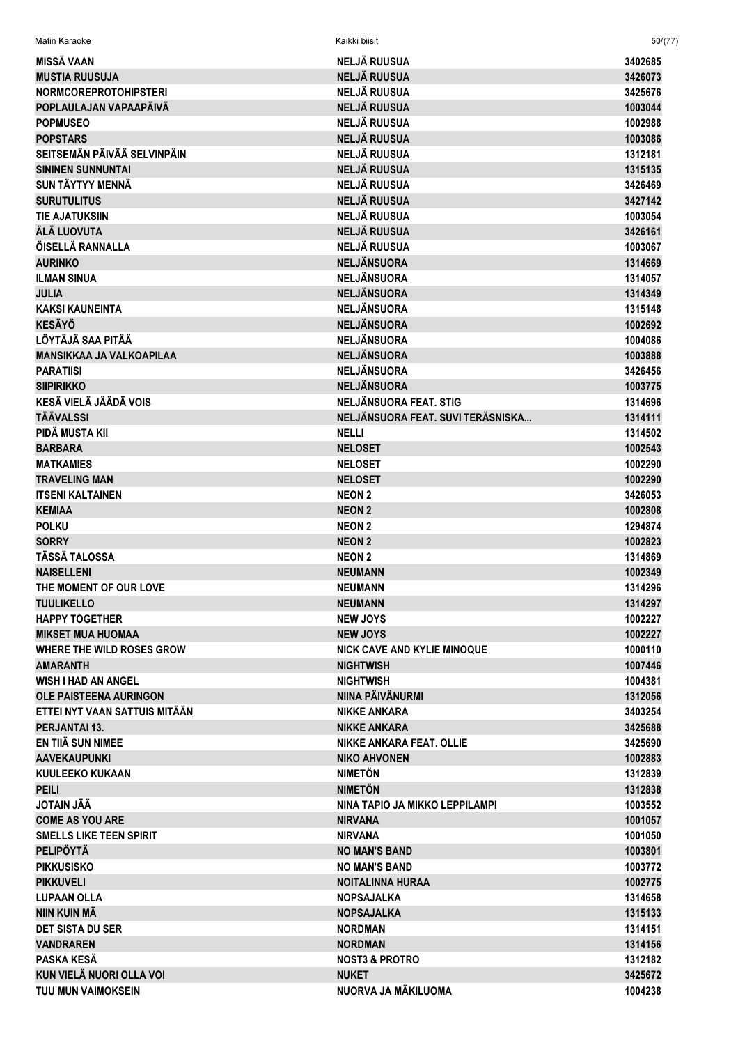| | | |
|---|---|---|
| MISSÄ VAAN | NELJÄ RUUSUA | 3402685 |
| MUSTIA RUUSUJA | NELJÄ RUUSUA | 3426073 |
| NORMCOREPROTOHIPSTERI | NELJÄ RUUSUA | 3425676 |
| POPLAULAJAN VAPAAPÄIVÄ | NELJÄ RUUSUA | 1003044 |
| POPMUSEO | NELJÄ RUUSUA | 1002988 |
| POPSTARS | NELJÄ RUUSUA | 1003086 |
| SEITSEMÄN PÄIVÄÄ SELVINPÄIN | NELJÄ RUUSUA | 1312181 |
| SININEN SUNNUNTAI | NELJÄ RUUSUA | 1315135 |
| SUN TÄYTYY MENNÄ | NELJÄ RUUSUA | 3426469 |
| SURUTULITUS | NELJÄ RUUSUA | 3427142 |
| TIE AJATUKSIIN | NELJÄ RUUSUA | 1003054 |
| ÄLÄ LUOVUTA | NELJÄ RUUSUA | 3426161 |
| ÖISELLÄ RANNALLA | NELJÄ RUUSUA | 1003067 |
| AURINKO | NELJÄNSUORA | 1314669 |
| ILMAN SINUA | NELJÄNSUORA | 1314057 |
| JULIA | NELJÄNSUORA | 1314349 |
| KAKSI KAUNEINTA | NELJÄNSUORA | 1315148 |
| KESÄYÖ | NELJÄNSUORA | 1002692 |
| LÖYTÄJÄ SAA PITÄÄ | NELJÄNSUORA | 1004086 |
| MANSIKKAA JA VALKOAPILAA | NELJÄNSUORA | 1003888 |
| PARATIISI | NELJÄNSUORA | 3426456 |
| SIIPIRIKKO | NELJÄNSUORA | 1003775 |
| KESÄ VIELÄ JÄÄDÄ VOIS | NELJÄNSUORA FEAT. STIG | 1314696 |
| TÄÄVALSSI | NELJÄNSUORA FEAT. SUVI TERÄSNISKA... | 1314111 |
| PIDÄ MUSTA KII | NELLI | 1314502 |
| BARBARA | NELOSET | 1002543 |
| MATKAMIES | NELOSET | 1002290 |
| TRAVELING MAN | NELOSET | 1002290 |
| ITSENI KALTAINEN | NEON 2 | 3426053 |
| KEMIAA | NEON 2 | 1002808 |
| POLKU | NEON 2 | 1294874 |
| SORRY | NEON 2 | 1002823 |
| TÄSSÄ TALOSSA | NEON 2 | 1314869 |
| NAISELLENI | NEUMANN | 1002349 |
| THE MOMENT OF OUR LOVE | NEUMANN | 1314296 |
| TUULIKELLO | NEUMANN | 1314297 |
| HAPPY TOGETHER | NEW JOYS | 1002227 |
| MIKSET MUA HUOMAA | NEW JOYS | 1002227 |
| WHERE THE WILD ROSES GROW | NICK CAVE AND KYLIE MINOQUE | 1000110 |
| AMARANTH | NIGHTWISH | 1007446 |
| WISH I HAD AN ANGEL | NIGHTWISH | 1004381 |
| OLE PAISTEENA AURINGON | NIINA PÄIVÄNURMI | 1312056 |
| ETTEI NYT VAAN SATTUIS MITÄÄN | NIKKE ANKARA | 3403254 |
| PERJANTAI 13. | NIKKE ANKARA | 3425688 |
| EN TIIÄ SUN NIMEE | NIKKE ANKARA FEAT. OLLIE | 3425690 |
| AAVEKAUPUNKI | NIKO AHVONEN | 1002883 |
| KUULEEKO KUKAAN | NIMETÖN | 1312839 |
| PEILI | NIMETÖN | 1312838 |
| JOTAIN JÄÄ | NINA TAPIO JA MIKKO LEPPILAMPI | 1003552 |
| COME AS YOU ARE | NIRVANA | 1001057 |
| SMELLS LIKE TEEN SPIRIT | NIRVANA | 1001050 |
| PELIPÖYTÄ | NO MAN'S BAND | 1003801 |
| PIKKUSISKO | NO MAN'S BAND | 1003772 |
| PIKKUVELI | NOITALINNA HURAA | 1002775 |
| LUPAAN OLLA | NOPSAJALKA | 1314658 |
| NIIN KUIN MÄ | NOPSAJALKA | 1315133 |
| DET SISTA DU SER | NORDMAN | 1314151 |
| VANDRAREN | NORDMAN | 1314156 |
| PASKA KESÄ | NOST3 & PROTRO | 1312182 |
| KUN VIELÄ NUORI OLLA VOI | NUKET | 3425672 |
| TUU MUN VAIMOKSEIN | NUORVA JA MÄKILUOMA | 1004238 |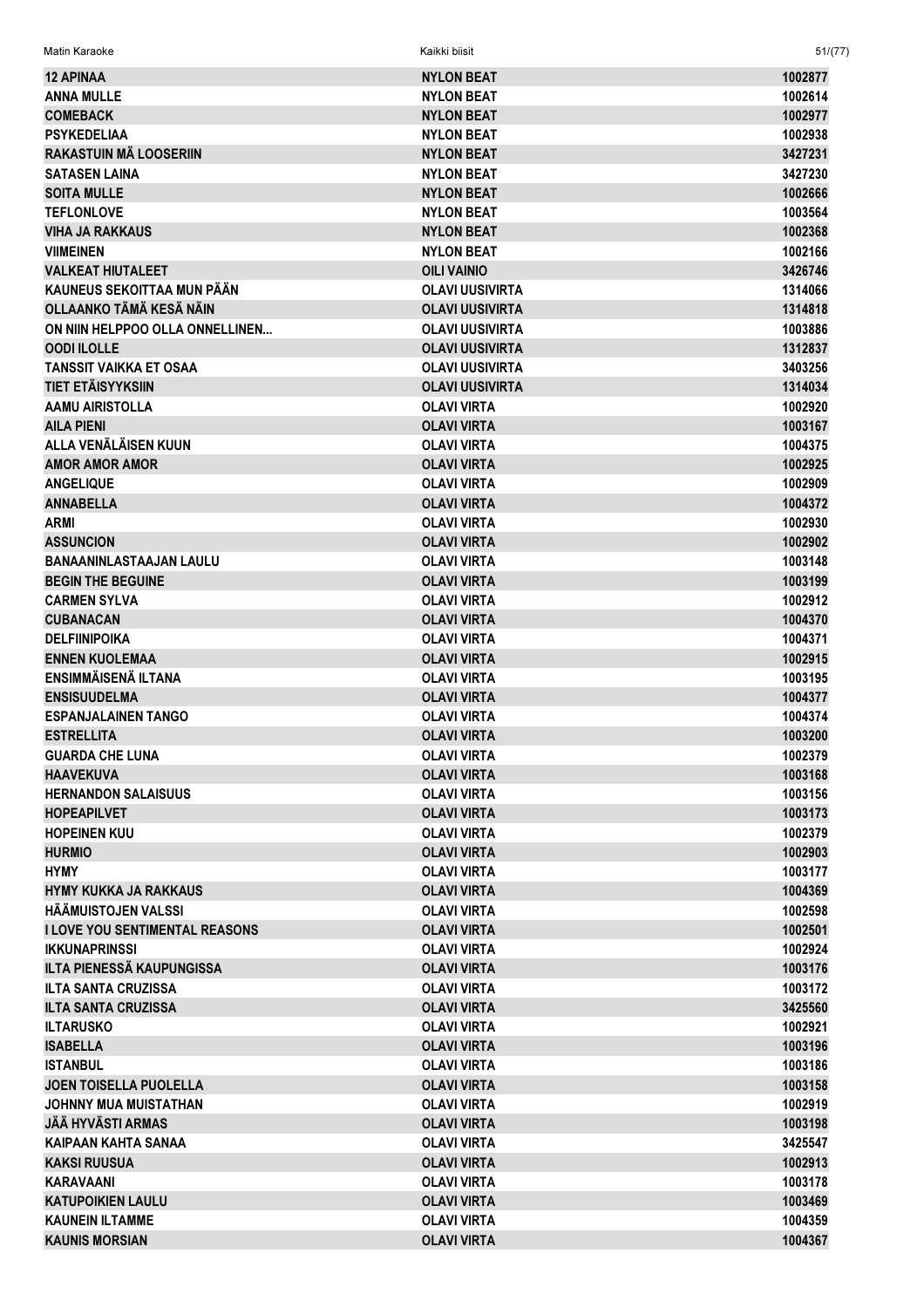| | | |
|---|---|---|
| 12 APINAA | NYLON BEAT | 1002877 |
| ANNA MULLE | NYLON BEAT | 1002614 |
| COMEBACK | NYLON BEAT | 1002977 |
| PSYKEDELIAA | NYLON BEAT | 1002938 |
| RAKASTUIN MÄ LOOSERIIN | NYLON BEAT | 3427231 |
| SATASEN LAINA | NYLON BEAT | 3427230 |
| SOITA MULLE | NYLON BEAT | 1002666 |
| TEFLONLOVE | NYLON BEAT | 1003564 |
| VIHA JA RAKKAUS | NYLON BEAT | 1002368 |
| VIIMEINEN | NYLON BEAT | 1002166 |
| VALKEAT HIUTALEET | OILI VAINIO | 3426746 |
| KAUNEUS SEKOITTAA MUN PÄÄN | OLAVI UUSIVIRTA | 1314066 |
| OLLAANKO TÄMÄ KESÄ NÄIN | OLAVI UUSIVIRTA | 1314818 |
| ON NIIN HELPPOO OLLA ONNELLINEN... | OLAVI UUSIVIRTA | 1003886 |
| OODI ILOLLE | OLAVI UUSIVIRTA | 1312837 |
| TANSSIT VAIKKA ET OSAA | OLAVI UUSIVIRTA | 3403256 |
| TIET ETÄISYYKSIIN | OLAVI UUSIVIRTA | 1314034 |
| AAMU AIRISTOLLA | OLAVI VIRTA | 1002920 |
| AILA PIENI | OLAVI VIRTA | 1003167 |
| ALLA VENÄLÄISEN KUUN | OLAVI VIRTA | 1004375 |
| AMOR AMOR AMOR | OLAVI VIRTA | 1002925 |
| ANGELIQUE | OLAVI VIRTA | 1002909 |
| ANNABELLA | OLAVI VIRTA | 1004372 |
| ARMI | OLAVI VIRTA | 1002930 |
| ASSUNCION | OLAVI VIRTA | 1002902 |
| BANAANINLASTAAJAN LAULU | OLAVI VIRTA | 1003148 |
| BEGIN THE BEGUINE | OLAVI VIRTA | 1003199 |
| CARMEN SYLVA | OLAVI VIRTA | 1002912 |
| CUBANACAN | OLAVI VIRTA | 1004370 |
| DELFIINIPOIKA | OLAVI VIRTA | 1004371 |
| ENNEN KUOLEMAA | OLAVI VIRTA | 1002915 |
| ENSIMMÄISENÄ ILTANA | OLAVI VIRTA | 1003195 |
| ENSISUUDELMA | OLAVI VIRTA | 1004377 |
| ESPANJALAINEN TANGO | OLAVI VIRTA | 1004374 |
| ESTRELLITA | OLAVI VIRTA | 1003200 |
| GUARDA CHE LUNA | OLAVI VIRTA | 1002379 |
| HAAVEKUVA | OLAVI VIRTA | 1003168 |
| HERNANDON SALAISUUS | OLAVI VIRTA | 1003156 |
| HOPEAPILVET | OLAVI VIRTA | 1003173 |
| HOPEINEN KUU | OLAVI VIRTA | 1002379 |
| HURMIO | OLAVI VIRTA | 1002903 |
| HYMY | OLAVI VIRTA | 1003177 |
| HYMY KUKKA JA RAKKAUS | OLAVI VIRTA | 1004369 |
| HÄÄMUISTOJEN VALSSI | OLAVI VIRTA | 1002598 |
| I LOVE YOU SENTIMENTAL REASONS | OLAVI VIRTA | 1002501 |
| IKKUNAPRINSSI | OLAVI VIRTA | 1002924 |
| ILTA PIENESSÄ KAUPUNGISSA | OLAVI VIRTA | 1003176 |
| ILTA SANTA CRUZISSA | OLAVI VIRTA | 1003172 |
| ILTA SANTA CRUZISSA | OLAVI VIRTA | 3425560 |
| ILTARUSKO | OLAVI VIRTA | 1002921 |
| ISABELLA | OLAVI VIRTA | 1003196 |
| ISTANBUL | OLAVI VIRTA | 1003186 |
| JOEN TOISELLA PUOLELLA | OLAVI VIRTA | 1003158 |
| JOHNNY MUA MUISTATHAN | OLAVI VIRTA | 1002919 |
| JÄÄ HYVÄSTI ARMAS | OLAVI VIRTA | 1003198 |
| KAIPAAN KAHTA SANAA | OLAVI VIRTA | 3425547 |
| KAKSI RUUSUA | OLAVI VIRTA | 1002913 |
| KARAVAANI | OLAVI VIRTA | 1003178 |
| KATUPOIKIEN LAULU | OLAVI VIRTA | 1003469 |
| KAUNEIN ILTAMME | OLAVI VIRTA | 1004359 |
| KAUNIS MORSIAN | OLAVI VIRTA | 1004367 |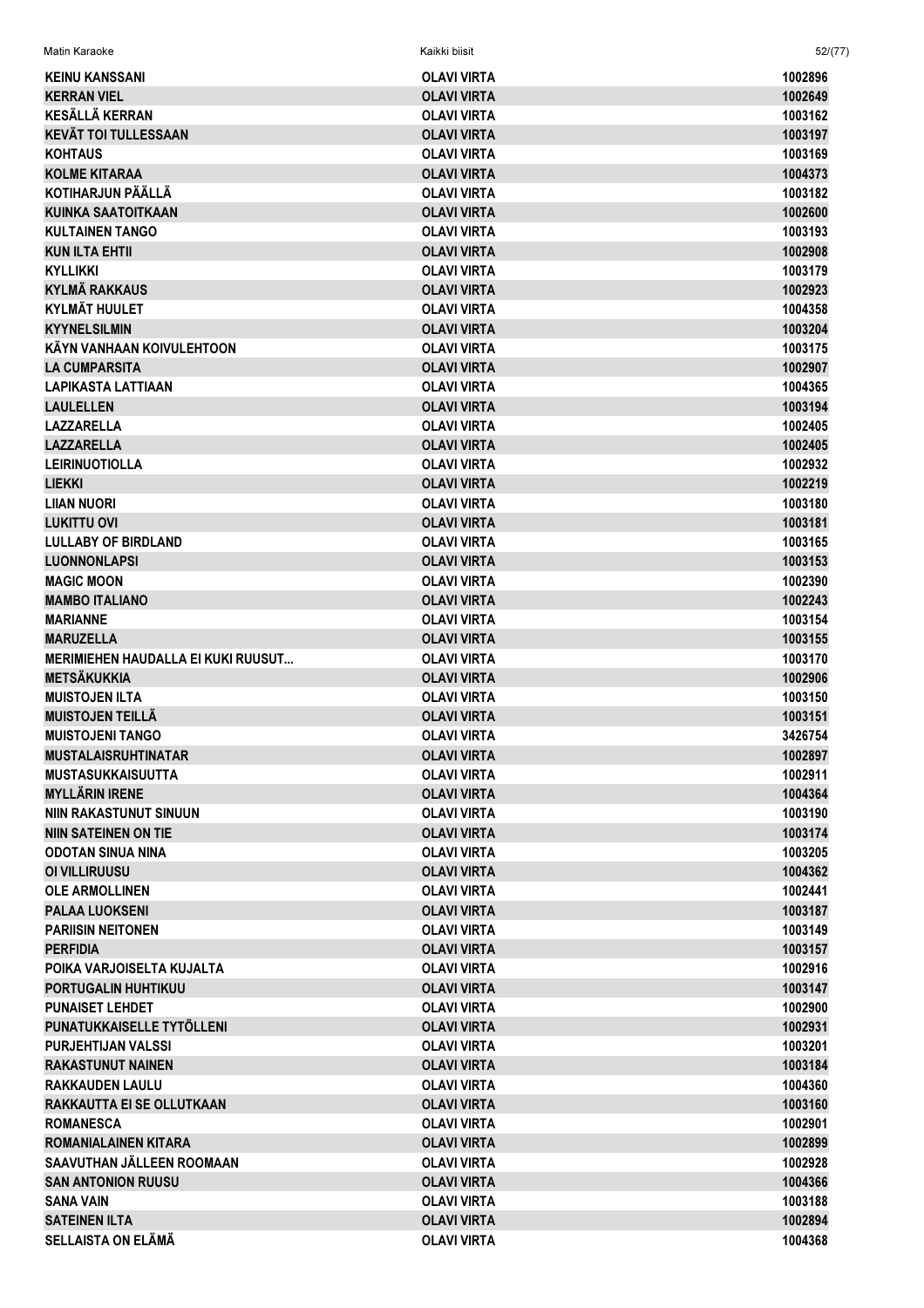| | | |
|---|---|---|
| KEINU KANSSANI | OLAVI VIRTA | 1002896 |
| KERRAN VIEL | OLAVI VIRTA | 1002649 |
| KESÄLLÄ KERRAN | OLAVI VIRTA | 1003162 |
| KEVÄT TOI TULLESSAAN | OLAVI VIRTA | 1003197 |
| KOHTAUS | OLAVI VIRTA | 1003169 |
| KOLME KITARAA | OLAVI VIRTA | 1004373 |
| KOTIHARJUN PÄÄLLÄ | OLAVI VIRTA | 1003182 |
| KUINKA SAATOITKAAN | OLAVI VIRTA | 1002600 |
| KULTAINEN TANGO | OLAVI VIRTA | 1003193 |
| KUN ILTA EHTII | OLAVI VIRTA | 1002908 |
| KYLLIKKI | OLAVI VIRTA | 1003179 |
| KYLMÄ RAKKAUS | OLAVI VIRTA | 1002923 |
| KYLMÄT HUULET | OLAVI VIRTA | 1004358 |
| KYYNELSILMIN | OLAVI VIRTA | 1003204 |
| KÄYN VANHAAN KOIVULEHTOON | OLAVI VIRTA | 1003175 |
| LA CUMPARSITA | OLAVI VIRTA | 1002907 |
| LAPIKASTA LATTIAAN | OLAVI VIRTA | 1004365 |
| LAULELLEN | OLAVI VIRTA | 1003194 |
| LAZZARELLA | OLAVI VIRTA | 1002405 |
| LAZZARELLA | OLAVI VIRTA | 1002405 |
| LEIRINUOTIOLLA | OLAVI VIRTA | 1002932 |
| LIEKKI | OLAVI VIRTA | 1002219 |
| LIIAN NUORI | OLAVI VIRTA | 1003180 |
| LUKITTU OVI | OLAVI VIRTA | 1003181 |
| LULLABY OF BIRDLAND | OLAVI VIRTA | 1003165 |
| LUONNONLAPSI | OLAVI VIRTA | 1003153 |
| MAGIC MOON | OLAVI VIRTA | 1002390 |
| MAMBO ITALIANO | OLAVI VIRTA | 1002243 |
| MARIANNE | OLAVI VIRTA | 1003154 |
| MARUZELLA | OLAVI VIRTA | 1003155 |
| MERIMIEHEN HAUDALLA EI KUKI RUUSUT... | OLAVI VIRTA | 1003170 |
| METSÄKUKKIA | OLAVI VIRTA | 1002906 |
| MUISTOJEN ILTA | OLAVI VIRTA | 1003150 |
| MUISTOJEN TEILLÄ | OLAVI VIRTA | 1003151 |
| MUISTOJENI TANGO | OLAVI VIRTA | 3426754 |
| MUSTALAISRUHTINATAR | OLAVI VIRTA | 1002897 |
| MUSTASUKKAISUUTTA | OLAVI VIRTA | 1002911 |
| MYLLÄRIN IRENE | OLAVI VIRTA | 1004364 |
| NIIN RAKASTUNUT SINUUN | OLAVI VIRTA | 1003190 |
| NIIN SATEINEN ON TIE | OLAVI VIRTA | 1003174 |
| ODOTAN SINUA NINA | OLAVI VIRTA | 1003205 |
| OI VILLIRUUSU | OLAVI VIRTA | 1004362 |
| OLE ARMOLLINEN | OLAVI VIRTA | 1002441 |
| PALAA LUOKSENI | OLAVI VIRTA | 1003187 |
| PARIISIN NEITONEN | OLAVI VIRTA | 1003149 |
| PERFIDIA | OLAVI VIRTA | 1003157 |
| POIKA VARJOISELTA KUJALTA | OLAVI VIRTA | 1002916 |
| PORTUGALIN HUHTIKUU | OLAVI VIRTA | 1003147 |
| PUNAISET LEHDET | OLAVI VIRTA | 1002900 |
| PUNATUKKAISELLE TYTÖLLENI | OLAVI VIRTA | 1002931 |
| PURJEHTIJAN VALSSI | OLAVI VIRTA | 1003201 |
| RAKASTUNUT NAINEN | OLAVI VIRTA | 1003184 |
| RAKKAUDEN LAULU | OLAVI VIRTA | 1004360 |
| RAKKAUTTA EI SE OLLUTKAAN | OLAVI VIRTA | 1003160 |
| ROMANESCA | OLAVI VIRTA | 1002901 |
| ROMANIALAINEN KITARA | OLAVI VIRTA | 1002899 |
| SAAVUTHAN JÄLLEEN ROOMAAN | OLAVI VIRTA | 1002928 |
| SAN ANTONION RUUSU | OLAVI VIRTA | 1004366 |
| SANA VAIN | OLAVI VIRTA | 1003188 |
| SATEINEN ILTA | OLAVI VIRTA | 1002894 |
| SELLAISTA ON ELÄMÄ | OLAVI VIRTA | 1004368 |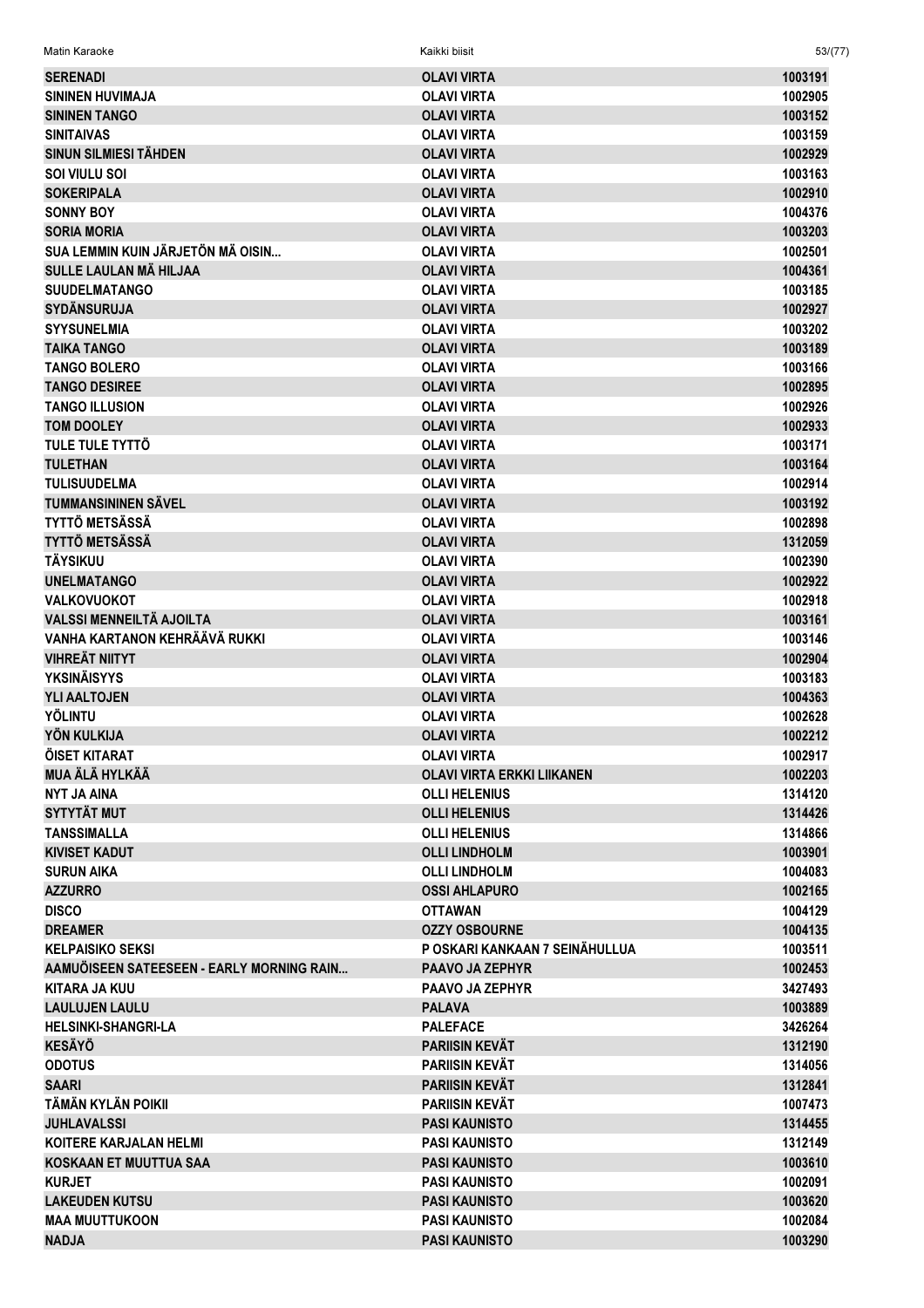| SERENADI | OLAVI VIRTA | 1003191 |
|---|---|---|
| SININEN HUVIMAJA | OLAVI VIRTA | 1002905 |
| SININEN TANGO | OLAVI VIRTA | 1003152 |
| SINITAIVAS | OLAVI VIRTA | 1003159 |
| SINUN SILMIESI TÄHDEN | OLAVI VIRTA | 1002929 |
| SOI VIULU SOI | OLAVI VIRTA | 1003163 |
| SOKERIPALA | OLAVI VIRTA | 1002910 |
| SONNY BOY | OLAVI VIRTA | 1004376 |
| SORIA MORIA | OLAVI VIRTA | 1003203 |
| SUA LEMMIN KUIN JÄRJETÖN MÄ OISIN... | OLAVI VIRTA | 1002501 |
| SULLE LAULAN MÄ HILJAA | OLAVI VIRTA | 1004361 |
| SUUDELMATANGO | OLAVI VIRTA | 1003185 |
| SYDÄNSURUJA | OLAVI VIRTA | 1002927 |
| SYYSUNELMIA | OLAVI VIRTA | 1003202 |
| TAIKA TANGO | OLAVI VIRTA | 1003189 |
| TANGO BOLERO | OLAVI VIRTA | 1003166 |
| TANGO DESIREE | OLAVI VIRTA | 1002895 |
| TANGO ILLUSION | OLAVI VIRTA | 1002926 |
| TOM DOOLEY | OLAVI VIRTA | 1002933 |
| TULE TULE TYTTÖ | OLAVI VIRTA | 1003171 |
| TULETHAN | OLAVI VIRTA | 1003164 |
| TULISUUDELMA | OLAVI VIRTA | 1002914 |
| TUMMANSININEN SÄVEL | OLAVI VIRTA | 1003192 |
| TYTTÖ METSÄSSÄ | OLAVI VIRTA | 1002898 |
| TYTTÖ METSÄSSÄ | OLAVI VIRTA | 1312059 |
| TÄYSIKUU | OLAVI VIRTA | 1002390 |
| UNELMATANGO | OLAVI VIRTA | 1002922 |
| VALKOVUOKOT | OLAVI VIRTA | 1002918 |
| VALSSI MENNEILTÄ AJOILTA | OLAVI VIRTA | 1003161 |
| VANHA KARTANON KEHRÄÄVÄ RUKKI | OLAVI VIRTA | 1003146 |
| VIHREÄT NIITYT | OLAVI VIRTA | 1002904 |
| YKSINÄISYYS | OLAVI VIRTA | 1003183 |
| YLI AALTOJEN | OLAVI VIRTA | 1004363 |
| YÖLINTU | OLAVI VIRTA | 1002628 |
| YÖN KULKIJA | OLAVI VIRTA | 1002212 |
| ÖISET KITARAT | OLAVI VIRTA | 1002917 |
| MUA ÄLÄ HYLKÄÄ | OLAVI VIRTA ERKKI LIIKANEN | 1002203 |
| NYT JA AINA | OLLI HELENIUS | 1314120 |
| SYTYTÄT MUT | OLLI HELENIUS | 1314426 |
| TANSSIMALLA | OLLI HELENIUS | 1314866 |
| KIVISET KADUT | OLLI LINDHOLM | 1003901 |
| SURUN AIKA | OLLI LINDHOLM | 1004083 |
| AZZURRO | OSSI AHLAPURO | 1002165 |
| DISCO | OTTAWAN | 1004129 |
| DREAMER | OZZY OSBOURNE | 1004135 |
| KELPAISIKO SEKSI | P OSKARI KANKAAN 7 SEINÄHULLUA | 1003511 |
| AAMUÖISEEN SATEESEEN - EARLY MORNING RAIN... | PAAVO JA ZEPHYR | 1002453 |
| KITARA JA KUU | PAAVO JA ZEPHYR | 3427493 |
| LAULUJEN LAULU | PALAVA | 1003889 |
| HELSINKI-SHANGRI-LA | PALEFACE | 3426264 |
| KESÄYÖ | PARIISIN KEVÄT | 1312190 |
| ODOTUS | PARIISIN KEVÄT | 1314056 |
| SAARI | PARIISIN KEVÄT | 1312841 |
| TÄMÄN KYLÄN POIKII | PARIISIN KEVÄT | 1007473 |
| JUHLAVALSSI | PASI KAUNISTO | 1314455 |
| KOITERE KARJALAN HELMI | PASI KAUNISTO | 1312149 |
| KOSKAAN ET MUUTTUA SAA | PASI KAUNISTO | 1003610 |
| KURJET | PASI KAUNISTO | 1002091 |
| LAKEUDEN KUTSU | PASI KAUNISTO | 1003620 |
| MAA MUUTTUKOON | PASI KAUNISTO | 1002084 |
| NADJA | PASI KAUNISTO | 1003290 |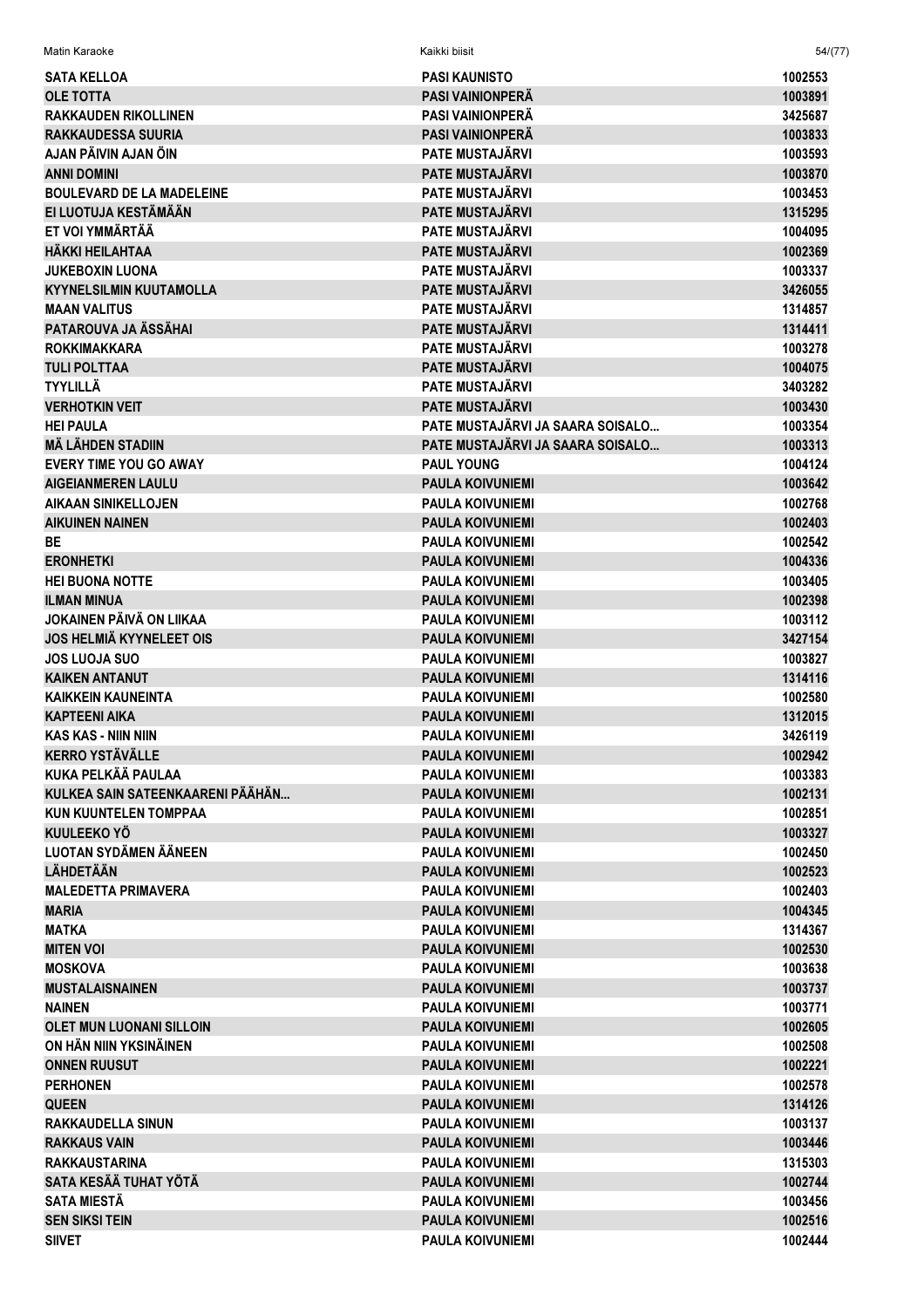| | | |
|---|---|---|
| SATA KELLOA | PASI KAUNISTO | 1002553 |
| OLE TOTTA | PASI VAINIONPERÄ | 1003891 |
| RAKKAUDEN RIKOLLINEN | PASI VAINIONPERÄ | 3425687 |
| RAKKAUDESSA SUURIA | PASI VAINIONPERÄ | 1003833 |
| AJAN PÄIVIN AJAN ÖIN | PATE MUSTAJÄRVI | 1003593 |
| ANNI DOMINI | PATE MUSTAJÄRVI | 1003870 |
| BOULEVARD DE LA MADELEINE | PATE MUSTAJÄRVI | 1003453 |
| EI LUOTUJA KESTÄMÄÄN | PATE MUSTAJÄRVI | 1315295 |
| ET VOI YMMÄRTÄÄ | PATE MUSTAJÄRVI | 1004095 |
| HÄKKI HEILAHTAA | PATE MUSTAJÄRVI | 1002369 |
| JUKEBOXIN LUONA | PATE MUSTAJÄRVI | 1003337 |
| KYYNELSILMIN KUUTAMOLLA | PATE MUSTAJÄRVI | 3426055 |
| MAAN VALITUS | PATE MUSTAJÄRVI | 1314857 |
| PATAROUVA JA ÄSSÄHAI | PATE MUSTAJÄRVI | 1314411 |
| ROKKIMAKKARA | PATE MUSTAJÄRVI | 1003278 |
| TULI POLTTAA | PATE MUSTAJÄRVI | 1004075 |
| TYYLILLÄ | PATE MUSTAJÄRVI | 3403282 |
| VERHOTKIN VEIT | PATE MUSTAJÄRVI | 1003430 |
| HEI PAULA | PATE MUSTAJÄRVI JA SAARA SOISALO... | 1003354 |
| MÄ LÄHDEN STADIIN | PATE MUSTAJÄRVI JA SAARA SOISALO... | 1003313 |
| EVERY TIME YOU GO AWAY | PAUL YOUNG | 1004124 |
| AIGEIANMEREN LAULU | PAULA KOIVUNIEMI | 1003642 |
| AIKAAN SINIKELLOJEN | PAULA KOIVUNIEMI | 1002768 |
| AIKUINEN NAINEN | PAULA KOIVUNIEMI | 1002403 |
| BE | PAULA KOIVUNIEMI | 1002542 |
| ERONHETKI | PAULA KOIVUNIEMI | 1004336 |
| HEI BUONA NOTTE | PAULA KOIVUNIEMI | 1003405 |
| ILMAN MINUA | PAULA KOIVUNIEMI | 1002398 |
| JOKAINEN PÄIVÄ ON LIIKAA | PAULA KOIVUNIEMI | 1003112 |
| JOS HELMIÄ KYYNELEET OIS | PAULA KOIVUNIEMI | 3427154 |
| JOS LUOJA SUO | PAULA KOIVUNIEMI | 1003827 |
| KAIKEN ANTANUT | PAULA KOIVUNIEMI | 1314116 |
| KAIKKEIN KAUNEINTA | PAULA KOIVUNIEMI | 1002580 |
| KAPTEENI AIKA | PAULA KOIVUNIEMI | 1312015 |
| KAS KAS - NIIN NIIN | PAULA KOIVUNIEMI | 3426119 |
| KERRO YSTÄVÄLLE | PAULA KOIVUNIEMI | 1002942 |
| KUKA PELKÄÄ PAULAA | PAULA KOIVUNIEMI | 1003383 |
| KULKEA SAIN SATEENKAARENI PÄÄHÄN... | PAULA KOIVUNIEMI | 1002131 |
| KUN KUUNTELEN TOMPPAA | PAULA KOIVUNIEMI | 1002851 |
| KUULEEKO YÖ | PAULA KOIVUNIEMI | 1003327 |
| LUOTAN SYDÄMEN ÄÄNEEN | PAULA KOIVUNIEMI | 1002450 |
| LÄHDETÄÄN | PAULA KOIVUNIEMI | 1002523 |
| MALEDETTA PRIMAVERA | PAULA KOIVUNIEMI | 1002403 |
| MARIA | PAULA KOIVUNIEMI | 1004345 |
| MATKA | PAULA KOIVUNIEMI | 1314367 |
| MITEN VOI | PAULA KOIVUNIEMI | 1002530 |
| MOSKOVA | PAULA KOIVUNIEMI | 1003638 |
| MUSTALAISNAINEN | PAULA KOIVUNIEMI | 1003737 |
| NAINEN | PAULA KOIVUNIEMI | 1003771 |
| OLET MUN LUONANI SILLOIN | PAULA KOIVUNIEMI | 1002605 |
| ON HÄN NIIN YKSINÄINEN | PAULA KOIVUNIEMI | 1002508 |
| ONNEN RUUSUT | PAULA KOIVUNIEMI | 1002221 |
| PERHONEN | PAULA KOIVUNIEMI | 1002578 |
| QUEEN | PAULA KOIVUNIEMI | 1314126 |
| RAKKAUDELLA SINUN | PAULA KOIVUNIEMI | 1003137 |
| RAKKAUS VAIN | PAULA KOIVUNIEMI | 1003446 |
| RAKKAUSTARINA | PAULA KOIVUNIEMI | 1315303 |
| SATA KESÄÄ TUHAT YÖTÄ | PAULA KOIVUNIEMI | 1002744 |
| SATA MIESTÄ | PAULA KOIVUNIEMI | 1003456 |
| SEN SIKSI TEIN | PAULA KOIVUNIEMI | 1002516 |
| SIIVET | PAULA KOIVUNIEMI | 1002444 |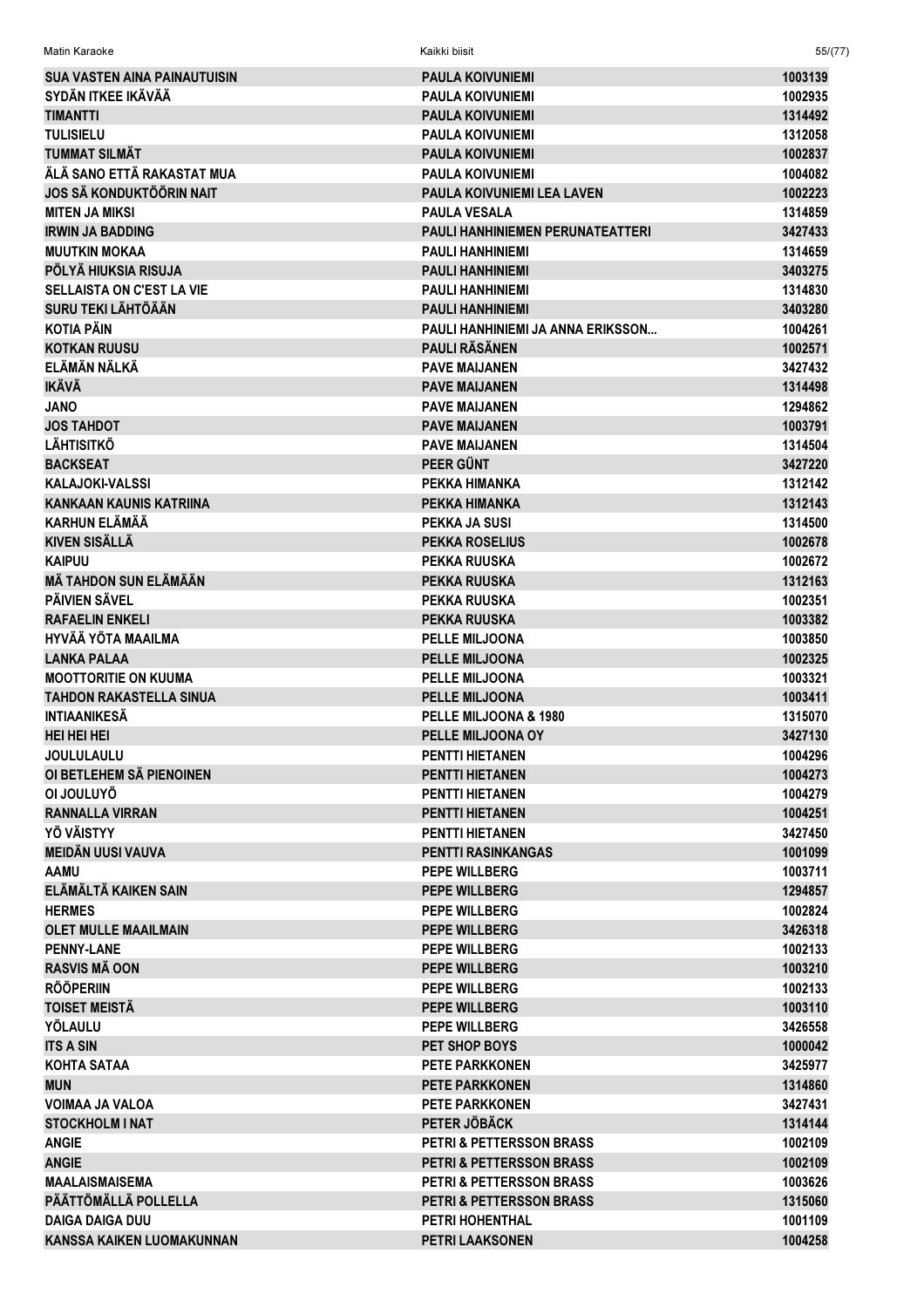| | | |
|---|---|---|
| SUA VASTEN AINA PAINAUTUISIN | PAULA KOIVUNIEMI | 1003139 |
| SYDÄN ITKEE IKÄVÄÄ | PAULA KOIVUNIEMI | 1002935 |
| TIMANTTI | PAULA KOIVUNIEMI | 1314492 |
| TULISIELU | PAULA KOIVUNIEMI | 1312058 |
| TUMMAT SILMÄT | PAULA KOIVUNIEMI | 1002837 |
| ÄLÄ SANO ETTÄ RAKASTAT MUA | PAULA KOIVUNIEMI | 1004082 |
| JOS SÄ KONDUKTÖÖRIN NAIT | PAULA KOIVUNIEMI LEA LAVEN | 1002223 |
| MITEN JA MIKSI | PAULA VESALA | 1314859 |
| IRWIN JA BADDING | PAULI HANHINIEMEN PERUNATEATTERI | 3427433 |
| MUUTKIN MOKAA | PAULI HANHINIEMI | 1314659 |
| PÖLYÄ HIUKSIA RISUJA | PAULI HANHINIEMI | 3403275 |
| SELLAISTA ON C'EST LA VIE | PAULI HANHINIEMI | 1314830 |
| SURU TEKI LÄHTÖÄÄN | PAULI HANHINIEMI | 3403280 |
| KOTIA PÄIN | PAULI HANHINIEMI JA ANNA ERIKSSON... | 1004261 |
| KOTKAN RUUSU | PAULI RÄSÄNEN | 1002571 |
| ELÄMÄN NÄLKÄ | PAVE MAIJANEN | 3427432 |
| IKÄVÄ | PAVE MAIJANEN | 1314498 |
| JANO | PAVE MAIJANEN | 1294862 |
| JOS TAHDOT | PAVE MAIJANEN | 1003791 |
| LÄHTISITKÖ | PAVE MAIJANEN | 1314504 |
| BACKSEAT | PEER GÜNT | 3427220 |
| KALAJOKI-VALSSI | PEKKA HIMANKA | 1312142 |
| KANKAAN KAUNIS KATRIINA | PEKKA HIMANKA | 1312143 |
| KARHUN ELÄMÄÄ | PEKKA JA SUSI | 1314500 |
| KIVEN SISÄLLÄ | PEKKA ROSELIUS | 1002678 |
| KAIPUU | PEKKA RUUSKA | 1002672 |
| MÄ TAHDON SUN ELÄMÄÄN | PEKKA RUUSKA | 1312163 |
| PÄIVIEN SÄVEL | PEKKA RUUSKA | 1002351 |
| RAFAELIN ENKELI | PEKKA RUUSKA | 1003382 |
| HYVÄÄ YÖTA MAAILMA | PELLE MILJOONA | 1003850 |
| LANKA PALAA | PELLE MILJOONA | 1002325 |
| MOOTTORITIE ON KUUMA | PELLE MILJOONA | 1003321 |
| TAHDON RAKASTELLA SINUA | PELLE MILJOONA | 1003411 |
| INTIAANIKESÄ | PELLE MILJOONA & 1980 | 1315070 |
| HEI HEI HEI | PELLE MILJOONA OY | 3427130 |
| JOULULAULU | PENTTI HIETANEN | 1004296 |
| OI BETLEHEM SÄ PIENOINEN | PENTTI HIETANEN | 1004273 |
| OI JOULUYÖ | PENTTI HIETANEN | 1004279 |
| RANNALLA VIRRAN | PENTTI HIETANEN | 1004251 |
| YÖ VÄISTYY | PENTTI HIETANEN | 3427450 |
| MEIDÄN UUSI VAUVA | PENTTI RASINKANGAS | 1001099 |
| AAMU | PEPE WILLBERG | 1003711 |
| ELÄMÄLTÄ KAIKEN SAIN | PEPE WILLBERG | 1294857 |
| HERMES | PEPE WILLBERG | 1002824 |
| OLET MULLE MAAILMAIN | PEPE WILLBERG | 3426318 |
| PENNY-LANE | PEPE WILLBERG | 1002133 |
| RASVIS MÄ OON | PEPE WILLBERG | 1003210 |
| RÖÖPERIIN | PEPE WILLBERG | 1002133 |
| TOISET MEISTÄ | PEPE WILLBERG | 1003110 |
| YÖLAULU | PEPE WILLBERG | 3426558 |
| ITS A SIN | PET SHOP BOYS | 1000042 |
| KOHTA SATAA | PETE PARKKONEN | 3425977 |
| MUN | PETE PARKKONEN | 1314860 |
| VOIMAA JA VALOA | PETE PARKKONEN | 3427431 |
| STOCKHOLM I NAT | PETER JÖBÄCK | 1314144 |
| ANGIE | PETRI & PETTERSSON BRASS | 1002109 |
| ANGIE | PETRI & PETTERSSON BRASS | 1002109 |
| MAALAISMAISEMA | PETRI & PETTERSSON BRASS | 1003626 |
| PÄÄTTÖMÄLLÄ POLLELLA | PETRI & PETTERSSON BRASS | 1315060 |
| DAIGA DAIGA DUU | PETRI HOHENTHAL | 1001109 |
| KANSSA KAIKEN LUOMAKUNNAN | PETRI LAAKSONEN | 1004258 |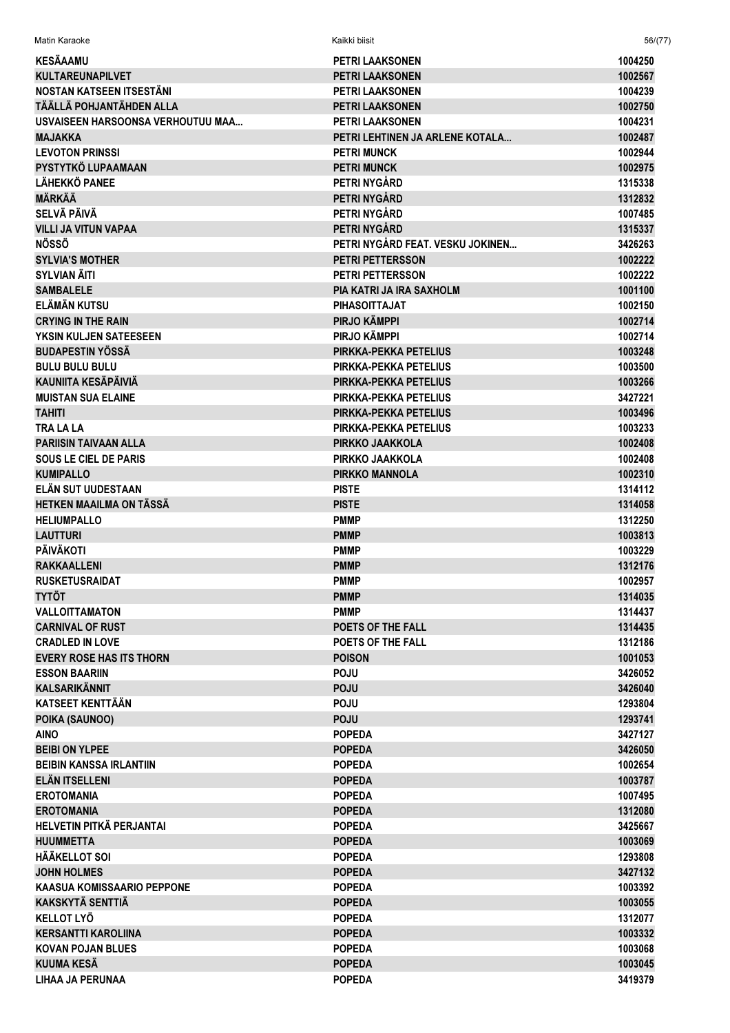| KESÄAAMU | PETRI LAAKSONEN | 1004250 |
|---|---|---|
| KULTAREUNAPILVET | PETRI LAAKSONEN | 1002567 |
| NOSTAN KATSEEN ITSESTÄNI | PETRI LAAKSONEN | 1004239 |
| TÄÄLLÄ POHJANTÄHDEN ALLA | PETRI LAAKSONEN | 1002750 |
| USVAISEEN HARSOONSA VERHOUTUU MAA... | PETRI LAAKSONEN | 1004231 |
| MAJAKKA | PETRI LEHTINEN JA ARLENE KOTALA... | 1002487 |
| LEVOTON PRINSSI | PETRI MUNCK | 1002944 |
| PYSTYTKÖ LUPAAMAAN | PETRI MUNCK | 1002975 |
| LÄHEKKÖ PANEE | PETRI NYGÅRD | 1315338 |
| MÄRKÄÄ | PETRI NYGÅRD | 1312832 |
| SELVÄ PÄIVÄ | PETRI NYGÅRD | 1007485 |
| VILLI JA VITUN VAPAA | PETRI NYGÅRD | 1315337 |
| NÖSSÖ | PETRI NYGÅRD FEAT. VESKU JOKINEN... | 3426263 |
| SYLVIA'S MOTHER | PETRI PETTERSSON | 1002222 |
| SYLVIAN ÄITI | PETRI PETTERSSON | 1002222 |
| SAMBALELE | PIA KATRI JA IRA SAXHOLM | 1001100 |
| ELÄMÄN KUTSU | PIHASOITTAJAT | 1002150 |
| CRYING IN THE RAIN | PIRJO KÄMPPI | 1002714 |
| YKSIN KULJEN SATEESEEN | PIRJO KÄMPPI | 1002714 |
| BUDAPESTIN YÖSSÄ | PIRKKA-PEKKA PETELIUS | 1003248 |
| BULU BULU BULU | PIRKKA-PEKKA PETELIUS | 1003500 |
| KAUNIITA KESÄPÄIVIÄ | PIRKKA-PEKKA PETELIUS | 1003266 |
| MUISTAN SUA ELAINE | PIRKKA-PEKKA PETELIUS | 3427221 |
| TAHITI | PIRKKA-PEKKA PETELIUS | 1003496 |
| TRA LA LA | PIRKKA-PEKKA PETELIUS | 1003233 |
| PARIISIN TAIVAAN ALLA | PIRKKO JAAKKOLA | 1002408 |
| SOUS LE CIEL DE PARIS | PIRKKO JAAKKOLA | 1002408 |
| KUMIPALLO | PIRKKO MANNOLA | 1002310 |
| ELÄN SUT UUDESTAAN | PISTE | 1314112 |
| HETKEN MAAILMA ON TÄSSÄ | PISTE | 1314058 |
| HELIUMPALLO | PMMP | 1312250 |
| LAUTTURI | PMMP | 1003813 |
| PÄIVÄKOTI | PMMP | 1003229 |
| RAKKAALLENI | PMMP | 1312176 |
| RUSKETUSRAIDAT | PMMP | 1002957 |
| TYTÖT | PMMP | 1314035 |
| VALLOITTAMATON | PMMP | 1314437 |
| CARNIVAL OF RUST | POETS OF THE FALL | 1314435 |
| CRADLED IN LOVE | POETS OF THE FALL | 1312186 |
| EVERY ROSE HAS ITS THORN | POISON | 1001053 |
| ESSON BAARIIN | POJU | 3426052 |
| KALSARIKÄNNIT | POJU | 3426040 |
| KATSEET KENTTÄÄN | POJU | 1293804 |
| POIKA (SAUNOO) | POJU | 1293741 |
| AINO | POPEDA | 3427127 |
| BEIBI ON YLPEE | POPEDA | 3426050 |
| BEIBIN KANSSA IRLANTIIN | POPEDA | 1002654 |
| ELÄN ITSELLENI | POPEDA | 1003787 |
| EROTOMANIA | POPEDA | 1007495 |
| EROTOMANIA | POPEDA | 1312080 |
| HELVETIN PITKÄ PERJANTAI | POPEDA | 3425667 |
| HUUMMETTA | POPEDA | 1003069 |
| HÄÄKELLOT SOI | POPEDA | 1293808 |
| JOHN HOLMES | POPEDA | 3427132 |
| KAASUA KOMISSAARIO PEPPONE | POPEDA | 1003392 |
| KAKSKYTÄ SENTTIÄ | POPEDA | 1003055 |
| KELLOT LYÖ | POPEDA | 1312077 |
| KERSANTTI KAROLIINA | POPEDA | 1003332 |
| KOVAN POJAN BLUES | POPEDA | 1003068 |
| KUUMA KESÄ | POPEDA | 1003045 |
| LIHAA JA PERUNAA | POPEDA | 3419379 |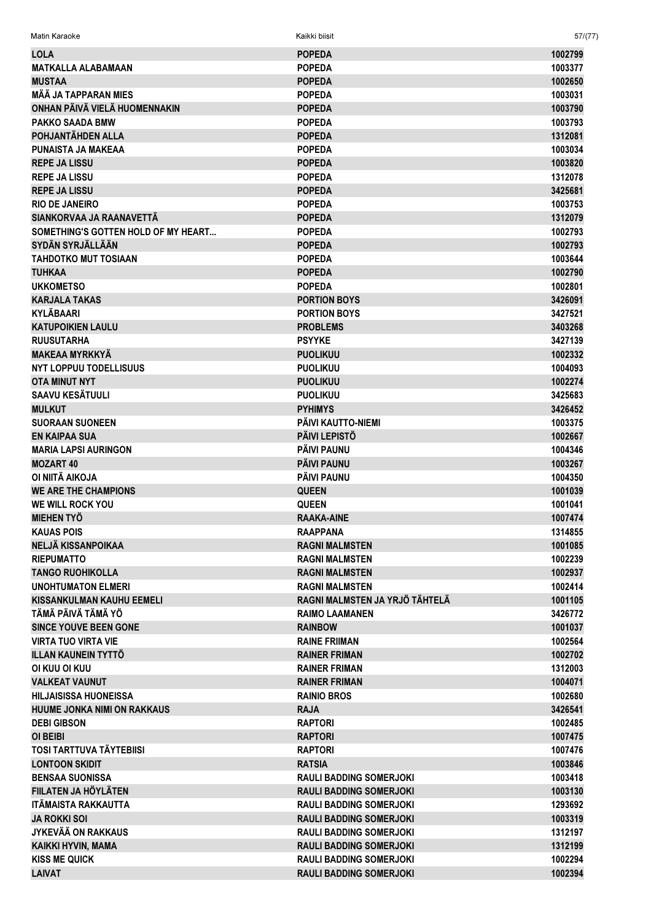| | | |
|---|---|---|
| LOLA | POPEDA | 1002799 |
| MATKALLA ALABAMAAN | POPEDA | 1003377 |
| MUSTAA | POPEDA | 1002650 |
| MÄÄ JA TAPPARAN MIES | POPEDA | 1003031 |
| ONHAN PÄIVÄ VIELÄ HUOMENNAKIN | POPEDA | 1003790 |
| PAKKO SAADA BMW | POPEDA | 1003793 |
| POHJANTÄHDEN ALLA | POPEDA | 1312081 |
| PUNAISTA JA MAKEAA | POPEDA | 1003034 |
| REPE JA LISSU | POPEDA | 1003820 |
| REPE JA LISSU | POPEDA | 1312078 |
| REPE JA LISSU | POPEDA | 3425681 |
| RIO DE JANEIRO | POPEDA | 1003753 |
| SIANKORVAA JA RAANAVETTÄ | POPEDA | 1312079 |
| SOMETHING'S GOTTEN HOLD OF MY HEART... | POPEDA | 1002793 |
| SYDÄN SYRJÄLLÄÄN | POPEDA | 1002793 |
| TAHDOTKO MUT TOSIAAN | POPEDA | 1003644 |
| TUHKAA | POPEDA | 1002790 |
| UKKOMETSO | POPEDA | 1002801 |
| KARJALA TAKAS | PORTION BOYS | 3426091 |
| KYLÄBAARI | PORTION BOYS | 3427521 |
| KATUPOIKIEN LAULU | PROBLEMS | 3403268 |
| RUUSUTARHA | PSYYKE | 3427139 |
| MAKEAA MYRKKYÄ | PUOLIKUU | 1002332 |
| NYT LOPPUU TODELLISUUS | PUOLIKUU | 1004093 |
| OTA MINUT NYT | PUOLIKUU | 1002274 |
| SAAVU KESÄTUULI | PUOLIKUU | 3425683 |
| MULKUT | PYHIMYS | 3426452 |
| SUORAAN SUONEEN | PÄIVI KAUTTO-NIEMI | 1003375 |
| EN KAIPAA SUA | PÄIVI LEPISTÖ | 1002667 |
| MARIA LAPSI AURINGON | PÄIVI PAUNU | 1004346 |
| MOZART 40 | PÄIVI PAUNU | 1003267 |
| OI NIITÄ AIKOJA | PÄIVI PAUNU | 1004350 |
| WE ARE THE CHAMPIONS | QUEEN | 1001039 |
| WE WILL ROCK YOU | QUEEN | 1001041 |
| MIEHEN TYÖ | RAAKA-AINE | 1007474 |
| KAUAS POIS | RAAPPANA | 1314855 |
| NELJÄ KISSANPOIKAA | RAGNI MALMSTEN | 1001085 |
| RIEPUMATTO | RAGNI MALMSTEN | 1002239 |
| TANGO RUOHIKOLLA | RAGNI MALMSTEN | 1002937 |
| UNOHTUMATON ELMERI | RAGNI MALMSTEN | 1002414 |
| KISSANKULMAN KAUHU EEMELI | RAGNI MALMSTEN JA YRJÖ TÄHTELÄ | 1001105 |
| TÄMÄ PÄIVÄ TÄMÄ YÖ | RAIMO LAAMANEN | 3426772 |
| SINCE YOUVE BEEN GONE | RAINBOW | 1001037 |
| VIRTA TUO VIRTA VIE | RAINE FRIIMAN | 1002564 |
| ILLAN KAUNEIN TYTTÖ | RAINER FRIMAN | 1002702 |
| OI KUU OI KUU | RAINER FRIMAN | 1312003 |
| VALKEAT VAUNUT | RAINER FRIMAN | 1004071 |
| HILJAISISSA HUONEISSA | RAINIO BROS | 1002680 |
| HUUME JONKA NIMI ON RAKKAUS | RAJA | 3426541 |
| DEBI GIBSON | RAPTORI | 1002485 |
| OI BEIBI | RAPTORI | 1007475 |
| TOSI TARTTUVA TÄYTEBIISI | RAPTORI | 1007476 |
| LONTOON SKIDIT | RATSIA | 1003846 |
| BENSAA SUONISSA | RAULI BADDING SOMERJOKI | 1003418 |
| FIILATEN JA HÖYLÄTEN | RAULI BADDING SOMERJOKI | 1003130 |
| ITÄMAISTA RAKKAUTTA | RAULI BADDING SOMERJOKI | 1293692 |
| JA ROKKI SOI | RAULI BADDING SOMERJOKI | 1003319 |
| JYKEVÄÄ ON RAKKAUS | RAULI BADDING SOMERJOKI | 1312197 |
| KAIKKI HYVIN, MAMA | RAULI BADDING SOMERJOKI | 1312199 |
| KISS ME QUICK | RAULI BADDING SOMERJOKI | 1002294 |
| LAIVAT | RAULI BADDING SOMERJOKI | 1002394 |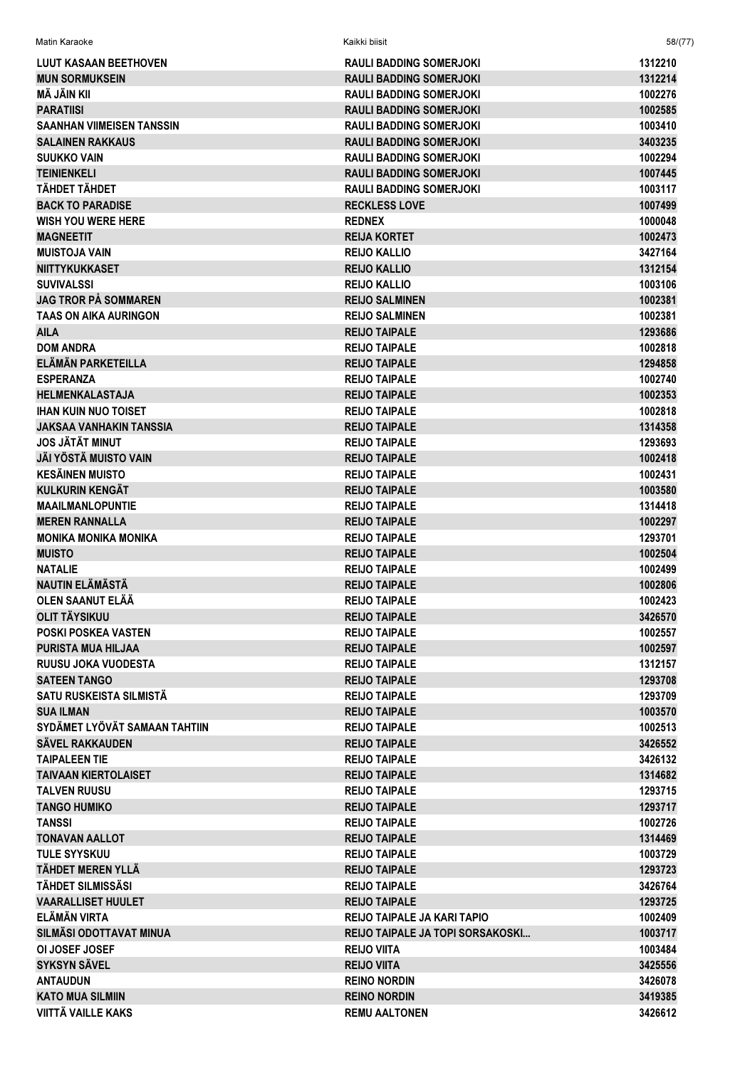| | | |
|---|---|---|
| LUUT KASAAN BEETHOVEN | RAULI BADDING SOMERJOKI | 1312210 |
| MUN SORMUKSEIN | RAULI BADDING SOMERJOKI | 1312214 |
| MÄ JÄIN KII | RAULI BADDING SOMERJOKI | 1002276 |
| PARATIISI | RAULI BADDING SOMERJOKI | 1002585 |
| SAANHAN VIIMEISEN TANSSIN | RAULI BADDING SOMERJOKI | 1003410 |
| SALAINEN RAKKAUS | RAULI BADDING SOMERJOKI | 3403235 |
| SUUKKO VAIN | RAULI BADDING SOMERJOKI | 1002294 |
| TEINIENKELI | RAULI BADDING SOMERJOKI | 1007445 |
| TÄHDET TÄHDET | RAULI BADDING SOMERJOKI | 1003117 |
| BACK TO PARADISE | RECKLESS LOVE | 1007499 |
| WISH YOU WERE HERE | REDNEX | 1000048 |
| MAGNEETIT | REIJA KORTET | 1002473 |
| MUISTOJA VAIN | REIJO KALLIO | 3427164 |
| NIITTYKUKKASET | REIJO KALLIO | 1312154 |
| SUVIVALSSI | REIJO KALLIO | 1003106 |
| JAG TROR PÅ SOMMAREN | REIJO SALMINEN | 1002381 |
| TAAS ON AIKA AURINGON | REIJO SALMINEN | 1002381 |
| AILA | REIJO TAIPALE | 1293686 |
| DOM ANDRA | REIJO TAIPALE | 1002818 |
| ELÄMÄN PARKETEILLA | REIJO TAIPALE | 1294858 |
| ESPERANZA | REIJO TAIPALE | 1002740 |
| HELMENKALASTAJA | REIJO TAIPALE | 1002353 |
| IHAN KUIN NUO TOISET | REIJO TAIPALE | 1002818 |
| JAKSAA VANHAKIN TANSSIA | REIJO TAIPALE | 1314358 |
| JOS JÄTÄT MINUT | REIJO TAIPALE | 1293693 |
| JÄI YÖSTÄ MUISTO VAIN | REIJO TAIPALE | 1002418 |
| KESÄINEN MUISTO | REIJO TAIPALE | 1002431 |
| KULKURIN KENGÄT | REIJO TAIPALE | 1003580 |
| MAAILMANLOPUNTIE | REIJO TAIPALE | 1314418 |
| MEREN RANNALLA | REIJO TAIPALE | 1002297 |
| MONIKA MONIKA MONIKA | REIJO TAIPALE | 1293701 |
| MUISTO | REIJO TAIPALE | 1002504 |
| NATALIE | REIJO TAIPALE | 1002499 |
| NAUTIN ELÄMÄSTÄ | REIJO TAIPALE | 1002806 |
| OLEN SAANUT ELÄÄ | REIJO TAIPALE | 1002423 |
| OLIT TÄYSIKUU | REIJO TAIPALE | 3426570 |
| POSKI POSKEA VASTEN | REIJO TAIPALE | 1002557 |
| PURISTA MUA HILJAA | REIJO TAIPALE | 1002597 |
| RUUSU JOKA VUODESTA | REIJO TAIPALE | 1312157 |
| SATEEN TANGO | REIJO TAIPALE | 1293708 |
| SATU RUSKEISTA SILMISTÄ | REIJO TAIPALE | 1293709 |
| SUA ILMAN | REIJO TAIPALE | 1003570 |
| SYDÄMET LYÖVÄT SAMAAN TAHTIIN | REIJO TAIPALE | 1002513 |
| SÄVEL RAKKAUDEN | REIJO TAIPALE | 3426552 |
| TAIPALEEN TIE | REIJO TAIPALE | 3426132 |
| TAIVAAN KIERTOLAISET | REIJO TAIPALE | 1314682 |
| TALVEN RUUSU | REIJO TAIPALE | 1293715 |
| TANGO HUMIKO | REIJO TAIPALE | 1293717 |
| TANSSI | REIJO TAIPALE | 1002726 |
| TONAVAN AALLOT | REIJO TAIPALE | 1314469 |
| TULE SYYSKUU | REIJO TAIPALE | 1003729 |
| TÄHDET MEREN YLLÄ | REIJO TAIPALE | 1293723 |
| TÄHDET SILMISSÄSI | REIJO TAIPALE | 3426764 |
| VAARALLISET HUULET | REIJO TAIPALE | 1293725 |
| ELÄMÄN VIRTA | REIJO TAIPALE JA KARI TAPIO | 1002409 |
| SILMÄSI ODOTTAVAT MINUA | REIJO TAIPALE JA TOPI SORSAKOSKI... | 1003717 |
| OI JOSEF JOSEF | REIJO VIITA | 1003484 |
| SYKSYN SÄVEL | REIJO VIITA | 3425556 |
| ANTAUDUN | REINO NORDIN | 3426078 |
| KATO MUA SILMIIN | REINO NORDIN | 3419385 |
| VIITTÄ VAILLE KAKS | REMU AALTONEN | 3426612 |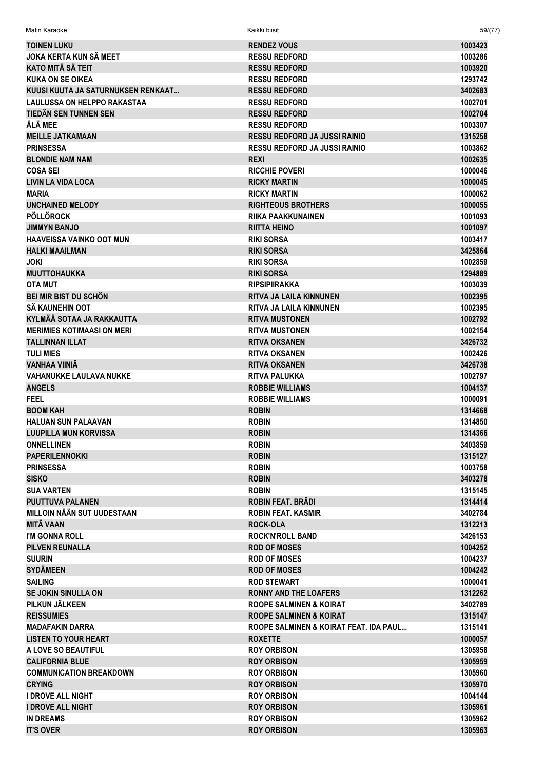| | | |
|---|---|---|
| TOINEN LUKU | RENDEZ VOUS | 1003423 |
| JOKA KERTA KUN SÄ MEET | RESSU REDFORD | 1003286 |
| KATO MITÄ SÄ TEIT | RESSU REDFORD | 1003920 |
| KUKA ON SE OIKEA | RESSU REDFORD | 1293742 |
| KUUSI KUUTA JA SATURNUKSEN RENKAAT... | RESSU REDFORD | 3402683 |
| LAULUSSA ON HELPPO RAKASTAA | RESSU REDFORD | 1002701 |
| TIEDÄN SEN TUNNEN SEN | RESSU REDFORD | 1002704 |
| ÄLÄ MEE | RESSU REDFORD | 1003307 |
| MEILLE JATKAMAAN | RESSU REDFORD JA JUSSI RAINIO | 1315258 |
| PRINSESSA | RESSU REDFORD JA JUSSI RAINIO | 1003862 |
| BLONDIE NAM NAM | REXI | 1002635 |
| COSA SEI | RICCHIE POVERI | 1000046 |
| LIVIN LA VIDA LOCA | RICKY MARTIN | 1000045 |
| MARIA | RICKY MARTIN | 1000062 |
| UNCHAINED MELODY | RIGHTEOUS BROTHERS | 1000055 |
| PÖLLÖROCK | RIIKA PAAKKUNAINEN | 1001093 |
| JIMMYN BANJO | RIITTA HEINO | 1001097 |
| HAAVEISSA VAINKO OOT MUN | RIKI SORSA | 1003417 |
| HALKI MAAILMAN | RIKI SORSA | 3425864 |
| JOKI | RIKI SORSA | 1002859 |
| MUUTTOHAUKKA | RIKI SORSA | 1294889 |
| OTA MUT | RIPSIPIIRAKKA | 1003039 |
| BEI MIR BIST DU SCHÖN | RITVA JA LAILA KINNUNEN | 1002395 |
| SÄ KAUNEHIN OOT | RITVA JA LAILA KINNUNEN | 1002395 |
| KYLMÄÄ SOTAA JA RAKKAUTTA | RITVA MUSTONEN | 1002792 |
| MERIMIES KOTIMAASI ON MERI | RITVA MUSTONEN | 1002154 |
| TALLINNAN ILLAT | RITVA OKSANEN | 3426732 |
| TULI MIES | RITVA OKSANEN | 1002426 |
| VANHAA VIINIÄ | RITVA OKSANEN | 3426738 |
| VAHANUKKE LAULAVA NUKKE | RITVA PALUKKA | 1002797 |
| ANGELS | ROBBIE WILLIAMS | 1004137 |
| FEEL | ROBBIE WILLIAMS | 1000091 |
| BOOM KAH | ROBIN | 1314668 |
| HALUAN SUN PALAAVAN | ROBIN | 1314850 |
| LUUPILLA MUN KORVISSA | ROBIN | 1314366 |
| ONNELLINEN | ROBIN | 3403859 |
| PAPERILENNOKKI | ROBIN | 1315127 |
| PRINSESSA | ROBIN | 1003758 |
| SISKO | ROBIN | 3403278 |
| SUA VARTEN | ROBIN | 1315145 |
| PUUTTUVA PALANEN | ROBIN FEAT. BRÄDI | 1314414 |
| MILLOIN NÄÄN SUT UUDESTAAN | ROBIN FEAT. KASMIR | 3402784 |
| MITÄ VAAN | ROCK-OLA | 1312213 |
| I'M GONNA ROLL | ROCK'N'ROLL BAND | 3426153 |
| PILVEN REUNALLA | ROD OF MOSES | 1004252 |
| SUURIN | ROD OF MOSES | 1004237 |
| SYDÄMEEN | ROD OF MOSES | 1004242 |
| SAILING | ROD STEWART | 1000041 |
| SE JOKIN SINULLA ON | RONNY AND THE LOAFERS | 1312262 |
| PILKUN JÄLKEEN | ROOPE SALMINEN & KOIRAT | 3402789 |
| REISSUMIES | ROOPE SALMINEN & KOIRAT | 1315147 |
| MADAFAKIN DARRA | ROOPE SALMINEN & KOIRAT FEAT. IDA PAUL... | 1315141 |
| LISTEN TO YOUR HEART | ROXETTE | 1000057 |
| A LOVE SO BEAUTIFUL | ROY ORBISON | 1305958 |
| CALIFORNIA BLUE | ROY ORBISON | 1305959 |
| COMMUNICATION BREAKDOWN | ROY ORBISON | 1305960 |
| CRYING | ROY ORBISON | 1305970 |
| I DROVE ALL NIGHT | ROY ORBISON | 1004144 |
| I DROVE ALL NIGHT | ROY ORBISON | 1305961 |
| IN DREAMS | ROY ORBISON | 1305962 |
| IT'S OVER | ROY ORBISON | 1305963 |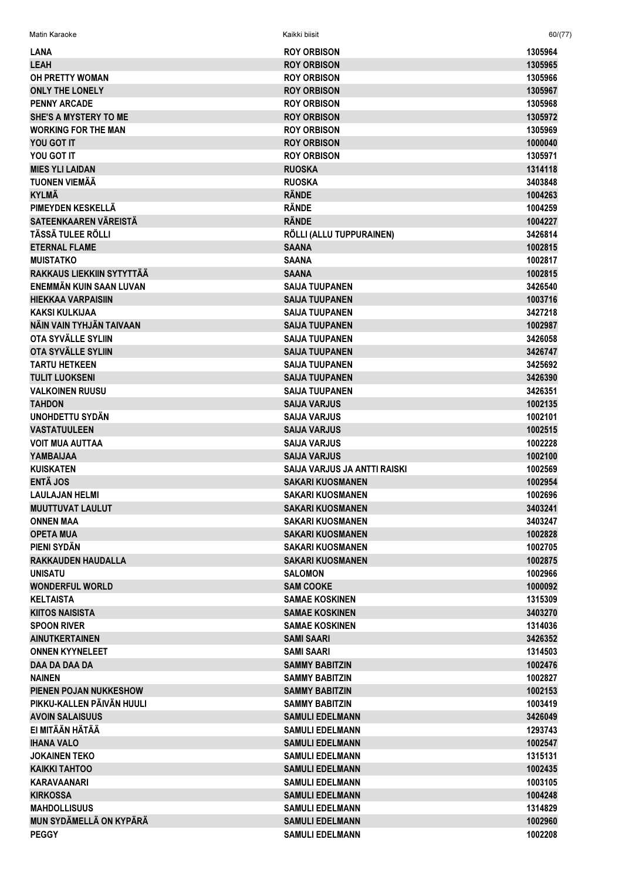| | | |
|---|---|---|
| LANA | ROY ORBISON | 1305964 |
| LEAH | ROY ORBISON | 1305965 |
| OH PRETTY WOMAN | ROY ORBISON | 1305966 |
| ONLY THE LONELY | ROY ORBISON | 1305967 |
| PENNY ARCADE | ROY ORBISON | 1305968 |
| SHE'S A MYSTERY TO ME | ROY ORBISON | 1305972 |
| WORKING FOR THE MAN | ROY ORBISON | 1305969 |
| YOU GOT IT | ROY ORBISON | 1000040 |
| YOU GOT IT | ROY ORBISON | 1305971 |
| MIES YLI LAIDAN | RUOSKA | 1314118 |
| TUONEN VIEMÄÄ | RUOSKA | 3403848 |
| KYLMÄ | RÄNDE | 1004263 |
| PIMEYDEN KESKELLÄ | RÄNDE | 1004259 |
| SATEENKAAREN VÄREISTÄ | RÄNDE | 1004227 |
| TÄSSÄ TULEE RÖLLI | RÖLLI (ALLU TUPPURAINEN) | 3426814 |
| ETERNAL FLAME | SAANA | 1002815 |
| MUISTATKO | SAANA | 1002817 |
| RAKKAUS LIEKKIIN SYTYTTÄÄ | SAANA | 1002815 |
| ENEMMÄN KUIN SAAN LUVAN | SAIJA TUUPANEN | 3426540 |
| HIEKKAA VARPAISIIN | SAIJA TUUPANEN | 1003716 |
| KAKSI KULKIJAA | SAIJA TUUPANEN | 3427218 |
| NÄIN VAIN TYHJÄN TAIVAAN | SAIJA TUUPANEN | 1002987 |
| OTA SYVÄLLE SYLIIN | SAIJA TUUPANEN | 3426058 |
| OTA SYVÄLLE SYLIIN | SAIJA TUUPANEN | 3426747 |
| TARTU HETKEEN | SAIJA TUUPANEN | 3425692 |
| TULIT LUOKSENI | SAIJA TUUPANEN | 3426390 |
| VALKOINEN RUUSU | SAIJA TUUPANEN | 3426351 |
| TAHDON | SAIJA VARJUS | 1002135 |
| UNOHDETTU SYDÄN | SAIJA VARJUS | 1002101 |
| VASTATUULEEN | SAIJA VARJUS | 1002515 |
| VOIT MUA AUTTAA | SAIJA VARJUS | 1002228 |
| YAMBAIJAA | SAIJA VARJUS | 1002100 |
| KUISKATEN | SAIJA VARJUS JA ANTTI RAISKI | 1002569 |
| ENTÄ JOS | SAKARI KUOSMANEN | 1002954 |
| LAULAJAN HELMI | SAKARI KUOSMANEN | 1002696 |
| MUUTTUVAT LAULUT | SAKARI KUOSMANEN | 3403241 |
| ONNEN MAA | SAKARI KUOSMANEN | 3403247 |
| OPETA MUA | SAKARI KUOSMANEN | 1002828 |
| PIENI SYDÄN | SAKARI KUOSMANEN | 1002705 |
| RAKKAUDEN HAUDALLA | SAKARI KUOSMANEN | 1002875 |
| UNISATU | SALOMON | 1002966 |
| WONDERFUL WORLD | SAM COOKE | 1000092 |
| KELTAISTA | SAMAE KOSKINEN | 1315309 |
| KIITOS NAISISTA | SAMAE KOSKINEN | 3403270 |
| SPOON RIVER | SAMAE KOSKINEN | 1314036 |
| AINUTKERTAINEN | SAMI SAARI | 3426352 |
| ONNEN KYYNELEET | SAMI SAARI | 1314503 |
| DAA DA DAA DA | SAMMY BABITZIN | 1002476 |
| NAINEN | SAMMY BABITZIN | 1002827 |
| PIENEN POJAN NUKKESHOW | SAMMY BABITZIN | 1002153 |
| PIKKU-KALLEN PÄIVÄN HUULI | SAMMY BABITZIN | 1003419 |
| AVOIN SALAISUUS | SAMULI EDELMANN | 3426049 |
| EI MITÄÄN HÄTÄÄ | SAMULI EDELMANN | 1293743 |
| IHANA VALO | SAMULI EDELMANN | 1002547 |
| JOKAINEN TEKO | SAMULI EDELMANN | 1315131 |
| KAIKKI TAHTOO | SAMULI EDELMANN | 1002435 |
| KARAVAANARI | SAMULI EDELMANN | 1003105 |
| KIRKOSSA | SAMULI EDELMANN | 1004248 |
| MAHDOLLISUUS | SAMULI EDELMANN | 1314829 |
| MUN SYDÄMELLÄ ON KYPÄRÄ | SAMULI EDELMANN | 1002960 |
| PEGGY | SAMULI EDELMANN | 1002208 |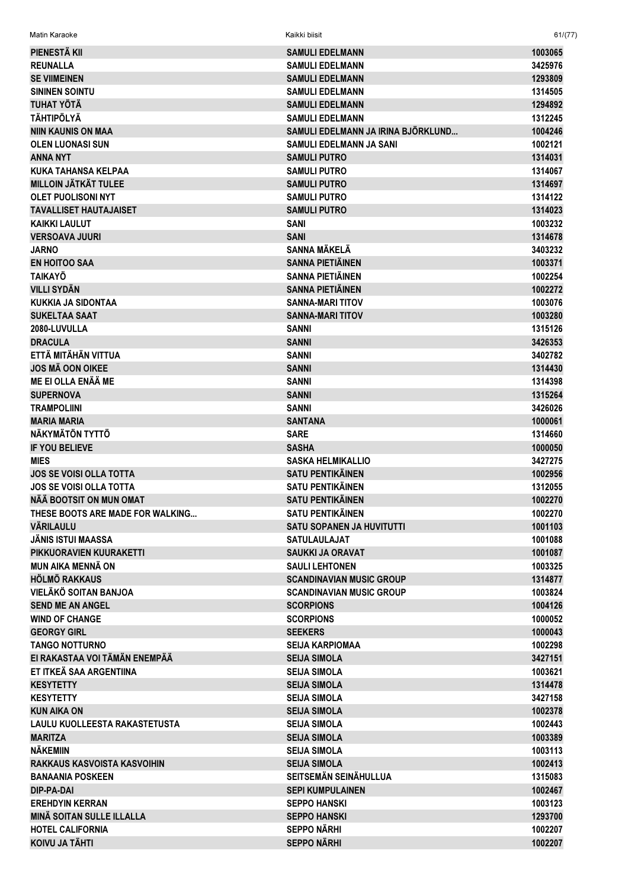| | | |
|---|---|---|
| PIENESTÄ KII | SAMULI EDELMANN | 1003065 |
| REUNALLA | SAMULI EDELMANN | 3425976 |
| SE VIIMEINEN | SAMULI EDELMANN | 1293809 |
| SININEN SOINTU | SAMULI EDELMANN | 1314505 |
| TUHAT YÖTÄ | SAMULI EDELMANN | 1294892 |
| TÄHTIPÖLYÄ | SAMULI EDELMANN | 1312245 |
| NIIN KAUNIS ON MAA | SAMULI EDELMANN JA IRINA BJÖRKLUND... | 1004246 |
| OLEN LUONASI SUN | SAMULI EDELMANN JA SANI | 1002121 |
| ANNA NYT | SAMULI PUTRO | 1314031 |
| KUKA TAHANSA KELPAA | SAMULI PUTRO | 1314067 |
| MILLOIN JÄTKÄT TULEE | SAMULI PUTRO | 1314697 |
| OLET PUOLISONI NYT | SAMULI PUTRO | 1314122 |
| TAVALLISET HAUTAJAISET | SAMULI PUTRO | 1314023 |
| KAIKKI LAULUT | SANI | 1003232 |
| VERSOAVA JUURI | SANI | 1314678 |
| JARNO | SANNA MÄKELÄ | 3403232 |
| EN HOITOO SAA | SANNA PIETIÄINEN | 1003371 |
| TAIKAYÖ | SANNA PIETIÄINEN | 1002254 |
| VILLI SYDÄN | SANNA PIETIÄINEN | 1002272 |
| KUKKIA JA SIDONTAA | SANNA-MARI TITOV | 1003076 |
| SUKELTAA SAAT | SANNA-MARI TITOV | 1003280 |
| 2080-LUVULLA | SANNI | 1315126 |
| DRACULA | SANNI | 3426353 |
| ETTÄ MITÄHÄN VITTUA | SANNI | 3402782 |
| JOS MÄ OON OIKEE | SANNI | 1314430 |
| ME EI OLLA ENÄÄ ME | SANNI | 1314398 |
| SUPERNOVA | SANNI | 1315264 |
| TRAMPOLIINI | SANNI | 3426026 |
| MARIA MARIA | SANTANA | 1000061 |
| NÄKYMÄTÖN TYTTÖ | SARE | 1314660 |
| IF YOU BELIEVE | SASHA | 1000050 |
| MIES | SASKA HELMIKALLIO | 3427275 |
| JOS SE VOISI OLLA TOTTA | SATU PENTIKÄINEN | 1002956 |
| JOS SE VOISI OLLA TOTTA | SATU PENTIKÄINEN | 1312055 |
| NÄÄ BOOTSIT ON MUN OMAT | SATU PENTIKÄINEN | 1002270 |
| THESE BOOTS ARE MADE FOR WALKING... | SATU PENTIKÄINEN | 1002270 |
| VÄRILAULU | SATU SOPANEN JA HUVITUTTI | 1001103 |
| JÄNIS ISTUI MAASSA | SATULAULAJAT | 1001088 |
| PIKKUORAVIEN KUURAKETTI | SAUKKI JA ORAVAT | 1001087 |
| MUN AIKA MENNÄ ON | SAULI LEHTONEN | 1003325 |
| HÖLMÖ RAKKAUS | SCANDINAVIAN MUSIC GROUP | 1314877 |
| VIELÄKÖ SOITAN BANJOA | SCANDINAVIAN MUSIC GROUP | 1003824 |
| SEND ME AN ANGEL | SCORPIONS | 1004126 |
| WIND OF CHANGE | SCORPIONS | 1000052 |
| GEORGY GIRL | SEEKERS | 1000043 |
| TANGO NOTTURNO | SEIJA KARPIOMAA | 1002298 |
| EI RAKASTAA VOI TÄMÄN ENEMPÄÄ | SEIJA SIMOLA | 3427151 |
| ET ITKEÄ SAA ARGENTIINA | SEIJA SIMOLA | 1003621 |
| KESYTETTY | SEIJA SIMOLA | 1314478 |
| KESYTETTY | SEIJA SIMOLA | 3427158 |
| KUN AIKA ON | SEIJA SIMOLA | 1002378 |
| LAULU KUOLLEESTA RAKASTETUSTA | SEIJA SIMOLA | 1002443 |
| MARITZA | SEIJA SIMOLA | 1003389 |
| NÄKEMIIN | SEIJA SIMOLA | 1003113 |
| RAKKAUS KASVOISTA KASVOIHIN | SEIJA SIMOLA | 1002413 |
| BANAANIA POSKEEN | SEITSEMÄN SEINÄHULLUA | 1315083 |
| DIP-PA-DAI | SEPI KUMPULAINEN | 1002467 |
| EREHDYIN KERRAN | SEPPO HANSKI | 1003123 |
| MINÄ SOITAN SULLE ILLALLA | SEPPO HANSKI | 1293700 |
| HOTEL CALIFORNIA | SEPPO NÄRHI | 1002207 |
| KOIVU JA TÄHTI | SEPPO NÄRHI | 1002207 |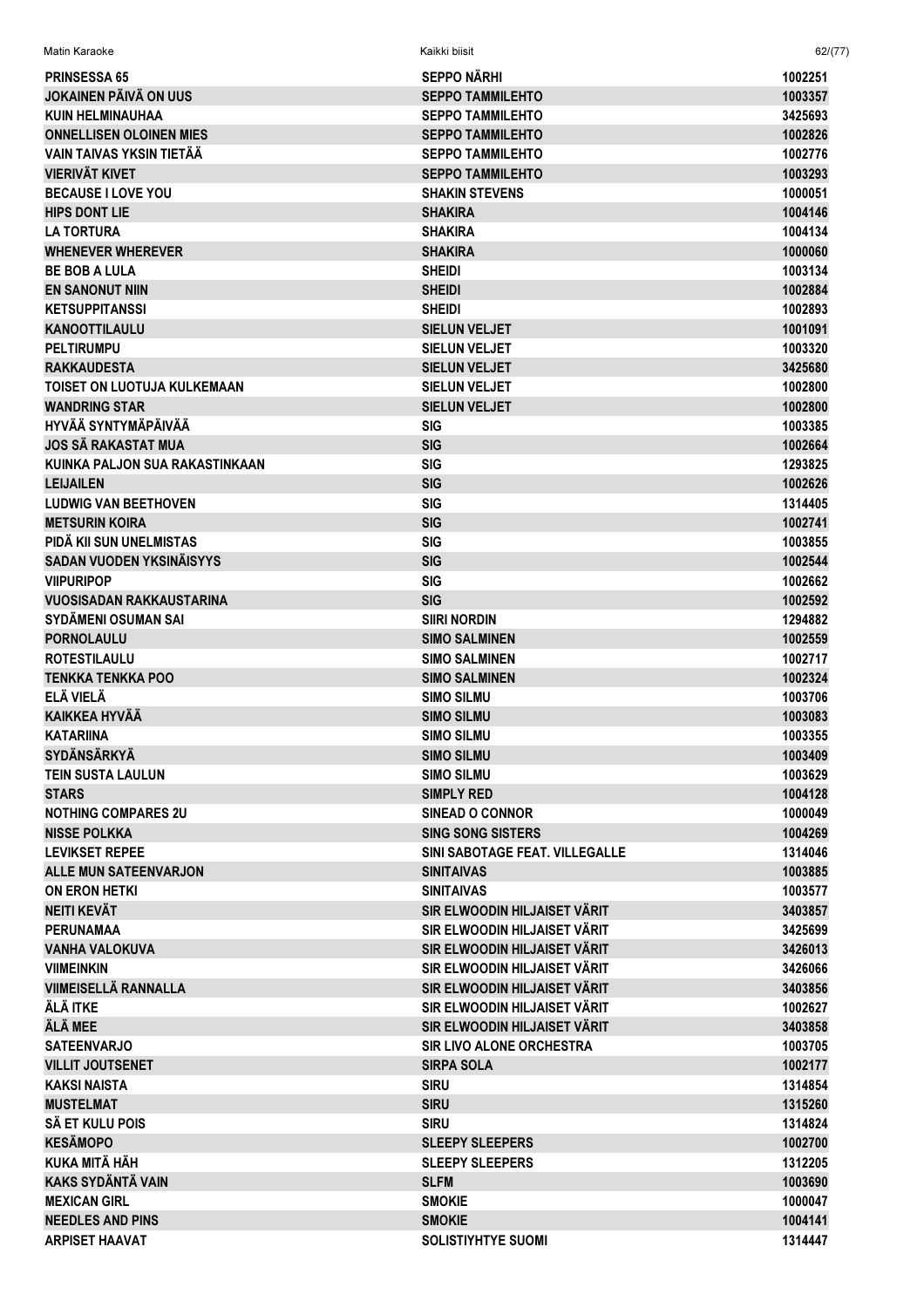| | | |
|---|---|---|
| PRINSESSA 65 | SEPPO NÄRHI | 1002251 |
| JOKAINEN PÄIVÄ ON UUS | SEPPO TAMMILEHTO | 1003357 |
| KUIN HELMINAUHAA | SEPPO TAMMILEHTO | 3425693 |
| ONNELLISEN OLOINEN MIES | SEPPO TAMMILEHTO | 1002826 |
| VAIN TAIVAS YKSIN TIETÄÄ | SEPPO TAMMILEHTO | 1002776 |
| VIERIVÄT KIVET | SEPPO TAMMILEHTO | 1003293 |
| BECAUSE I LOVE YOU | SHAKIN STEVENS | 1000051 |
| HIPS DONT LIE | SHAKIRA | 1004146 |
| LA TORTURA | SHAKIRA | 1004134 |
| WHENEVER WHEREVER | SHAKIRA | 1000060 |
| BE BOB A LULA | SHEIDI | 1003134 |
| EN SANONUT NIIN | SHEIDI | 1002884 |
| KETSUPPITANSSI | SHEIDI | 1002893 |
| KANOOTTILAULU | SIELUN VELJET | 1001091 |
| PELTIRUMPU | SIELUN VELJET | 1003320 |
| RAKKAUDESTA | SIELUN VELJET | 3425680 |
| TOISET ON LUOTUJA KULKEMAAN | SIELUN VELJET | 1002800 |
| WANDRING STAR | SIELUN VELJET | 1002800 |
| HYVÄÄ SYNTYMÄPÄIVÄÄ | SIG | 1003385 |
| JOS SÄ RAKASTAT MUA | SIG | 1002664 |
| KUINKA PALJON SUA RAKASTINKAAN | SIG | 1293825 |
| LEIJAILEN | SIG | 1002626 |
| LUDWIG VAN BEETHOVEN | SIG | 1314405 |
| METSURIN KOIRA | SIG | 1002741 |
| PIDÄ KII SUN UNELMISTAS | SIG | 1003855 |
| SADAN VUODEN YKSINÄISYYS | SIG | 1002544 |
| VIIPURIPOP | SIG | 1002662 |
| VUOSISADAN RAKKAUSTARINA | SIG | 1002592 |
| SYDÄMENI OSUMAN SAI | SIIRI NORDIN | 1294882 |
| PORNOLAULU | SIMO SALMINEN | 1002559 |
| ROTESTILAULU | SIMO SALMINEN | 1002717 |
| TENKKA TENKKA POO | SIMO SALMINEN | 1002324 |
| ELÄ VIELÄ | SIMO SILMU | 1003706 |
| KAIKKEA HYVÄÄ | SIMO SILMU | 1003083 |
| KATARIINA | SIMO SILMU | 1003355 |
| SYDÄNSÄRKYÄ | SIMO SILMU | 1003409 |
| TEIN SUSTA LAULUN | SIMO SILMU | 1003629 |
| STARS | SIMPLY RED | 1004128 |
| NOTHING COMPARES 2U | SINEAD O CONNOR | 1000049 |
| NISSE POLKKA | SING SONG SISTERS | 1004269 |
| LEVIKSET REPEE | SINI SABOTAGE FEAT. VILLEGALLE | 1314046 |
| ALLE MUN SATEENVARJON | SINITAIVAS | 1003885 |
| ON ERON HETKI | SINITAIVAS | 1003577 |
| NEITI KEVÄT | SIR ELWOODIN HILJAISET VÄRIT | 3403857 |
| PERUNAMAA | SIR ELWOODIN HILJAISET VÄRIT | 3425699 |
| VANHA VALOKUVA | SIR ELWOODIN HILJAISET VÄRIT | 3426013 |
| VIIMEINKIN | SIR ELWOODIN HILJAISET VÄRIT | 3426066 |
| VIIMEISELLÄ RANNALLA | SIR ELWOODIN HILJAISET VÄRIT | 3403856 |
| ÄLÄ ITKE | SIR ELWOODIN HILJAISET VÄRIT | 1002627 |
| ÄLÄ MEE | SIR ELWOODIN HILJAISET VÄRIT | 3403858 |
| SATEENVARJO | SIR LIVO ALONE ORCHESTRA | 1003705 |
| VILLIT JOUTSENET | SIRPA SOLA | 1002177 |
| KAKSI NAISTA | SIRU | 1314854 |
| MUSTELMAT | SIRU | 1315260 |
| SÄ ET KULU POIS | SIRU | 1314824 |
| KESÄMOPO | SLEEPY SLEEPERS | 1002700 |
| KUKA MITÄ HÄH | SLEEPY SLEEPERS | 1312205 |
| KAKS SYDÄNTÄ VAIN | SLFM | 1003690 |
| MEXICAN GIRL | SMOKIE | 1000047 |
| NEEDLES AND PINS | SMOKIE | 1004141 |
| ARPISET HAAVAT | SOLISTIYHTYE SUOMI | 1314447 |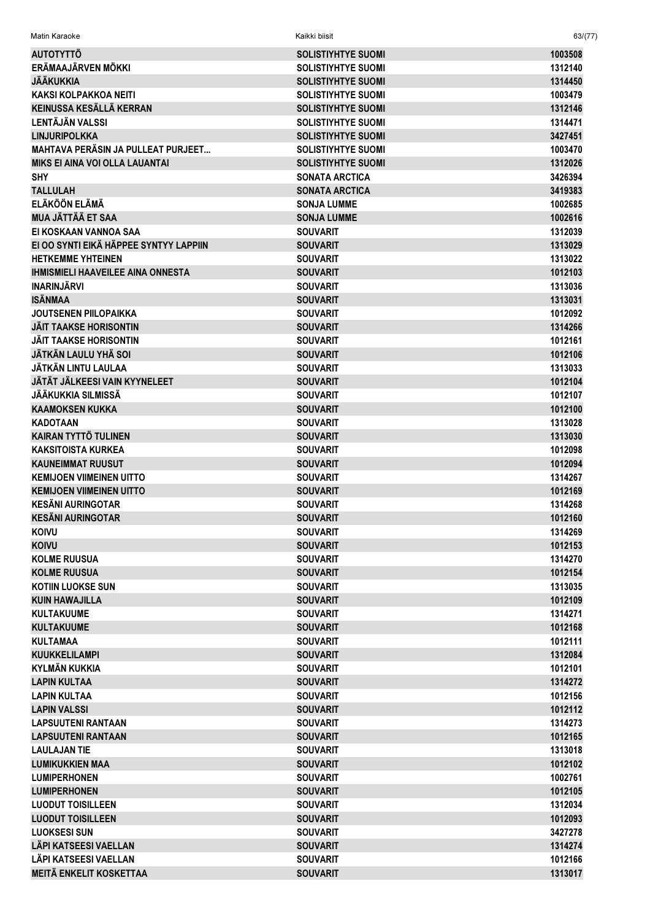| | | |
|---|---|---|
| AUTOTYTTÖ | SOLISTIYHTYE SUOMI | 1003508 |
| ERÄMAAJÄRVEN MÖKKI | SOLISTIYHTYE SUOMI | 1312140 |
| JÄÄKUKKIA | SOLISTIYHTYE SUOMI | 1314450 |
| KAKSI KOLPAKKOA NEITI | SOLISTIYHTYE SUOMI | 1003479 |
| KEINUSSA KESÄLLÄ KERRAN | SOLISTIYHTYE SUOMI | 1312146 |
| LENTÄJÄN VALSSI | SOLISTIYHTYE SUOMI | 1314471 |
| LINJURIPOLKKA | SOLISTIYHTYE SUOMI | 3427451 |
| MAHTAVA PERÄSIN JA PULLEAT PURJEET... | SOLISTIYHTYE SUOMI | 1003470 |
| MIKS EI AINA VOI OLLA LAUANTAI | SOLISTIYHTYE SUOMI | 1312026 |
| SHY | SONATA ARCTICA | 3426394 |
| TALLULAH | SONATA ARCTICA | 3419383 |
| ELÄKÖÖN ELÄMÄ | SONJA LUMME | 1002685 |
| MUA JÄTTÄÄ ET SAA | SONJA LUMME | 1002616 |
| EI KOSKAAN VANNOA SAA | SOUVARIT | 1312039 |
| EI OO SYNTI EIKÄ HÄPPEE SYNTYY LAPPIIN | SOUVARIT | 1313029 |
| HETKEMME YHTEINEN | SOUVARIT | 1313022 |
| IHMISMIELI HAAVEILEE AINA ONNESTA | SOUVARIT | 1012103 |
| INARINJÄRVI | SOUVARIT | 1313036 |
| ISÄNMAA | SOUVARIT | 1313031 |
| JOUTSENEN PIILOPAIKKA | SOUVARIT | 1012092 |
| JÄIT TAAKSE HORISONTIN | SOUVARIT | 1314266 |
| JÄIT TAAKSE HORISONTIN | SOUVARIT | 1012161 |
| JÄTKÄN LAULU YHÄ SOI | SOUVARIT | 1012106 |
| JÄTKÄN LINTU LAULAA | SOUVARIT | 1313033 |
| JÄTÄT JÄLKEESI VAIN KYYNELEET | SOUVARIT | 1012104 |
| JÄÄKUKKIA SILMISSÄ | SOUVARIT | 1012107 |
| KAAMOKSEN KUKKA | SOUVARIT | 1012100 |
| KADOTAAN | SOUVARIT | 1313028 |
| KAIRAN TYTTÖ TULINEN | SOUVARIT | 1313030 |
| KAKSITOISTA KURKEA | SOUVARIT | 1012098 |
| KAUNEIMMAT RUUSUT | SOUVARIT | 1012094 |
| KEMIJOEN VIIMEINEN UITTO | SOUVARIT | 1314267 |
| KEMIJOEN VIIMEINEN UITTO | SOUVARIT | 1012169 |
| KESÄNI AURINGOTAR | SOUVARIT | 1314268 |
| KESÄNI AURINGOTAR | SOUVARIT | 1012160 |
| KOIVU | SOUVARIT | 1314269 |
| KOIVU | SOUVARIT | 1012153 |
| KOLME RUUSUA | SOUVARIT | 1314270 |
| KOLME RUUSUA | SOUVARIT | 1012154 |
| KOTIIN LUOKSE SUN | SOUVARIT | 1313035 |
| KUIN HAWAJILLA | SOUVARIT | 1012109 |
| KULTAKUUME | SOUVARIT | 1314271 |
| KULTAKUUME | SOUVARIT | 1012168 |
| KULTAMAA | SOUVARIT | 1012111 |
| KUUKKELILAMPI | SOUVARIT | 1312084 |
| KYLMÄN KUKKIA | SOUVARIT | 1012101 |
| LAPIN KULTAA | SOUVARIT | 1314272 |
| LAPIN KULTAA | SOUVARIT | 1012156 |
| LAPIN VALSSI | SOUVARIT | 1012112 |
| LAPSUUTENI RANTAAN | SOUVARIT | 1314273 |
| LAPSUUTENI RANTAAN | SOUVARIT | 1012165 |
| LAULAJAN TIE | SOUVARIT | 1313018 |
| LUMIKUKKIEN MAA | SOUVARIT | 1012102 |
| LUMIPERHONEN | SOUVARIT | 1002761 |
| LUMIPERHONEN | SOUVARIT | 1012105 |
| LUODUT TOISILLEEN | SOUVARIT | 1312034 |
| LUODUT TOISILLEEN | SOUVARIT | 1012093 |
| LUOKSESI SUN | SOUVARIT | 3427278 |
| LÄPI KATSEESI VAELLAN | SOUVARIT | 1314274 |
| LÄPI KATSEESI VAELLAN | SOUVARIT | 1012166 |
| MEITÄ ENKELIT KOSKETTAA | SOUVARIT | 1313017 |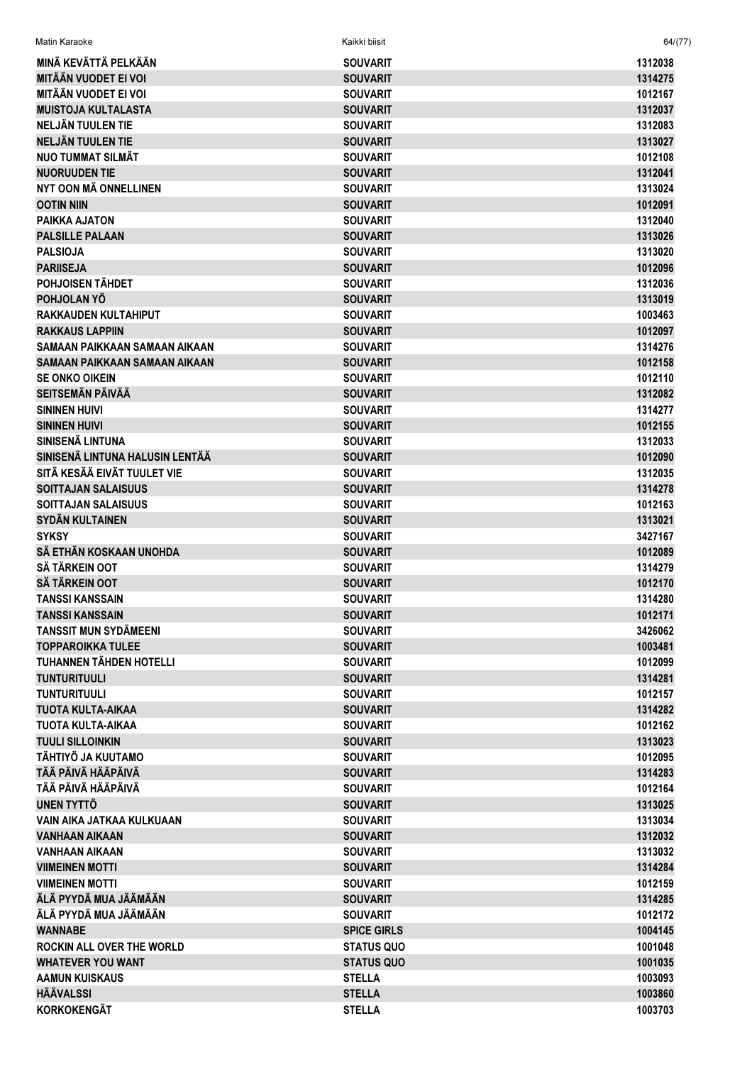| | | |
|---|---|---|
| MINÄ KEVÄTTÄ PELKÄÄN | SOUVARIT | 1312038 |
| MITÄÄN VUODET EI VOI | SOUVARIT | 1314275 |
| MITÄÄN VUODET EI VOI | SOUVARIT | 1012167 |
| MUISTOJA KULTALASTA | SOUVARIT | 1312037 |
| NELJÄN TUULEN TIE | SOUVARIT | 1312083 |
| NELJÄN TUULEN TIE | SOUVARIT | 1313027 |
| NUO TUMMAT SILMÄT | SOUVARIT | 1012108 |
| NUORUUDEN TIE | SOUVARIT | 1312041 |
| NYT OON MÄ ONNELLINEN | SOUVARIT | 1313024 |
| OOTIN NIIN | SOUVARIT | 1012091 |
| PAIKKA AJATON | SOUVARIT | 1312040 |
| PALSILLE PALAAN | SOUVARIT | 1313026 |
| PALSIOJA | SOUVARIT | 1313020 |
| PARIISEJA | SOUVARIT | 1012096 |
| POHJOISEN TÄHDET | SOUVARIT | 1312036 |
| POHJOLAN YÖ | SOUVARIT | 1313019 |
| RAKKAUDEN KULTAHIPUT | SOUVARIT | 1003463 |
| RAKKAUS LAPPIIN | SOUVARIT | 1012097 |
| SAMAAN PAIKKAAN SAMAAN AIKAAN | SOUVARIT | 1314276 |
| SAMAAN PAIKKAAN SAMAAN AIKAAN | SOUVARIT | 1012158 |
| SE ONKO OIKEIN | SOUVARIT | 1012110 |
| SEITSEMÄN PÄIVÄÄ | SOUVARIT | 1312082 |
| SININEN HUIVI | SOUVARIT | 1314277 |
| SININEN HUIVI | SOUVARIT | 1012155 |
| SINISENÄ LINTUNA | SOUVARIT | 1312033 |
| SINISENÄ LINTUNA HALUSIN LENTÄÄ | SOUVARIT | 1012090 |
| SITÄ KESÄÄ EIVÄT TUULET VIE | SOUVARIT | 1312035 |
| SOITTAJAN SALAISUUS | SOUVARIT | 1314278 |
| SOITTAJAN SALAISUUS | SOUVARIT | 1012163 |
| SYDÄN KULTAINEN | SOUVARIT | 1313021 |
| SYKSY | SOUVARIT | 3427167 |
| SÄ ETHÄN KOSKAAN UNOHDA | SOUVARIT | 1012089 |
| SÄ TÄRKEIN OOT | SOUVARIT | 1314279 |
| SÄ TÄRKEIN OOT | SOUVARIT | 1012170 |
| TANSSI KANSSAIN | SOUVARIT | 1314280 |
| TANSSI KANSSAIN | SOUVARIT | 1012171 |
| TANSSIT MUN SYDÄMEENI | SOUVARIT | 3426062 |
| TOPPAROIKKA TULEE | SOUVARIT | 1003481 |
| TUHANNEN TÄHDEN HOTELLI | SOUVARIT | 1012099 |
| TUNTURITUULI | SOUVARIT | 1314281 |
| TUNTURITUULI | SOUVARIT | 1012157 |
| TUOTA KULTA-AIKAA | SOUVARIT | 1314282 |
| TUOTA KULTA-AIKAA | SOUVARIT | 1012162 |
| TUULI SILLOINKIN | SOUVARIT | 1313023 |
| TÄHTIYÖ JA KUUTAMO | SOUVARIT | 1012095 |
| TÄÄ PÄIVÄ HÄÄPÄIVÄ | SOUVARIT | 1314283 |
| TÄÄ PÄIVÄ HÄÄPÄIVÄ | SOUVARIT | 1012164 |
| UNEN TYTTÖ | SOUVARIT | 1313025 |
| VAIN AIKA JATKAA KULKUAAN | SOUVARIT | 1313034 |
| VANHAAN AIKAAN | SOUVARIT | 1312032 |
| VANHAAN AIKAAN | SOUVARIT | 1313032 |
| VIIMEINEN MOTTI | SOUVARIT | 1314284 |
| VIIMEINEN MOTTI | SOUVARIT | 1012159 |
| ÄLÄ PYYDÄ MUA JÄÄMÄÄN | SOUVARIT | 1314285 |
| ÄLÄ PYYDÄ MUA JÄÄMÄÄN | SOUVARIT | 1012172 |
| WANNABE | SPICE GIRLS | 1004145 |
| ROCKIN ALL OVER THE WORLD | STATUS QUO | 1001048 |
| WHATEVER YOU WANT | STATUS QUO | 1001035 |
| AAMUN KUISKAUS | STELLA | 1003093 |
| HÄÄVALSSI | STELLA | 1003860 |
| KORKOKENGÄT | STELLA | 1003703 |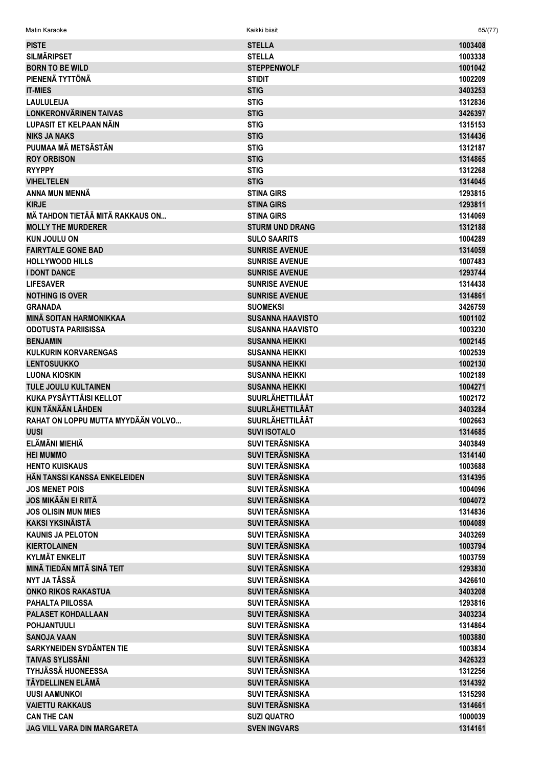| | | |
|---|---|---|
| PISTE | STELLA | 1003408 |
| SILMÄRIPSET | STELLA | 1003338 |
| BORN TO BE WILD | STEPPENWOLF | 1001042 |
| PIENENÄ TYTTÖNÄ | STIDIT | 1002209 |
| IT-MIES | STIG | 3403253 |
| LAULULEIJA | STIG | 1312836 |
| LONKERONVÄRINEN TAIVAS | STIG | 3426397 |
| LUPASIT ET KELPAAN NÄIN | STIG | 1315153 |
| NIKS JA NAKS | STIG | 1314436 |
| PUUMAA MÄ METSÄSTÄN | STIG | 1312187 |
| ROY ORBISON | STIG | 1314865 |
| RYYPPY | STIG | 1312268 |
| VIHELTELEN | STIG | 1314045 |
| ANNA MUN MENNÄ | STINA GIRS | 1293815 |
| KIRJE | STINA GIRS | 1293811 |
| MÄ TAHDON TIETÄÄ MITÄ RAKKAUS ON... | STINA GIRS | 1314069 |
| MOLLY THE MURDERER | STURM UND DRANG | 1312188 |
| KUN JOULU ON | SULO SAARITS | 1004289 |
| FAIRYTALE GONE BAD | SUNRISE AVENUE | 1314059 |
| HOLLYWOOD HILLS | SUNRISE AVENUE | 1007483 |
| I DONT DANCE | SUNRISE AVENUE | 1293744 |
| LIFESAVER | SUNRISE AVENUE | 1314438 |
| NOTHING IS OVER | SUNRISE AVENUE | 1314861 |
| GRANADA | SUOMEKSI | 3426759 |
| MINÄ SOITAN HARMONIKKAA | SUSANNA HAAVISTO | 1001102 |
| ODOTUSTA PARIISISSA | SUSANNA HAAVISTO | 1003230 |
| BENJAMIN | SUSANNA HEIKKI | 1002145 |
| KULKURIN KORVARENGAS | SUSANNA HEIKKI | 1002539 |
| LENTOSUUKKO | SUSANNA HEIKKI | 1002130 |
| LUONA KIOSKIN | SUSANNA HEIKKI | 1002189 |
| TULE JOULU KULTAINEN | SUSANNA HEIKKI | 1004271 |
| KUKA PYSÄYTTÄISI KELLOT | SUURLÄHETTILÄÄT | 1002172 |
| KUN TÄNÄÄN LÄHDEN | SUURLÄHETTILÄÄT | 3403284 |
| RAHAT ON LOPPU MUTTA MYYDÄÄN VOLVO... | SUURLÄHETTILÄÄT | 1002663 |
| UUSI | SUVI ISOTALO | 1314685 |
| ELÄMÄNI MIEHIÄ | SUVI TERÄSNISKA | 3403849 |
| HEI MUMMO | SUVI TERÄSNISKA | 1314140 |
| HENTO KUISKAUS | SUVI TERÄSNISKA | 1003688 |
| HÄN TANSSI KANSSA ENKELEIDEN | SUVI TERÄSNISKA | 1314395 |
| JOS MENET POIS | SUVI TERÄSNISKA | 1004096 |
| JOS MIKÄÄN EI RIITÄ | SUVI TERÄSNISKA | 1004072 |
| JOS OLISIN MUN MIES | SUVI TERÄSNISKA | 1314836 |
| KAKSI YKSINÄISTÄ | SUVI TERÄSNISKA | 1004089 |
| KAUNIS JA PELOTON | SUVI TERÄSNISKA | 3403269 |
| KIERTOLAINEN | SUVI TERÄSNISKA | 1003794 |
| KYLMÄT ENKELIT | SUVI TERÄSNISKA | 1003759 |
| MINÄ TIEDÄN MITÄ SINÄ TEIT | SUVI TERÄSNISKA | 1293830 |
| NYT JA TÄSSÄ | SUVI TERÄSNISKA | 3426610 |
| ONKO RIKOS RAKASTUA | SUVI TERÄSNISKA | 3403208 |
| PAHALTA PIILOSSA | SUVI TERÄSNISKA | 1293816 |
| PALASET KOHDALLAAN | SUVI TERÄSNISKA | 3403234 |
| POHJANTUULI | SUVI TERÄSNISKA | 1314864 |
| SANOJA VAAN | SUVI TERÄSNISKA | 1003880 |
| SARKYNEIDEN SYDÄNTEN TIE | SUVI TERÄSNISKA | 1003834 |
| TAIVAS SYLISSÄNI | SUVI TERÄSNISKA | 3426323 |
| TYHJÄSSÄ HUONEESSA | SUVI TERÄSNISKA | 1312256 |
| TÄYDELLINEN ELÄMÄ | SUVI TERÄSNISKA | 1314392 |
| UUSI AAMUNKOI | SUVI TERÄSNISKA | 1315298 |
| VAIETTU RAKKAUS | SUVI TERÄSNISKA | 1314661 |
| CAN THE CAN | SUZI QUATRO | 1000039 |
| JAG VILL VARA DIN MARGARETA | SVEN INGVARS | 1314161 |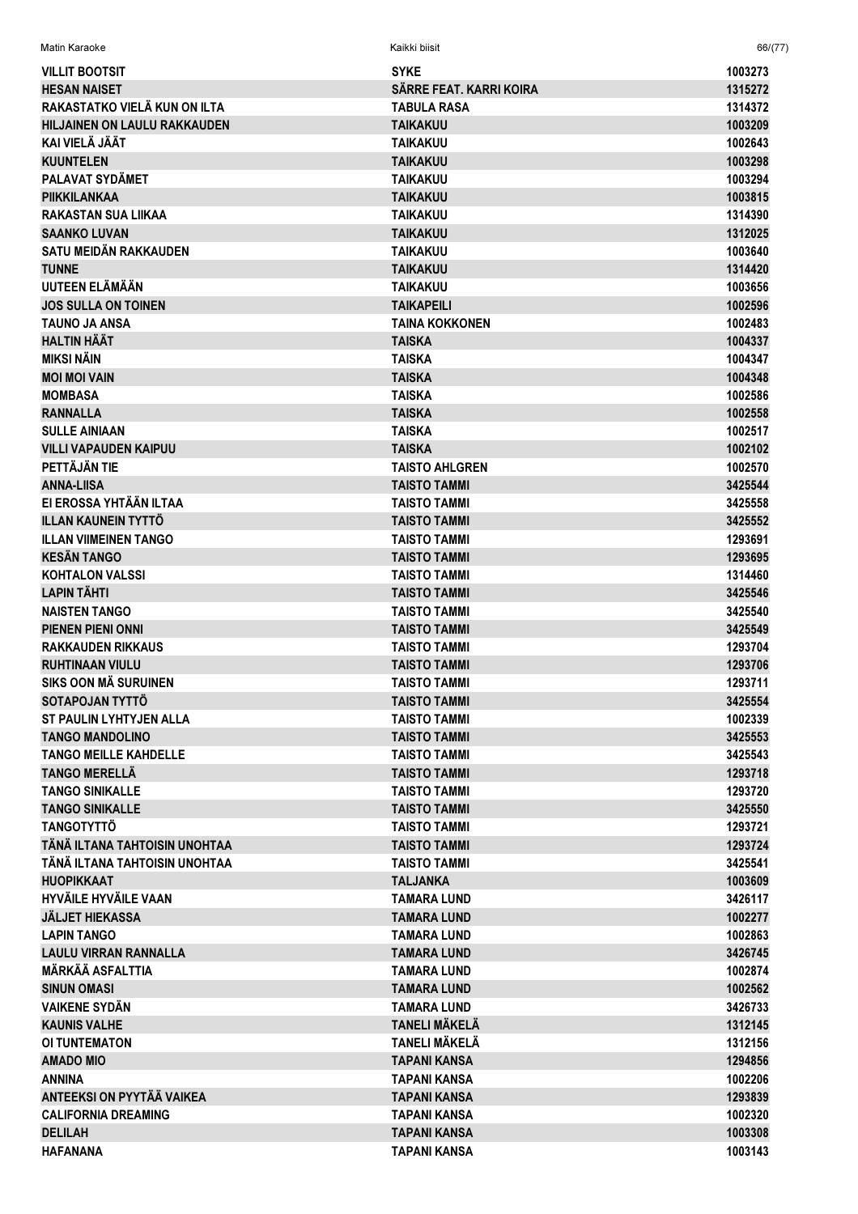| | | |
|---|---|---|
| VILLIT BOOTSIT | SYKE | 1003273 |
| HESAN NAISET | SÄRRE FEAT. KARRI KOIRA | 1315272 |
| RAKASTATKO VIELÄ KUN ON ILTA | TABULA RASA | 1314372 |
| HILJAINEN ON LAULU RAKKAUDEN | TAIKAKUU | 1003209 |
| KAI VIELÄ JÄÄT | TAIKAKUU | 1002643 |
| KUUNTELEN | TAIKAKUU | 1003298 |
| PALAVAT SYDÄMET | TAIKAKUU | 1003294 |
| PIIKKILANKAA | TAIKAKUU | 1003815 |
| RAKASTAN SUA LIIKAA | TAIKAKUU | 1314390 |
| SAANKO LUVAN | TAIKAKUU | 1312025 |
| SATU MEIDÄN RAKKAUDEN | TAIKAKUU | 1003640 |
| TUNNE | TAIKAKUU | 1314420 |
| UUTEEN ELÄMÄÄN | TAIKAKUU | 1003656 |
| JOS SULLA ON TOINEN | TAIKAPEILI | 1002596 |
| TAUNO JA ANSA | TAINA KOKKONEN | 1002483 |
| HALTIN HÄÄT | TAISKA | 1004337 |
| MIKSI NÄIN | TAISKA | 1004347 |
| MOI MOI VAIN | TAISKA | 1004348 |
| MOMBASA | TAISKA | 1002586 |
| RANNALLA | TAISKA | 1002558 |
| SULLE AINIAAN | TAISKA | 1002517 |
| VILLI VAPAUDEN KAIPUU | TAISKA | 1002102 |
| PETTÄJÄN TIE | TAISTO AHLGREN | 1002570 |
| ANNA-LIISA | TAISTO TAMMI | 3425544 |
| EI EROSSA YHTÄÄN ILTAA | TAISTO TAMMI | 3425558 |
| ILLAN KAUNEIN TYTTÖ | TAISTO TAMMI | 3425552 |
| ILLAN VIIMEINEN TANGO | TAISTO TAMMI | 1293691 |
| KESÄN TANGO | TAISTO TAMMI | 1293695 |
| KOHTALON VALSSI | TAISTO TAMMI | 1314460 |
| LAPIN TÄHTI | TAISTO TAMMI | 3425546 |
| NAISTEN TANGO | TAISTO TAMMI | 3425540 |
| PIENEN PIENI ONNI | TAISTO TAMMI | 3425549 |
| RAKKAUDEN RIKKAUS | TAISTO TAMMI | 1293704 |
| RUHTINAAN VIULU | TAISTO TAMMI | 1293706 |
| SIKS OON MÄ SURUINEN | TAISTO TAMMI | 1293711 |
| SOTAPOJAN TYTTÖ | TAISTO TAMMI | 3425554 |
| ST PAULIN LYHTYJEN ALLA | TAISTO TAMMI | 1002339 |
| TANGO MANDOLINO | TAISTO TAMMI | 3425553 |
| TANGO MEILLE KAHDELLE | TAISTO TAMMI | 3425543 |
| TANGO MERELLÄ | TAISTO TAMMI | 1293718 |
| TANGO SINIKALLE | TAISTO TAMMI | 1293720 |
| TANGO SINIKALLE | TAISTO TAMMI | 3425550 |
| TANGOTYTTÖ | TAISTO TAMMI | 1293721 |
| TÄNÄ ILTANA TAHTOISIN UNOHTAA | TAISTO TAMMI | 1293724 |
| TÄNÄ ILTANA TAHTOISIN UNOHTAA | TAISTO TAMMI | 3425541 |
| HUOPIKKAAT | TALJANKA | 1003609 |
| HYVÄILE HYVÄILE VAAN | TAMARA LUND | 3426117 |
| JÄLJET HIEKASSA | TAMARA LUND | 1002277 |
| LAPIN TANGO | TAMARA LUND | 1002863 |
| LAULU VIRRAN RANNALLA | TAMARA LUND | 3426745 |
| MÄRKÄÄ ASFALTTIA | TAMARA LUND | 1002874 |
| SINUN OMASI | TAMARA LUND | 1002562 |
| VAIKENE SYDÄN | TAMARA LUND | 3426733 |
| KAUNIS VALHE | TANELI MÄKELÄ | 1312145 |
| OI TUNTEMATON | TANELI MÄKELÄ | 1312156 |
| AMADO MIO | TAPANI KANSA | 1294856 |
| ANNINA | TAPANI KANSA | 1002206 |
| ANTEEKSI ON PYYTÄÄ VAIKEA | TAPANI KANSA | 1293839 |
| CALIFORNIA DREAMING | TAPANI KANSA | 1002320 |
| DELILAH | TAPANI KANSA | 1003308 |
| HAFANANA | TAPANI KANSA | 1003143 |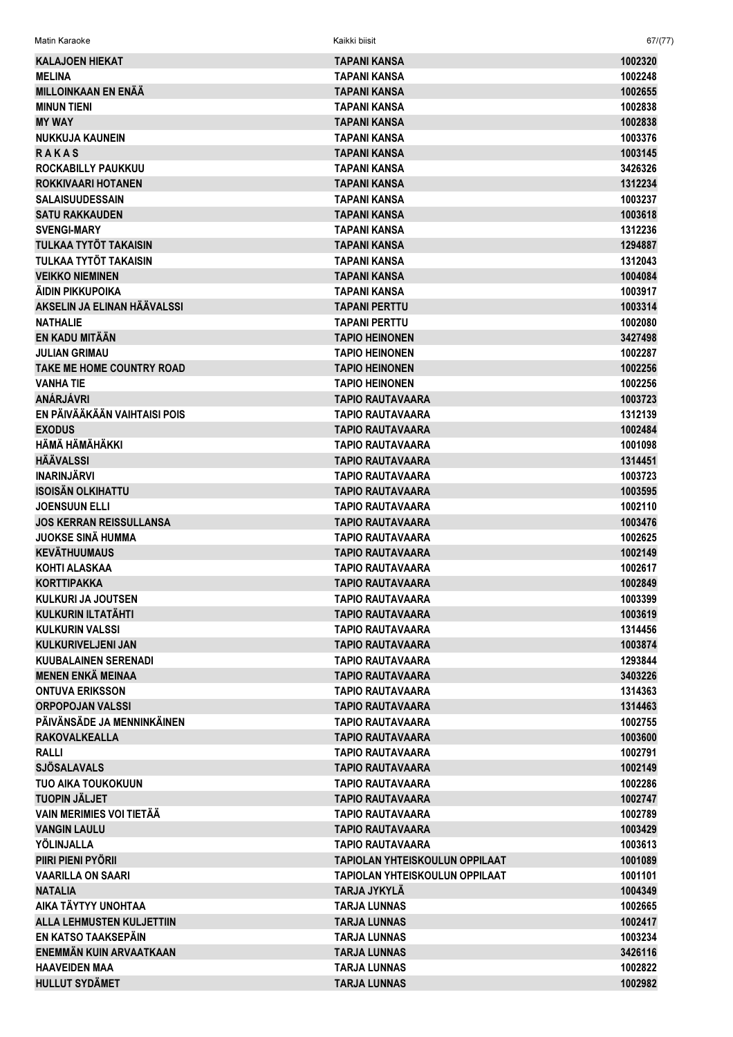| | | |
|---|---|---|
| KALAJOEN HIEKAT | TAPANI KANSA | 1002320 |
| MELINA | TAPANI KANSA | 1002248 |
| MILLOINKAAN EN ENÄÄ | TAPANI KANSA | 1002655 |
| MINUN TIENI | TAPANI KANSA | 1002838 |
| MY WAY | TAPANI KANSA | 1002838 |
| NUKKUJA KAUNEIN | TAPANI KANSA | 1003376 |
| R A K A S | TAPANI KANSA | 1003145 |
| ROCKABILLY PAUKKUU | TAPANI KANSA | 3426326 |
| ROKKIVAARI HOTANEN | TAPANI KANSA | 1312234 |
| SALAISUUDESSAIN | TAPANI KANSA | 1003237 |
| SATU RAKKAUDEN | TAPANI KANSA | 1003618 |
| SVENGI-MARY | TAPANI KANSA | 1312236 |
| TULKAA TYTÖT TAKAISIN | TAPANI KANSA | 1294887 |
| TULKAA TYTÖT TAKAISIN | TAPANI KANSA | 1312043 |
| VEIKKO NIEMINEN | TAPANI KANSA | 1004084 |
| ÄIDIN PIKKUPOIKA | TAPANI KANSA | 1003917 |
| AKSELIN JA ELINAN HÄÄVALSSI | TAPANI PERTTU | 1003314 |
| NATHALIE | TAPANI PERTTU | 1002080 |
| EN KADU MITÄÄN | TAPIO HEINONEN | 3427498 |
| JULIAN GRIMAU | TAPIO HEINONEN | 1002287 |
| TAKE ME HOME COUNTRY ROAD | TAPIO HEINONEN | 1002256 |
| VANHA TIE | TAPIO HEINONEN | 1002256 |
| ANÁRJÁVRI | TAPIO RAUTAVAARA | 1003723 |
| EN PÄIVÄÄKÄÄN VAIHTAISI POIS | TAPIO RAUTAVAARA | 1312139 |
| EXODUS | TAPIO RAUTAVAARA | 1002484 |
| HÄMÄ HÄMÄHÄKKI | TAPIO RAUTAVAARA | 1001098 |
| HÄÄVALSSI | TAPIO RAUTAVAARA | 1314451 |
| INARINJÄRVI | TAPIO RAUTAVAARA | 1003723 |
| ISOISÄN OLKIHATTU | TAPIO RAUTAVAARA | 1003595 |
| JOENSUUN ELLI | TAPIO RAUTAVAARA | 1002110 |
| JOS KERRAN REISSULLANSA | TAPIO RAUTAVAARA | 1003476 |
| JUOKSE SINÄ HUMMA | TAPIO RAUTAVAARA | 1002625 |
| KEVÄTHUUMAUS | TAPIO RAUTAVAARA | 1002149 |
| KOHTI ALASKAA | TAPIO RAUTAVAARA | 1002617 |
| KORTTIPAKKA | TAPIO RAUTAVAARA | 1002849 |
| KULKURI JA JOUTSEN | TAPIO RAUTAVAARA | 1003399 |
| KULKURIN ILTATÄHTI | TAPIO RAUTAVAARA | 1003619 |
| KULKURIN VALSSI | TAPIO RAUTAVAARA | 1314456 |
| KULKURIVELJENI JAN | TAPIO RAUTAVAARA | 1003874 |
| KUUBALAINEN SERENADI | TAPIO RAUTAVAARA | 1293844 |
| MENEN ENKÄ MEINAA | TAPIO RAUTAVAARA | 3403226 |
| ONTUVA ERIKSSON | TAPIO RAUTAVAARA | 1314363 |
| ORPOPOJAN VALSSI | TAPIO RAUTAVAARA | 1314463 |
| PÄIVÄNSÄDE JA MENNINKÄINEN | TAPIO RAUTAVAARA | 1002755 |
| RAKOVALKEALLA | TAPIO RAUTAVAARA | 1003600 |
| RALLI | TAPIO RAUTAVAARA | 1002791 |
| SJÖSALAVALS | TAPIO RAUTAVAARA | 1002149 |
| TUO AIKA TOUKOKUUN | TAPIO RAUTAVAARA | 1002286 |
| TUOPIN JÄLJET | TAPIO RAUTAVAARA | 1002747 |
| VAIN MERIMIES VOI TIETÄÄ | TAPIO RAUTAVAARA | 1002789 |
| VANGIN LAULU | TAPIO RAUTAVAARA | 1003429 |
| YÖLINJALLA | TAPIO RAUTAVAARA | 1003613 |
| PIIRI PIENI PYÖRII | TAPIOLAN YHTEISKOULUN OPPILAAT | 1001089 |
| VAARILLA ON SAARI | TAPIOLAN YHTEISKOULUN OPPILAAT | 1001101 |
| NATALIA | TARJA JYKYLÄ | 1004349 |
| AIKA TÄYTYY UNOHTAA | TARJA LUNNAS | 1002665 |
| ALLA LEHMUSTEN KULJETTIIN | TARJA LUNNAS | 1002417 |
| EN KATSO TAAKSEPÄIN | TARJA LUNNAS | 1003234 |
| ENEMMÄN KUIN ARVAATKAAN | TARJA LUNNAS | 3426116 |
| HAAVEIDEN MAA | TARJA LUNNAS | 1002822 |
| HULLUT SYDÄMET | TARJA LUNNAS | 1002982 |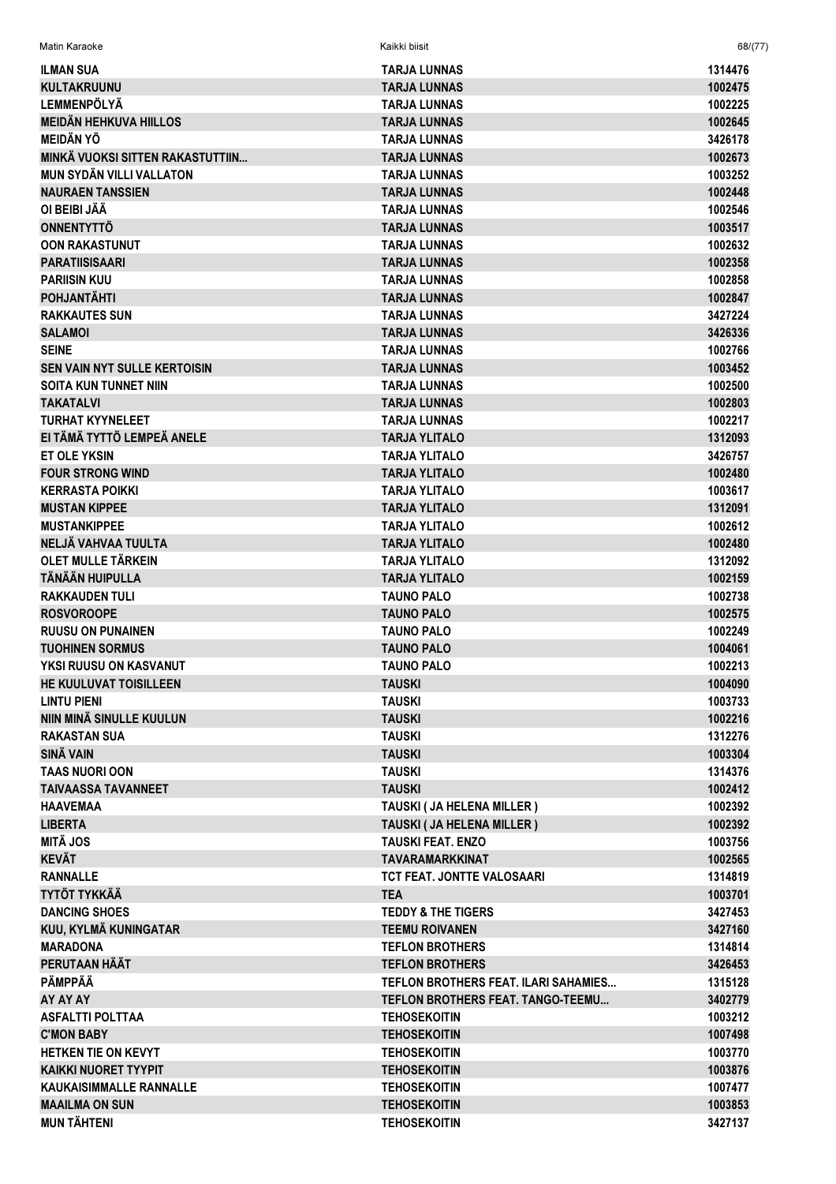| | | |
|---|---|---|
| ILMAN SUA | TARJA LUNNAS | 1314476 |
| KULTAKRUUNU | TARJA LUNNAS | 1002475 |
| LEMMENPÖLYÄ | TARJA LUNNAS | 1002225 |
| MEIDÄN HEHKUVA HIILLOS | TARJA LUNNAS | 1002645 |
| MEIDÄN YÖ | TARJA LUNNAS | 3426178 |
| MINKÄ VUOKSI SITTEN RAKASTUTTIIN... | TARJA LUNNAS | 1002673 |
| MUN SYDÄN VILLI VALLATON | TARJA LUNNAS | 1003252 |
| NAURAEN TANSSIEN | TARJA LUNNAS | 1002448 |
| OI BEIBI JÄÄ | TARJA LUNNAS | 1002546 |
| ONNENTYTTÖ | TARJA LUNNAS | 1003517 |
| OON RAKASTUNUT | TARJA LUNNAS | 1002632 |
| PARATIISISAARI | TARJA LUNNAS | 1002358 |
| PARIISIN KUU | TARJA LUNNAS | 1002858 |
| POHJANTÄHTI | TARJA LUNNAS | 1002847 |
| RAKKAUTES SUN | TARJA LUNNAS | 3427224 |
| SALAMOI | TARJA LUNNAS | 3426336 |
| SEINE | TARJA LUNNAS | 1002766 |
| SEN VAIN NYT SULLE KERTOISIN | TARJA LUNNAS | 1003452 |
| SOITA KUN TUNNET NIIN | TARJA LUNNAS | 1002500 |
| TAKATALVI | TARJA LUNNAS | 1002803 |
| TURHAT KYYNELEET | TARJA LUNNAS | 1002217 |
| EI TÄMÄ TYTTÖ LEMPEÄ ANELE | TARJA YLITALO | 1312093 |
| ET OLE YKSIN | TARJA YLITALO | 3426757 |
| FOUR STRONG WIND | TARJA YLITALO | 1002480 |
| KERRASTA POIKKI | TARJA YLITALO | 1003617 |
| MUSTAN KIPPEE | TARJA YLITALO | 1312091 |
| MUSTANKIPPEE | TARJA YLITALO | 1002612 |
| NELJÄ VAHVAA TUULTA | TARJA YLITALO | 1002480 |
| OLET MULLE TÄRKEIN | TARJA YLITALO | 1312092 |
| TÄNÄÄN HUIPULLA | TARJA YLITALO | 1002159 |
| RAKKAUDEN TULI | TAUNO PALO | 1002738 |
| ROSVOROOPE | TAUNO PALO | 1002575 |
| RUUSU ON PUNAINEN | TAUNO PALO | 1002249 |
| TUOHINEN SORMUS | TAUNO PALO | 1004061 |
| YKSI RUUSU ON KASVANUT | TAUNO PALO | 1002213 |
| HE KUULUVAT TOISILLEEN | TAUSKI | 1004090 |
| LINTU PIENI | TAUSKI | 1003733 |
| NIIN MINÄ SINULLE KUULUN | TAUSKI | 1002216 |
| RAKASTAN SUA | TAUSKI | 1312276 |
| SINÄ VAIN | TAUSKI | 1003304 |
| TAAS NUORI OON | TAUSKI | 1314376 |
| TAIVAASSA TAVANNEET | TAUSKI | 1002412 |
| HAAVEMAA | TAUSKI ( JA HELENA MILLER ) | 1002392 |
| LIBERTA | TAUSKI ( JA HELENA MILLER ) | 1002392 |
| MITÄ JOS | TAUSKI FEAT. ENZO | 1003756 |
| KEVÄT | TAVARAMARKKINAT | 1002565 |
| RANNALLE | TCT FEAT. JONTTE VALOSAARI | 1314819 |
| TYTÖT TYKKÄÄ | TEA | 1003701 |
| DANCING SHOES | TEDDY & THE TIGERS | 3427453 |
| KUU, KYLMÄ KUNINGATAR | TEEMU ROIVANEN | 3427160 |
| MARADONA | TEFLON BROTHERS | 1314814 |
| PERUTAAN HÄÄT | TEFLON BROTHERS | 3426453 |
| PÄMPPÄÄ | TEFLON BROTHERS FEAT. ILARI SAHAMIES... | 1315128 |
| AY AY AY | TEFLON BROTHERS FEAT. TANGO-TEEMU... | 3402779 |
| ASFALTTI POLTTAA | TEHOSEKOITIN | 1003212 |
| C'MON BABY | TEHOSEKOITIN | 1007498 |
| HETKEN TIE ON KEVYT | TEHOSEKOITIN | 1003770 |
| KAIKKI NUORET TYYPIT | TEHOSEKOITIN | 1003876 |
| KAUKAISIMMALLE RANNALLE | TEHOSEKOITIN | 1007477 |
| MAAILMA ON SUN | TEHOSEKOITIN | 1003853 |
| MUN TÄHTENI | TEHOSEKOITIN | 3427137 |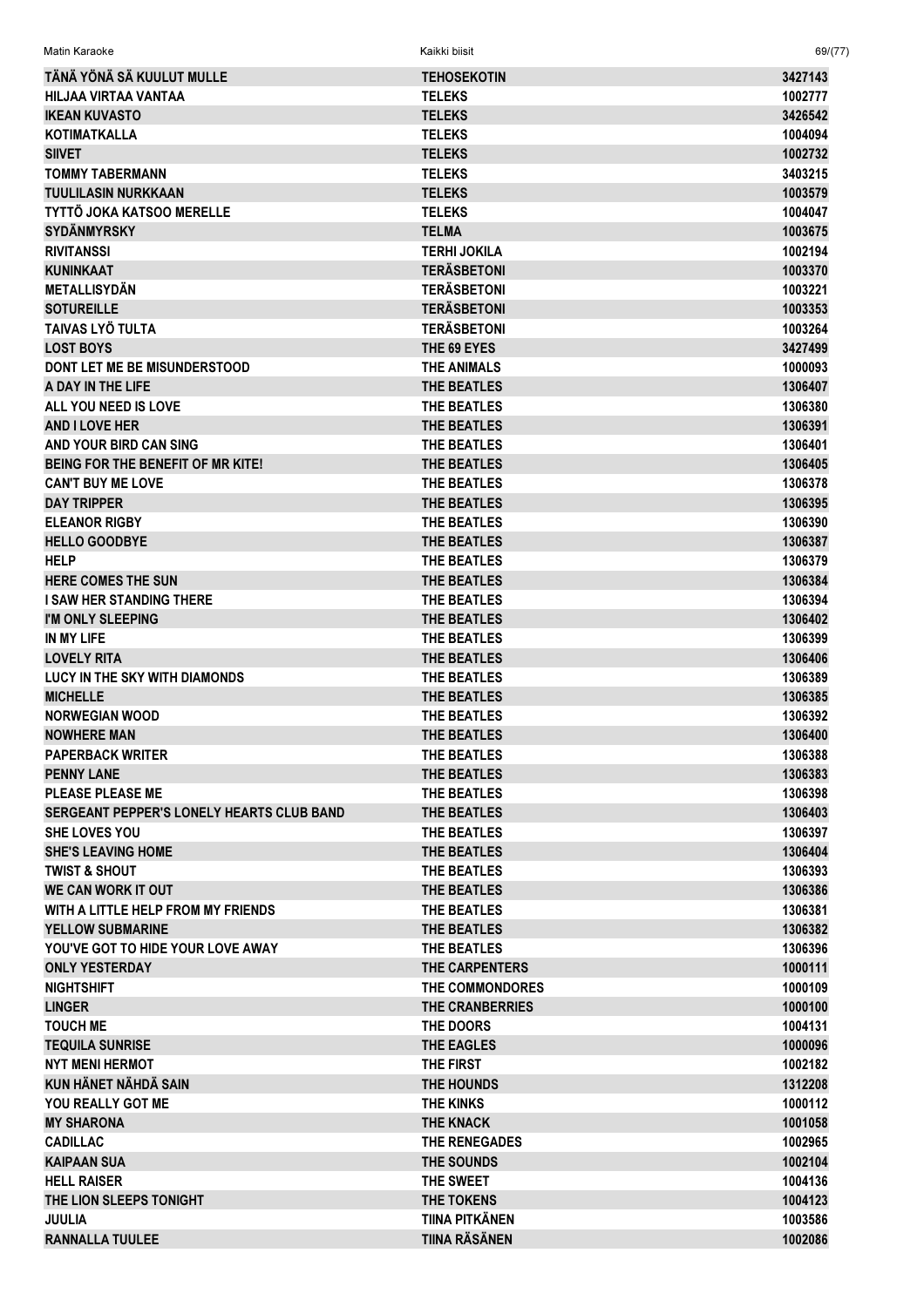| | | |
|---|---|---|
| TÄNÄ YÖNÄ SÄ KUULUT MULLE | TEHOSEKOTIN | 3427143 |
| HILJAA VIRTAA VANTAA | TELEKS | 1002777 |
| IKEAN KUVASTO | TELEKS | 3426542 |
| KOTIMATKALLA | TELEKS | 1004094 |
| SIIVET | TELEKS | 1002732 |
| TOMMY TABERMANN | TELEKS | 3403215 |
| TUULILASIN NURKKAAN | TELEKS | 1003579 |
| TYTTÖ JOKA KATSOO MERELLE | TELEKS | 1004047 |
| SYDÄNMYRSKY | TELMA | 1003675 |
| RIVITANSSI | TERHI JOKILA | 1002194 |
| KUNINKAAT | TERÄSBETONI | 1003370 |
| METALLISYDÄN | TERÄSBETONI | 1003221 |
| SOTUREILLE | TERÄSBETONI | 1003353 |
| TAIVAS LYÖ TULTA | TERÄSBETONI | 1003264 |
| LOST BOYS | THE 69 EYES | 3427499 |
| DONT LET ME BE MISUNDERSTOOD | THE ANIMALS | 1000093 |
| A DAY IN THE LIFE | THE BEATLES | 1306407 |
| ALL YOU NEED IS LOVE | THE BEATLES | 1306380 |
| AND I LOVE HER | THE BEATLES | 1306391 |
| AND YOUR BIRD CAN SING | THE BEATLES | 1306401 |
| BEING FOR THE BENEFIT OF MR KITE! | THE BEATLES | 1306405 |
| CAN'T BUY ME LOVE | THE BEATLES | 1306378 |
| DAY TRIPPER | THE BEATLES | 1306395 |
| ELEANOR RIGBY | THE BEATLES | 1306390 |
| HELLO GOODBYE | THE BEATLES | 1306387 |
| HELP | THE BEATLES | 1306379 |
| HERE COMES THE SUN | THE BEATLES | 1306384 |
| I SAW HER STANDING THERE | THE BEATLES | 1306394 |
| I'M ONLY SLEEPING | THE BEATLES | 1306402 |
| IN MY LIFE | THE BEATLES | 1306399 |
| LOVELY RITA | THE BEATLES | 1306406 |
| LUCY IN THE SKY WITH DIAMONDS | THE BEATLES | 1306389 |
| MICHELLE | THE BEATLES | 1306385 |
| NORWEGIAN WOOD | THE BEATLES | 1306392 |
| NOWHERE MAN | THE BEATLES | 1306400 |
| PAPERBACK WRITER | THE BEATLES | 1306388 |
| PENNY LANE | THE BEATLES | 1306383 |
| PLEASE PLEASE ME | THE BEATLES | 1306398 |
| SERGEANT PEPPER'S LONELY HEARTS CLUB BAND | THE BEATLES | 1306403 |
| SHE LOVES YOU | THE BEATLES | 1306397 |
| SHE'S LEAVING HOME | THE BEATLES | 1306404 |
| TWIST & SHOUT | THE BEATLES | 1306393 |
| WE CAN WORK IT OUT | THE BEATLES | 1306386 |
| WITH A LITTLE HELP FROM MY FRIENDS | THE BEATLES | 1306381 |
| YELLOW SUBMARINE | THE BEATLES | 1306382 |
| YOU'VE GOT TO HIDE YOUR LOVE AWAY | THE BEATLES | 1306396 |
| ONLY YESTERDAY | THE CARPENTERS | 1000111 |
| NIGHTSHIFT | THE COMMONDORES | 1000109 |
| LINGER | THE CRANBERRIES | 1000100 |
| TOUCH ME | THE DOORS | 1004131 |
| TEQUILA SUNRISE | THE EAGLES | 1000096 |
| NYT MENI HERMOT | THE FIRST | 1002182 |
| KUN HÄNET NÄHDÄ SAIN | THE HOUNDS | 1312208 |
| YOU REALLY GOT ME | THE KINKS | 1000112 |
| MY SHARONA | THE KNACK | 1001058 |
| CADILLAC | THE RENEGADES | 1002965 |
| KAIPAAN SUA | THE SOUNDS | 1002104 |
| HELL RAISER | THE SWEET | 1004136 |
| THE LION SLEEPS TONIGHT | THE TOKENS | 1004123 |
| JUULIA | TIINA PITKÄNEN | 1003586 |
| RANNALLA TUULEE | TIINA RÄSÄNEN | 1002086 |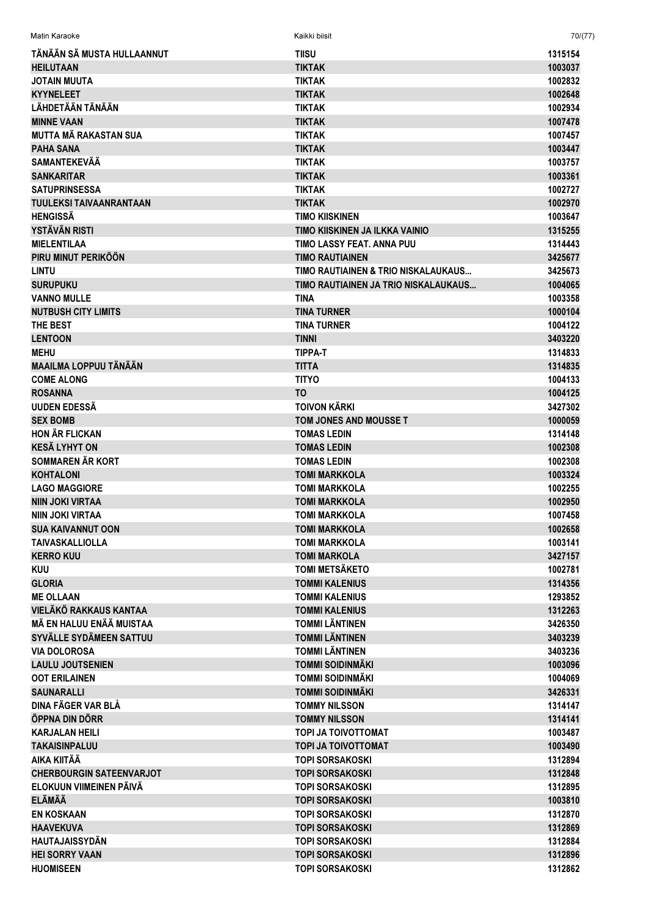| | | |
|---|---|---|
| TÄNÄÄN SÄ MUSTA HULLAANNUT | TIISU | 1315154 |
| HEILUTAAN | TIKTAK | 1003037 |
| JOTAIN MUUTA | TIKTAK | 1002832 |
| KYYNELEET | TIKTAK | 1002648 |
| LÄHDETÄÄN TÄNÄÄN | TIKTAK | 1002934 |
| MINNE VAAN | TIKTAK | 1007478 |
| MUTTA MÄ RAKASTAN SUA | TIKTAK | 1007457 |
| PAHA SANA | TIKTAK | 1003447 |
| SAMANTEKEVÄÄ | TIKTAK | 1003757 |
| SANKARITAR | TIKTAK | 1003361 |
| SATUPRINSESSA | TIKTAK | 1002727 |
| TUULEKSI TAIVAANRANTAAN | TIKTAK | 1002970 |
| HENGISSÄ | TIMO KIISKINEN | 1003647 |
| YSTÄVÄN RISTI | TIMO KIISKINEN JA ILKKA VAINIO | 1315255 |
| MIELENTILAA | TIMO LASSY FEAT. ANNA PUU | 1314443 |
| PIRU MINUT PERIKÖÖN | TIMO RAUTIAINEN | 3425677 |
| LINTU | TIMO RAUTIAINEN & TRIO NISKALAUKAUS... | 3425673 |
| SURUPUKU | TIMO RAUTIAINEN JA TRIO NISKALAUKAUS... | 1004065 |
| VANNO MULLE | TINA | 1003358 |
| NUTBUSH CITY LIMITS | TINA TURNER | 1000104 |
| THE BEST | TINA TURNER | 1004122 |
| LENTOON | TINNI | 3403220 |
| MEHU | TIPPA-T | 1314833 |
| MAAILMA LOPPUU TÄNÄÄN | TITTA | 1314835 |
| COME ALONG | TITYO | 1004133 |
| ROSANNA | TO | 1004125 |
| UUDEN EDESSÄ | TOIVON KÄRKI | 3427302 |
| SEX BOMB | TOM JONES AND MOUSSE T | 1000059 |
| HON ÄR FLICKAN | TOMAS LEDIN | 1314148 |
| KESÄ LYHYT ON | TOMAS LEDIN | 1002308 |
| SOMMAREN ÄR KORT | TOMAS LEDIN | 1002308 |
| KOHTALONI | TOMI MARKKOLA | 1003324 |
| LAGO MAGGIORE | TOMI MARKKOLA | 1002255 |
| NIIN JOKI VIRTAA | TOMI MARKKOLA | 1002950 |
| NIIN JOKI VIRTAA | TOMI MARKKOLA | 1007458 |
| SUA KAIVANNUT OON | TOMI MARKKOLA | 1002658 |
| TAIVASKALLIOLLA | TOMI MARKKOLA | 1003141 |
| KERRO KUU | TOMI MARKOLA | 3427157 |
| KUU | TOMI METSÄKETO | 1002781 |
| GLORIA | TOMMI KALENIUS | 1314356 |
| ME OLLAAN | TOMMI KALENIUS | 1293852 |
| VIELÄKÖ RAKKAUS KANTAA | TOMMI KALENIUS | 1312263 |
| MÄ EN HALUU ENÄÄ MUISTAA | TOMMI LÄNTINEN | 3426350 |
| SYVÄLLE SYDÄMEEN SATTUU | TOMMI LÄNTINEN | 3403239 |
| VIA DOLOROSA | TOMMI LÄNTINEN | 3403236 |
| LAULU JOUTSENIEN | TOMMI SOIDINMÄKI | 1003096 |
| OOT ERILAINEN | TOMMI SOIDINMÄKI | 1004069 |
| SAUNARALLI | TOMMI SOIDINMÄKI | 3426331 |
| DINA FÄGER VAR BLÅ | TOMMY NILSSON | 1314147 |
| ÖPPNA DIN DÖRR | TOMMY NILSSON | 1314141 |
| KARJALAN HEILI | TOPI JA TOIVOTTOMAT | 1003487 |
| TAKAISINPALUU | TOPI JA TOIVOTTOMAT | 1003490 |
| AIKA KIITÄÄ | TOPI SORSAKOSKI | 1312894 |
| CHERBOURGIN SATEENVARJOT | TOPI SORSAKOSKI | 1312848 |
| ELOKUUN VIIMEINEN PÄIVÄ | TOPI SORSAKOSKI | 1312895 |
| ELÄMÄÄ | TOPI SORSAKOSKI | 1003810 |
| EN KOSKAAN | TOPI SORSAKOSKI | 1312870 |
| HAAVEKUVA | TOPI SORSAKOSKI | 1312869 |
| HAUTAJAISSYDÄN | TOPI SORSAKOSKI | 1312884 |
| HEI SORRY VAAN | TOPI SORSAKOSKI | 1312896 |
| HUOMISEEN | TOPI SORSAKOSKI | 1312862 |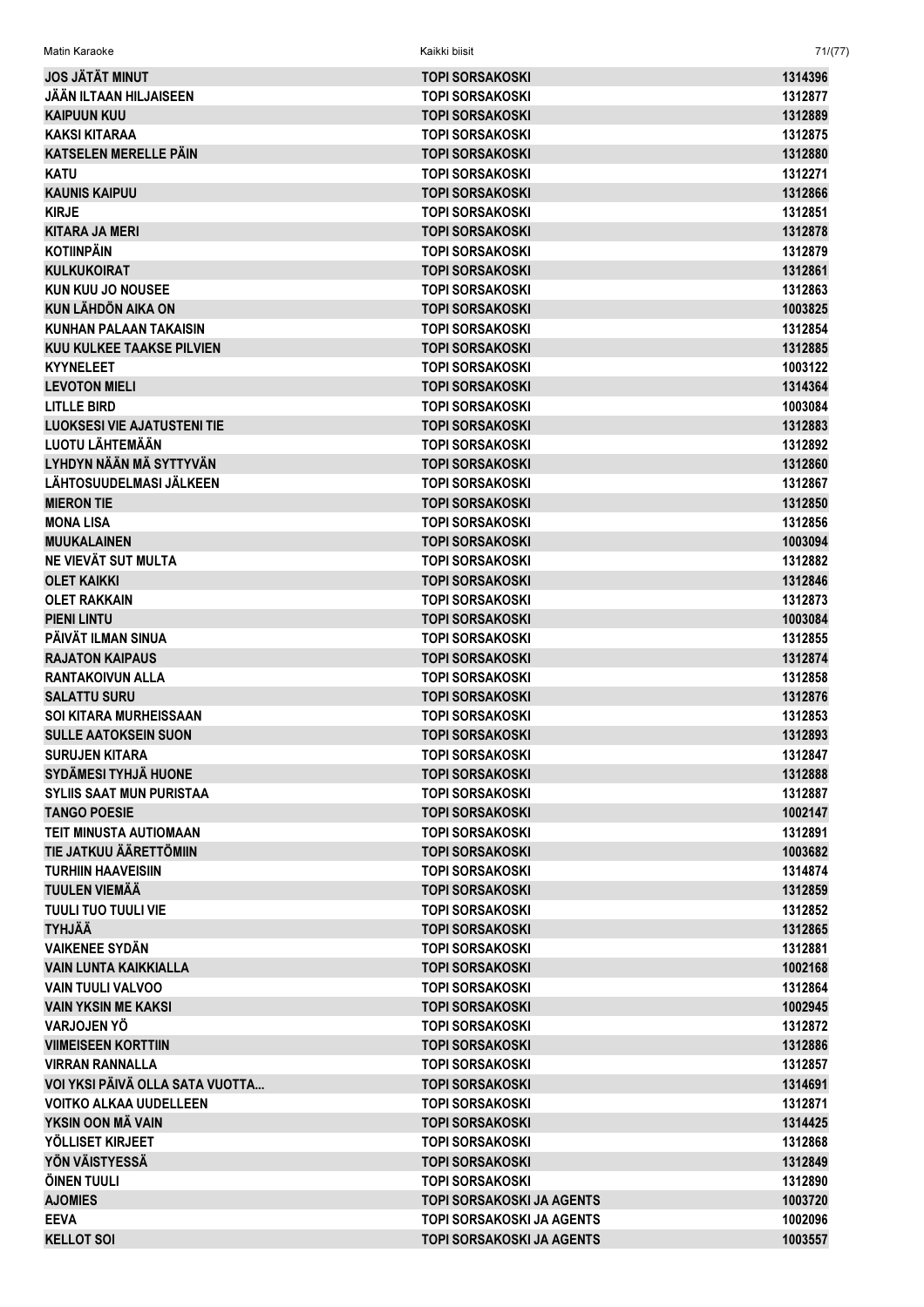| | | |
|---|---|---|
| JOS JÄTÄT MINUT | TOPI SORSAKOSKI | 1314396 |
| JÄÄN ILTAAN HILJAISEEN | TOPI SORSAKOSKI | 1312877 |
| KAIPUUN KUU | TOPI SORSAKOSKI | 1312889 |
| KAKSI KITARAA | TOPI SORSAKOSKI | 1312875 |
| KATSELEN MERELLE PÄIN | TOPI SORSAKOSKI | 1312880 |
| KATU | TOPI SORSAKOSKI | 1312271 |
| KAUNIS KAIPUU | TOPI SORSAKOSKI | 1312866 |
| KIRJE | TOPI SORSAKOSKI | 1312851 |
| KITARA JA MERI | TOPI SORSAKOSKI | 1312878 |
| KOTIINPÄIN | TOPI SORSAKOSKI | 1312879 |
| KULKUKOIRAT | TOPI SORSAKOSKI | 1312861 |
| KUN KUU JO NOUSEE | TOPI SORSAKOSKI | 1312863 |
| KUN LÄHDÖN AIKA ON | TOPI SORSAKOSKI | 1003825 |
| KUNHAN PALAAN TAKAISIN | TOPI SORSAKOSKI | 1312854 |
| KUU KULKEE TAAKSE PILVIEN | TOPI SORSAKOSKI | 1312885 |
| KYYNELEET | TOPI SORSAKOSKI | 1003122 |
| LEVOTON MIELI | TOPI SORSAKOSKI | 1314364 |
| LITLLE BIRD | TOPI SORSAKOSKI | 1003084 |
| LUOKSESI VIE AJATUSTENI TIE | TOPI SORSAKOSKI | 1312883 |
| LUOTU LÄHTEMÄÄN | TOPI SORSAKOSKI | 1312892 |
| LYHDYN NÄÄN MÄ SYTTYVÄN | TOPI SORSAKOSKI | 1312860 |
| LÄHTOSUUDELMASI JÄLKEEN | TOPI SORSAKOSKI | 1312867 |
| MIERON TIE | TOPI SORSAKOSKI | 1312850 |
| MONA LISA | TOPI SORSAKOSKI | 1312856 |
| MUUKALAINEN | TOPI SORSAKOSKI | 1003094 |
| NE VIEVÄT SUT MULTA | TOPI SORSAKOSKI | 1312882 |
| OLET KAIKKI | TOPI SORSAKOSKI | 1312846 |
| OLET RAKKAIN | TOPI SORSAKOSKI | 1312873 |
| PIENI LINTU | TOPI SORSAKOSKI | 1003084 |
| PÄIVÄT ILMAN SINUA | TOPI SORSAKOSKI | 1312855 |
| RAJATON KAIPAUS | TOPI SORSAKOSKI | 1312874 |
| RANTAKOIVUN ALLA | TOPI SORSAKOSKI | 1312858 |
| SALATTU SURU | TOPI SORSAKOSKI | 1312876 |
| SOI KITARA MURHEISSAAN | TOPI SORSAKOSKI | 1312853 |
| SULLE AATOKSEIN SUON | TOPI SORSAKOSKI | 1312893 |
| SURUJEN KITARA | TOPI SORSAKOSKI | 1312847 |
| SYDÄMESI TYHJÄ HUONE | TOPI SORSAKOSKI | 1312888 |
| SYLIIS SAAT MUN PURISTAA | TOPI SORSAKOSKI | 1312887 |
| TANGO POESIE | TOPI SORSAKOSKI | 1002147 |
| TEIT MINUSTA AUTIOMAAN | TOPI SORSAKOSKI | 1312891 |
| TIE JATKUU ÄÄRETTÖMIIN | TOPI SORSAKOSKI | 1003682 |
| TURHIIN HAAVEISIIN | TOPI SORSAKOSKI | 1314874 |
| TUULEN VIEMÄÄ | TOPI SORSAKOSKI | 1312859 |
| TUULI TUO TUULI VIE | TOPI SORSAKOSKI | 1312852 |
| TYHJÄÄ | TOPI SORSAKOSKI | 1312865 |
| VAIKENEE SYDÄN | TOPI SORSAKOSKI | 1312881 |
| VAIN LUNTA KAIKKIALLA | TOPI SORSAKOSKI | 1002168 |
| VAIN TUULI VALVOO | TOPI SORSAKOSKI | 1312864 |
| VAIN YKSIN ME KAKSI | TOPI SORSAKOSKI | 1002945 |
| VARJOJEN YÖ | TOPI SORSAKOSKI | 1312872 |
| VIIMEISEEN KORTTIIN | TOPI SORSAKOSKI | 1312886 |
| VIRRAN RANNALLA | TOPI SORSAKOSKI | 1312857 |
| VOI YKSI PÄIVÄ OLLA SATA VUOTTA... | TOPI SORSAKOSKI | 1314691 |
| VOITKO ALKAA UUDELLEEN | TOPI SORSAKOSKI | 1312871 |
| YKSIN OON MÄ VAIN | TOPI SORSAKOSKI | 1314425 |
| YÖLLISET KIRJEET | TOPI SORSAKOSKI | 1312868 |
| YÖN VÄISTYESSÄ | TOPI SORSAKOSKI | 1312849 |
| ÖINEN TUULI | TOPI SORSAKOSKI | 1312890 |
| AJOMIES | TOPI SORSAKOSKI JA AGENTS | 1003720 |
| EEVA | TOPI SORSAKOSKI JA AGENTS | 1002096 |
| KELLOT SOI | TOPI SORSAKOSKI JA AGENTS | 1003557 |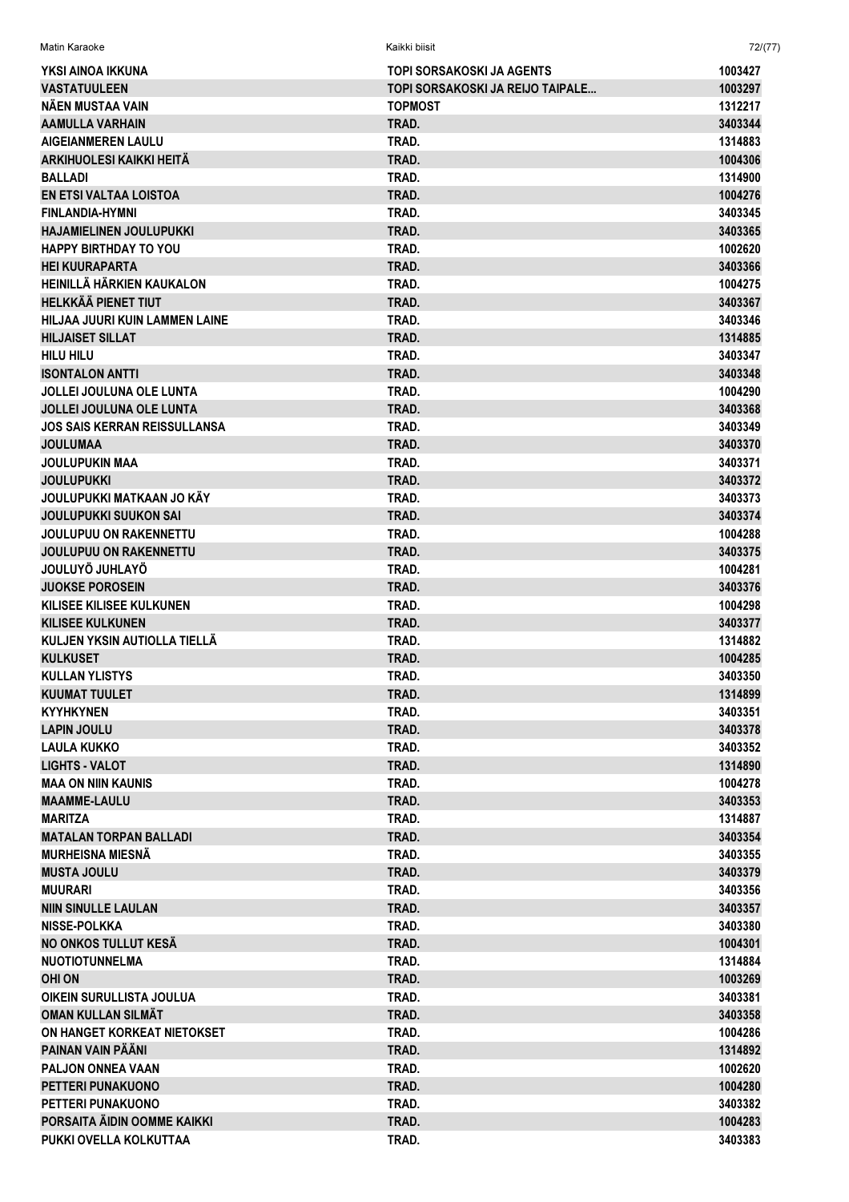| | | |
|---|---|---|
| YKSI AINOA IKKUNA | TOPI SORSAKOSKI JA AGENTS | 1003427 |
| VASTATUULEEN | TOPI SORSAKOSKI JA REIJO TAIPALE... | 1003297 |
| NÄEN MUSTAA VAIN | TOPMOST | 1312217 |
| AAMULLA VARHAIN | TRAD. | 3403344 |
| AIGEIANMEREN LAULU | TRAD. | 1314883 |
| ARKIHUOLESI KAIKKI HEITÄ | TRAD. | 1004306 |
| BALLADI | TRAD. | 1314900 |
| EN ETSI VALTAA LOISTOA | TRAD. | 1004276 |
| FINLANDIA-HYMNI | TRAD. | 3403345 |
| HAJAMIELINEN JOULUPUKKI | TRAD. | 3403365 |
| HAPPY BIRTHDAY TO YOU | TRAD. | 1002620 |
| HEI KUURAPARTA | TRAD. | 3403366 |
| HEINILLÄ HÄRKIEN KAUKALON | TRAD. | 1004275 |
| HELKKÄÄ PIENET TIUT | TRAD. | 3403367 |
| HILJAA JUURI KUIN LAMMEN LAINE | TRAD. | 3403346 |
| HILJAISET SILLAT | TRAD. | 1314885 |
| HILU HILU | TRAD. | 3403347 |
| ISONTALON ANTTI | TRAD. | 3403348 |
| JOLLEI JOULUNA OLE LUNTA | TRAD. | 1004290 |
| JOLLEI JOULUNA OLE LUNTA | TRAD. | 3403368 |
| JOS SAIS KERRAN REISSULLANSA | TRAD. | 3403349 |
| JOULUMAA | TRAD. | 3403370 |
| JOULUPUKIN MAA | TRAD. | 3403371 |
| JOULUPUKKI | TRAD. | 3403372 |
| JOULUPUKKI MATKAAN JO KÄY | TRAD. | 3403373 |
| JOULUPUKKI SUUKON SAI | TRAD. | 3403374 |
| JOULUPUU ON RAKENNETTU | TRAD. | 1004288 |
| JOULUPUU ON RAKENNETTU | TRAD. | 3403375 |
| JOULUYÖ JUHLAYÖ | TRAD. | 1004281 |
| JUOKSE POROSEIN | TRAD. | 3403376 |
| KILISEE KILISEE KULKUNEN | TRAD. | 1004298 |
| KILISEE KULKUNEN | TRAD. | 3403377 |
| KULJEN YKSIN AUTIOLLA TIELLÄ | TRAD. | 1314882 |
| KULKUSET | TRAD. | 1004285 |
| KULLAN YLISTYS | TRAD. | 3403350 |
| KUUMAT TUULET | TRAD. | 1314899 |
| KYYHKYNEN | TRAD. | 3403351 |
| LAPIN JOULU | TRAD. | 3403378 |
| LAULA KUKKO | TRAD. | 3403352 |
| LIGHTS - VALOT | TRAD. | 1314890 |
| MAA ON NIIN KAUNIS | TRAD. | 1004278 |
| MAAMME-LAULU | TRAD. | 3403353 |
| MARITZA | TRAD. | 1314887 |
| MATALAN TORPAN BALLADI | TRAD. | 3403354 |
| MURHEISNA MIESNÄ | TRAD. | 3403355 |
| MUSTA JOULU | TRAD. | 3403379 |
| MUURARI | TRAD. | 3403356 |
| NIIN SINULLE LAULAN | TRAD. | 3403357 |
| NISSE-POLKKA | TRAD. | 3403380 |
| NO ONKOS TULLUT KESÄ | TRAD. | 1004301 |
| NUOTIOTUNNELMA | TRAD. | 1314884 |
| OHI ON | TRAD. | 1003269 |
| OIKEIN SURULLISTA JOULUA | TRAD. | 3403381 |
| OMAN KULLAN SILMÄT | TRAD. | 3403358 |
| ON HANGET KORKEAT NIETOKSET | TRAD. | 1004286 |
| PAINAN VAIN PÄÄNI | TRAD. | 1314892 |
| PALJON ONNEA VAAN | TRAD. | 1002620 |
| PETTERI PUNAKUONO | TRAD. | 1004280 |
| PETTERI PUNAKUONO | TRAD. | 3403382 |
| PORSAITA ÄIDIN OOMME KAIKKI | TRAD. | 1004283 |
| PUKKI OVELLA KOLKUTTAA | TRAD. | 3403383 |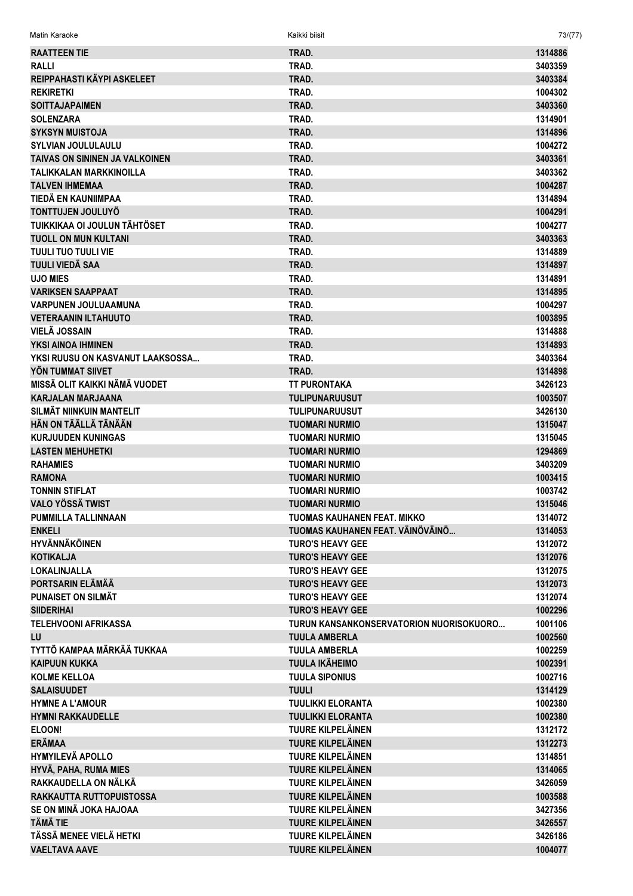| | | |
|---|---|---|
| RAATTEEN TIE | TRAD. | 1314886 |
| RALLI | TRAD. | 3403359 |
| REIPPAHASTI KÄYPI ASKELEET | TRAD. | 3403384 |
| REKIRETKI | TRAD. | 1004302 |
| SOITTAJAPAIMEN | TRAD. | 3403360 |
| SOLENZARA | TRAD. | 1314901 |
| SYKSYN MUISTOJA | TRAD. | 1314896 |
| SYLVIAN JOULULAULU | TRAD. | 1004272 |
| TAIVAS ON SININEN JA VALKOINEN | TRAD. | 3403361 |
| TALIKKALAN MARKKINOILLA | TRAD. | 3403362 |
| TALVEN IHMEMAA | TRAD. | 1004287 |
| TIEDÄ EN KAUNIIMPAA | TRAD. | 1314894 |
| TONTTUJEN JOULUYÖ | TRAD. | 1004291 |
| TUIKKIKAA OI JOULUN TÄHTÖSET | TRAD. | 1004277 |
| TUOLL ON MUN KULTANI | TRAD. | 3403363 |
| TUULI TUO TUULI VIE | TRAD. | 1314889 |
| TUULI VIEDÄ SAA | TRAD. | 1314897 |
| UJO MIES | TRAD. | 1314891 |
| VARIKSEN SAAPPAAT | TRAD. | 1314895 |
| VARPUNEN JOULUAAMUNA | TRAD. | 1004297 |
| VETERAANIN ILTAHUUTO | TRAD. | 1003895 |
| VIELÄ JOSSAIN | TRAD. | 1314888 |
| YKSI AINOA IHMINEN | TRAD. | 1314893 |
| YKSI RUUSU ON KASVANUT LAAKSOSSA... | TRAD. | 3403364 |
| YÖN TUMMAT SIIVET | TRAD. | 1314898 |
| MISSÄ OLIT KAIKKI NÄMÄ VUODET | TT PURONTAKA | 3426123 |
| KARJALAN MARJAANA | TULIPUNARUUSUT | 1003507 |
| SILMÄT NIINKUIN MANTELIT | TULIPUNARUUSUT | 3426130 |
| HÄN ON TÄÄLLÄ TÄNÄÄN | TUOMARI NURMIO | 1315047 |
| KURJUUDEN KUNINGAS | TUOMARI NURMIO | 1315045 |
| LASTEN MEHUHETKI | TUOMARI NURMIO | 1294869 |
| RAHAMIES | TUOMARI NURMIO | 3403209 |
| RAMONA | TUOMARI NURMIO | 1003415 |
| TONNIN STIFLAT | TUOMARI NURMIO | 1003742 |
| VALO YÖSSÄ TWIST | TUOMARI NURMIO | 1315046 |
| PUMMILLA TALLINNAAN | TUOMAS KAUHANEN FEAT. MIKKO | 1314072 |
| ENKELI | TUOMAS KAUHANEN FEAT. VÄINÖVÄINÖ... | 1314053 |
| HYVÄNNÄKÖINEN | TURO'S HEAVY GEE | 1312072 |
| KOTIKALJA | TURO'S HEAVY GEE | 1312076 |
| LOKALINJALLA | TURO'S HEAVY GEE | 1312075 |
| PORTSARIN ELÄMÄÄ | TURO'S HEAVY GEE | 1312073 |
| PUNAISET ON SILMÄT | TURO'S HEAVY GEE | 1312074 |
| SIIDERIHAI | TURO'S HEAVY GEE | 1002296 |
| TELEHVOONI AFRIKASSA | TURUN KANSANKONSERVATORION NUORISOKUORO... | 1001106 |
| LU | TUULA AMBERLA | 1002560 |
| TYTTÖ KAMPAA MÄRKÄÄ TUKKAA | TUULA AMBERLA | 1002259 |
| KAIPUUN KUKKA | TUULA IKÄHEIMO | 1002391 |
| KOLME KELLOA | TUULA SIPONIUS | 1002716 |
| SALAISUUDET | TUULI | 1314129 |
| HYMNE A L'AMOUR | TUULIKKI ELORANTA | 1002380 |
| HYMNI RAKKAUDELLE | TUULIKKI ELORANTA | 1002380 |
| ELOON! | TUURE KILPELÄINEN | 1312172 |
| ERÄMAA | TUURE KILPELÄINEN | 1312273 |
| HYMYILEVÄ APOLLO | TUURE KILPELÄINEN | 1314851 |
| HYVÄ, PAHA, RUMA MIES | TUURE KILPELÄINEN | 1314065 |
| RAKKAUDELLA ON NÄLKÄ | TUURE KILPELÄINEN | 3426059 |
| RAKKAUTTA RUTTOPUISTOSSA | TUURE KILPELÄINEN | 1003588 |
| SE ON MINÄ JOKA HAJOAA | TUURE KILPELÄINEN | 3427356 |
| TÄMÄ TIE | TUURE KILPELÄINEN | 3426557 |
| TÄSSÄ MENEE VIELÄ HETKI | TUURE KILPELÄINEN | 3426186 |
| VAELTAVA AAVE | TUURE KILPELÄINEN | 1004077 |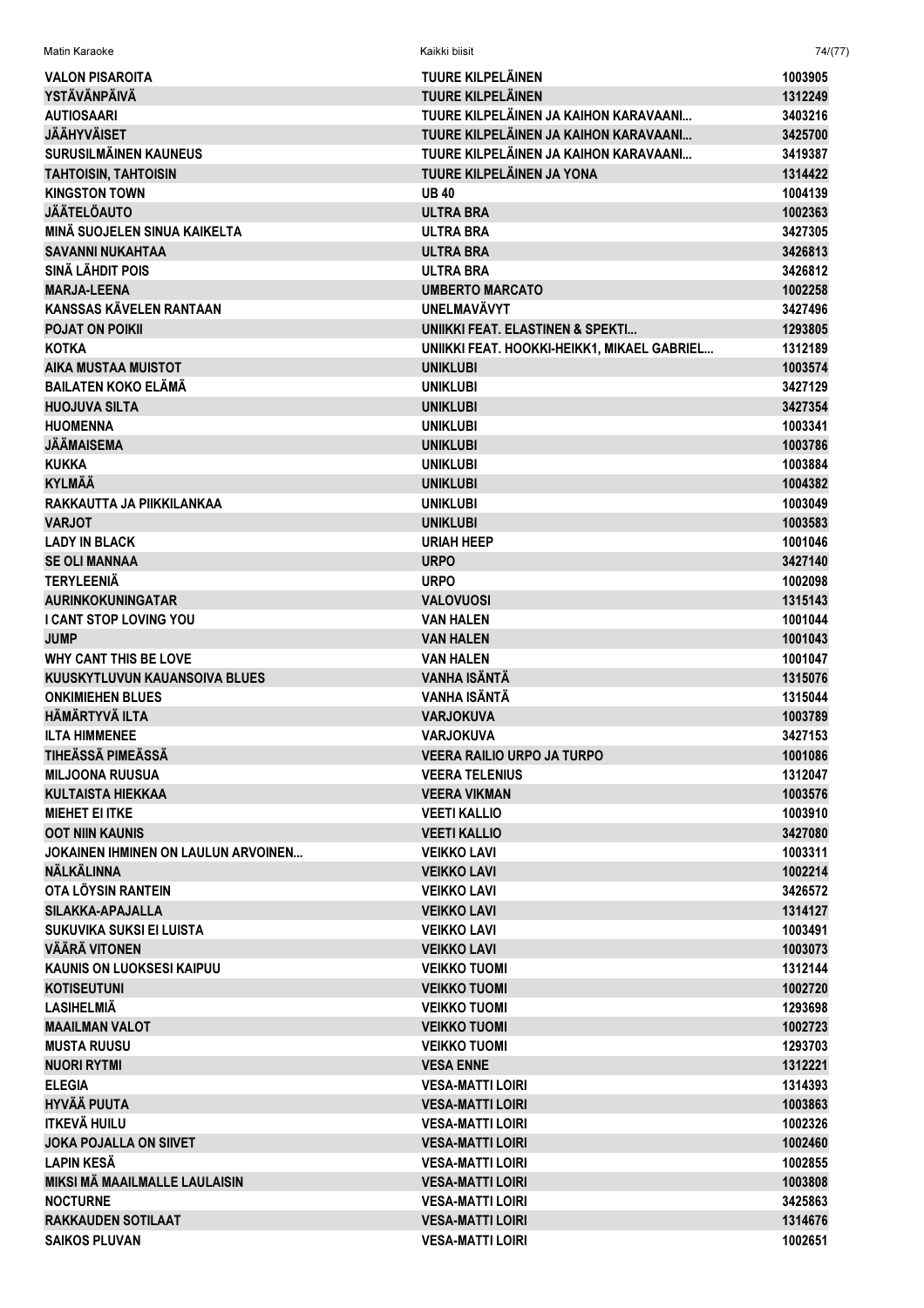| | | |
|---|---|---|
| VALON PISAROITA | TUURE KILPELÄINEN | 1003905 |
| YSTÄVÄNPÄIVÄ | TUURE KILPELÄINEN | 1312249 |
| AUTIOSAARI | TUURE KILPELÄINEN JA KAIHON KARAVAANI... | 3403216 |
| JÄÄHYVÄISET | TUURE KILPELÄINEN JA KAIHON KARAVAANI... | 3425700 |
| SURUSILMÄINEN KAUNEUS | TUURE KILPELÄINEN JA KAIHON KARAVAANI... | 3419387 |
| TAHTOISIN, TAHTOISIN | TUURE KILPELÄINEN JA YONA | 1314422 |
| KINGSTON TOWN | UB 40 | 1004139 |
| JÄÄTELÖAUTO | ULTRA BRA | 1002363 |
| MINÄ SUOJELEN SINUA KAIKELTA | ULTRA BRA | 3427305 |
| SAVANNI NUKAHTAA | ULTRA BRA | 3426813 |
| SINÄ LÄHDIT POIS | ULTRA BRA | 3426812 |
| MARJA-LEENA | UMBERTO MARCATO | 1002258 |
| KANSSAS KÄVELEN RANTAAN | UNELMAVÄVYT | 3427496 |
| POJAT ON POIKII | UNIIKKI FEAT. ELASTINEN & SPEKTI... | 1293805 |
| KOTKA | UNIIKKI FEAT. HOOKKI-HEIKK1, MIKAEL GABRIEL... | 1312189 |
| AIKA MUSTAA MUISTOT | UNIKLUBI | 1003574 |
| BAILATEN KOKO ELÄMÄ | UNIKLUBI | 3427129 |
| HUOJUVA SILTA | UNIKLUBI | 3427354 |
| HUOMENNA | UNIKLUBI | 1003341 |
| JÄÄMAISEMA | UNIKLUBI | 1003786 |
| KUKKA | UNIKLUBI | 1003884 |
| KYLMÄÄ | UNIKLUBI | 1004382 |
| RAKKAUTTA JA PIIKKILANKAA | UNIKLUBI | 1003049 |
| VARJOT | UNIKLUBI | 1003583 |
| LADY IN BLACK | URIAH HEEP | 1001046 |
| SE OLI MANNAA | URPO | 3427140 |
| TERYLEENIÄ | URPO | 1002098 |
| AURINKOKUNINGATAR | VALOVUOSI | 1315143 |
| I CANT STOP LOVING YOU | VAN HALEN | 1001044 |
| JUMP | VAN HALEN | 1001043 |
| WHY CANT THIS BE LOVE | VAN HALEN | 1001047 |
| KUUSKYTLUVUN KAUANSOIVA BLUES | VANHA ISÄNTÄ | 1315076 |
| ONKIMIEHEN BLUES | VANHA ISÄNTÄ | 1315044 |
| HÄMÄRTYVÄ ILTA | VARJOKUVA | 1003789 |
| ILTA HIMMENEE | VARJOKUVA | 3427153 |
| TIHEÄSSÄ PIMEÄSSÄ | VEERA RAILIO URPO JA TURPO | 1001086 |
| MILJOONA RUUSUA | VEERA TELENIUS | 1312047 |
| KULTAISTA HIEKKAA | VEERA VIKMAN | 1003576 |
| MIEHET EI ITKE | VEETI KALLIO | 1003910 |
| OOT NIIN KAUNIS | VEETI KALLIO | 3427080 |
| JOKAINEN IHMINEN ON LAULUN ARVOINEN... | VEIKKO LAVI | 1003311 |
| NÄLKÄLINNA | VEIKKO LAVI | 1002214 |
| OTA LÖYSIN RANTEIN | VEIKKO LAVI | 3426572 |
| SILAKKA-APAJALLA | VEIKKO LAVI | 1314127 |
| SUKUVIKA SUKSI EI LUISTA | VEIKKO LAVI | 1003491 |
| VÄÄRÄ VITONEN | VEIKKO LAVI | 1003073 |
| KAUNIS ON LUOKSESI KAIPUU | VEIKKO TUOMI | 1312144 |
| KOTISEUTUNI | VEIKKO TUOMI | 1002720 |
| LASIHELMIÄ | VEIKKO TUOMI | 1293698 |
| MAAILMAN VALOT | VEIKKO TUOMI | 1002723 |
| MUSTA RUUSU | VEIKKO TUOMI | 1293703 |
| NUORI RYTMI | VESA ENNE | 1312221 |
| ELEGIA | VESA-MATTI LOIRI | 1314393 |
| HYVÄÄ PUUTA | VESA-MATTI LOIRI | 1003863 |
| ITKEVÄ HUILU | VESA-MATTI LOIRI | 1002326 |
| JOKA POJALLA ON SIIVET | VESA-MATTI LOIRI | 1002460 |
| LAPIN KESÄ | VESA-MATTI LOIRI | 1002855 |
| MIKSI MÄ MAAILMALLE LAULAISIN | VESA-MATTI LOIRI | 1003808 |
| NOCTURNE | VESA-MATTI LOIRI | 3425863 |
| RAKKAUDEN SOTILAAT | VESA-MATTI LOIRI | 1314676 |
| SAIKOS PLUVAN | VESA-MATTI LOIRI | 1002651 |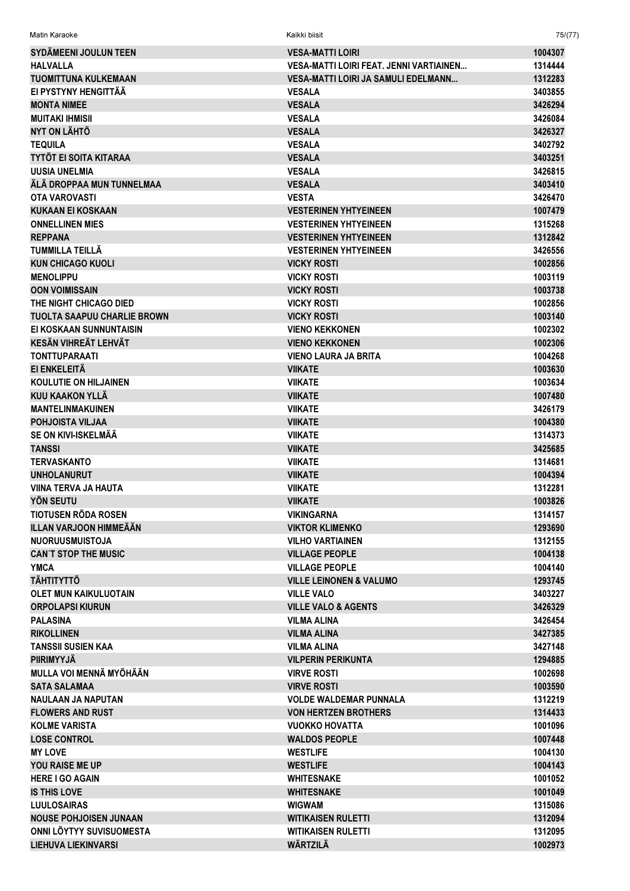| | | |
|---|---|---|
| SYDÄMEENI JOULUN TEEN | VESA-MATTI LOIRI | 1004307 |
| HALVALLA | VESA-MATTI LOIRI FEAT. JENNI VARTIAINEN... | 1314444 |
| TUOMITTUNA KULKEMAAN | VESA-MATTI LOIRI JA SAMULI EDELMANN... | 1312283 |
| EI PYSTYNY HENGITTÄÄ | VESALA | 3403855 |
| MONTA NIMEE | VESALA | 3426294 |
| MUITAKI IHMISII | VESALA | 3426084 |
| NYT ON LÄHTÖ | VESALA | 3426327 |
| TEQUILA | VESALA | 3402792 |
| TYTÖT EI SOITA KITARAA | VESALA | 3403251 |
| UUSIA UNELMIA | VESALA | 3426815 |
| ÄLÄ DROPPAA MUN TUNNELMAA | VESALA | 3403410 |
| OTA VAROVASTI | VESTA | 3426470 |
| KUKAAN EI KOSKAAN | VESTERINEN YHTYEINEEN | 1007479 |
| ONNELLINEN MIES | VESTERINEN YHTYEINEEN | 1315268 |
| REPPANA | VESTERINEN YHTYEINEEN | 1312842 |
| TUMMILLA TEILLÄ | VESTERINEN YHTYEINEEN | 3426556 |
| KUN CHICAGO KUOLI | VICKY ROSTI | 1002856 |
| MENOLIPPU | VICKY ROSTI | 1003119 |
| OON VOIMISSAIN | VICKY ROSTI | 1003738 |
| THE NIGHT CHICAGO DIED | VICKY ROSTI | 1002856 |
| TUOLTA SAAPUU CHARLIE BROWN | VICKY ROSTI | 1003140 |
| EI KOSKAAN SUNNUNTAISIN | VIENO KEKKONEN | 1002302 |
| KESÄN VIHREÄT LEHVÄT | VIENO KEKKONEN | 1002306 |
| TONTTUPARAATI | VIENO LAURA JA BRITA | 1004268 |
| EI ENKELEITÄ | VIIKATE | 1003630 |
| KOULUTIE ON HILJAINEN | VIIKATE | 1003634 |
| KUU KAAKON YLLÄ | VIIKATE | 1007480 |
| MANTELINMAKUINEN | VIIKATE | 3426179 |
| POHJOISTA VILJAA | VIIKATE | 1004380 |
| SE ON KIVI-ISKELMÄÄ | VIIKATE | 1314373 |
| TANSSI | VIIKATE | 3425685 |
| TERVASKANTO | VIIKATE | 1314681 |
| UNHOLANURUT | VIIKATE | 1004394 |
| VIINA TERVA JA HAUTA | VIIKATE | 1312281 |
| YÖN SEUTU | VIIKATE | 1003826 |
| TIOTUSEN RÖDA ROSEN | VIKINGARNA | 1314157 |
| ILLAN VARJOON HIMMEÄÄN | VIKTOR KLIMENKO | 1293690 |
| NUORUUSMUISTOJA | VILHO VARTIAINEN | 1312155 |
| CAN´T STOP THE MUSIC | VILLAGE PEOPLE | 1004138 |
| YMCA | VILLAGE PEOPLE | 1004140 |
| TÄHTITYTTÖ | VILLE LEINONEN & VALUMO | 1293745 |
| OLET MUN KAIKULUOTAIN | VILLE VALO | 3403227 |
| ORPOLAPSI KIURUN | VILLE VALO & AGENTS | 3426329 |
| PALASINA | VILMA ALINA | 3426454 |
| RIKOLLINEN | VILMA ALINA | 3427385 |
| TANSSII SUSIEN KAA | VILMA ALINA | 3427148 |
| PIIRIMYYJÄ | VILPERIN PERIKUNTA | 1294885 |
| MULLA VOI MENNÄ MYÖHÄÄN | VIRVE ROSTI | 1002698 |
| SATA SALAMAA | VIRVE ROSTI | 1003590 |
| NAULAAN JA NAPUTAN | VOLDE WALDEMAR PUNNALA | 1312219 |
| FLOWERS AND RUST | VON HERTZEN BROTHERS | 1314433 |
| KOLME VARISTA | VUOKKO HOVATTA | 1001096 |
| LOSE CONTROL | WALDOS PEOPLE | 1007448 |
| MY LOVE | WESTLIFE | 1004130 |
| YOU RAISE ME UP | WESTLIFE | 1004143 |
| HERE I GO AGAIN | WHITESNAKE | 1001052 |
| IS THIS LOVE | WHITESNAKE | 1001049 |
| LUULOSAIRAS | WIGWAM | 1315086 |
| NOUSE POHJOISEN JUNAAN | WITIKAISEN RULETTI | 1312094 |
| ONNI LÖYTYY SUVISUOMESTA | WITIKAISEN RULETTI | 1312095 |
| LIEHUVA LIEKINVARSI | WÄRTZILÄ | 1002973 |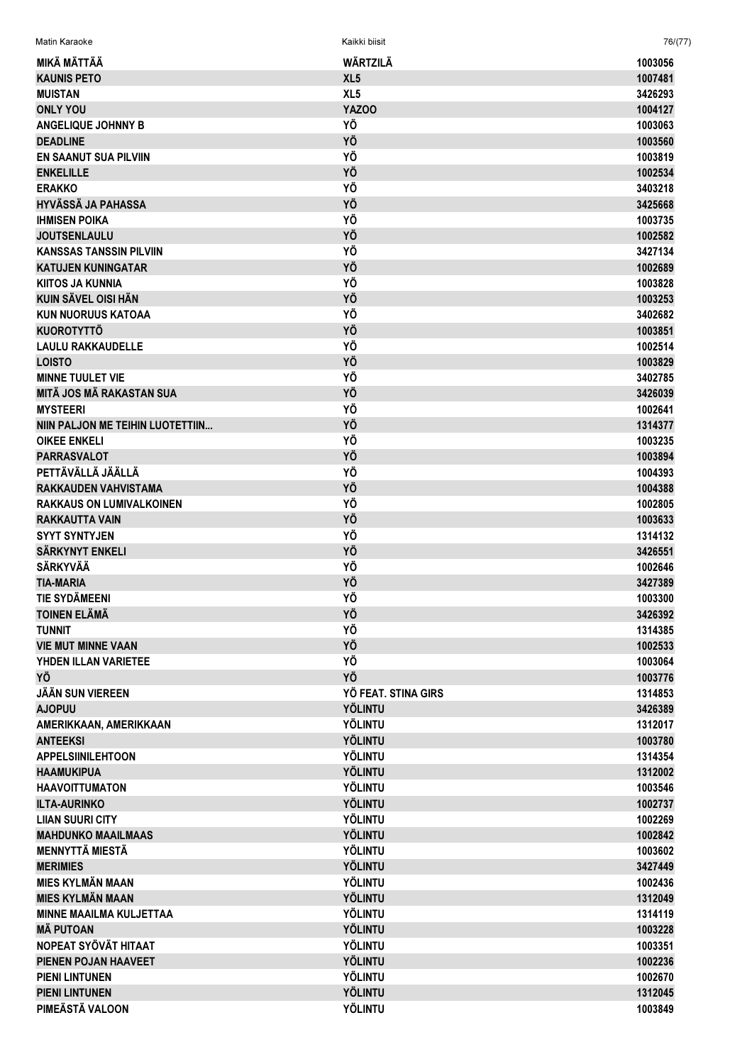| | | |
|---|---|---|
| MIKÄ MÄTTÄÄ | WÄRTZILÄ | 1003056 |
| KAUNIS PETO | XL5 | 1007481 |
| MUISTAN | XL5 | 3426293 |
| ONLY YOU | YAZOO | 1004127 |
| ANGELIQUE JOHNNY B | YÖ | 1003063 |
| DEADLINE | YÖ | 1003560 |
| EN SAANUT SUA PILVIIN | YÖ | 1003819 |
| ENKELILLE | YÖ | 1002534 |
| ERAKKO | YÖ | 3403218 |
| HYVÄSSÄ JA PAHASSA | YÖ | 3425668 |
| IHMISEN POIKA | YÖ | 1003735 |
| JOUTSENLAULU | YÖ | 1002582 |
| KANSSAS TANSSIN PILVIIN | YÖ | 3427134 |
| KATUJEN KUNINGATAR | YÖ | 1002689 |
| KIITOS JA KUNNIA | YÖ | 1003828 |
| KUIN SÄVEL OISI HÄN | YÖ | 1003253 |
| KUN NUORUUS KATOAA | YÖ | 3402682 |
| KUOROTYTTÖ | YÖ | 1003851 |
| LAULU RAKKAUDELLE | YÖ | 1002514 |
| LOISTO | YÖ | 1003829 |
| MINNE TUULET VIE | YÖ | 3402785 |
| MITÄ JOS MÄ RAKASTAN SUA | YÖ | 3426039 |
| MYSTEERI | YÖ | 1002641 |
| NIIN PALJON ME TEIHIN LUOTETTIIN... | YÖ | 1314377 |
| OIKEE ENKELI | YÖ | 1003235 |
| PARRASVALOT | YÖ | 1003894 |
| PETTÄVÄLLÄ JÄÄLLÄ | YÖ | 1004393 |
| RAKKAUDEN VAHVISTAMA | YÖ | 1004388 |
| RAKKAUS ON LUMIVALKOINEN | YÖ | 1002805 |
| RAKKAUTTA VAIN | YÖ | 1003633 |
| SYYT SYNTYJEN | YÖ | 1314132 |
| SÄRKYNYT ENKELI | YÖ | 3426551 |
| SÄRKYVÄÄ | YÖ | 1002646 |
| TIA-MARIA | YÖ | 3427389 |
| TIE SYDÄMEENI | YÖ | 1003300 |
| TOINEN ELÄMÄ | YÖ | 3426392 |
| TUNNIT | YÖ | 1314385 |
| VIE MUT MINNE VAAN | YÖ | 1002533 |
| YHDEN ILLAN VARIETEE | YÖ | 1003064 |
| YÖ | YÖ | 1003776 |
| JÄÄN SUN VIEREEN | YÖ FEAT. STINA GIRS | 1314853 |
| AJOPUU | YÖLINTU | 3426389 |
| AMERIKKAAN, AMERIKKAAN | YÖLINTU | 1312017 |
| ANTEEKSI | YÖLINTU | 1003780 |
| APPELSIINILEHTOON | YÖLINTU | 1314354 |
| HAAMUKIPUA | YÖLINTU | 1312002 |
| HAAVOITTUMATON | YÖLINTU | 1003546 |
| ILTA-AURINKO | YÖLINTU | 1002737 |
| LIIAN SUURI CITY | YÖLINTU | 1002269 |
| MAHDUNKO MAAILMAAS | YÖLINTU | 1002842 |
| MENNYTTÄ MIESTÄ | YÖLINTU | 1003602 |
| MERIMIES | YÖLINTU | 3427449 |
| MIES KYLMÄN MAAN | YÖLINTU | 1002436 |
| MIES KYLMÄN MAAN | YÖLINTU | 1312049 |
| MINNE MAAILMA KULJETTAA | YÖLINTU | 1314119 |
| MÄ PUTOAN | YÖLINTU | 1003228 |
| NOPEAT SYÖVÄT HITAAT | YÖLINTU | 1003351 |
| PIENEN POJAN HAAVEET | YÖLINTU | 1002236 |
| PIENI LINTUNEN | YÖLINTU | 1002670 |
| PIENI LINTUNEN | YÖLINTU | 1312045 |
| PIMEÄSTÄ VALOON | YÖLINTU | 1003849 |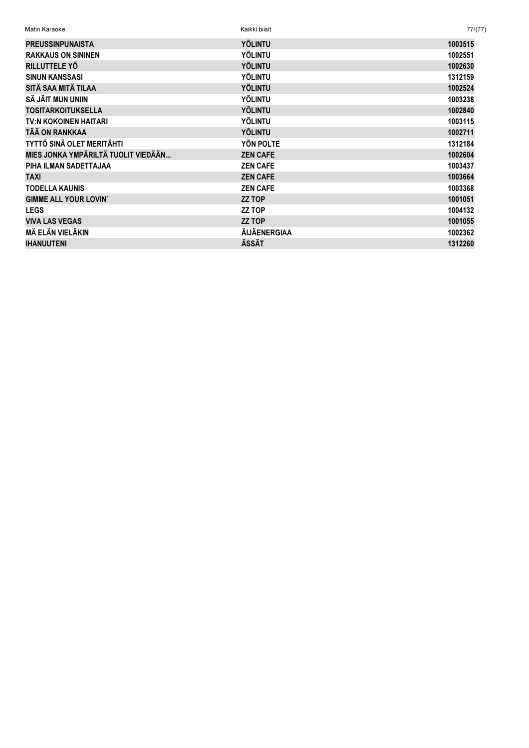| | | |
|---|---|---|
| **PREUSSINPUNAISTA** | **YÖLINTU** | **1003515** |
| **RAKKAUS ON SININEN** | **YÖLINTU** | **1002551** |
| **RILLUTTELE YÖ** | **YÖLINTU** | **1002630** |
| **SINUN KANSSASI** | **YÖLINTU** | **1312159** |
| **SITÄ SAA MITÄ TILAA** | **YÖLINTU** | **1002524** |
| **SÄ JÄIT MUN UNIIN** | **YÖLINTU** | **1003238** |
| **TOSITARKOITUKSELLA** | **YÖLINTU** | **1002840** |
| **TV:N KOKOINEN HAITARI** | **YÖLINTU** | **1003115** |
| **TÄÄ ON RANKKAA** | **YÖLINTU** | **1002711** |
| **TYTTÖ SINÄ OLET MERITÄHTI** | **YÖN POLTE** | **1312184** |
| **MIES JONKA YMPÄRILTÄ TUOLIT VIEDÄÄN...** | **ZEN CAFE** | **1002604** |
| **PIHA ILMAN SADETTAJAA** | **ZEN CAFE** | **1003437** |
| **TAXI** | **ZEN CAFE** | **1003664** |
| **TODELLA KAUNIS** | **ZEN CAFE** | **1003368** |
| **GIMME ALL YOUR LOVIN´** | **ZZ TOP** | **1001051** |
| **LEGS** | **ZZ TOP** | **1004132** |
| **VIVA LAS VEGAS** | **ZZ TOP** | **1001055** |
| **MÄ ELÄN VIELÄKIN** | **ÄIJÄENERGIAA** | **1002362** |
| **IHANUUTENI** | **ÄSSÄT** | **1312260** |